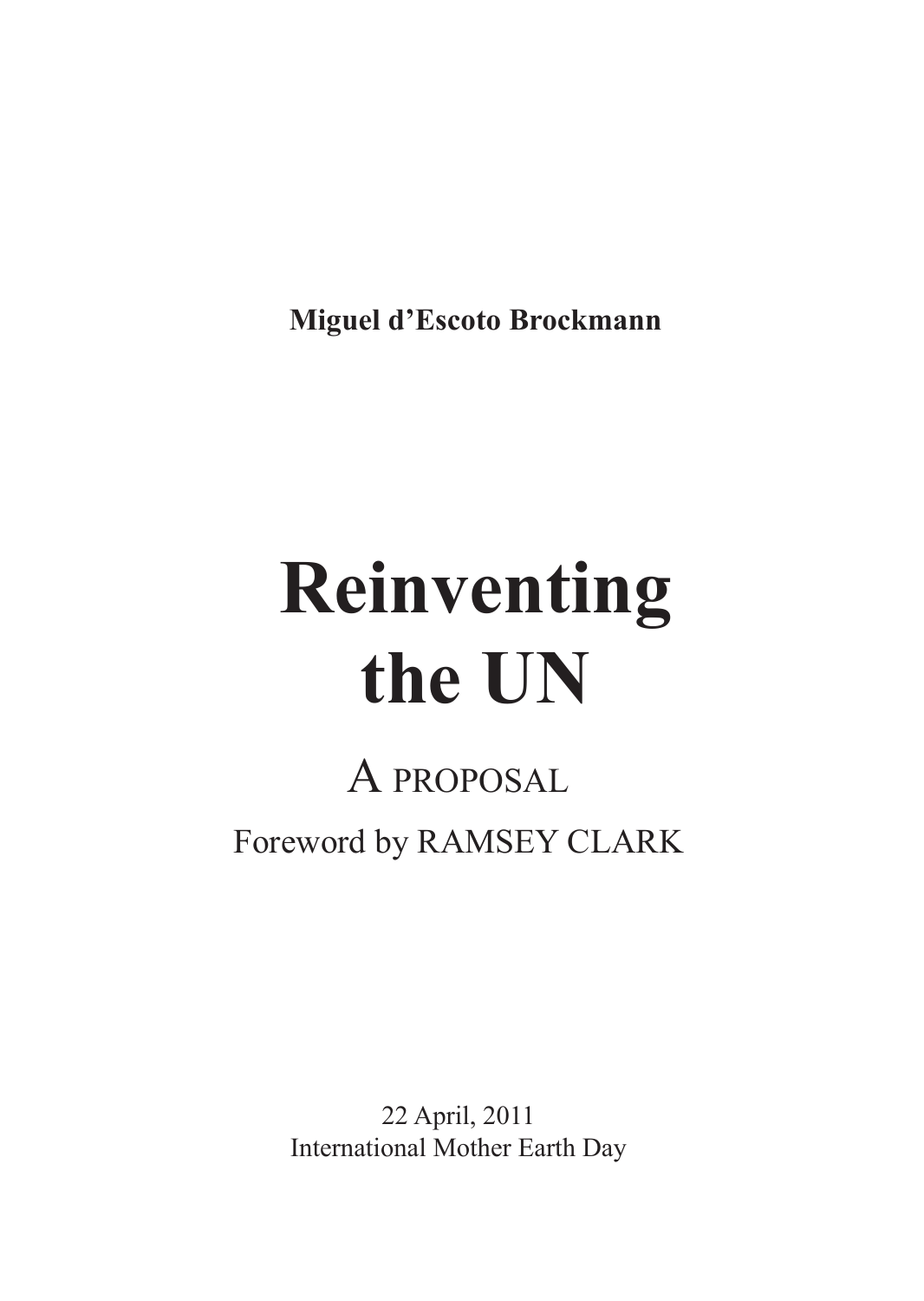**Miguel d'Escoto Brockmann**

# Reinventing the UN

## A PROPOSAL

Foreword by RAMSEY CLARK

22 April, 2011
International Mother Earth Day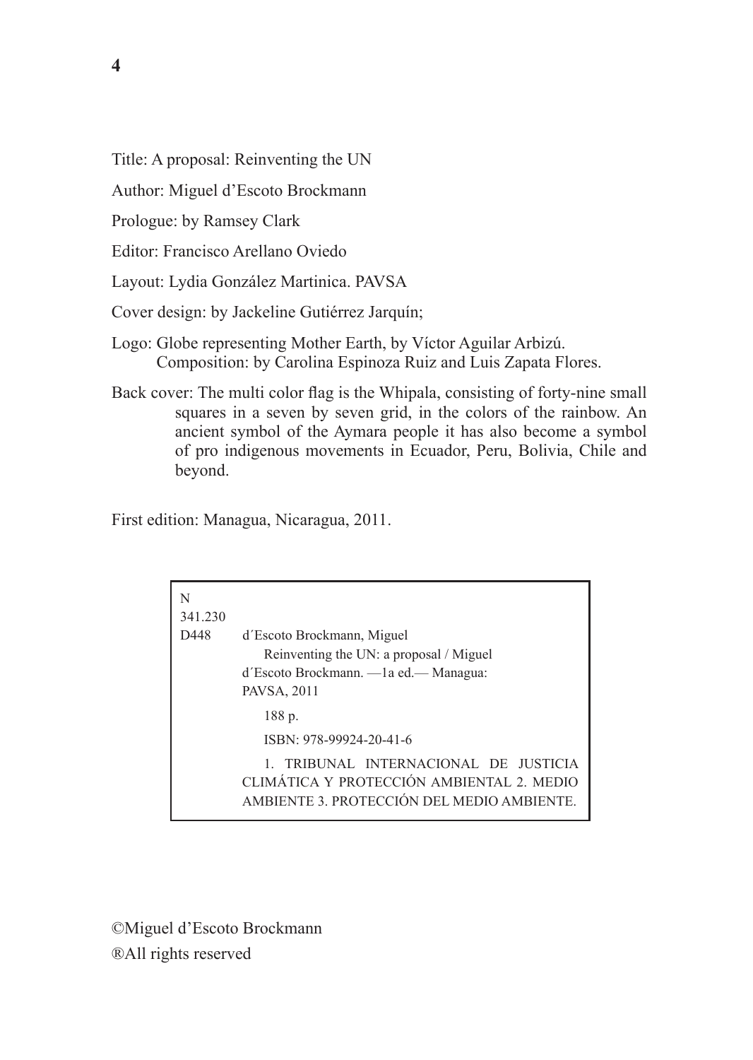Title: A proposal: Reinventing the UN

Author: Miguel d'Escoto Brockmann

Prologue: by Ramsey Clark

Editor: Francisco Arellano Oviedo

Layout: Lydia González Martinica. PAVSA

Cover design: by Jackeline Gutiérrez Jarquín;

Logo: Globe representing Mother Earth, by Víctor Aguilar Arbizú.
Composition: by Carolina Espinoza Ruiz and Luis Zapata Flores.

Back cover: The multi color flag is the Whipala, consisting of forty-nine small squares in a seven by seven grid, in the colors of the rainbow. An ancient symbol of the Aymara people it has also become a symbol of pro indigenous movements in Ecuador, Peru, Bolivia, Chile and beyond.

First edition: Managua, Nicaragua, 2011.

N
341.230
D448 d´Escoto Brockmann, Miguel
Reinventing the UN: a proposal / Miguel d´Escoto Brockmann. —1a ed.— Managua: PAVSA, 2011

188 p.

ISBN: 978-99924-20-41-6

1. TRIBUNAL INTERNACIONAL DE JUSTICIA CLIMÁTICA Y PROTECCIÓN AMBIENTAL 2. MEDIO AMBIENTE 3. PROTECCIÓN DEL MEDIO AMBIENTE.

©Miguel d'Escoto Brockmann

®All rights reserved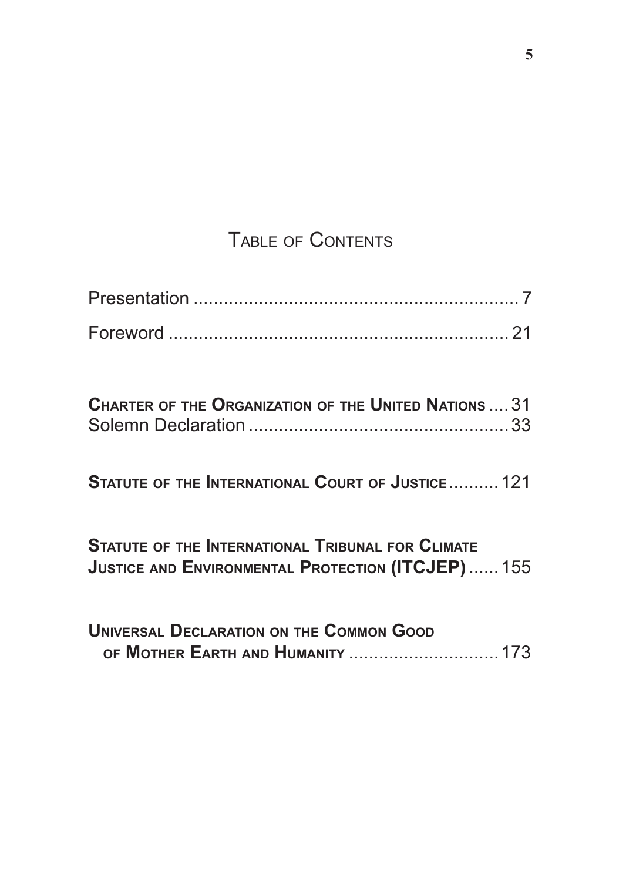# Table of Contents

Presentation .................................................................. 7

Foreword ...................................................................... 21

**Charter of the Organization of the United Nations** .... 31
Solemn Declaration ..................................................... 33

**Statute of the International Court of Justice** .......... 121

**Statute of the International Tribunal for Climate Justice and Environmental Protection (ITCJEP)** ...... 155

**Universal Declaration on the Common Good of Mother Earth and Humanity** .............................. 173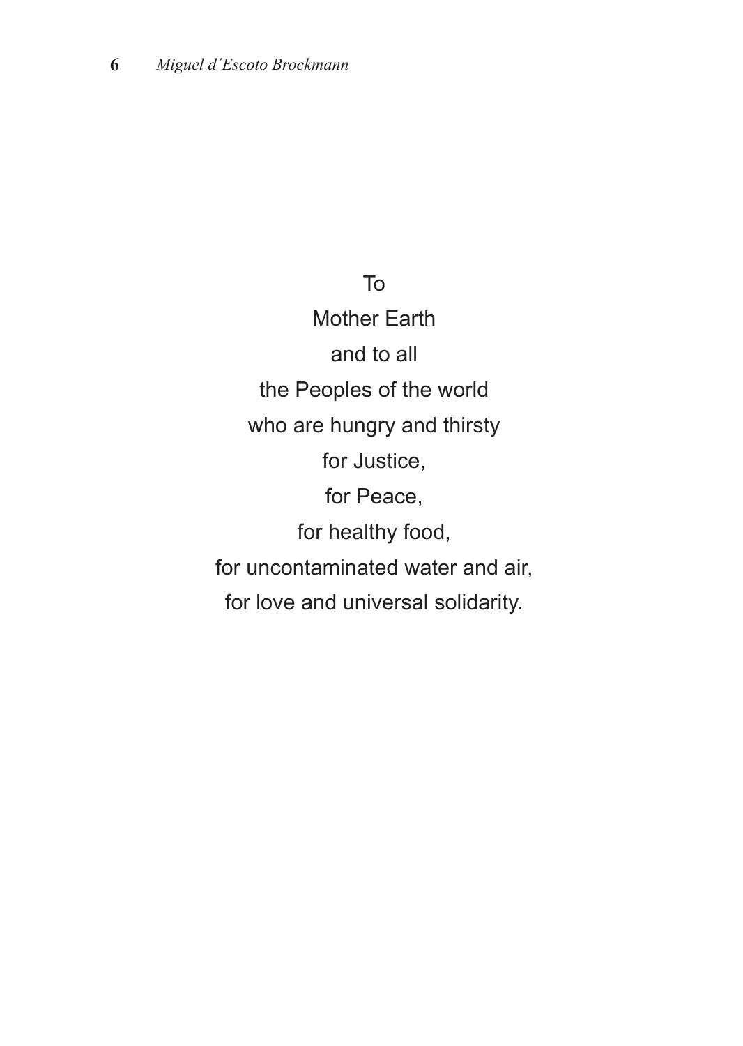To

Mother Earth

and to all

the Peoples of the world

who are hungry and thirsty

for Justice,

for Peace,

for healthy food,

for uncontaminated water and air,

for love and universal solidarity.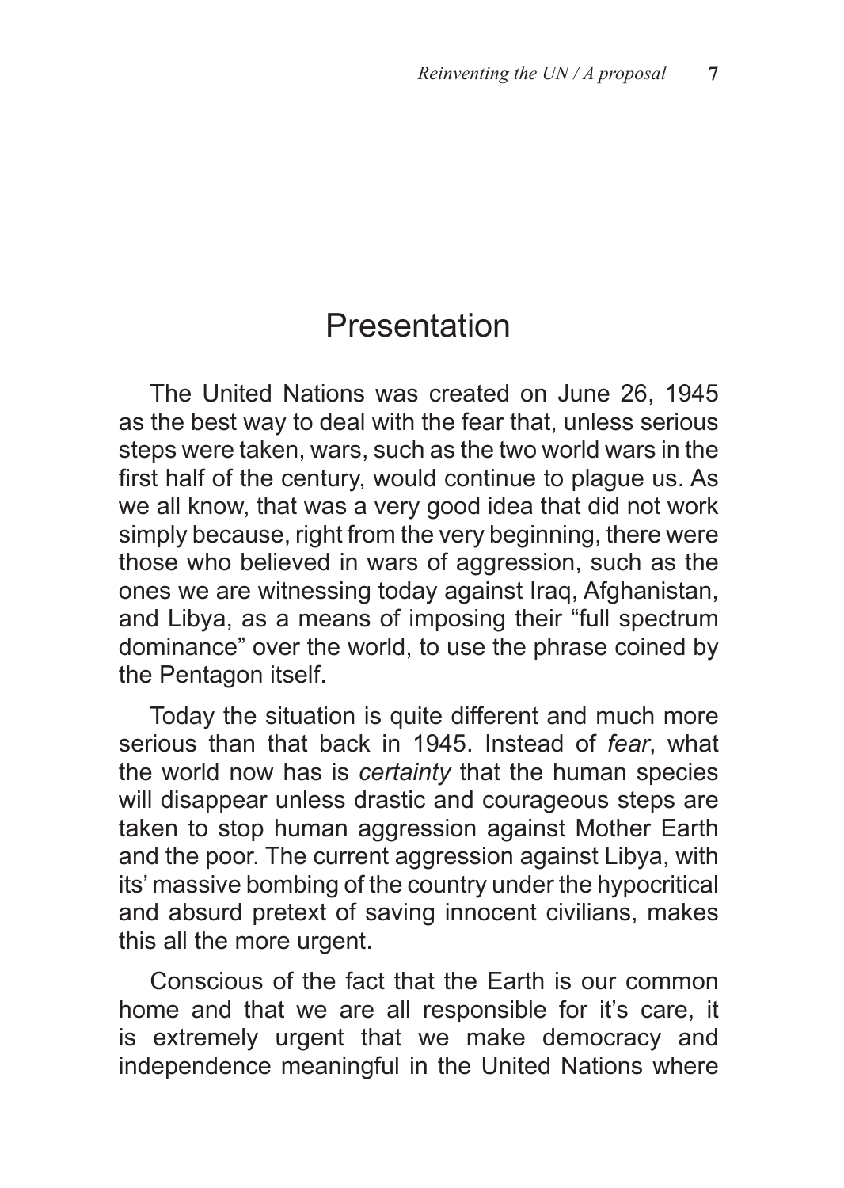# Presentation

The United Nations was created on June 26, 1945 as the best way to deal with the fear that, unless serious steps were taken, wars, such as the two world wars in the first half of the century, would continue to plague us. As we all know, that was a very good idea that did not work simply because, right from the very beginning, there were those who believed in wars of aggression, such as the ones we are witnessing today against Iraq, Afghanistan, and Libya, as a means of imposing their "full spectrum dominance" over the world, to use the phrase coined by the Pentagon itself.

Today the situation is quite different and much more serious than that back in 1945. Instead of *fear*, what the world now has is *certainty* that the human species will disappear unless drastic and courageous steps are taken to stop human aggression against Mother Earth and the poor. The current aggression against Libya, with its' massive bombing of the country under the hypocritical and absurd pretext of saving innocent civilians, makes this all the more urgent.

Conscious of the fact that the Earth is our common home and that we are all responsible for it's care, it is extremely urgent that we make democracy and independence meaningful in the United Nations where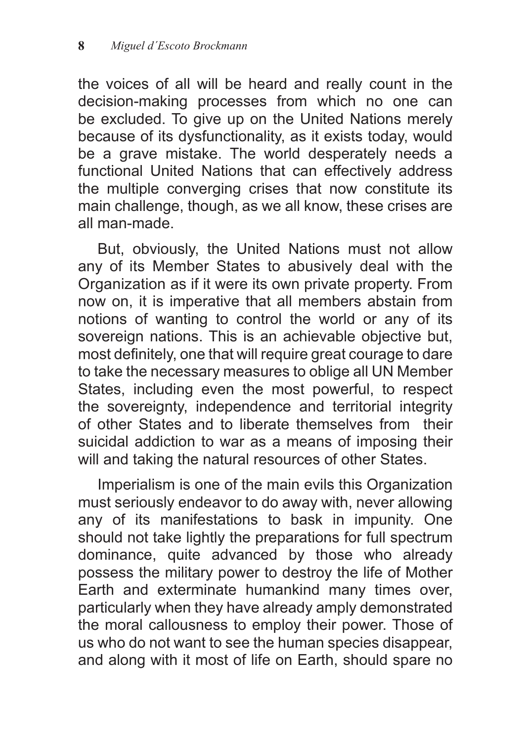the voices of all will be heard and really count in the decision-making processes from which no one can be excluded. To give up on the United Nations merely because of its dysfunctionality, as it exists today, would be a grave mistake. The world desperately needs a functional United Nations that can effectively address the multiple converging crises that now constitute its main challenge, though, as we all know, these crises are all man-made.

But, obviously, the United Nations must not allow any of its Member States to abusively deal with the Organization as if it were its own private property. From now on, it is imperative that all members abstain from notions of wanting to control the world or any of its sovereign nations. This is an achievable objective but, most definitely, one that will require great courage to dare to take the necessary measures to oblige all UN Member States, including even the most powerful, to respect the sovereignty, independence and territorial integrity of other States and to liberate themselves from their suicidal addiction to war as a means of imposing their will and taking the natural resources of other States.

Imperialism is one of the main evils this Organization must seriously endeavor to do away with, never allowing any of its manifestations to bask in impunity. One should not take lightly the preparations for full spectrum dominance, quite advanced by those who already possess the military power to destroy the life of Mother Earth and exterminate humankind many times over, particularly when they have already amply demonstrated the moral callousness to employ their power. Those of us who do not want to see the human species disappear, and along with it most of life on Earth, should spare no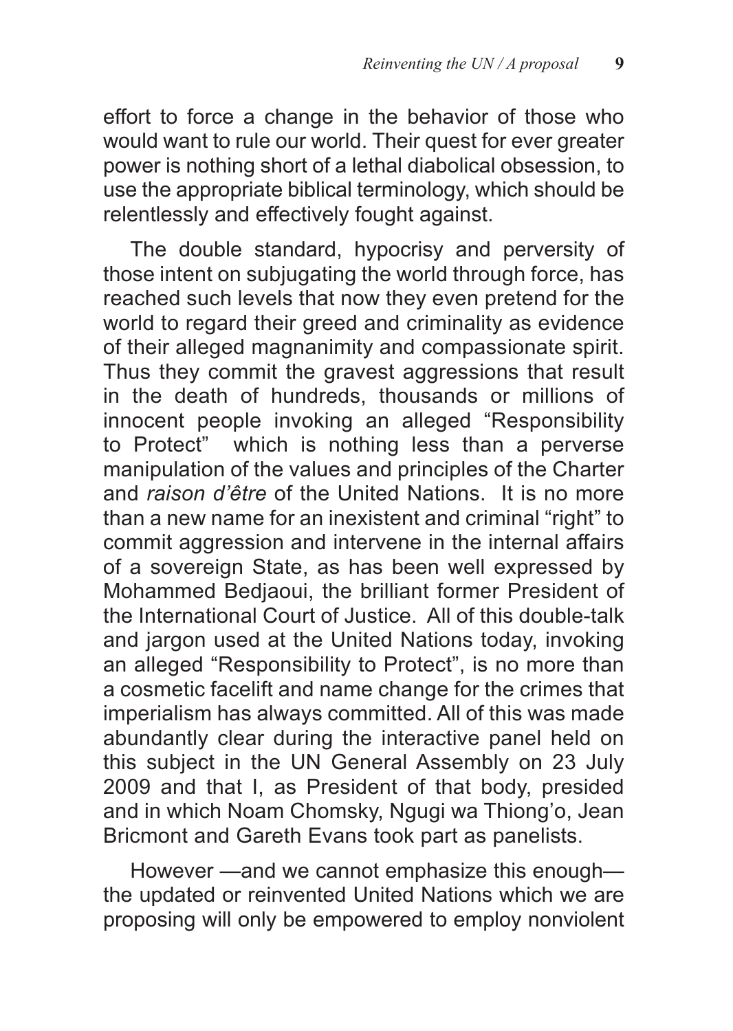effort to force a change in the behavior of those who would want to rule our world. Their quest for ever greater power is nothing short of a lethal diabolical obsession, to use the appropriate biblical terminology, which should be relentlessly and effectively fought against.

The double standard, hypocrisy and perversity of those intent on subjugating the world through force, has reached such levels that now they even pretend for the world to regard their greed and criminality as evidence of their alleged magnanimity and compassionate spirit. Thus they commit the gravest aggressions that result in the death of hundreds, thousands or millions of innocent people invoking an alleged "Responsibility to Protect" which is nothing less than a perverse manipulation of the values and principles of the Charter and *raison d'être* of the United Nations. It is no more than a new name for an inexistent and criminal "right" to commit aggression and intervene in the internal affairs of a sovereign State, as has been well expressed by Mohammed Bedjaoui, the brilliant former President of the International Court of Justice. All of this double-talk and jargon used at the United Nations today, invoking an alleged "Responsibility to Protect", is no more than a cosmetic facelift and name change for the crimes that imperialism has always committed. All of this was made abundantly clear during the interactive panel held on this subject in the UN General Assembly on 23 July 2009 and that I, as President of that body, presided and in which Noam Chomsky, Ngugi wa Thiong'o, Jean Bricmont and Gareth Evans took part as panelists.

However —and we cannot emphasize this enough— the updated or reinvented United Nations which we are proposing will only be empowered to employ nonviolent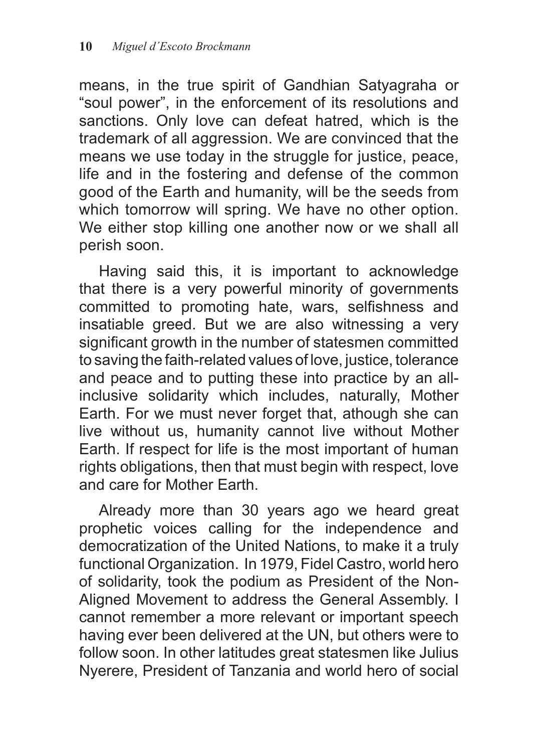means, in the true spirit of Gandhian Satyagraha or "soul power", in the enforcement of its resolutions and sanctions. Only love can defeat hatred, which is the trademark of all aggression. We are convinced that the means we use today in the struggle for justice, peace, life and in the fostering and defense of the common good of the Earth and humanity, will be the seeds from which tomorrow will spring. We have no other option. We either stop killing one another now or we shall all perish soon.

Having said this, it is important to acknowledge that there is a very powerful minority of governments committed to promoting hate, wars, selfishness and insatiable greed. But we are also witnessing a very significant growth in the number of statesmen committed to saving the faith-related values of love, justice, tolerance and peace and to putting these into practice by an all-inclusive solidarity which includes, naturally, Mother Earth. For we must never forget that, athough she can live without us, humanity cannot live without Mother Earth. If respect for life is the most important of human rights obligations, then that must begin with respect, love and care for Mother Earth.

Already more than 30 years ago we heard great prophetic voices calling for the independence and democratization of the United Nations, to make it a truly functional Organization. In 1979, Fidel Castro, world hero of solidarity, took the podium as President of the Non-Aligned Movement to address the General Assembly. I cannot remember a more relevant or important speech having ever been delivered at the UN, but others were to follow soon. In other latitudes great statesmen like Julius Nyerere, President of Tanzania and world hero of social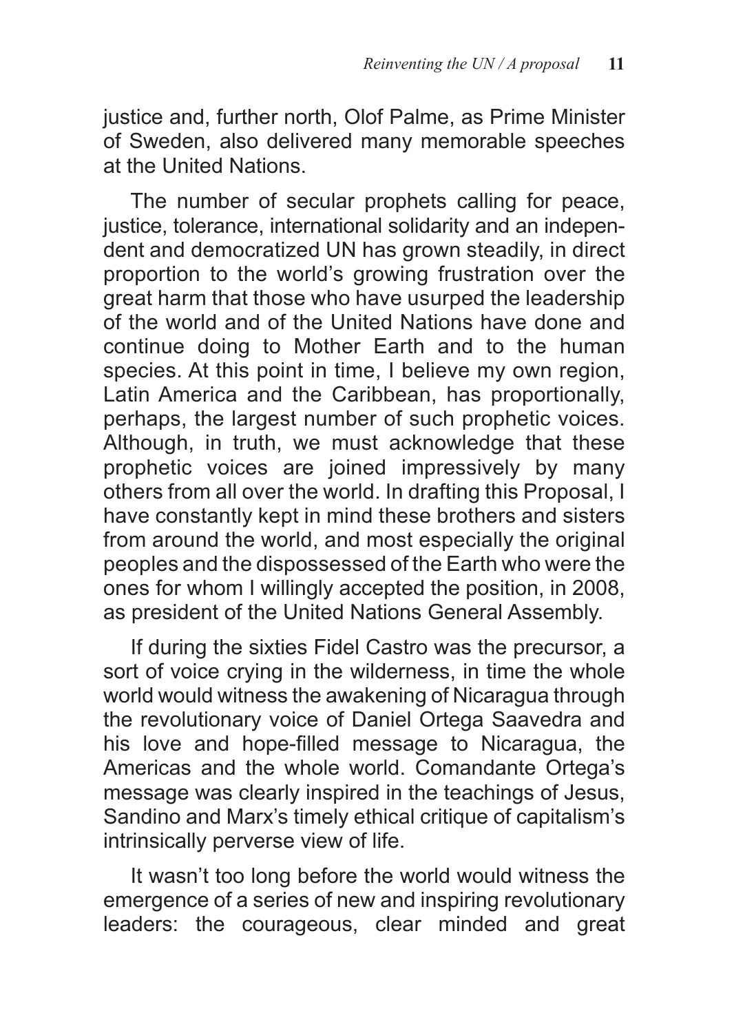justice and, further north, Olof Palme, as Prime Minister of Sweden, also delivered many memorable speeches at the United Nations.

The number of secular prophets calling for peace, justice, tolerance, international solidarity and an independent and democratized UN has grown steadily, in direct proportion to the world's growing frustration over the great harm that those who have usurped the leadership of the world and of the United Nations have done and continue doing to Mother Earth and to the human species. At this point in time, I believe my own region, Latin America and the Caribbean, has proportionally, perhaps, the largest number of such prophetic voices. Although, in truth, we must acknowledge that these prophetic voices are joined impressively by many others from all over the world. In drafting this Proposal, I have constantly kept in mind these brothers and sisters from around the world, and most especially the original peoples and the dispossessed of the Earth who were the ones for whom I willingly accepted the position, in 2008, as president of the United Nations General Assembly.

If during the sixties Fidel Castro was the precursor, a sort of voice crying in the wilderness, in time the whole world would witness the awakening of Nicaragua through the revolutionary voice of Daniel Ortega Saavedra and his love and hope-filled message to Nicaragua, the Americas and the whole world. Comandante Ortega's message was clearly inspired in the teachings of Jesus, Sandino and Marx's timely ethical critique of capitalism's intrinsically perverse view of life.

It wasn't too long before the world would witness the emergence of a series of new and inspiring revolutionary leaders: the courageous, clear minded and great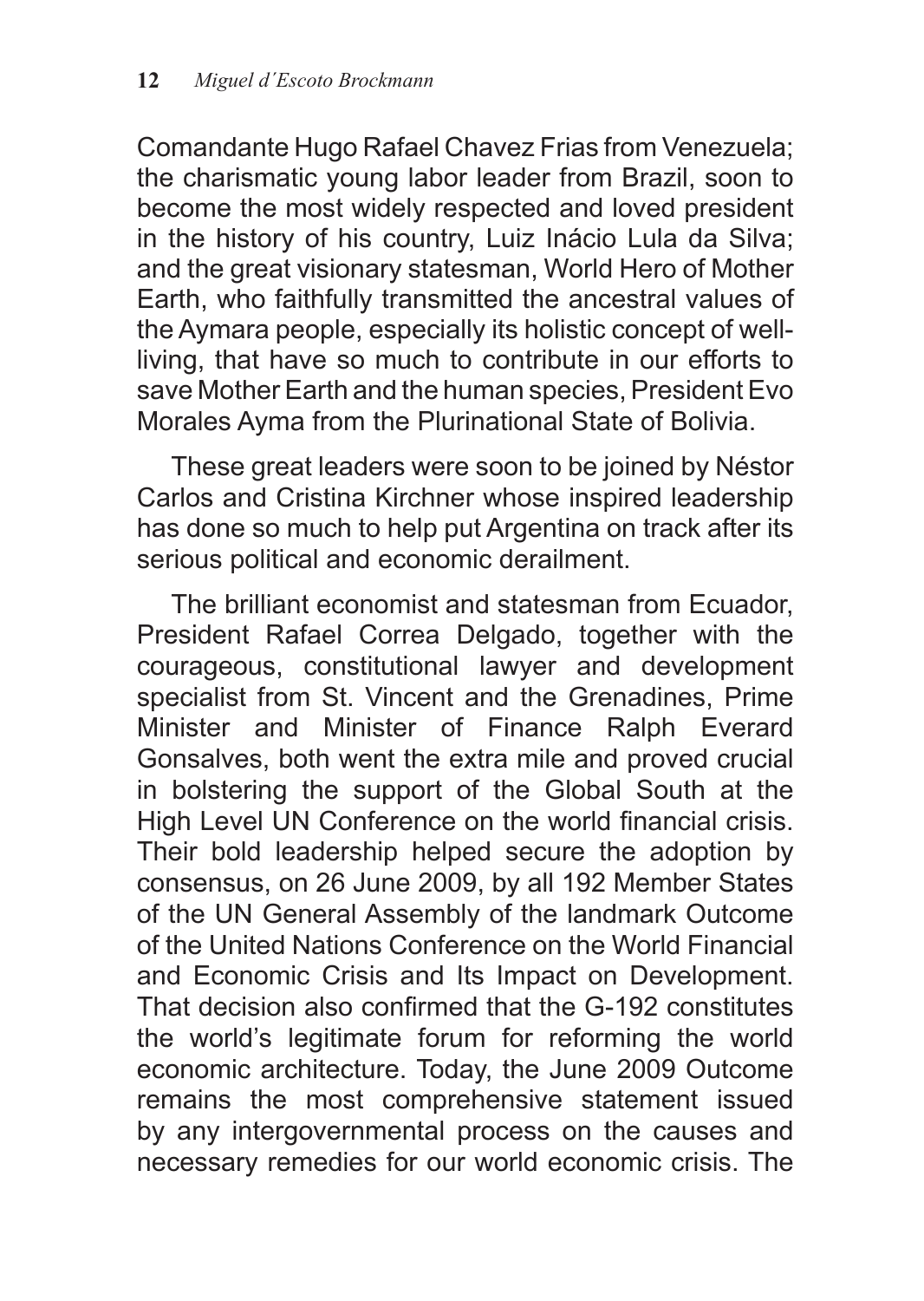Comandante Hugo Rafael Chavez Frias from Venezuela; the charismatic young labor leader from Brazil, soon to become the most widely respected and loved president in the history of his country, Luiz Inácio Lula da Silva; and the great visionary statesman, World Hero of Mother Earth, who faithfully transmitted the ancestral values of the Aymara people, especially its holistic concept of well-living, that have so much to contribute in our efforts to save Mother Earth and the human species, President Evo Morales Ayma from the Plurinational State of Bolivia.

These great leaders were soon to be joined by Néstor Carlos and Cristina Kirchner whose inspired leadership has done so much to help put Argentina on track after its serious political and economic derailment.

The brilliant economist and statesman from Ecuador, President Rafael Correa Delgado, together with the courageous, constitutional lawyer and development specialist from St. Vincent and the Grenadines, Prime Minister and Minister of Finance Ralph Everard Gonsalves, both went the extra mile and proved crucial in bolstering the support of the Global South at the High Level UN Conference on the world financial crisis. Their bold leadership helped secure the adoption by consensus, on 26 June 2009, by all 192 Member States of the UN General Assembly of the landmark Outcome of the United Nations Conference on the World Financial and Economic Crisis and Its Impact on Development. That decision also confirmed that the G-192 constitutes the world's legitimate forum for reforming the world economic architecture. Today, the June 2009 Outcome remains the most comprehensive statement issued by any intergovernmental process on the causes and necessary remedies for our world economic crisis. The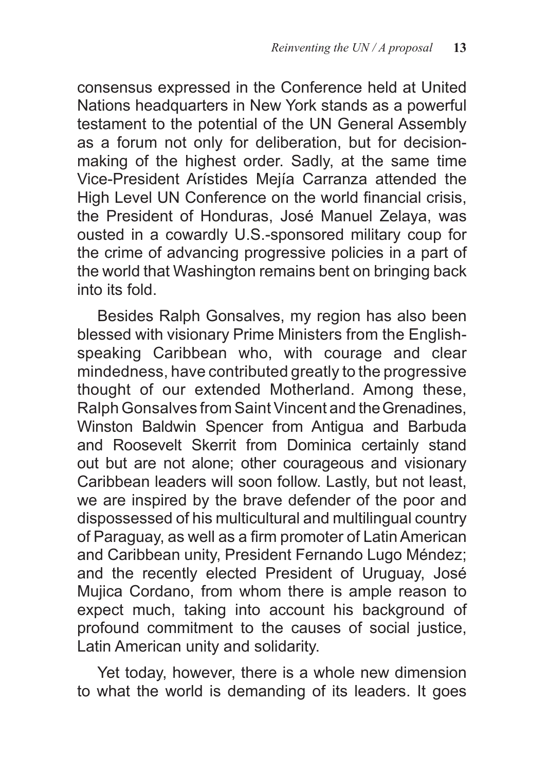consensus expressed in the Conference held at United Nations headquarters in New York stands as a powerful testament to the potential of the UN General Assembly as a forum not only for deliberation, but for decision-making of the highest order. Sadly, at the same time Vice-President Arístides Mejía Carranza attended the High Level UN Conference on the world financial crisis, the President of Honduras, José Manuel Zelaya, was ousted in a cowardly U.S.-sponsored military coup for the crime of advancing progressive policies in a part of the world that Washington remains bent on bringing back into its fold.

Besides Ralph Gonsalves, my region has also been blessed with visionary Prime Ministers from the English-speaking Caribbean who, with courage and clear mindedness, have contributed greatly to the progressive thought of our extended Motherland. Among these, Ralph Gonsalves from Saint Vincent and the Grenadines, Winston Baldwin Spencer from Antigua and Barbuda and Roosevelt Skerrit from Dominica certainly stand out but are not alone; other courageous and visionary Caribbean leaders will soon follow. Lastly, but not least, we are inspired by the brave defender of the poor and dispossessed of his multicultural and multilingual country of Paraguay, as well as a firm promoter of Latin American and Caribbean unity, President Fernando Lugo Méndez; and the recently elected President of Uruguay, José Mujica Cordano, from whom there is ample reason to expect much, taking into account his background of profound commitment to the causes of social justice, Latin American unity and solidarity.

Yet today, however, there is a whole new dimension to what the world is demanding of its leaders. It goes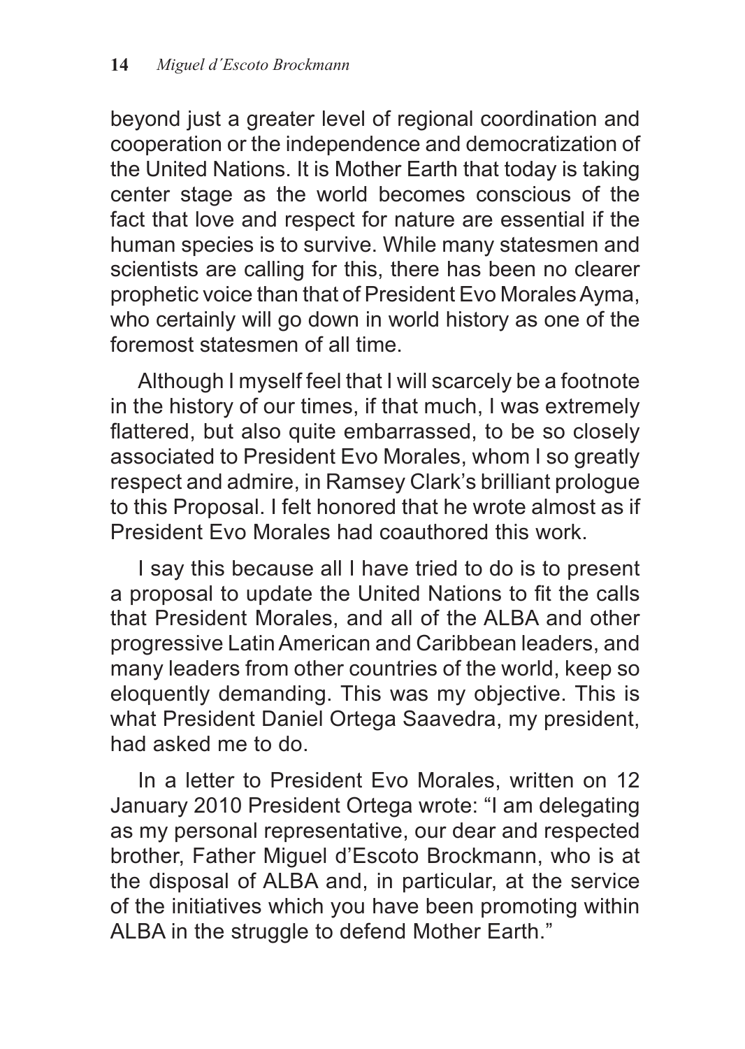beyond just a greater level of regional coordination and cooperation or the independence and democratization of the United Nations. It is Mother Earth that today is taking center stage as the world becomes conscious of the fact that love and respect for nature are essential if the human species is to survive. While many statesmen and scientists are calling for this, there has been no clearer prophetic voice than that of President Evo Morales Ayma, who certainly will go down in world history as one of the foremost statesmen of all time.

Although I myself feel that I will scarcely be a footnote in the history of our times, if that much, I was extremely flattered, but also quite embarrassed, to be so closely associated to President Evo Morales, whom I so greatly respect and admire, in Ramsey Clark's brilliant prologue to this Proposal. I felt honored that he wrote almost as if President Evo Morales had coauthored this work.

I say this because all I have tried to do is to present a proposal to update the United Nations to fit the calls that President Morales, and all of the ALBA and other progressive Latin American and Caribbean leaders, and many leaders from other countries of the world, keep so eloquently demanding. This was my objective. This is what President Daniel Ortega Saavedra, my president, had asked me to do.

In a letter to President Evo Morales, written on 12 January 2010 President Ortega wrote: "I am delegating as my personal representative, our dear and respected brother, Father Miguel d'Escoto Brockmann, who is at the disposal of ALBA and, in particular, at the service of the initiatives which you have been promoting within ALBA in the struggle to defend Mother Earth."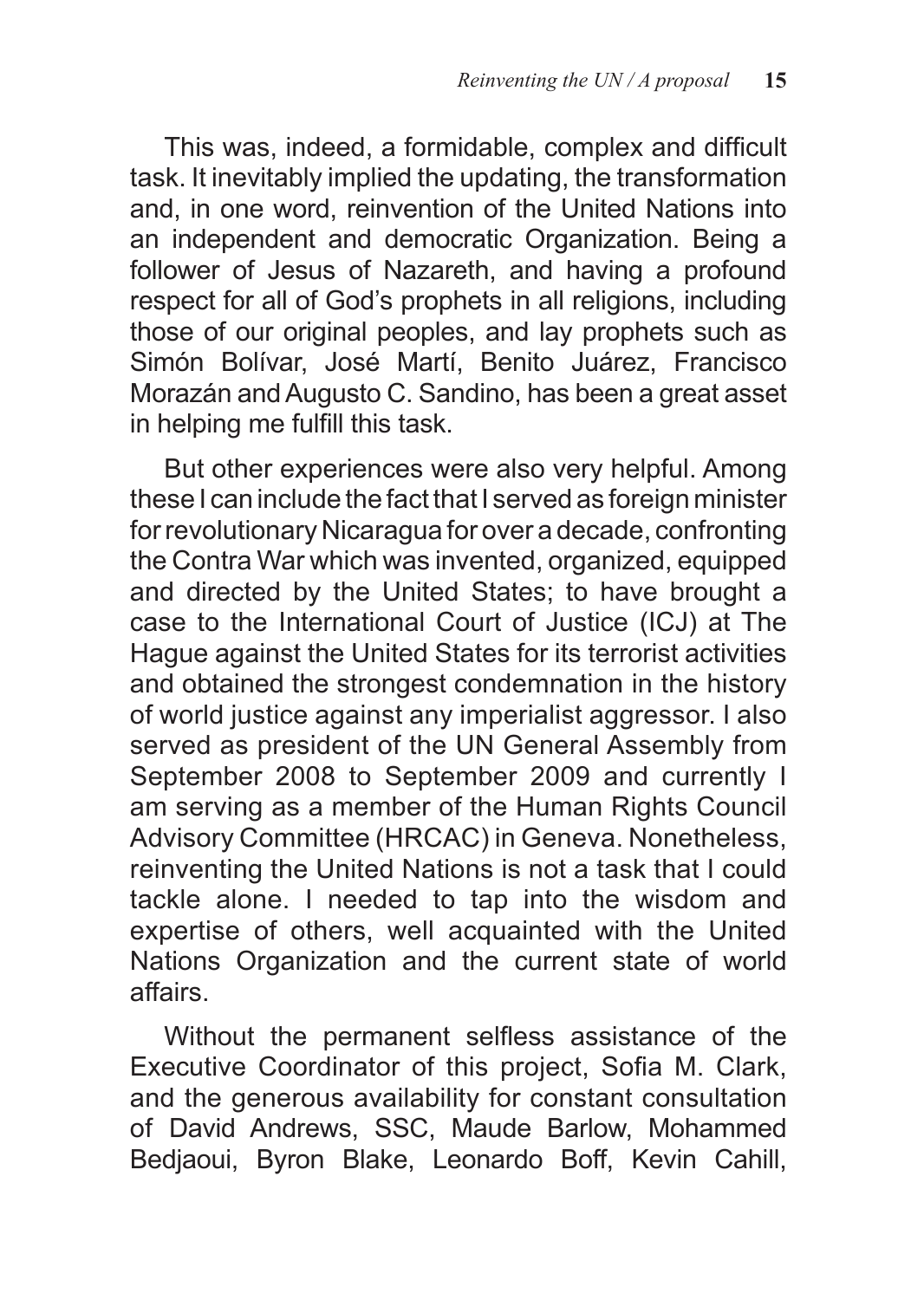This was, indeed, a formidable, complex and difficult task. It inevitably implied the updating, the transformation and, in one word, reinvention of the United Nations into an independent and democratic Organization. Being a follower of Jesus of Nazareth, and having a profound respect for all of God's prophets in all religions, including those of our original peoples, and lay prophets such as Simón Bolívar, José Martí, Benito Juárez, Francisco Morazán and Augusto C. Sandino, has been a great asset in helping me fulfill this task.

But other experiences were also very helpful. Among these I can include the fact that I served as foreign minister for revolutionary Nicaragua for over a decade, confronting the Contra War which was invented, organized, equipped and directed by the United States; to have brought a case to the International Court of Justice (ICJ) at The Hague against the United States for its terrorist activities and obtained the strongest condemnation in the history of world justice against any imperialist aggressor. I also served as president of the UN General Assembly from September 2008 to September 2009 and currently I am serving as a member of the Human Rights Council Advisory Committee (HRCAC) in Geneva. Nonetheless, reinventing the United Nations is not a task that I could tackle alone. I needed to tap into the wisdom and expertise of others, well acquainted with the United Nations Organization and the current state of world affairs.

Without the permanent selfless assistance of the Executive Coordinator of this project, Sofia M. Clark, and the generous availability for constant consultation of David Andrews, SSC, Maude Barlow, Mohammed Bedjaoui, Byron Blake, Leonardo Boff, Kevin Cahill,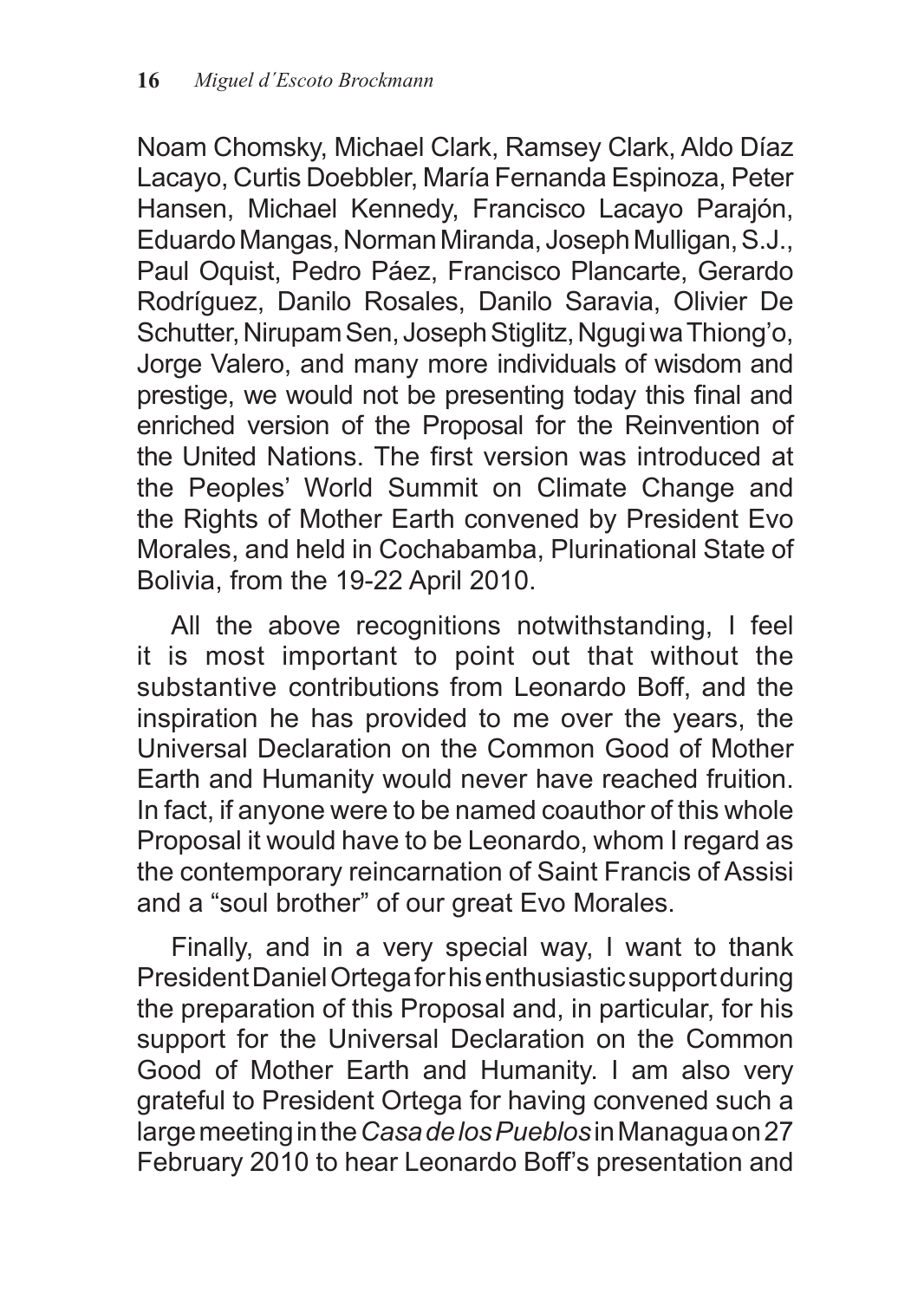Noam Chomsky, Michael Clark, Ramsey Clark, Aldo Díaz Lacayo, Curtis Doebbler, María Fernanda Espinoza, Peter Hansen, Michael Kennedy, Francisco Lacayo Parajón, Eduardo Mangas, Norman Miranda, Joseph Mulligan, S.J., Paul Oquist, Pedro Páez, Francisco Plancarte, Gerardo Rodríguez, Danilo Rosales, Danilo Saravia, Olivier De Schutter, Nirupam Sen, Joseph Stiglitz, Ngugi wa Thiong'o, Jorge Valero, and many more individuals of wisdom and prestige, we would not be presenting today this final and enriched version of the Proposal for the Reinvention of the United Nations. The first version was introduced at the Peoples' World Summit on Climate Change and the Rights of Mother Earth convened by President Evo Morales, and held in Cochabamba, Plurinational State of Bolivia, from the 19-22 April 2010.

All the above recognitions notwithstanding, I feel it is most important to point out that without the substantive contributions from Leonardo Boff, and the inspiration he has provided to me over the years, the Universal Declaration on the Common Good of Mother Earth and Humanity would never have reached fruition. In fact, if anyone were to be named coauthor of this whole Proposal it would have to be Leonardo, whom I regard as the contemporary reincarnation of Saint Francis of Assisi and a "soul brother" of our great Evo Morales.

Finally, and in a very special way, I want to thank President Daniel Ortega for his enthusiastic support during the preparation of this Proposal and, in particular, for his support for the Universal Declaration on the Common Good of Mother Earth and Humanity. I am also very grateful to President Ortega for having convened such a large meeting in the *Casa de los Pueblos* in Managua on 27 February 2010 to hear Leonardo Boff's presentation and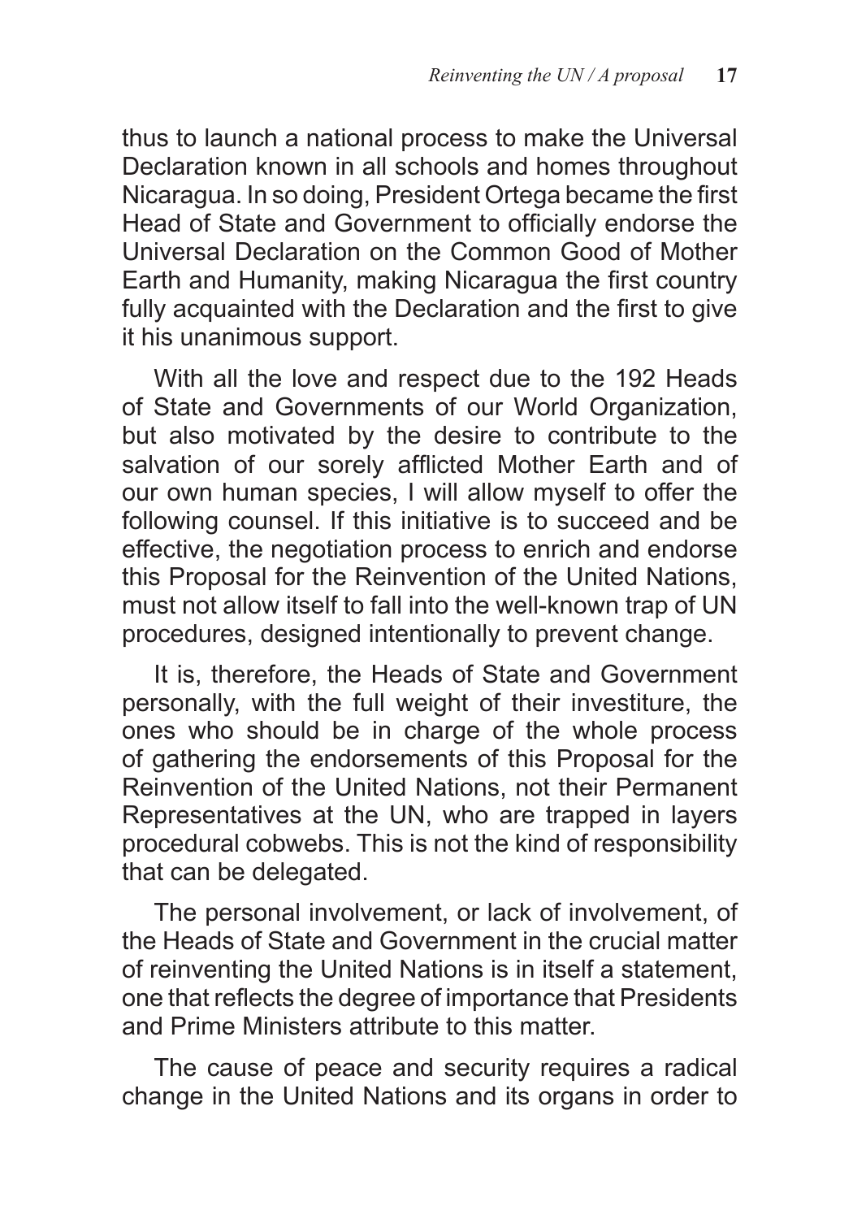thus to launch a national process to make the Universal Declaration known in all schools and homes throughout Nicaragua. In so doing, President Ortega became the first Head of State and Government to officially endorse the Universal Declaration on the Common Good of Mother Earth and Humanity, making Nicaragua the first country fully acquainted with the Declaration and the first to give it his unanimous support.

With all the love and respect due to the 192 Heads of State and Governments of our World Organization, but also motivated by the desire to contribute to the salvation of our sorely afflicted Mother Earth and of our own human species, I will allow myself to offer the following counsel. If this initiative is to succeed and be effective, the negotiation process to enrich and endorse this Proposal for the Reinvention of the United Nations, must not allow itself to fall into the well-known trap of UN procedures, designed intentionally to prevent change.

It is, therefore, the Heads of State and Government personally, with the full weight of their investiture, the ones who should be in charge of the whole process of gathering the endorsements of this Proposal for the Reinvention of the United Nations, not their Permanent Representatives at the UN, who are trapped in layers procedural cobwebs. This is not the kind of responsibility that can be delegated.

The personal involvement, or lack of involvement, of the Heads of State and Government in the crucial matter of reinventing the United Nations is in itself a statement, one that reflects the degree of importance that Presidents and Prime Ministers attribute to this matter.

The cause of peace and security requires a radical change in the United Nations and its organs in order to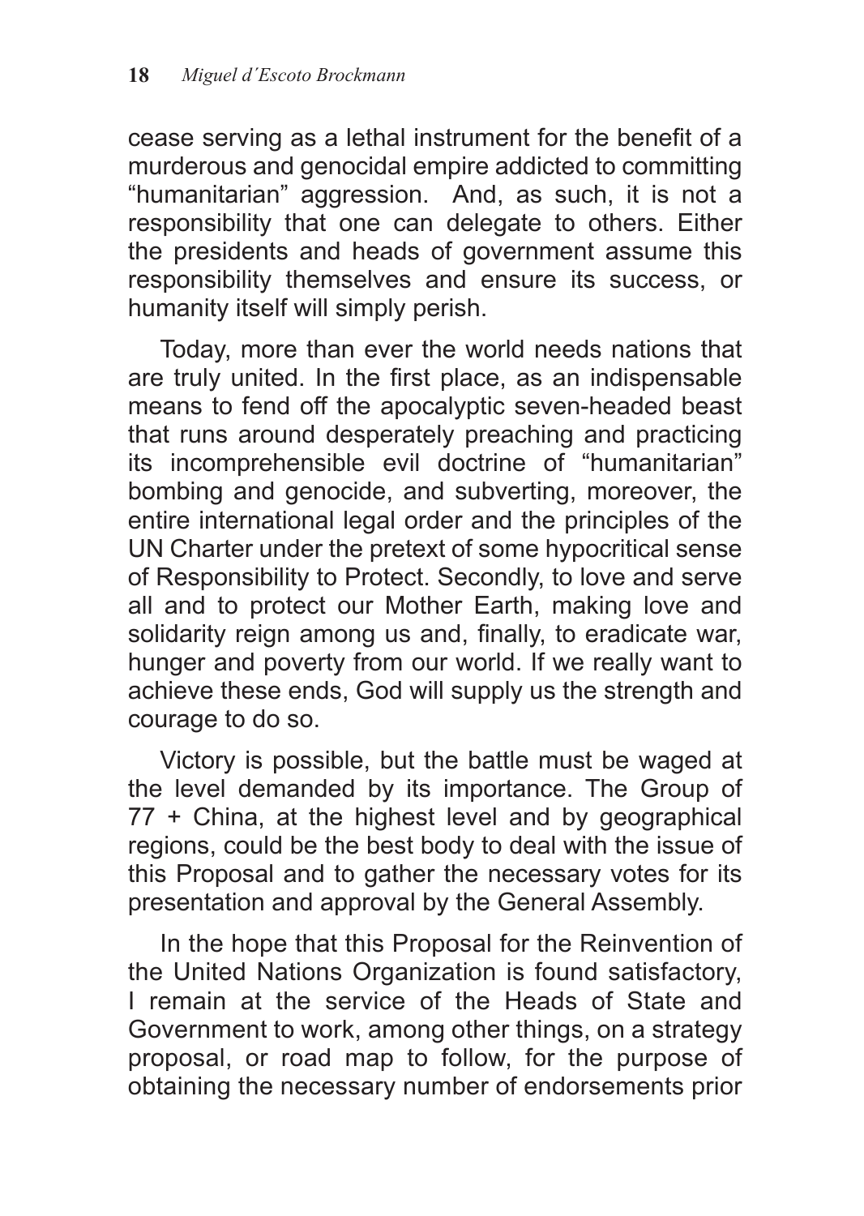cease serving as a lethal instrument for the benefit of a murderous and genocidal empire addicted to committing "humanitarian" aggression. And, as such, it is not a responsibility that one can delegate to others. Either the presidents and heads of government assume this responsibility themselves and ensure its success, or humanity itself will simply perish.

Today, more than ever the world needs nations that are truly united. In the first place, as an indispensable means to fend off the apocalyptic seven-headed beast that runs around desperately preaching and practicing its incomprehensible evil doctrine of "humanitarian" bombing and genocide, and subverting, moreover, the entire international legal order and the principles of the UN Charter under the pretext of some hypocritical sense of Responsibility to Protect. Secondly, to love and serve all and to protect our Mother Earth, making love and solidarity reign among us and, finally, to eradicate war, hunger and poverty from our world. If we really want to achieve these ends, God will supply us the strength and courage to do so.

Victory is possible, but the battle must be waged at the level demanded by its importance. The Group of 77 + China, at the highest level and by geographical regions, could be the best body to deal with the issue of this Proposal and to gather the necessary votes for its presentation and approval by the General Assembly.

In the hope that this Proposal for the Reinvention of the United Nations Organization is found satisfactory, I remain at the service of the Heads of State and Government to work, among other things, on a strategy proposal, or road map to follow, for the purpose of obtaining the necessary number of endorsements prior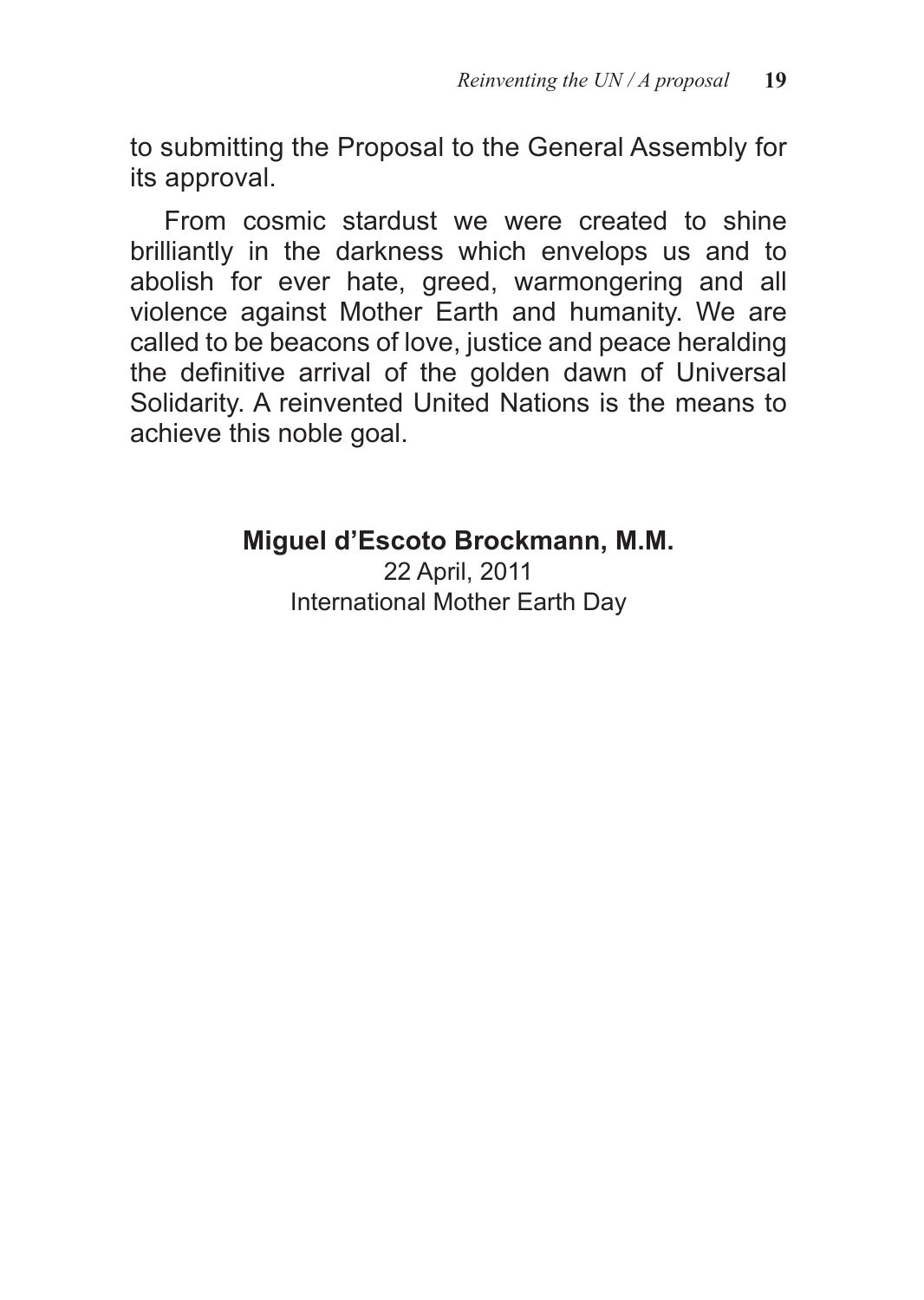to submitting the Proposal to the General Assembly for its approval.

From cosmic stardust we were created to shine brilliantly in the darkness which envelops us and to abolish for ever hate, greed, warmongering and all violence against Mother Earth and humanity. We are called to be beacons of love, justice and peace heralding the definitive arrival of the golden dawn of Universal Solidarity. A reinvented United Nations is the means to achieve this noble goal.

**Miguel d'Escoto Brockmann, M.M.**
22 April, 2011
International Mother Earth Day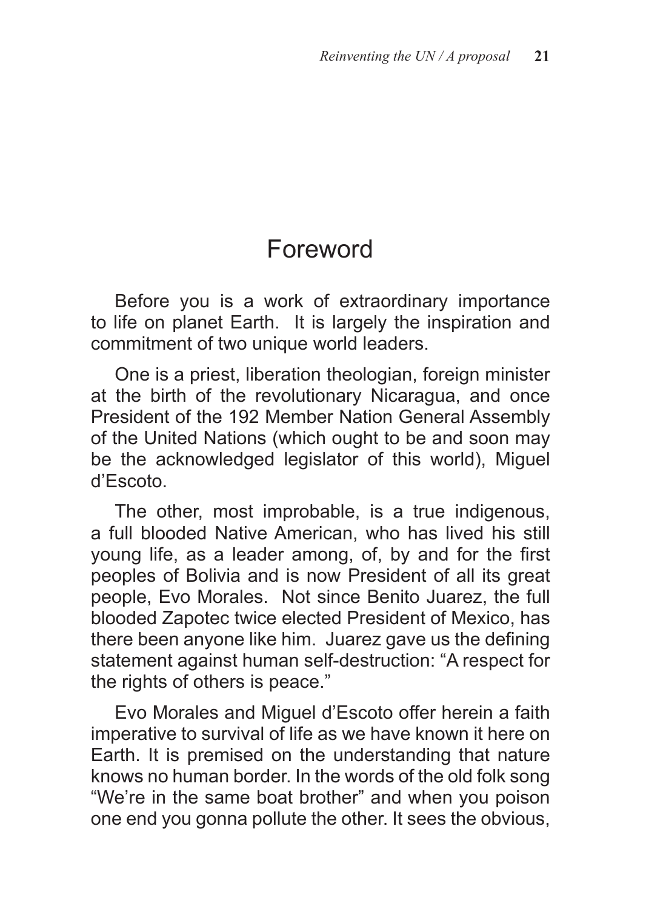# Foreword

Before you is a work of extraordinary importance to life on planet Earth. It is largely the inspiration and commitment of two unique world leaders.

One is a priest, liberation theologian, foreign minister at the birth of the revolutionary Nicaragua, and once President of the 192 Member Nation General Assembly of the United Nations (which ought to be and soon may be the acknowledged legislator of this world), Miguel d'Escoto.

The other, most improbable, is a true indigenous, a full blooded Native American, who has lived his still young life, as a leader among, of, by and for the first peoples of Bolivia and is now President of all its great people, Evo Morales. Not since Benito Juarez, the full blooded Zapotec twice elected President of Mexico, has there been anyone like him. Juarez gave us the defining statement against human self-destruction: "A respect for the rights of others is peace."

Evo Morales and Miguel d'Escoto offer herein a faith imperative to survival of life as we have known it here on Earth. It is premised on the understanding that nature knows no human border. In the words of the old folk song "We're in the same boat brother" and when you poison one end you gonna pollute the other. It sees the obvious,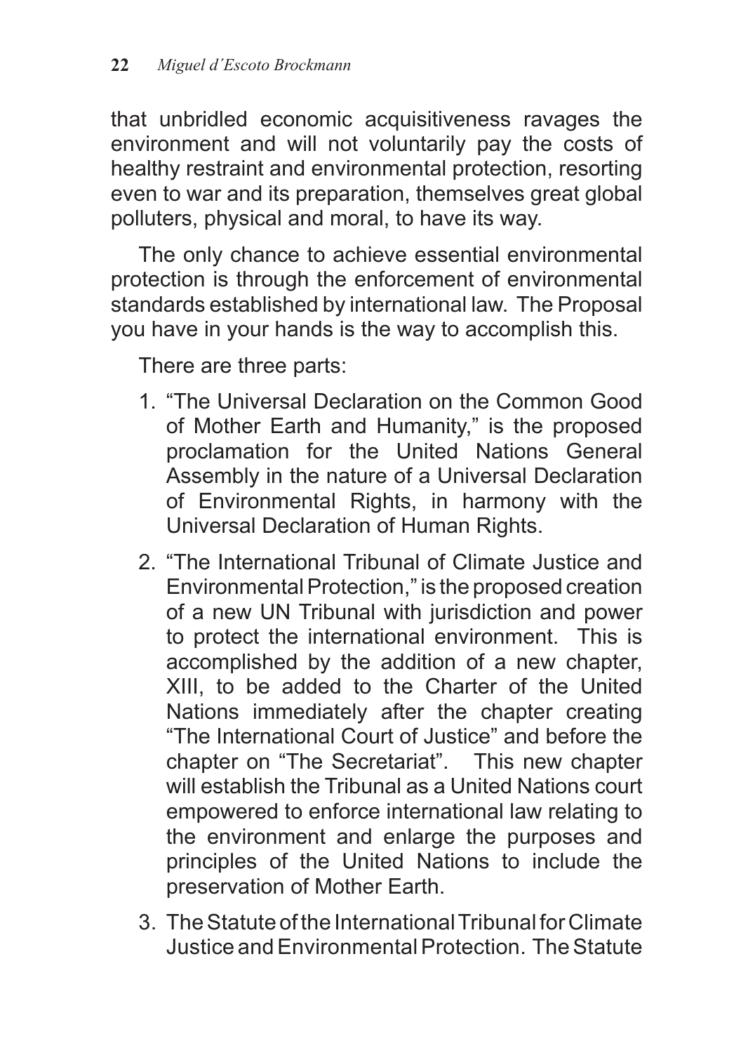that unbridled economic acquisitiveness ravages the environment and will not voluntarily pay the costs of healthy restraint and environmental protection, resorting even to war and its preparation, themselves great global polluters, physical and moral, to have its way.

The only chance to achieve essential environmental protection is through the enforcement of environmental standards established by international law. The Proposal you have in your hands is the way to accomplish this.

There are three parts:

1. "The Universal Declaration on the Common Good of Mother Earth and Humanity," is the proposed proclamation for the United Nations General Assembly in the nature of a Universal Declaration of Environmental Rights, in harmony with the Universal Declaration of Human Rights.
2. "The International Tribunal of Climate Justice and Environmental Protection," is the proposed creation of a new UN Tribunal with jurisdiction and power to protect the international environment. This is accomplished by the addition of a new chapter, XIII, to be added to the Charter of the United Nations immediately after the chapter creating "The International Court of Justice" and before the chapter on "The Secretariat". This new chapter will establish the Tribunal as a United Nations court empowered to enforce international law relating to the environment and enlarge the purposes and principles of the United Nations to include the preservation of Mother Earth.
3. The Statute of the International Tribunal for Climate Justice and Environmental Protection. The Statute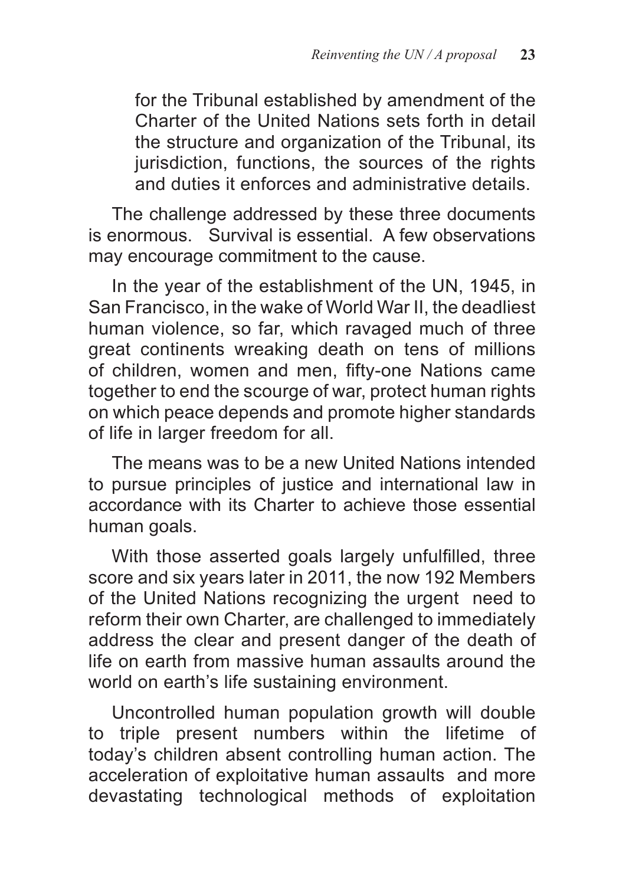for the Tribunal established by amendment of the Charter of the United Nations sets forth in detail the structure and organization of the Tribunal, its jurisdiction, functions, the sources of the rights and duties it enforces and administrative details.

The challenge addressed by these three documents is enormous. Survival is essential. A few observations may encourage commitment to the cause.

In the year of the establishment of the UN, 1945, in San Francisco, in the wake of World War II, the deadliest human violence, so far, which ravaged much of three great continents wreaking death on tens of millions of children, women and men, fifty-one Nations came together to end the scourge of war, protect human rights on which peace depends and promote higher standards of life in larger freedom for all.

The means was to be a new United Nations intended to pursue principles of justice and international law in accordance with its Charter to achieve those essential human goals.

With those asserted goals largely unfulfilled, three score and six years later in 2011, the now 192 Members of the United Nations recognizing the urgent need to reform their own Charter, are challenged to immediately address the clear and present danger of the death of life on earth from massive human assaults around the world on earth's life sustaining environment.

Uncontrolled human population growth will double to triple present numbers within the lifetime of today's children absent controlling human action. The acceleration of exploitative human assaults and more devastating technological methods of exploitation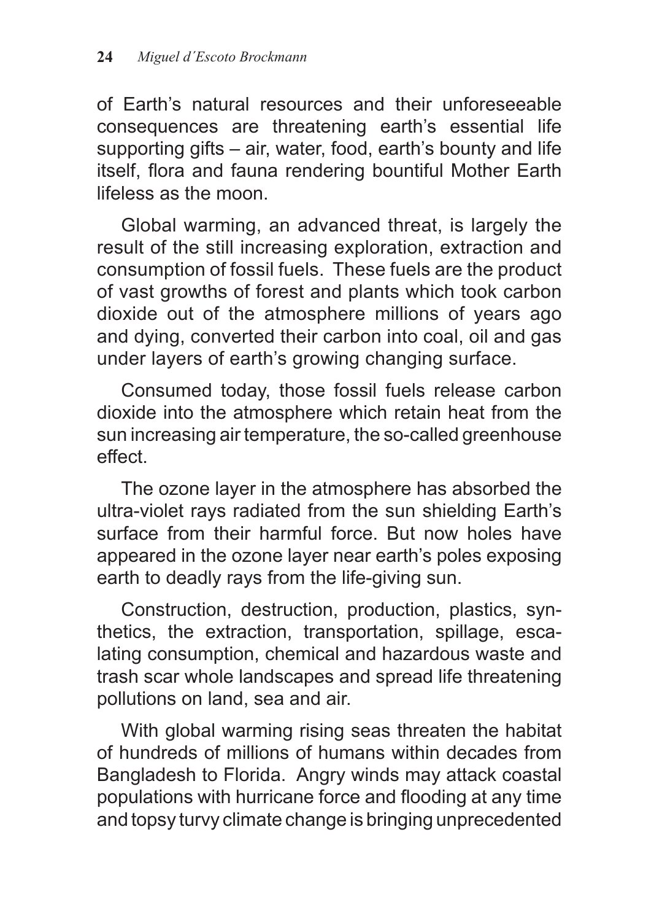of Earth's natural resources and their unforeseeable consequences are threatening earth's essential life supporting gifts – air, water, food, earth's bounty and life itself, flora and fauna rendering bountiful Mother Earth lifeless as the moon.

Global warming, an advanced threat, is largely the result of the still increasing exploration, extraction and consumption of fossil fuels. These fuels are the product of vast growths of forest and plants which took carbon dioxide out of the atmosphere millions of years ago and dying, converted their carbon into coal, oil and gas under layers of earth's growing changing surface.

Consumed today, those fossil fuels release carbon dioxide into the atmosphere which retain heat from the sun increasing air temperature, the so-called greenhouse effect.

The ozone layer in the atmosphere has absorbed the ultra-violet rays radiated from the sun shielding Earth's surface from their harmful force. But now holes have appeared in the ozone layer near earth's poles exposing earth to deadly rays from the life-giving sun.

Construction, destruction, production, plastics, synthetics, the extraction, transportation, spillage, escalating consumption, chemical and hazardous waste and trash scar whole landscapes and spread life threatening pollutions on land, sea and air.

With global warming rising seas threaten the habitat of hundreds of millions of humans within decades from Bangladesh to Florida. Angry winds may attack coastal populations with hurricane force and flooding at any time and topsy turvy climate change is bringing unprecedented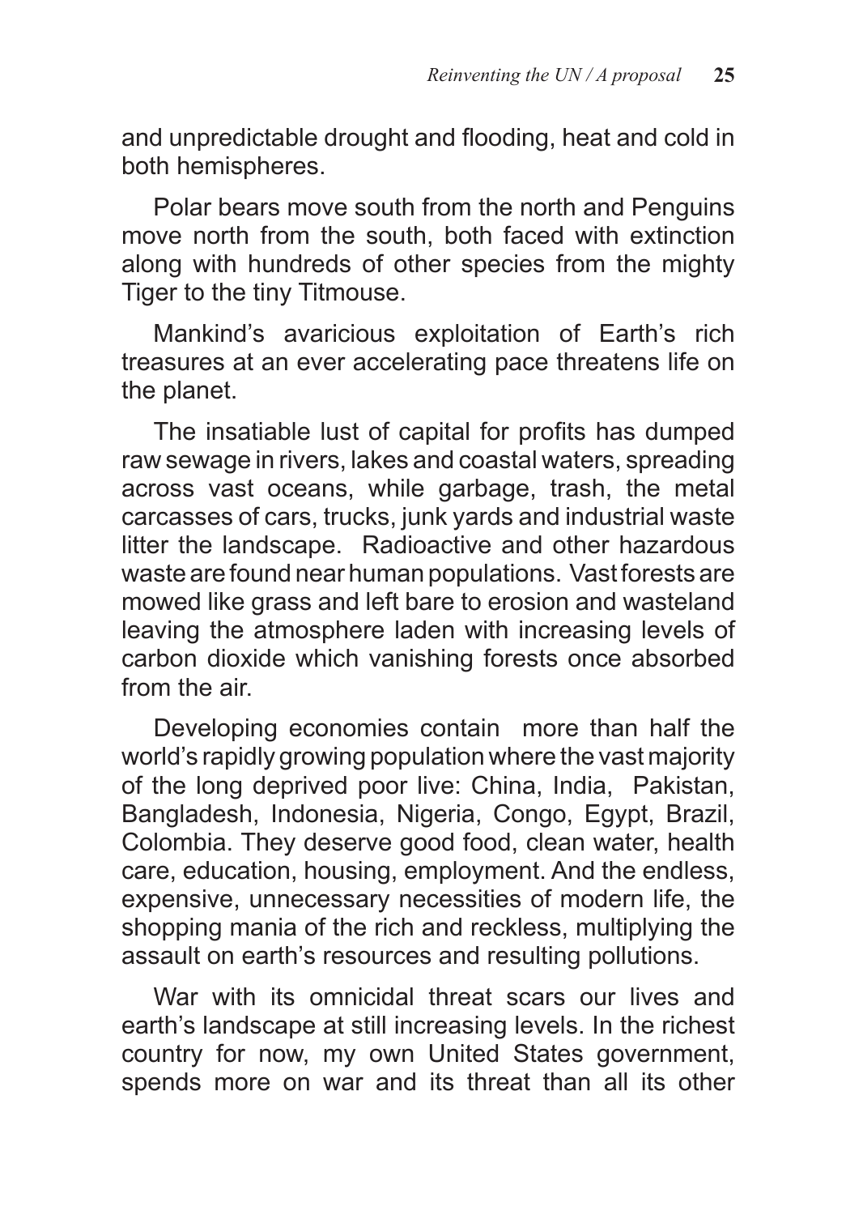and unpredictable drought and flooding, heat and cold in both hemispheres.

Polar bears move south from the north and Penguins move north from the south, both faced with extinction along with hundreds of other species from the mighty Tiger to the tiny Titmouse.

Mankind's avaricious exploitation of Earth's rich treasures at an ever accelerating pace threatens life on the planet.

The insatiable lust of capital for profits has dumped raw sewage in rivers, lakes and coastal waters, spreading across vast oceans, while garbage, trash, the metal carcasses of cars, trucks, junk yards and industrial waste litter the landscape. Radioactive and other hazardous waste are found near human populations. Vast forests are mowed like grass and left bare to erosion and wasteland leaving the atmosphere laden with increasing levels of carbon dioxide which vanishing forests once absorbed from the air.

Developing economies contain more than half the world's rapidly growing population where the vast majority of the long deprived poor live: China, India, Pakistan, Bangladesh, Indonesia, Nigeria, Congo, Egypt, Brazil, Colombia. They deserve good food, clean water, health care, education, housing, employment. And the endless, expensive, unnecessary necessities of modern life, the shopping mania of the rich and reckless, multiplying the assault on earth's resources and resulting pollutions.

War with its omnicidal threat scars our lives and earth's landscape at still increasing levels. In the richest country for now, my own United States government, spends more on war and its threat than all its other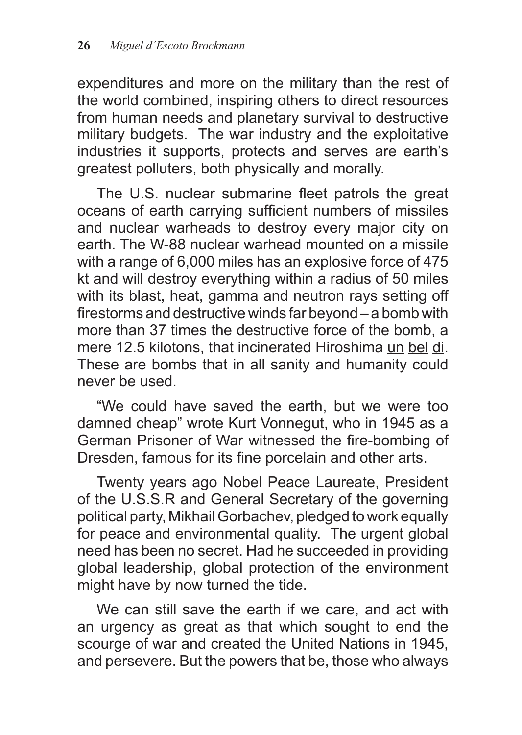expenditures and more on the military than the rest of the world combined, inspiring others to direct resources from human needs and planetary survival to destructive military budgets. The war industry and the exploitative industries it supports, protects and serves are earth's greatest polluters, both physically and morally.

The U.S. nuclear submarine fleet patrols the great oceans of earth carrying sufficient numbers of missiles and nuclear warheads to destroy every major city on earth. The W-88 nuclear warhead mounted on a missile with a range of 6,000 miles has an explosive force of 475 kt and will destroy everything within a radius of 50 miles with its blast, heat, gamma and neutron rays setting off firestorms and destructive winds far beyond – a bomb with more than 37 times the destructive force of the bomb, a mere 12.5 kilotons, that incinerated Hiroshima <u>un</u> <u>bel</u> <u>di</u>. These are bombs that in all sanity and humanity could never be used.

"We could have saved the earth, but we were too damned cheap" wrote Kurt Vonnegut, who in 1945 as a German Prisoner of War witnessed the fire-bombing of Dresden, famous for its fine porcelain and other arts.

Twenty years ago Nobel Peace Laureate, President of the U.S.S.R and General Secretary of the governing political party, Mikhail Gorbachev, pledged to work equally for peace and environmental quality. The urgent global need has been no secret. Had he succeeded in providing global leadership, global protection of the environment might have by now turned the tide.

We can still save the earth if we care, and act with an urgency as great as that which sought to end the scourge of war and created the United Nations in 1945, and persevere. But the powers that be, those who always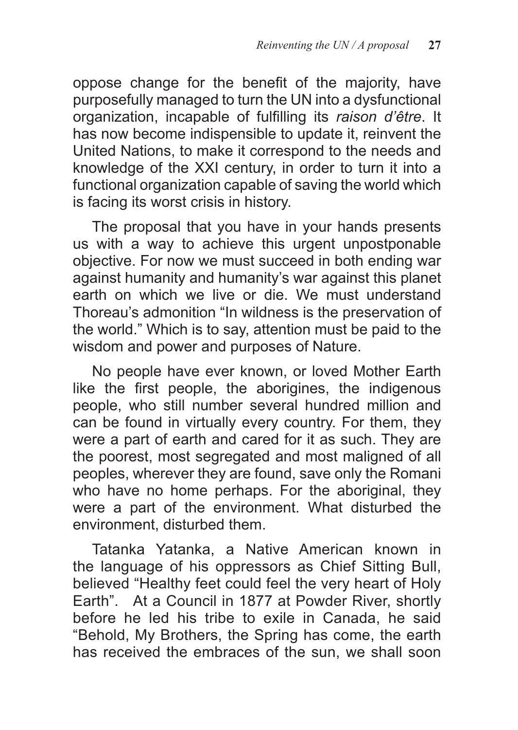oppose change for the benefit of the majority, have purposefully managed to turn the UN into a dysfunctional organization, incapable of fulfilling its *raison d'être*. It has now become indispensible to update it, reinvent the United Nations, to make it correspond to the needs and knowledge of the XXI century, in order to turn it into a functional organization capable of saving the world which is facing its worst crisis in history.

The proposal that you have in your hands presents us with a way to achieve this urgent unpostponable objective. For now we must succeed in both ending war against humanity and humanity's war against this planet earth on which we live or die. We must understand Thoreau's admonition "In wildness is the preservation of the world." Which is to say, attention must be paid to the wisdom and power and purposes of Nature.

No people have ever known, or loved Mother Earth like the first people, the aborigines, the indigenous people, who still number several hundred million and can be found in virtually every country. For them, they were a part of earth and cared for it as such. They are the poorest, most segregated and most maligned of all peoples, wherever they are found, save only the Romani who have no home perhaps. For the aboriginal, they were a part of the environment. What disturbed the environment, disturbed them.

Tatanka Yatanka, a Native American known in the language of his oppressors as Chief Sitting Bull, believed "Healthy feet could feel the very heart of Holy Earth". At a Council in 1877 at Powder River, shortly before he led his tribe to exile in Canada, he said "Behold, My Brothers, the Spring has come, the earth has received the embraces of the sun, we shall soon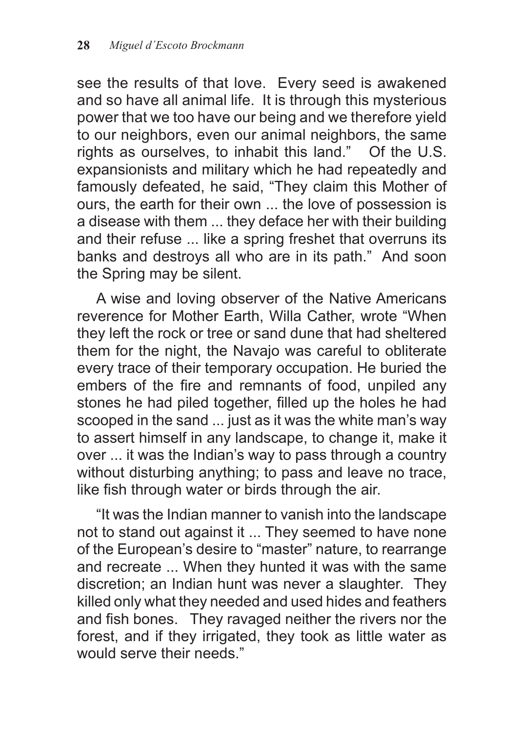see the results of that love. Every seed is awakened and so have all animal life. It is through this mysterious power that we too have our being and we therefore yield to our neighbors, even our animal neighbors, the same rights as ourselves, to inhabit this land." Of the U.S. expansionists and military which he had repeatedly and famously defeated, he said, "They claim this Mother of ours, the earth for their own ... the love of possession is a disease with them ... they deface her with their building and their refuse ... like a spring freshet that overruns its banks and destroys all who are in its path." And soon the Spring may be silent.

A wise and loving observer of the Native Americans reverence for Mother Earth, Willa Cather, wrote "When they left the rock or tree or sand dune that had sheltered them for the night, the Navajo was careful to obliterate every trace of their temporary occupation. He buried the embers of the fire and remnants of food, unpiled any stones he had piled together, filled up the holes he had scooped in the sand ... just as it was the white man's way to assert himself in any landscape, to change it, make it over ... it was the Indian's way to pass through a country without disturbing anything; to pass and leave no trace, like fish through water or birds through the air.

"It was the Indian manner to vanish into the landscape not to stand out against it ... They seemed to have none of the European's desire to "master" nature, to rearrange and recreate ... When they hunted it was with the same discretion; an Indian hunt was never a slaughter. They killed only what they needed and used hides and feathers and fish bones. They ravaged neither the rivers nor the forest, and if they irrigated, they took as little water as would serve their needs."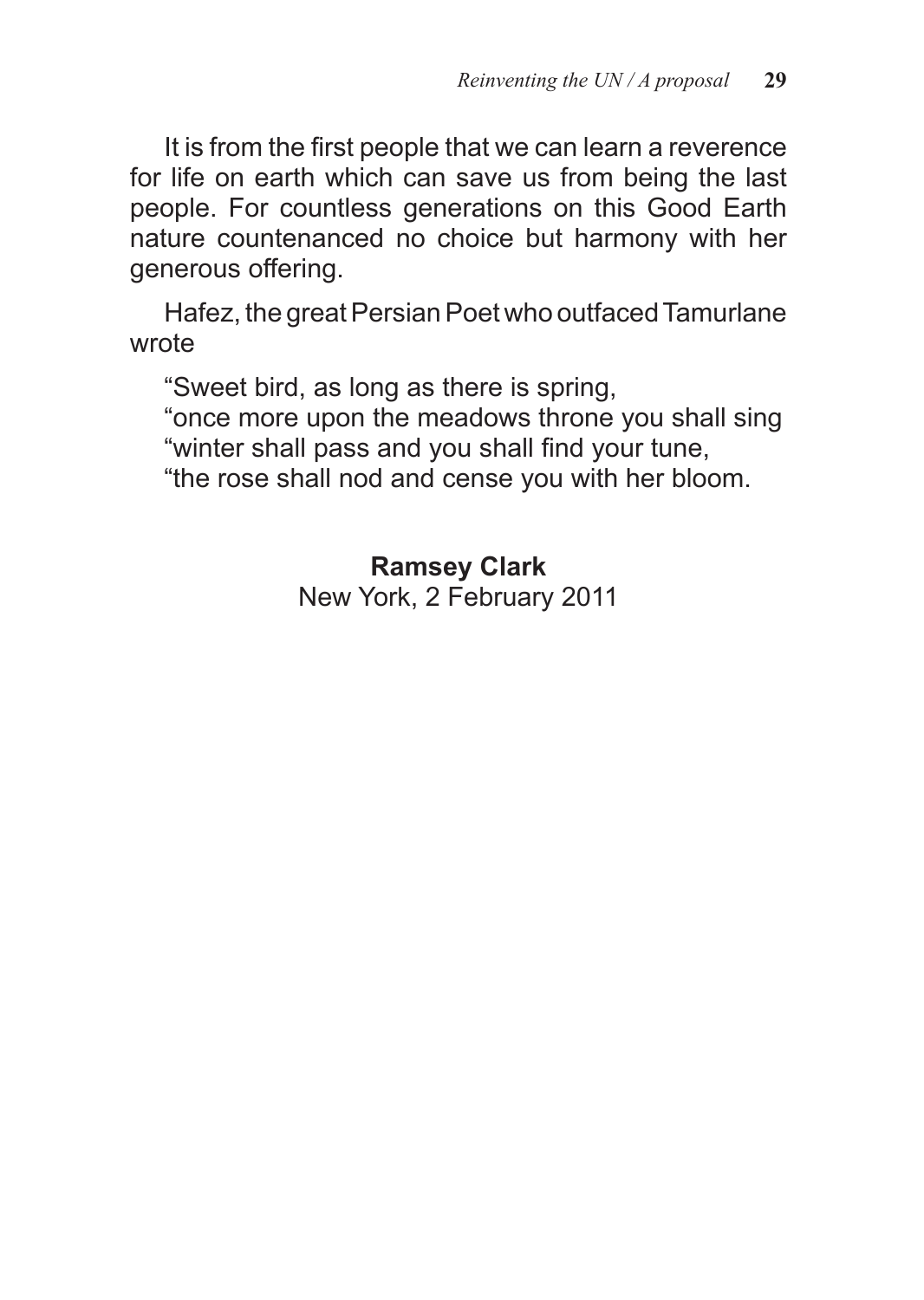It is from the first people that we can learn a reverence for life on earth which can save us from being the last people. For countless generations on this Good Earth nature countenanced no choice but harmony with her generous offering.

Hafez, the great Persian Poet who outfaced Tamurlane wrote

"Sweet bird, as long as there is spring,  
"once more upon the meadows throne you shall sing  
"winter shall pass and you shall find your tune,  
"the rose shall nod and cense you with her bloom.

**Ramsey Clark**  
New York, 2 February 2011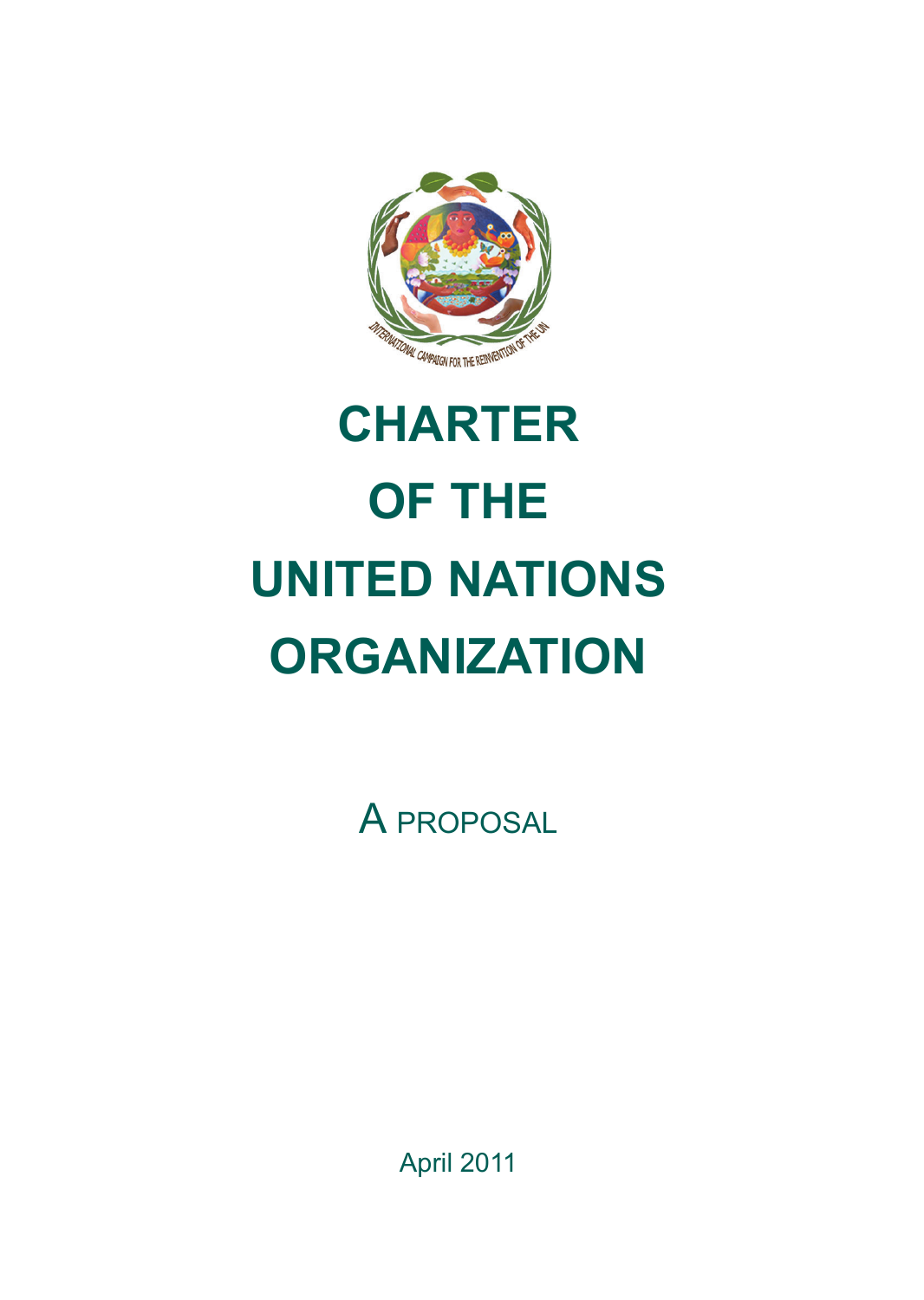INTERNATIONAL CAMPAIGN FOR THE REINVENTION OF THE UN

# CHARTER OF THE UNITED NATIONS ORGANIZATION

A PROPOSAL

April 2011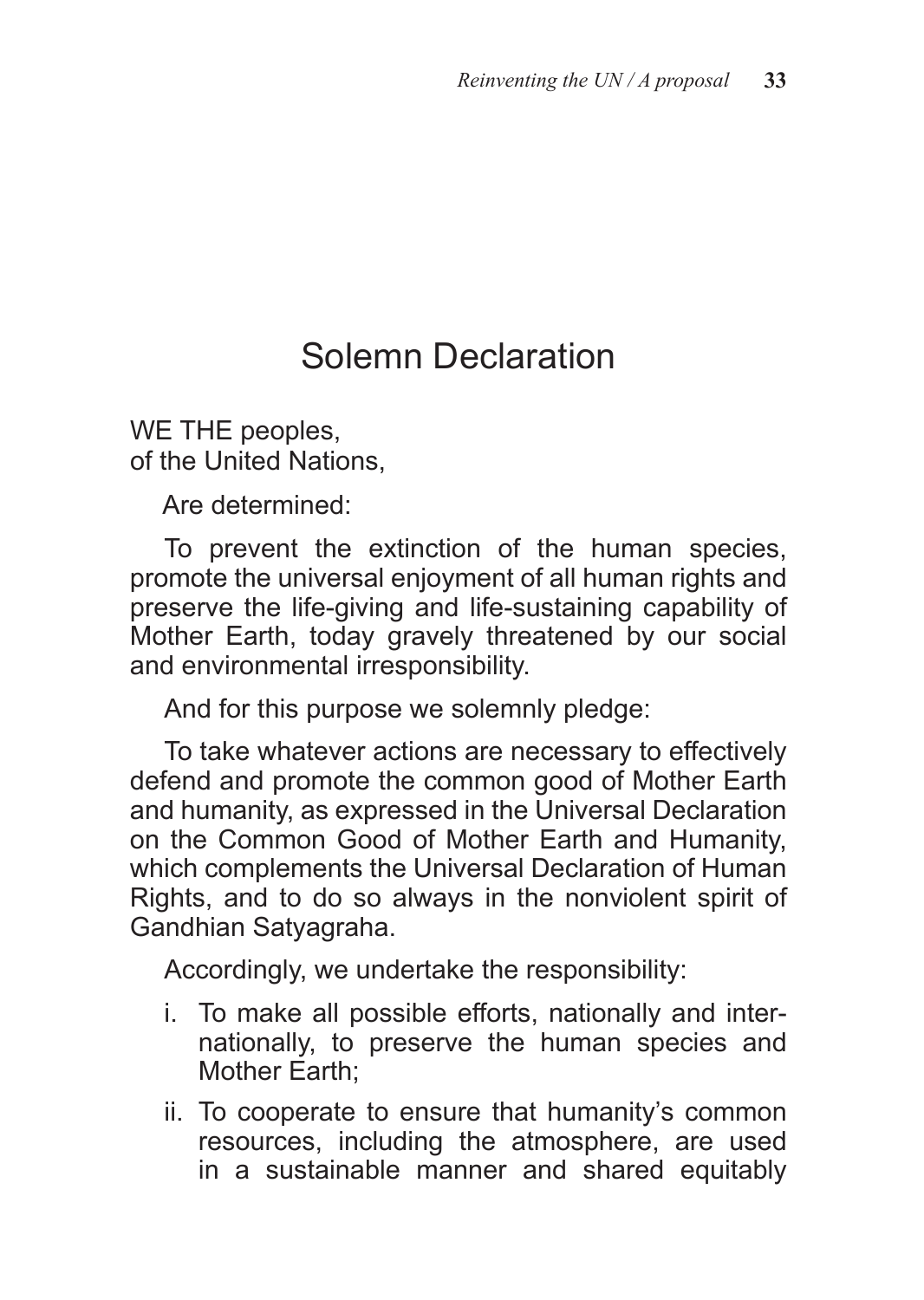# Solemn Declaration

WE THE peoples,
of the United Nations,

Are determined:

To prevent the extinction of the human species, promote the universal enjoyment of all human rights and preserve the life-giving and life-sustaining capability of Mother Earth, today gravely threatened by our social and environmental irresponsibility.

And for this purpose we solemnly pledge:

To take whatever actions are necessary to effectively defend and promote the common good of Mother Earth and humanity, as expressed in the Universal Declaration on the Common Good of Mother Earth and Humanity, which complements the Universal Declaration of Human Rights, and to do so always in the nonviolent spirit of Gandhian Satyagraha.

Accordingly, we undertake the responsibility:

i. To make all possible efforts, nationally and internationally, to preserve the human species and Mother Earth;

ii. To cooperate to ensure that humanity's common resources, including the atmosphere, are used in a sustainable manner and shared equitably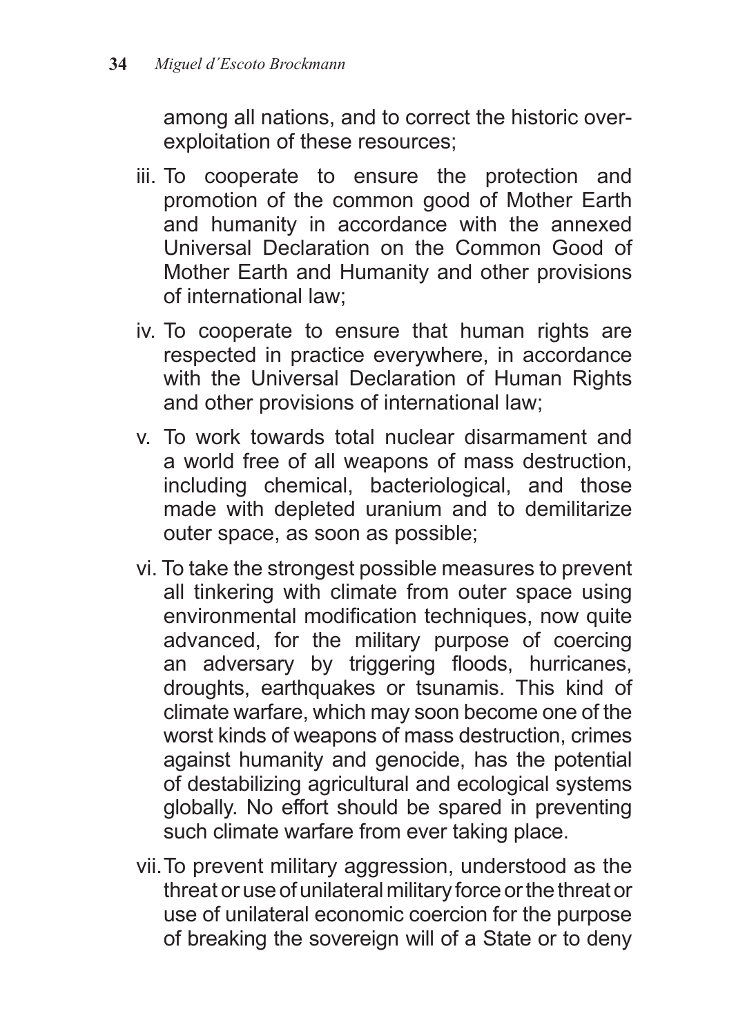among all nations, and to correct the historic over-exploitation of these resources;

iii. To cooperate to ensure the protection and promotion of the common good of Mother Earth and humanity in accordance with the annexed Universal Declaration on the Common Good of Mother Earth and Humanity and other provisions of international law;

iv. To cooperate to ensure that human rights are respected in practice everywhere, in accordance with the Universal Declaration of Human Rights and other provisions of international law;

v. To work towards total nuclear disarmament and a world free of all weapons of mass destruction, including chemical, bacteriological, and those made with depleted uranium and to demilitarize outer space, as soon as possible;

vi. To take the strongest possible measures to prevent all tinkering with climate from outer space using environmental modification techniques, now quite advanced, for the military purpose of coercing an adversary by triggering floods, hurricanes, droughts, earthquakes or tsunamis. This kind of climate warfare, which may soon become one of the worst kinds of weapons of mass destruction, crimes against humanity and genocide, has the potential of destabilizing agricultural and ecological systems globally. No effort should be spared in preventing such climate warfare from ever taking place.

vii. To prevent military aggression, understood as the threat or use of unilateral military force or the threat or use of unilateral economic coercion for the purpose of breaking the sovereign will of a State or to deny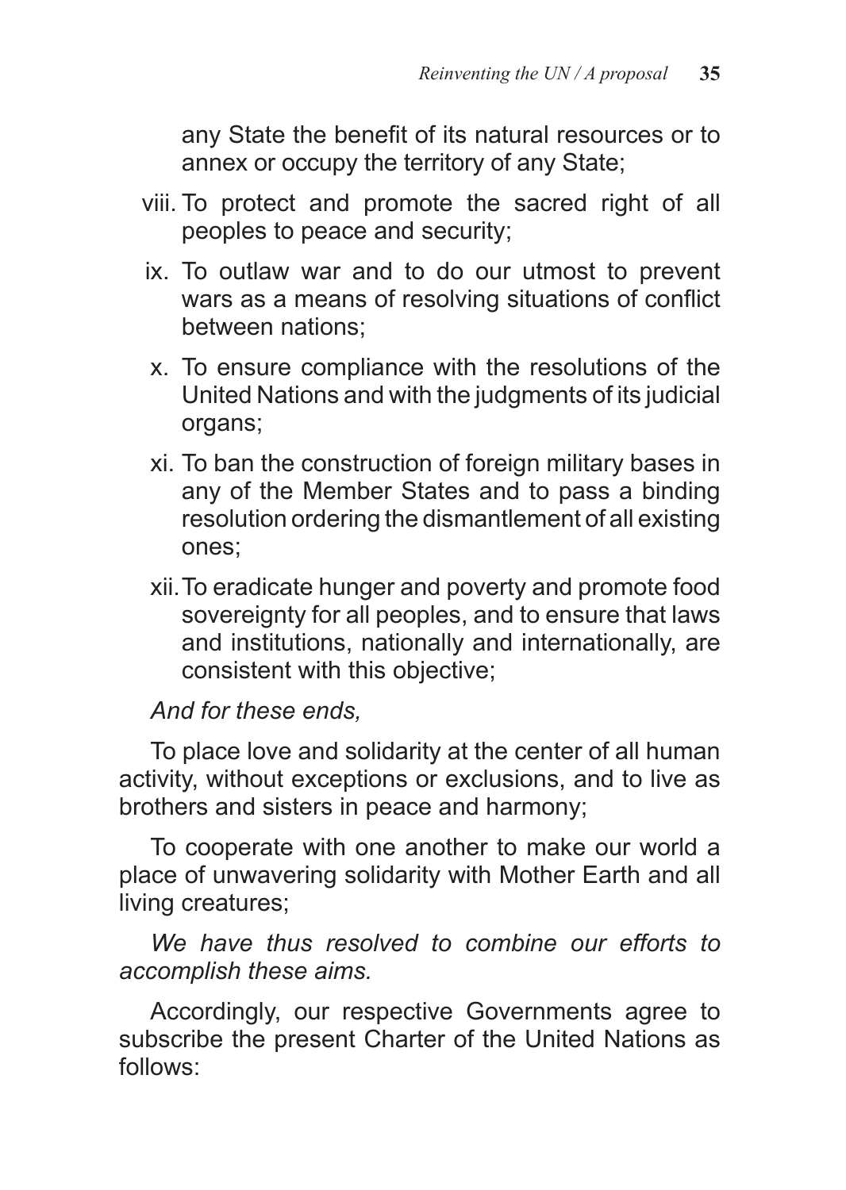any State the benefit of its natural resources or to annex or occupy the territory of any State;

viii. To protect and promote the sacred right of all peoples to peace and security;

ix. To outlaw war and to do our utmost to prevent wars as a means of resolving situations of conflict between nations;

x. To ensure compliance with the resolutions of the United Nations and with the judgments of its judicial organs;

xi. To ban the construction of foreign military bases in any of the Member States and to pass a binding resolution ordering the dismantlement of all existing ones;

xii. To eradicate hunger and poverty and promote food sovereignty for all peoples, and to ensure that laws and institutions, nationally and internationally, are consistent with this objective;

*And for these ends,*

To place love and solidarity at the center of all human activity, without exceptions or exclusions, and to live as brothers and sisters in peace and harmony;

To cooperate with one another to make our world a place of unwavering solidarity with Mother Earth and all living creatures;

*We have thus resolved to combine our efforts to accomplish these aims.*

Accordingly, our respective Governments agree to subscribe the present Charter of the United Nations as follows: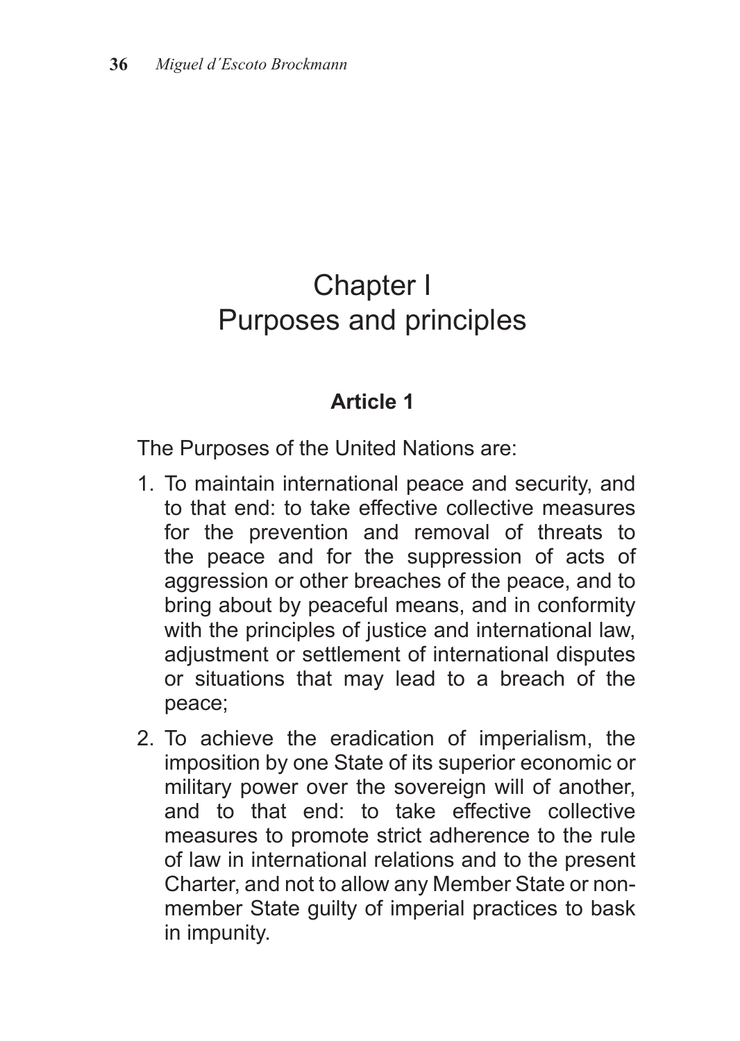# Chapter I
# Purposes and principles

### Article 1

The Purposes of the United Nations are:

1. To maintain international peace and security, and to that end: to take effective collective measures for the prevention and removal of threats to the peace and for the suppression of acts of aggression or other breaches of the peace, and to bring about by peaceful means, and in conformity with the principles of justice and international law, adjustment or settlement of international disputes or situations that may lead to a breach of the peace;

2. To achieve the eradication of imperialism, the imposition by one State of its superior economic or military power over the sovereign will of another, and to that end: to take effective collective measures to promote strict adherence to the rule of law in international relations and to the present Charter, and not to allow any Member State or non-member State guilty of imperial practices to bask in impunity.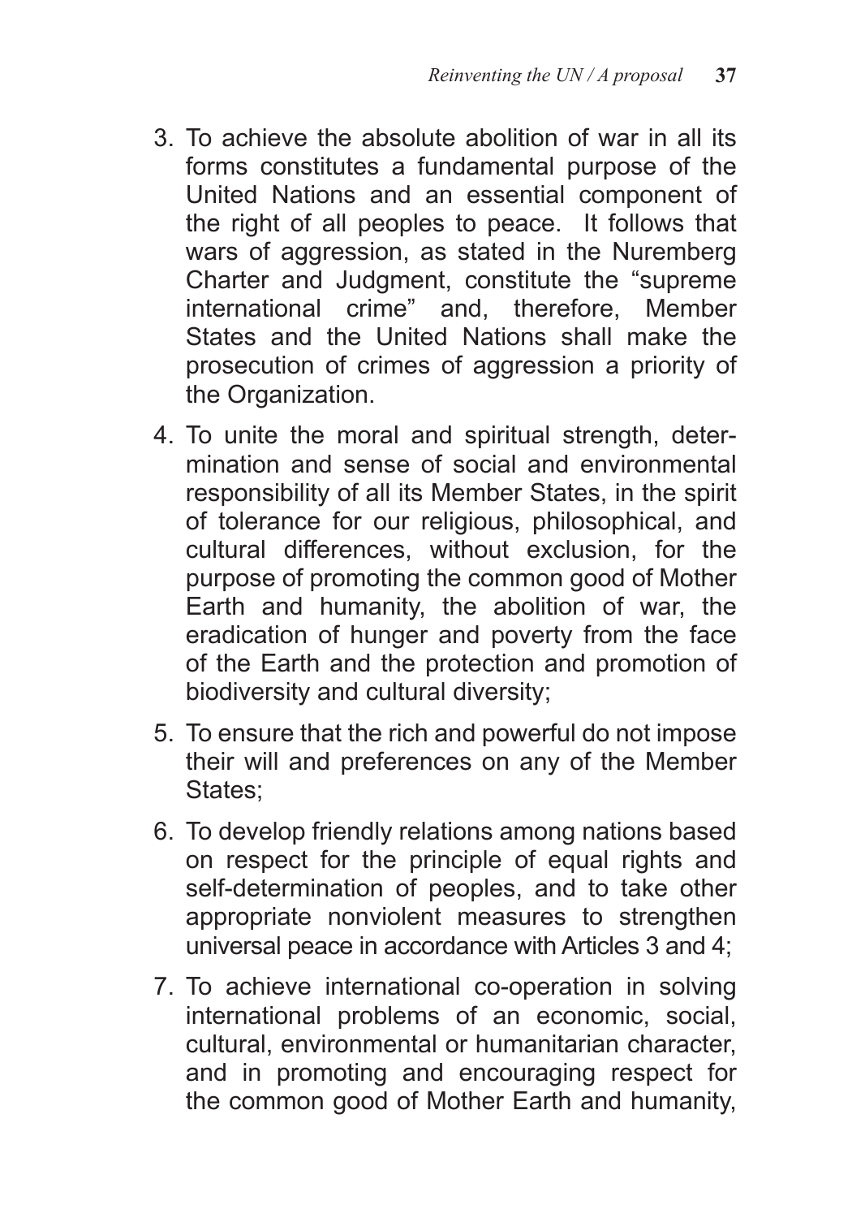3. To achieve the absolute abolition of war in all its forms constitutes a fundamental purpose of the United Nations and an essential component of the right of all peoples to peace. It follows that wars of aggression, as stated in the Nuremberg Charter and Judgment, constitute the “supreme international crime” and, therefore, Member States and the United Nations shall make the prosecution of crimes of aggression a priority of the Organization.
4. To unite the moral and spiritual strength, determination and sense of social and environmental responsibility of all its Member States, in the spirit of tolerance for our religious, philosophical, and cultural differences, without exclusion, for the purpose of promoting the common good of Mother Earth and humanity, the abolition of war, the eradication of hunger and poverty from the face of the Earth and the protection and promotion of biodiversity and cultural diversity;
5. To ensure that the rich and powerful do not impose their will and preferences on any of the Member States;
6. To develop friendly relations among nations based on respect for the principle of equal rights and self-determination of peoples, and to take other appropriate nonviolent measures to strengthen universal peace in accordance with Articles 3 and 4;
7. To achieve international co-operation in solving international problems of an economic, social, cultural, environmental or humanitarian character, and in promoting and encouraging respect for the common good of Mother Earth and humanity,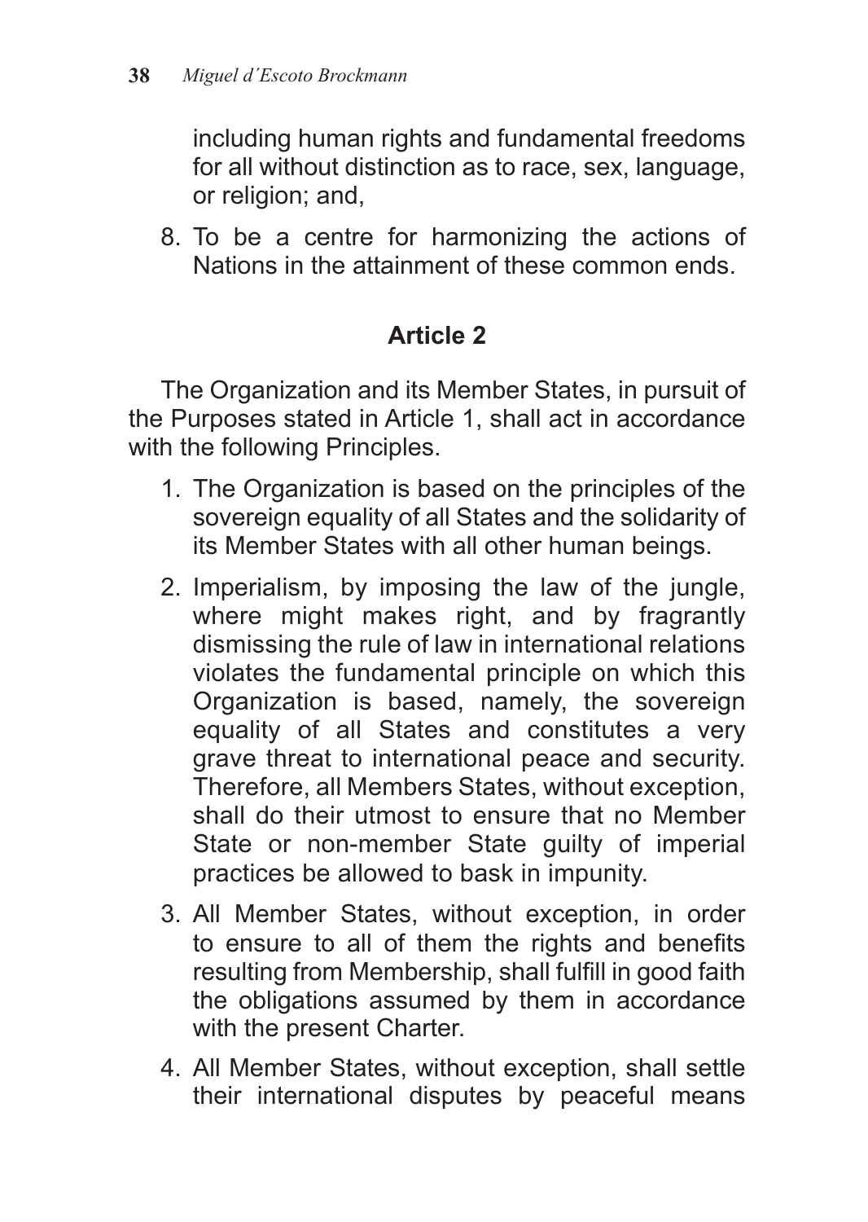including human rights and fundamental freedoms for all without distinction as to race, sex, language, or religion; and,

8. To be a centre for harmonizing the actions of Nations in the attainment of these common ends.

## Article 2

The Organization and its Member States, in pursuit of the Purposes stated in Article 1, shall act in accordance with the following Principles.

1. The Organization is based on the principles of the sovereign equality of all States and the solidarity of its Member States with all other human beings.
2. Imperialism, by imposing the law of the jungle, where might makes right, and by fragrantly dismissing the rule of law in international relations violates the fundamental principle on which this Organization is based, namely, the sovereign equality of all States and constitutes a very grave threat to international peace and security. Therefore, all Members States, without exception, shall do their utmost to ensure that no Member State or non-member State guilty of imperial practices be allowed to bask in impunity.
3. All Member States, without exception, in order to ensure to all of them the rights and benefits resulting from Membership, shall fulfill in good faith the obligations assumed by them in accordance with the present Charter.
4. All Member States, without exception, shall settle their international disputes by peaceful means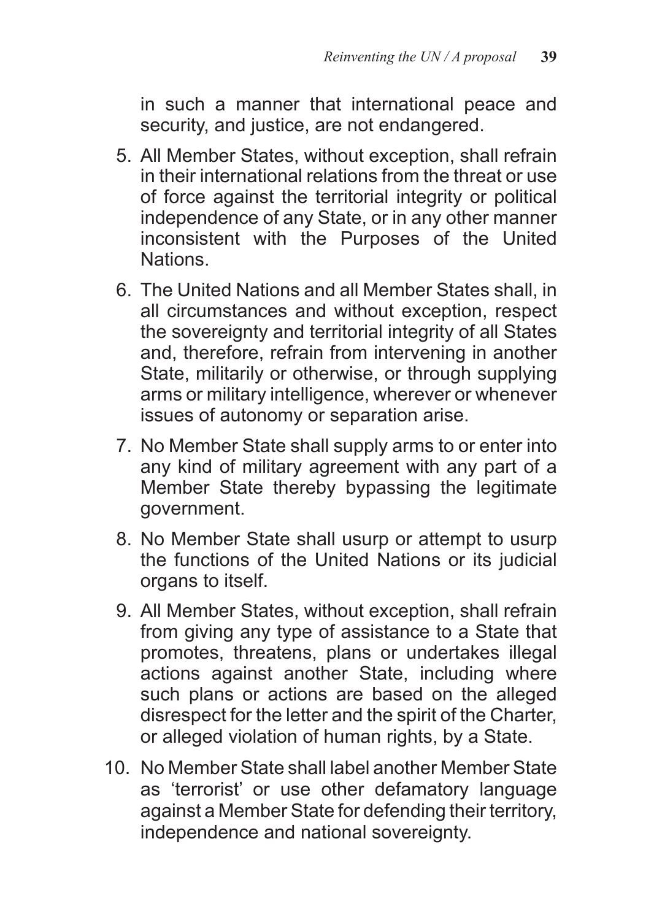in such a manner that international peace and security, and justice, are not endangered.

5. All Member States, without exception, shall refrain in their international relations from the threat or use of force against the territorial integrity or political independence of any State, or in any other manner inconsistent with the Purposes of the United Nations.
6. The United Nations and all Member States shall, in all circumstances and without exception, respect the sovereignty and territorial integrity of all States and, therefore, refrain from intervening in another State, militarily or otherwise, or through supplying arms or military intelligence, wherever or whenever issues of autonomy or separation arise.
7. No Member State shall supply arms to or enter into any kind of military agreement with any part of a Member State thereby bypassing the legitimate government.
8. No Member State shall usurp or attempt to usurp the functions of the United Nations or its judicial organs to itself.
9. All Member States, without exception, shall refrain from giving any type of assistance to a State that promotes, threatens, plans or undertakes illegal actions against another State, including where such plans or actions are based on the alleged disrespect for the letter and the spirit of the Charter, or alleged violation of human rights, by a State.
10. No Member State shall label another Member State as 'terrorist' or use other defamatory language against a Member State for defending their territory, independence and national sovereignty.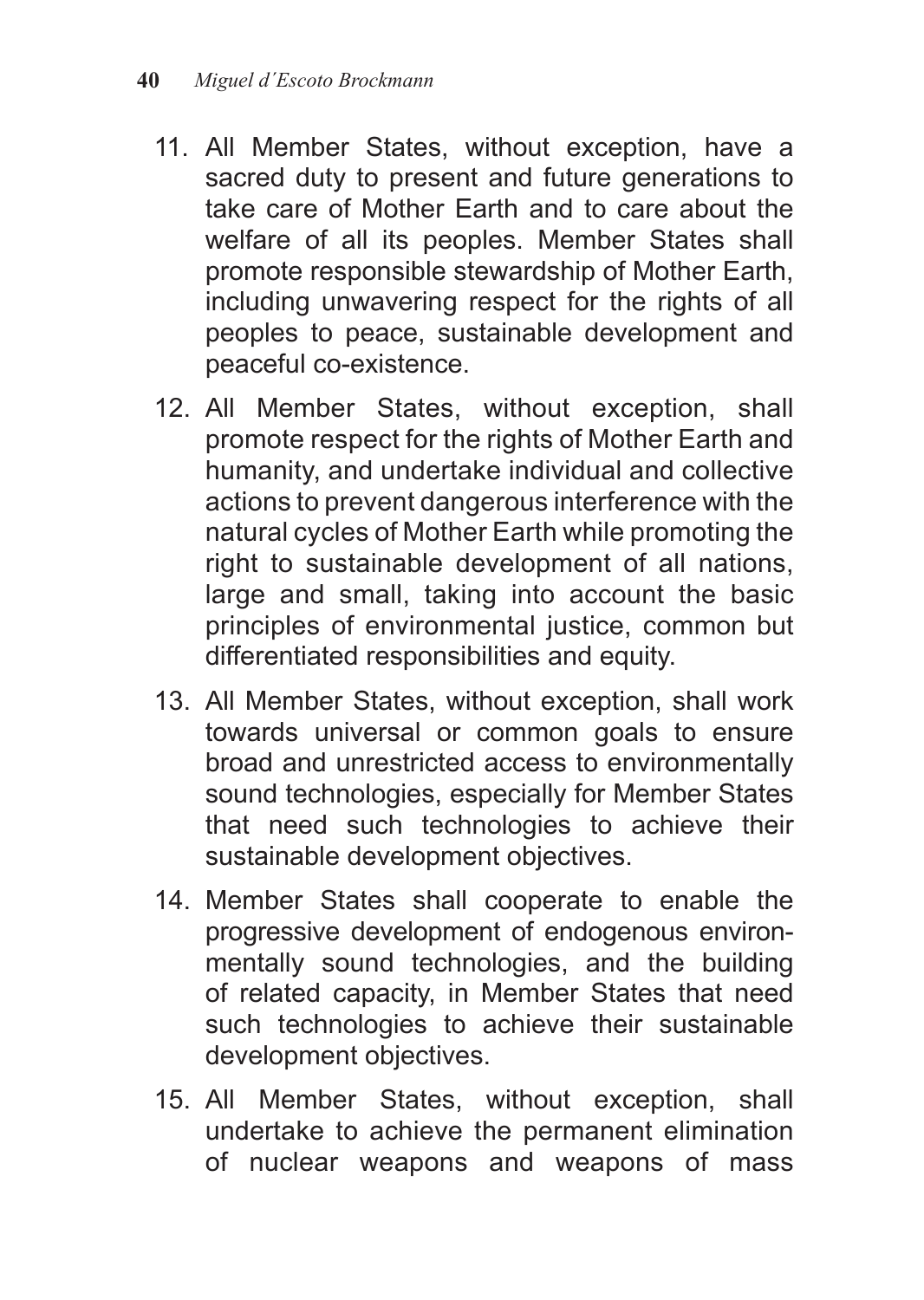11. All Member States, without exception, have a sacred duty to present and future generations to take care of Mother Earth and to care about the welfare of all its peoples. Member States shall promote responsible stewardship of Mother Earth, including unwavering respect for the rights of all peoples to peace, sustainable development and peaceful co-existence.
12. All Member States, without exception, shall promote respect for the rights of Mother Earth and humanity, and undertake individual and collective actions to prevent dangerous interference with the natural cycles of Mother Earth while promoting the right to sustainable development of all nations, large and small, taking into account the basic principles of environmental justice, common but differentiated responsibilities and equity.
13. All Member States, without exception, shall work towards universal or common goals to ensure broad and unrestricted access to environmentally sound technologies, especially for Member States that need such technologies to achieve their sustainable development objectives.
14. Member States shall cooperate to enable the progressive development of endogenous environmentally sound technologies, and the building of related capacity, in Member States that need such technologies to achieve their sustainable development objectives.
15. All Member States, without exception, shall undertake to achieve the permanent elimination of nuclear weapons and weapons of mass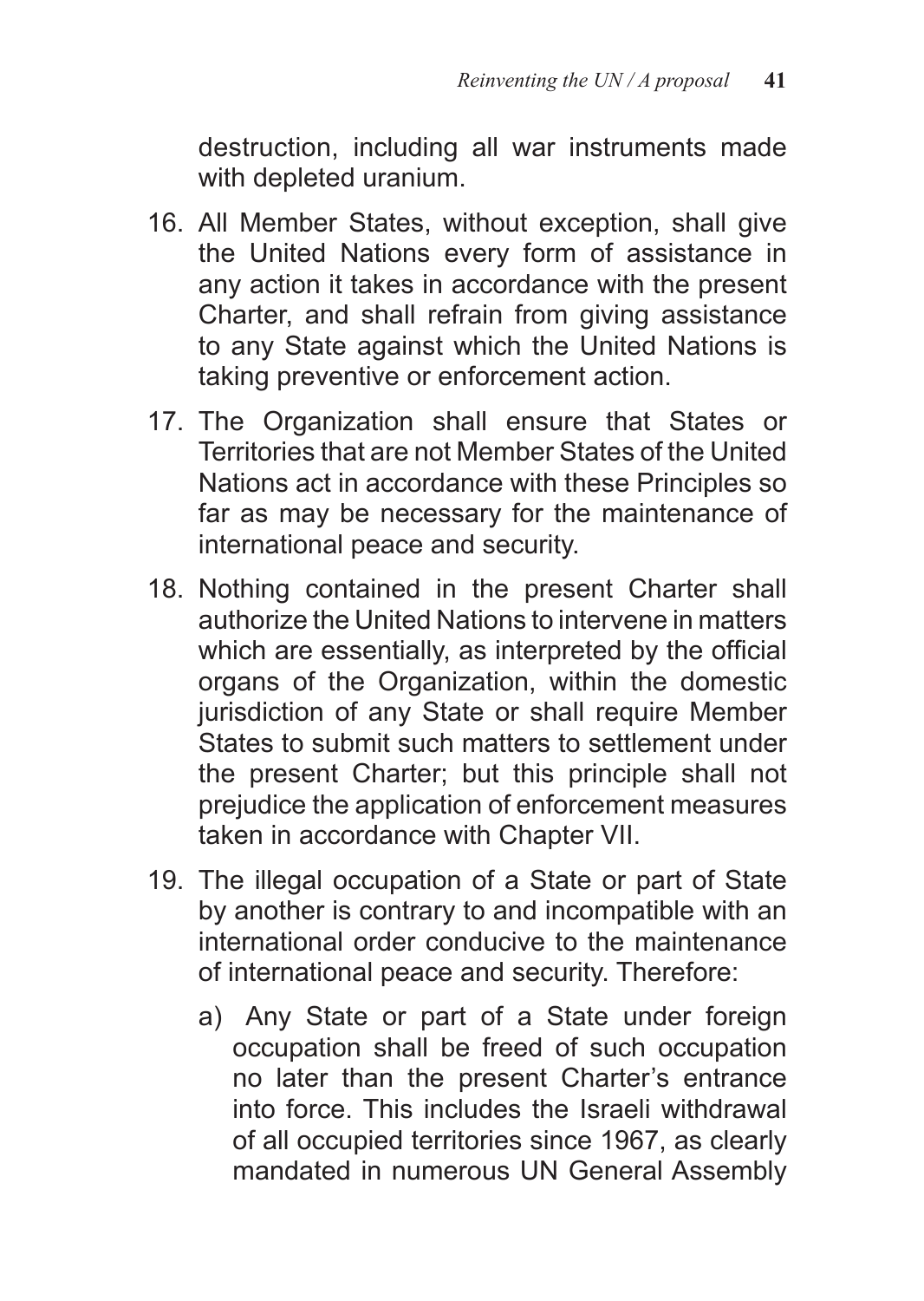destruction, including all war instruments made with depleted uranium.

16. All Member States, without exception, shall give the United Nations every form of assistance in any action it takes in accordance with the present Charter, and shall refrain from giving assistance to any State against which the United Nations is taking preventive or enforcement action.

17. The Organization shall ensure that States or Territories that are not Member States of the United Nations act in accordance with these Principles so far as may be necessary for the maintenance of international peace and security.

18. Nothing contained in the present Charter shall authorize the United Nations to intervene in matters which are essentially, as interpreted by the official organs of the Organization, within the domestic jurisdiction of any State or shall require Member States to submit such matters to settlement under the present Charter; but this principle shall not prejudice the application of enforcement measures taken in accordance with Chapter VII.

19. The illegal occupation of a State or part of State by another is contrary to and incompatible with an international order conducive to the maintenance of international peace and security. Therefore:

    a) Any State or part of a State under foreign occupation shall be freed of such occupation no later than the present Charter's entrance into force. This includes the Israeli withdrawal of all occupied territories since 1967, as clearly mandated in numerous UN General Assembly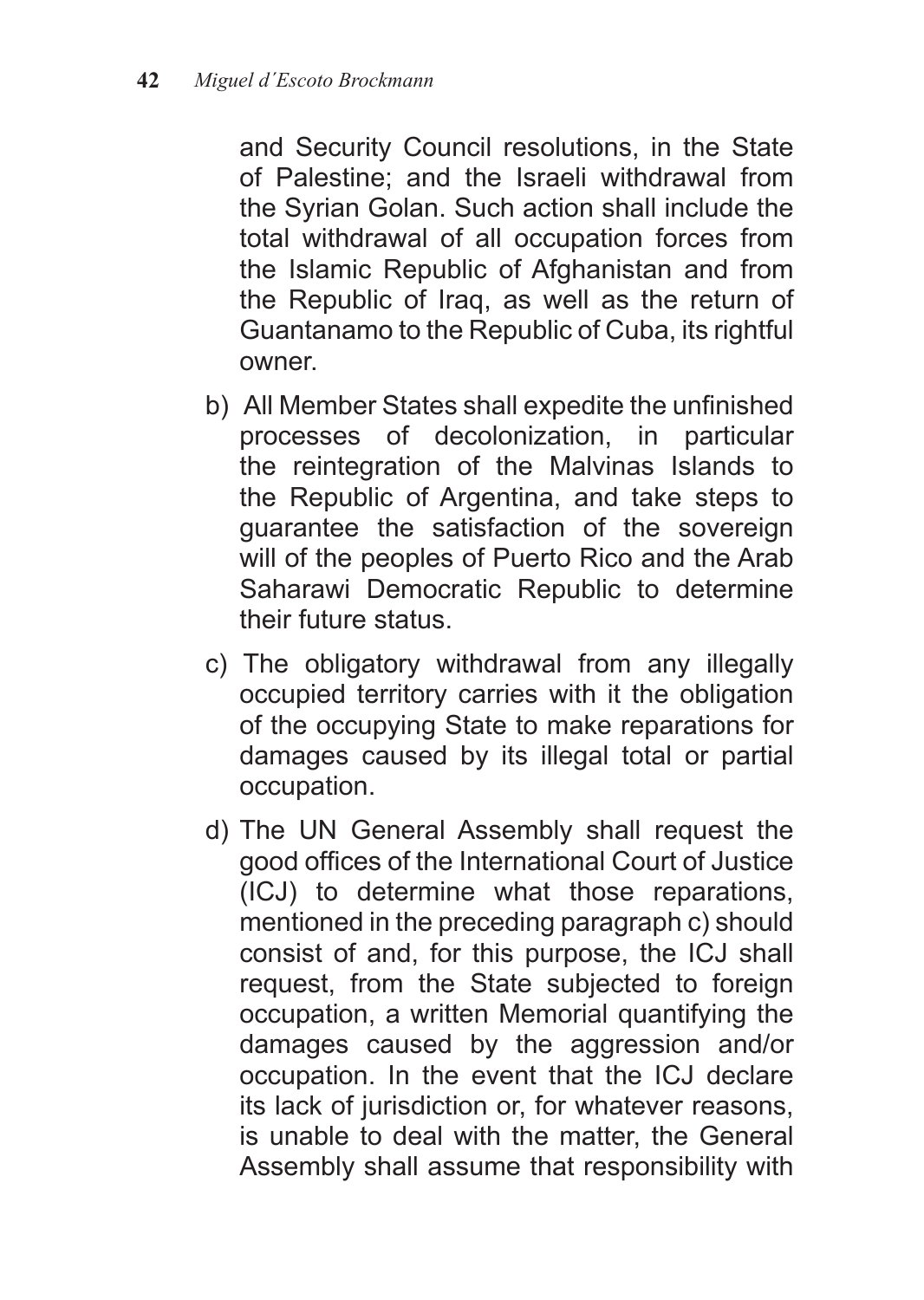and Security Council resolutions, in the State of Palestine; and the Israeli withdrawal from the Syrian Golan. Such action shall include the total withdrawal of all occupation forces from the Islamic Republic of Afghanistan and from the Republic of Iraq, as well as the return of Guantanamo to the Republic of Cuba, its rightful owner.

b) All Member States shall expedite the unfinished processes of decolonization, in particular the reintegration of the Malvinas Islands to the Republic of Argentina, and take steps to guarantee the satisfaction of the sovereign will of the peoples of Puerto Rico and the Arab Saharawi Democratic Republic to determine their future status.

c) The obligatory withdrawal from any illegally occupied territory carries with it the obligation of the occupying State to make reparations for damages caused by its illegal total or partial occupation.

d) The UN General Assembly shall request the good offices of the International Court of Justice (ICJ) to determine what those reparations, mentioned in the preceding paragraph c) should consist of and, for this purpose, the ICJ shall request, from the State subjected to foreign occupation, a written Memorial quantifying the damages caused by the aggression and/or occupation. In the event that the ICJ declare its lack of jurisdiction or, for whatever reasons, is unable to deal with the matter, the General Assembly shall assume that responsibility with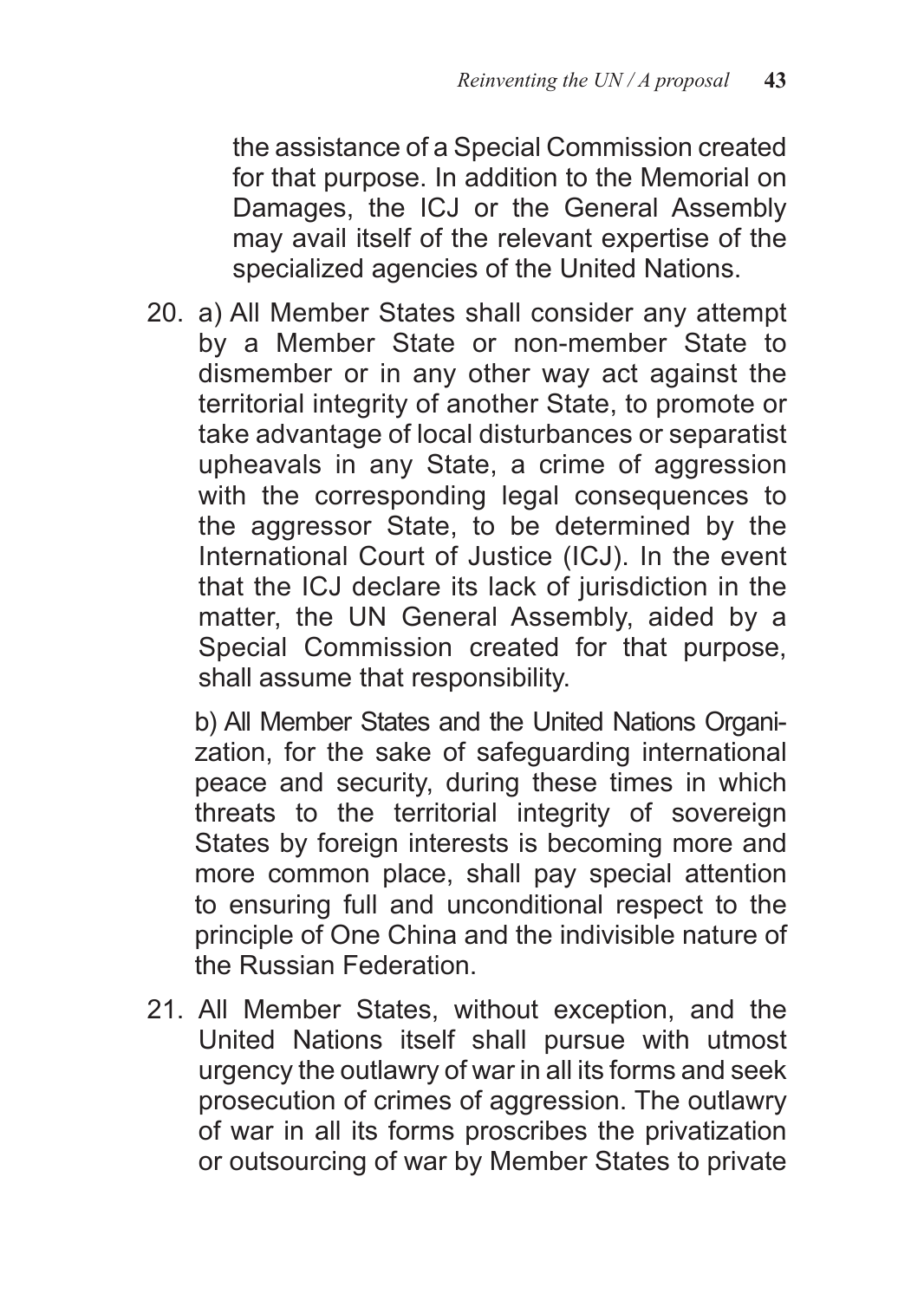the assistance of a Special Commission created for that purpose. In addition to the Memorial on Damages, the ICJ or the General Assembly may avail itself of the relevant expertise of the specialized agencies of the United Nations.

20. a) All Member States shall consider any attempt by a Member State or non-member State to dismember or in any other way act against the territorial integrity of another State, to promote or take advantage of local disturbances or separatist upheavals in any State, a crime of aggression with the corresponding legal consequences to the aggressor State, to be determined by the International Court of Justice (ICJ). In the event that the ICJ declare its lack of jurisdiction in the matter, the UN General Assembly, aided by a Special Commission created for that purpose, shall assume that responsibility.

    b) All Member States and the United Nations Organization, for the sake of safeguarding international peace and security, during these times in which threats to the territorial integrity of sovereign States by foreign interests is becoming more and more common place, shall pay special attention to ensuring full and unconditional respect to the principle of One China and the indivisible nature of the Russian Federation.

21. All Member States, without exception, and the United Nations itself shall pursue with utmost urgency the outlawry of war in all its forms and seek prosecution of crimes of aggression. The outlawry of war in all its forms proscribes the privatization or outsourcing of war by Member States to private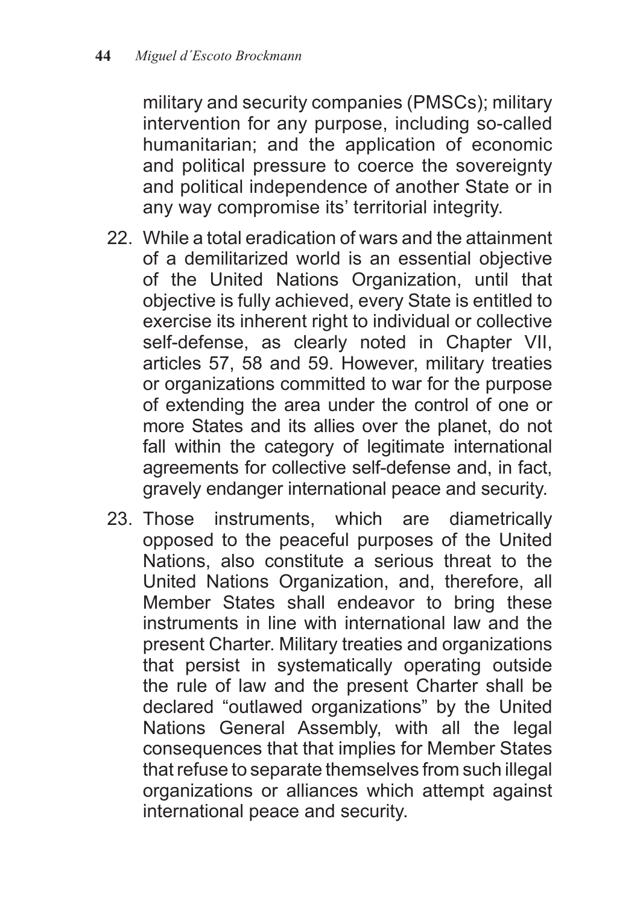military and security companies (PMSCs); military intervention for any purpose, including so-called humanitarian; and the application of economic and political pressure to coerce the sovereignty and political independence of another State or in any way compromise its' territorial integrity.

22. While a total eradication of wars and the attainment of a demilitarized world is an essential objective of the United Nations Organization, until that objective is fully achieved, every State is entitled to exercise its inherent right to individual or collective self-defense, as clearly noted in Chapter VII, articles 57, 58 and 59. However, military treaties or organizations committed to war for the purpose of extending the area under the control of one or more States and its allies over the planet, do not fall within the category of legitimate international agreements for collective self-defense and, in fact, gravely endanger international peace and security.

23. Those instruments, which are diametrically opposed to the peaceful purposes of the United Nations, also constitute a serious threat to the United Nations Organization, and, therefore, all Member States shall endeavor to bring these instruments in line with international law and the present Charter. Military treaties and organizations that persist in systematically operating outside the rule of law and the present Charter shall be declared "outlawed organizations" by the United Nations General Assembly, with all the legal consequences that that implies for Member States that refuse to separate themselves from such illegal organizations or alliances which attempt against international peace and security.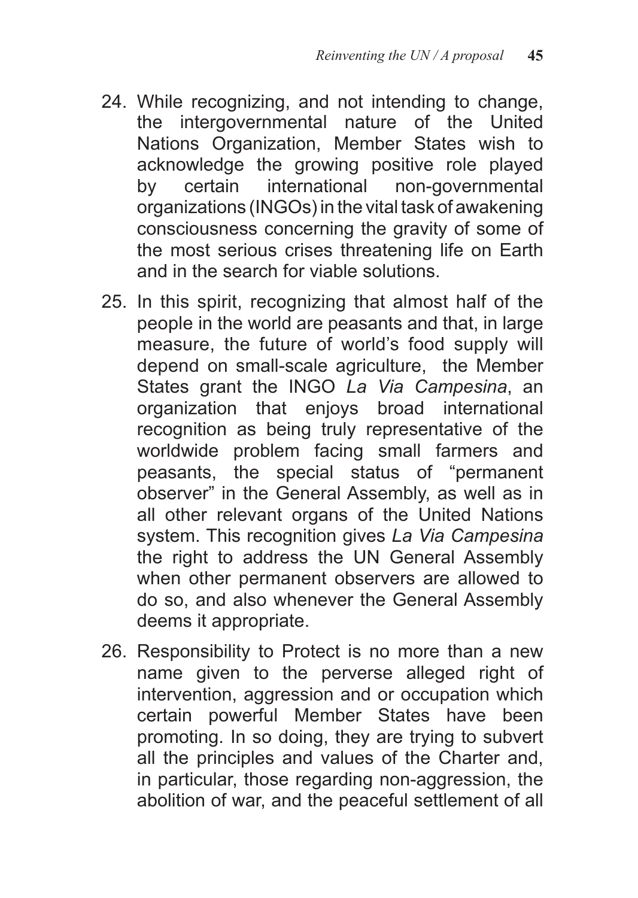24. While recognizing, and not intending to change, the intergovernmental nature of the United Nations Organization, Member States wish to acknowledge the growing positive role played by certain international non-governmental organizations (INGOs) in the vital task of awakening consciousness concerning the gravity of some of the most serious crises threatening life on Earth and in the search for viable solutions.

25. In this spirit, recognizing that almost half of the people in the world are peasants and that, in large measure, the future of world's food supply will depend on small-scale agriculture, the Member States grant the INGO *La Via Campesina*, an organization that enjoys broad international recognition as being truly representative of the worldwide problem facing small farmers and peasants, the special status of "permanent observer" in the General Assembly, as well as in all other relevant organs of the United Nations system. This recognition gives *La Via Campesina* the right to address the UN General Assembly when other permanent observers are allowed to do so, and also whenever the General Assembly deems it appropriate.

26. Responsibility to Protect is no more than a new name given to the perverse alleged right of intervention, aggression and or occupation which certain powerful Member States have been promoting. In so doing, they are trying to subvert all the principles and values of the Charter and, in particular, those regarding non-aggression, the abolition of war, and the peaceful settlement of all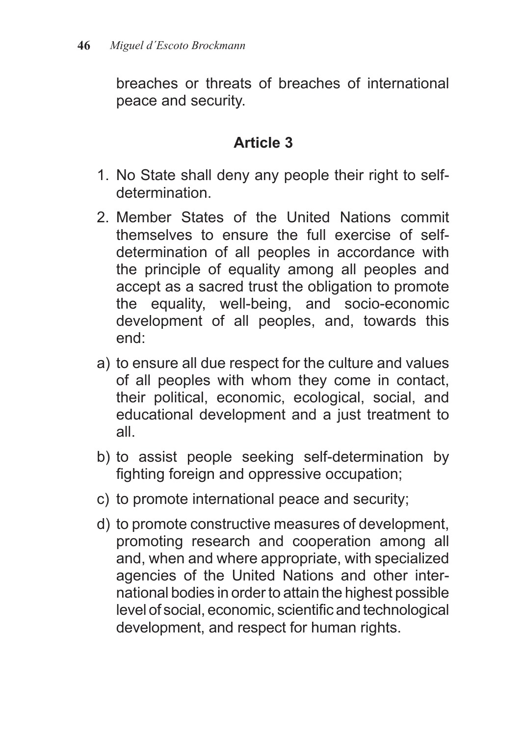breaches or threats of breaches of international peace and security.

## Article 3

1. No State shall deny any people their right to self-determination.
2. Member States of the United Nations commit themselves to ensure the full exercise of self-determination of all peoples in accordance with the principle of equality among all peoples and accept as a sacred trust the obligation to promote the equality, well-being, and socio-economic development of all peoples, and, towards this end:

a) to ensure all due respect for the culture and values of all peoples with whom they come in contact, their political, economic, ecological, social, and educational development and a just treatment to all.

b) to assist people seeking self-determination by fighting foreign and oppressive occupation;

c) to promote international peace and security;

d) to promote constructive measures of development, promoting research and cooperation among all and, when and where appropriate, with specialized agencies of the United Nations and other international bodies in order to attain the highest possible level of social, economic, scientific and technological development, and respect for human rights.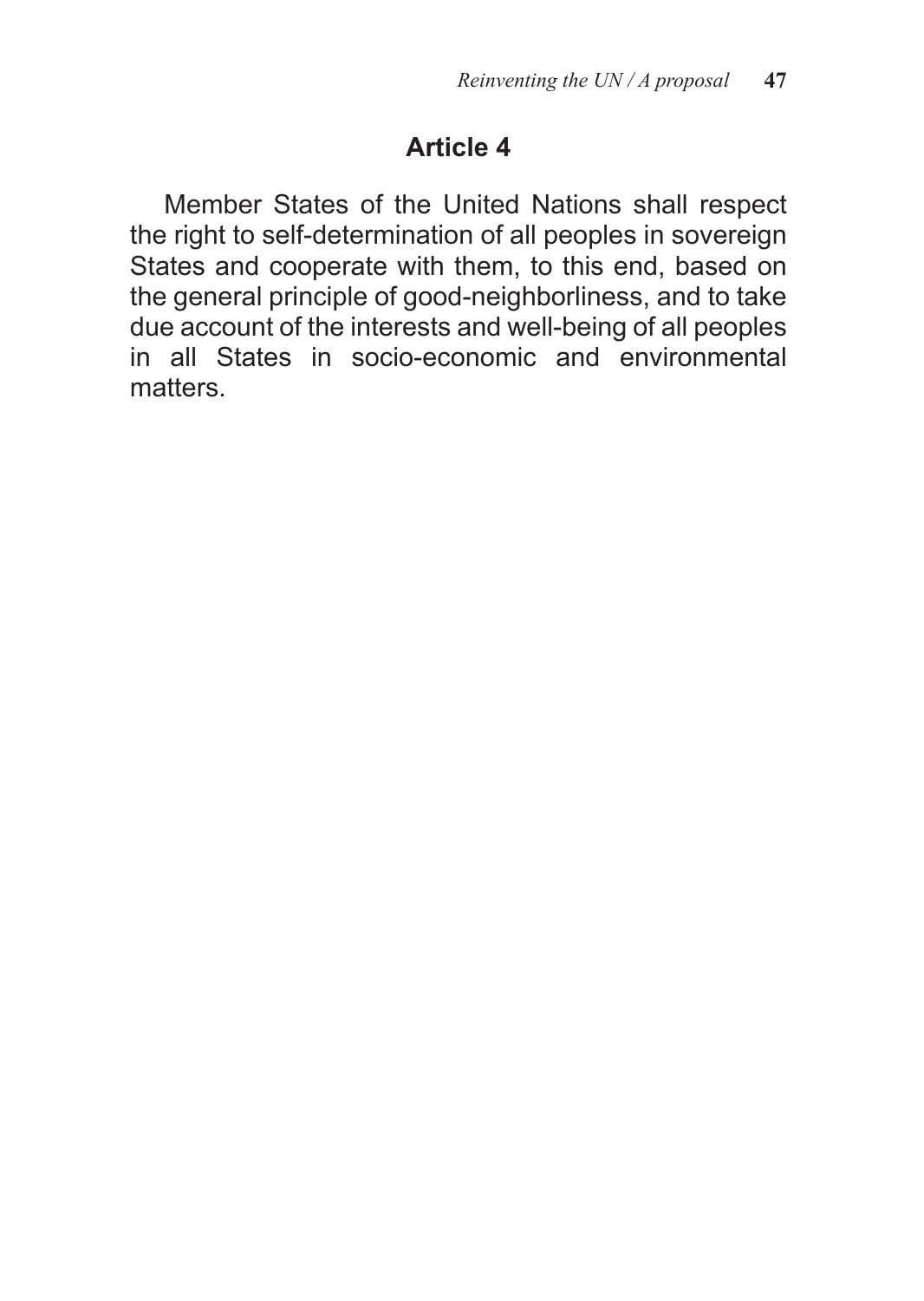## Article 4

Member States of the United Nations shall respect the right to self-determination of all peoples in sovereign States and cooperate with them, to this end, based on the general principle of good-neighborliness, and to take due account of the interests and well-being of all peoples in all States in socio-economic and environmental matters.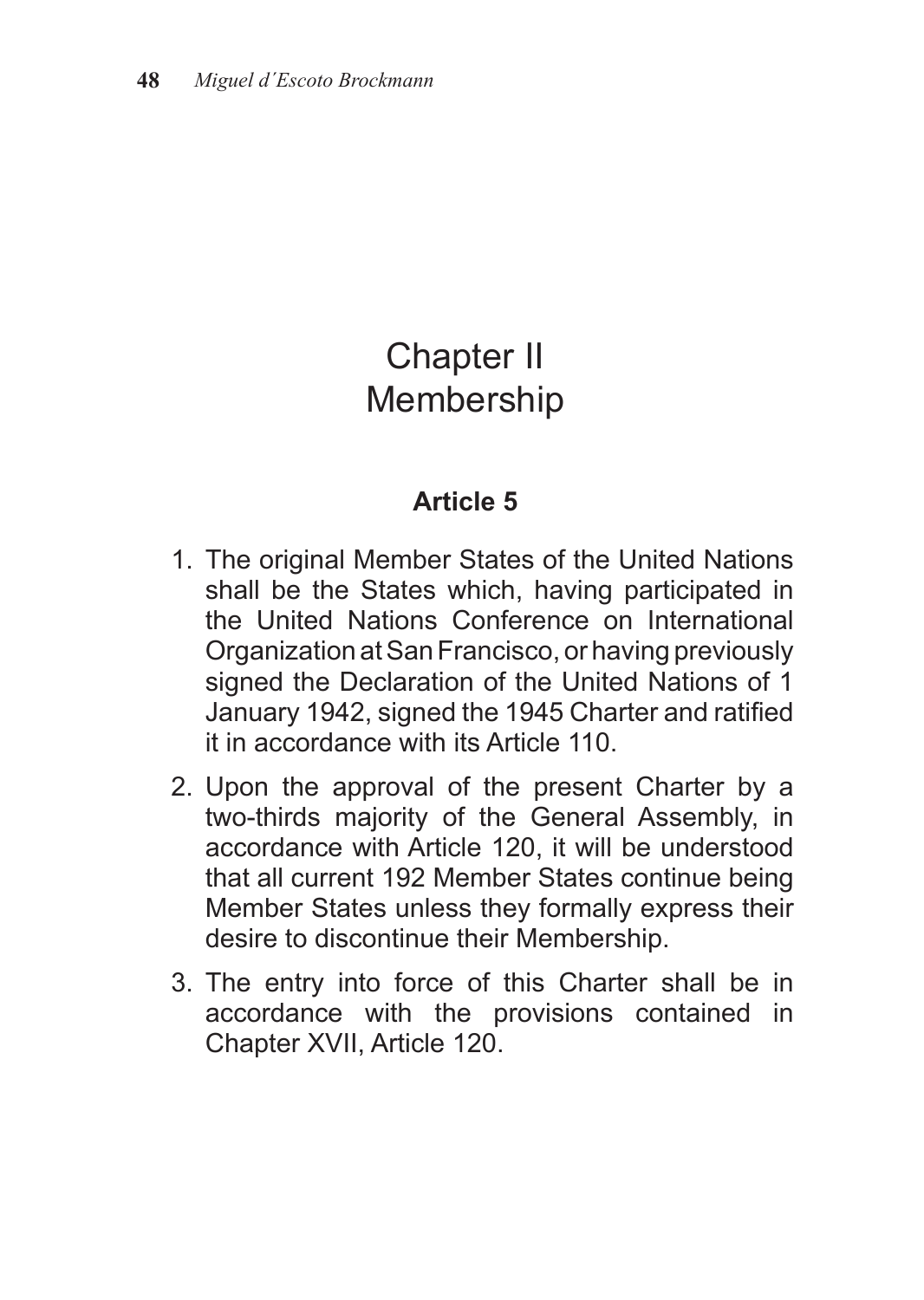# Chapter II
# Membership

### Article 5

1. The original Member States of the United Nations shall be the States which, having participated in the United Nations Conference on International Organization at San Francisco, or having previously signed the Declaration of the United Nations of 1 January 1942, signed the 1945 Charter and ratified it in accordance with its Article 110.
2. Upon the approval of the present Charter by a two-thirds majority of the General Assembly, in accordance with Article 120, it will be understood that all current 192 Member States continue being Member States unless they formally express their desire to discontinue their Membership.
3. The entry into force of this Charter shall be in accordance with the provisions contained in Chapter XVII, Article 120.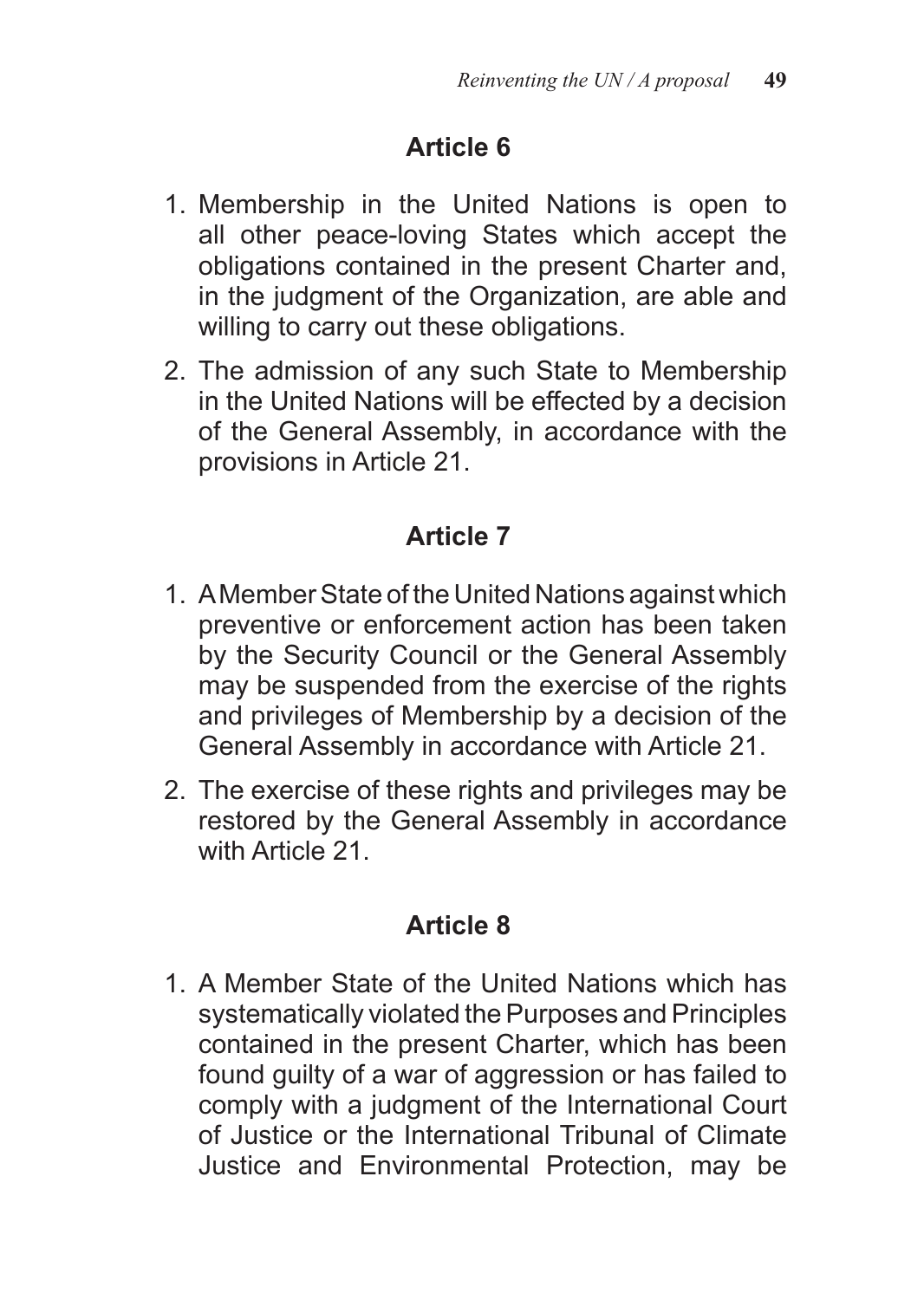## Article 6

1. Membership in the United Nations is open to all other peace-loving States which accept the obligations contained in the present Charter and, in the judgment of the Organization, are able and willing to carry out these obligations.
2. The admission of any such State to Membership in the United Nations will be effected by a decision of the General Assembly, in accordance with the provisions in Article 21.

## Article 7

1. A Member State of the United Nations against which preventive or enforcement action has been taken by the Security Council or the General Assembly may be suspended from the exercise of the rights and privileges of Membership by a decision of the General Assembly in accordance with Article 21.
2. The exercise of these rights and privileges may be restored by the General Assembly in accordance with Article 21.

## Article 8

1. A Member State of the United Nations which has systematically violated the Purposes and Principles contained in the present Charter, which has been found guilty of a war of aggression or has failed to comply with a judgment of the International Court of Justice or the International Tribunal of Climate Justice and Environmental Protection, may be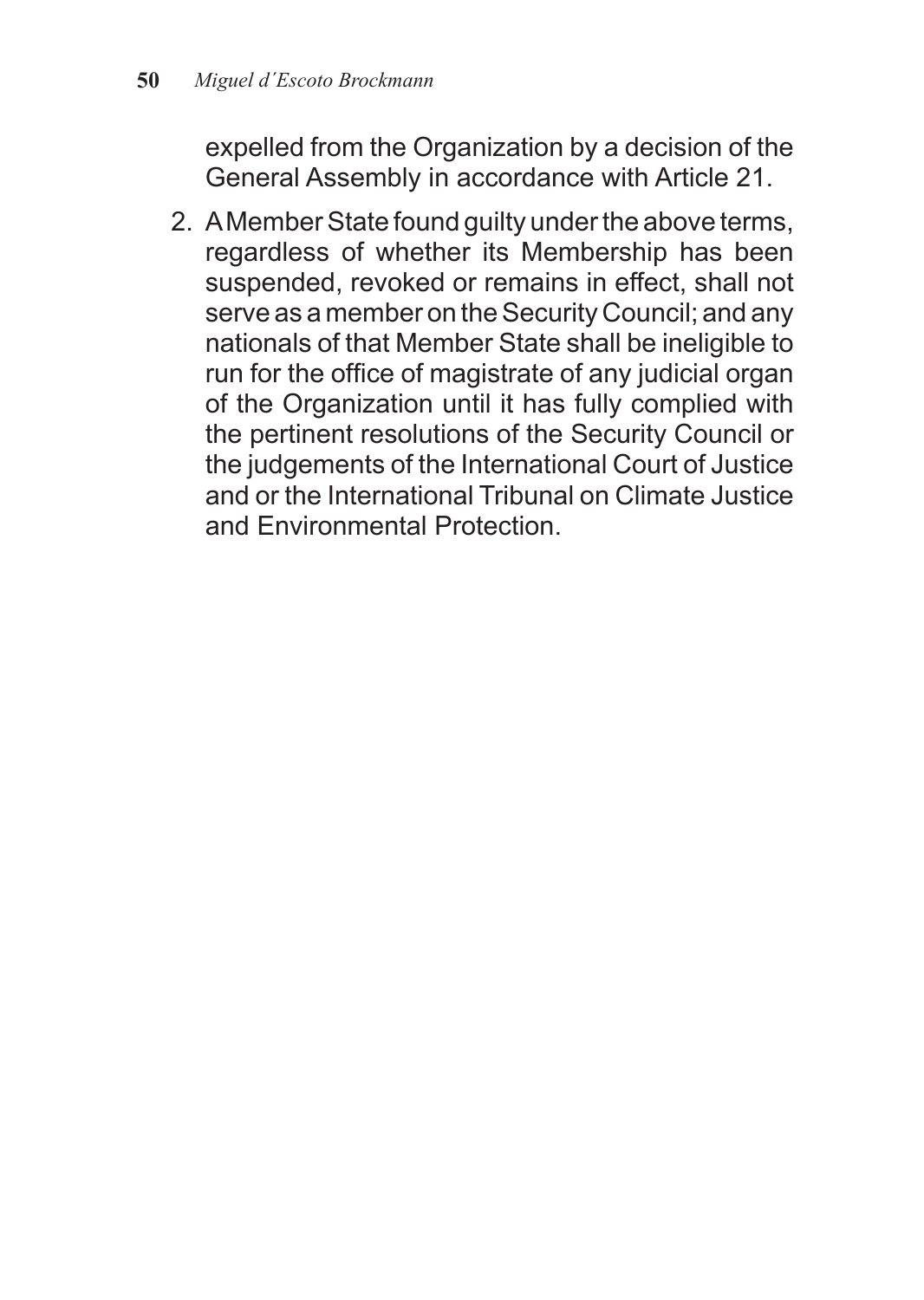expelled from the Organization by a decision of the General Assembly in accordance with Article 21.

2. A Member State found guilty under the above terms, regardless of whether its Membership has been suspended, revoked or remains in effect, shall not serve as a member on the Security Council; and any nationals of that Member State shall be ineligible to run for the office of magistrate of any judicial organ of the Organization until it has fully complied with the pertinent resolutions of the Security Council or the judgements of the International Court of Justice and or the International Tribunal on Climate Justice and Environmental Protection.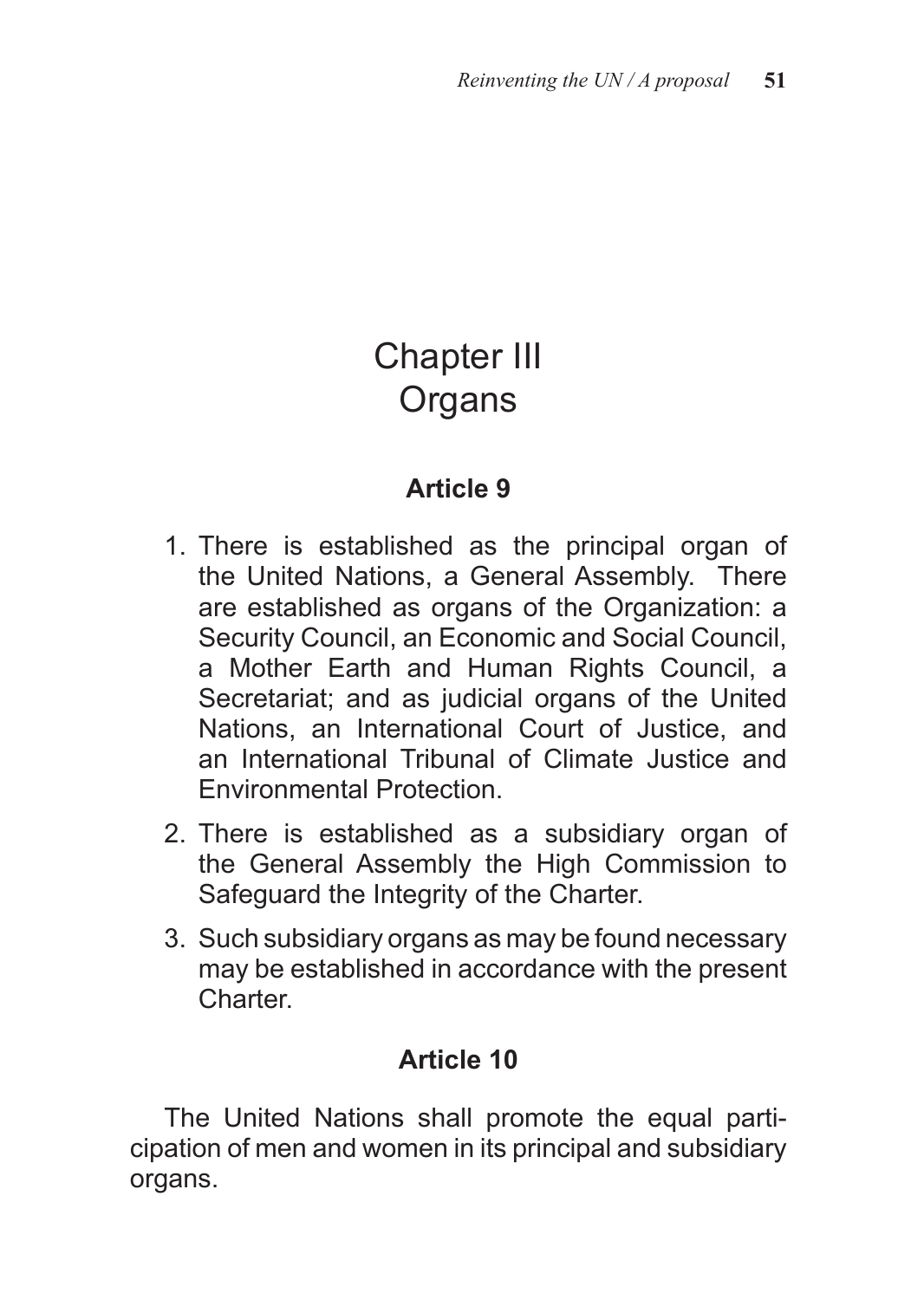# Chapter III
# Organs

## Article 9

1. There is established as the principal organ of the United Nations, a General Assembly. There are established as organs of the Organization: a Security Council, an Economic and Social Council, a Mother Earth and Human Rights Council, a Secretariat; and as judicial organs of the United Nations, an International Court of Justice, and an International Tribunal of Climate Justice and Environmental Protection.
2. There is established as a subsidiary organ of the General Assembly the High Commission to Safeguard the Integrity of the Charter.
3. Such subsidiary organs as may be found necessary may be established in accordance with the present Charter.

## Article 10

The United Nations shall promote the equal participation of men and women in its principal and subsidiary organs.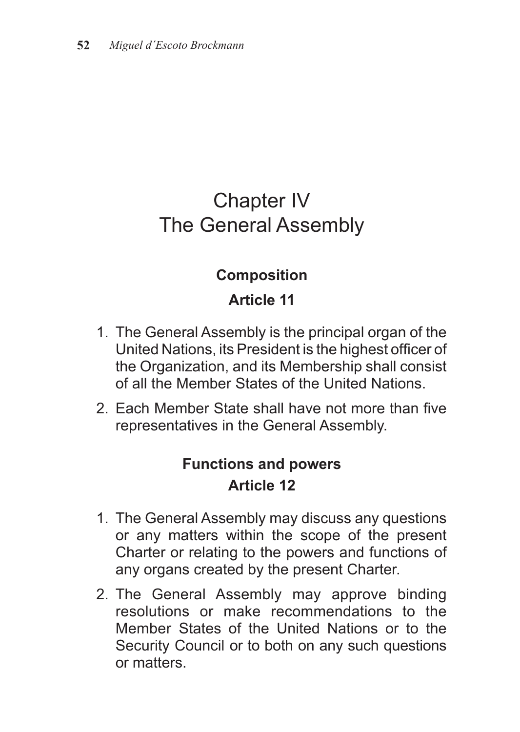# Chapter IV
# The General Assembly

### Composition

### Article 11

1. The General Assembly is the principal organ of the United Nations, its President is the highest officer of the Organization, and its Membership shall consist of all the Member States of the United Nations.
2. Each Member State shall have not more than five representatives in the General Assembly.

### Functions and powers

### Article 12

1. The General Assembly may discuss any questions or any matters within the scope of the present Charter or relating to the powers and functions of any organs created by the present Charter.
2. The General Assembly may approve binding resolutions or make recommendations to the Member States of the United Nations or to the Security Council or to both on any such questions or matters.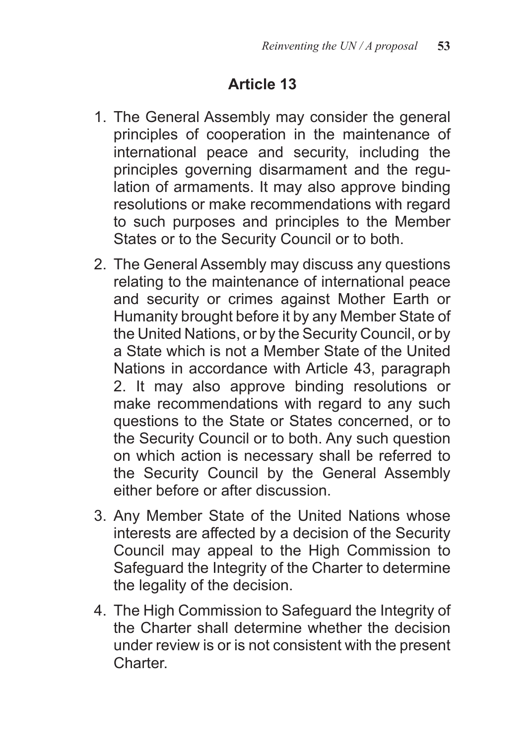## Article 13

1. The General Assembly may consider the general principles of cooperation in the maintenance of international peace and security, including the principles governing disarmament and the regulation of armaments. It may also approve binding resolutions or make recommendations with regard to such purposes and principles to the Member States or to the Security Council or to both.
2. The General Assembly may discuss any questions relating to the maintenance of international peace and security or crimes against Mother Earth or Humanity brought before it by any Member State of the United Nations, or by the Security Council, or by a State which is not a Member State of the United Nations in accordance with Article 43, paragraph 2. It may also approve binding resolutions or make recommendations with regard to any such questions to the State or States concerned, or to the Security Council or to both. Any such question on which action is necessary shall be referred to the Security Council by the General Assembly either before or after discussion.
3. Any Member State of the United Nations whose interests are affected by a decision of the Security Council may appeal to the High Commission to Safeguard the Integrity of the Charter to determine the legality of the decision.
4. The High Commission to Safeguard the Integrity of the Charter shall determine whether the decision under review is or is not consistent with the present Charter.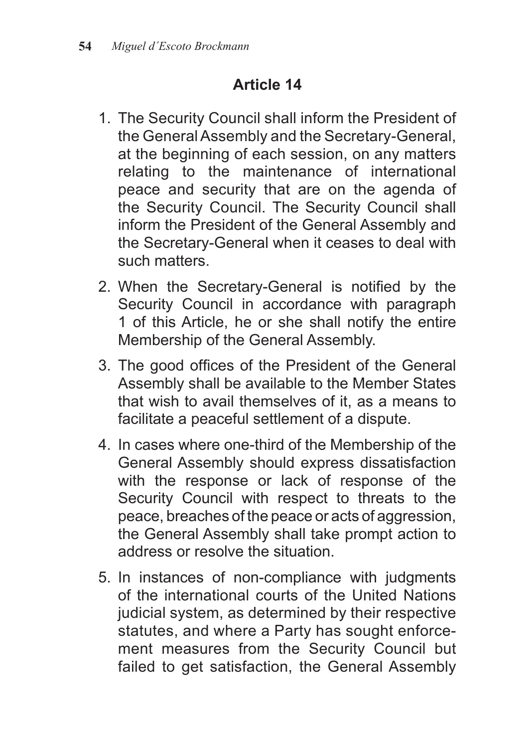## Article 14

1. The Security Council shall inform the President of the General Assembly and the Secretary-General, at the beginning of each session, on any matters relating to the maintenance of international peace and security that are on the agenda of the Security Council. The Security Council shall inform the President of the General Assembly and the Secretary-General when it ceases to deal with such matters.

2. When the Secretary-General is notified by the Security Council in accordance with paragraph 1 of this Article, he or she shall notify the entire Membership of the General Assembly.

3. The good offices of the President of the General Assembly shall be available to the Member States that wish to avail themselves of it, as a means to facilitate a peaceful settlement of a dispute.

4. In cases where one-third of the Membership of the General Assembly should express dissatisfaction with the response or lack of response of the Security Council with respect to threats to the peace, breaches of the peace or acts of aggression, the General Assembly shall take prompt action to address or resolve the situation.

5. In instances of non-compliance with judgments of the international courts of the United Nations judicial system, as determined by their respective statutes, and where a Party has sought enforcement measures from the Security Council but failed to get satisfaction, the General Assembly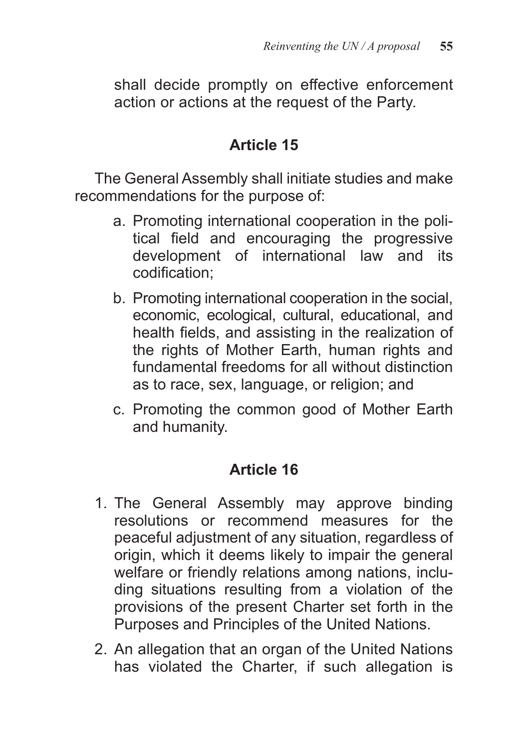shall decide promptly on effective enforcement action or actions at the request of the Party.

### Article 15

The General Assembly shall initiate studies and make recommendations for the purpose of:

a. Promoting international cooperation in the political field and encouraging the progressive development of international law and its codification;

b. Promoting international cooperation in the social, economic, ecological, cultural, educational, and health fields, and assisting in the realization of the rights of Mother Earth, human rights and fundamental freedoms for all without distinction as to race, sex, language, or religion; and

c. Promoting the common good of Mother Earth and humanity.

### Article 16

1. The General Assembly may approve binding resolutions or recommend measures for the peaceful adjustment of any situation, regardless of origin, which it deems likely to impair the general welfare or friendly relations among nations, including situations resulting from a violation of the provisions of the present Charter set forth in the Purposes and Principles of the United Nations.

2. An allegation that an organ of the United Nations has violated the Charter, if such allegation is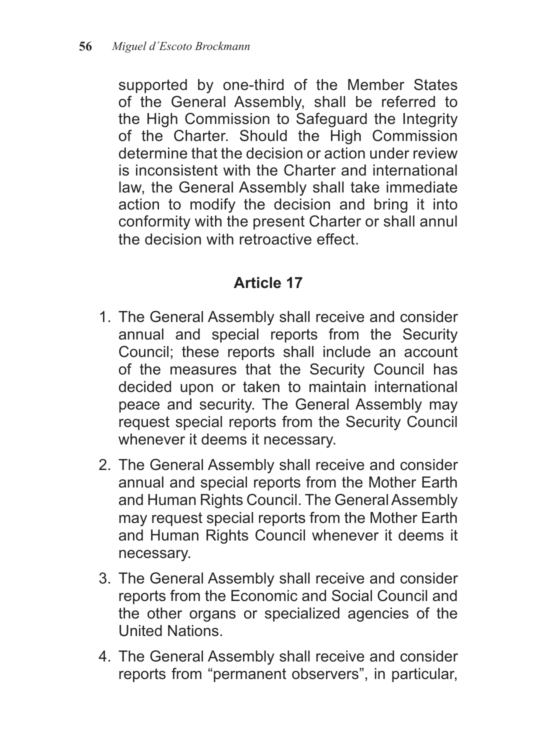supported by one-third of the Member States of the General Assembly, shall be referred to the High Commission to Safeguard the Integrity of the Charter. Should the High Commission determine that the decision or action under review is inconsistent with the Charter and international law, the General Assembly shall take immediate action to modify the decision and bring it into conformity with the present Charter or shall annul the decision with retroactive effect.

## Article 17

1. The General Assembly shall receive and consider annual and special reports from the Security Council; these reports shall include an account of the measures that the Security Council has decided upon or taken to maintain international peace and security. The General Assembly may request special reports from the Security Council whenever it deems it necessary.
2. The General Assembly shall receive and consider annual and special reports from the Mother Earth and Human Rights Council. The General Assembly may request special reports from the Mother Earth and Human Rights Council whenever it deems it necessary.
3. The General Assembly shall receive and consider reports from the Economic and Social Council and the other organs or specialized agencies of the United Nations.
4. The General Assembly shall receive and consider reports from "permanent observers", in particular,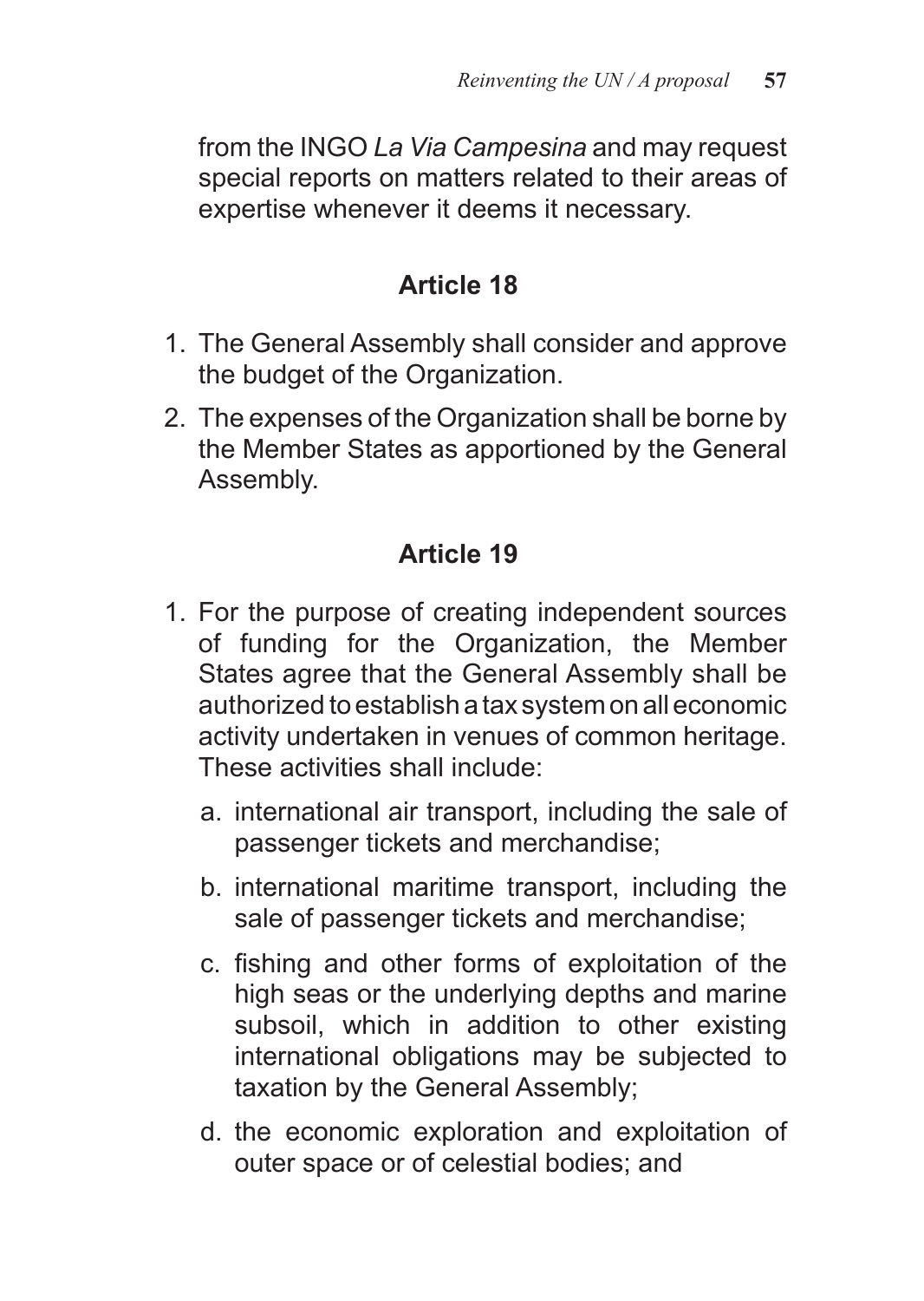from the INGO *La Via Campesina* and may request special reports on matters related to their areas of expertise whenever it deems it necessary.

### Article 18

1. The General Assembly shall consider and approve the budget of the Organization.
2. The expenses of the Organization shall be borne by the Member States as apportioned by the General Assembly.

### Article 19

1. For the purpose of creating independent sources of funding for the Organization, the Member States agree that the General Assembly shall be authorized to establish a tax system on all economic activity undertaken in venues of common heritage. These activities shall include:
   a. international air transport, including the sale of passenger tickets and merchandise;
   b. international maritime transport, including the sale of passenger tickets and merchandise;
   c. fishing and other forms of exploitation of the high seas or the underlying depths and marine subsoil, which in addition to other existing international obligations may be subjected to taxation by the General Assembly;
   d. the economic exploration and exploitation of outer space or of celestial bodies; and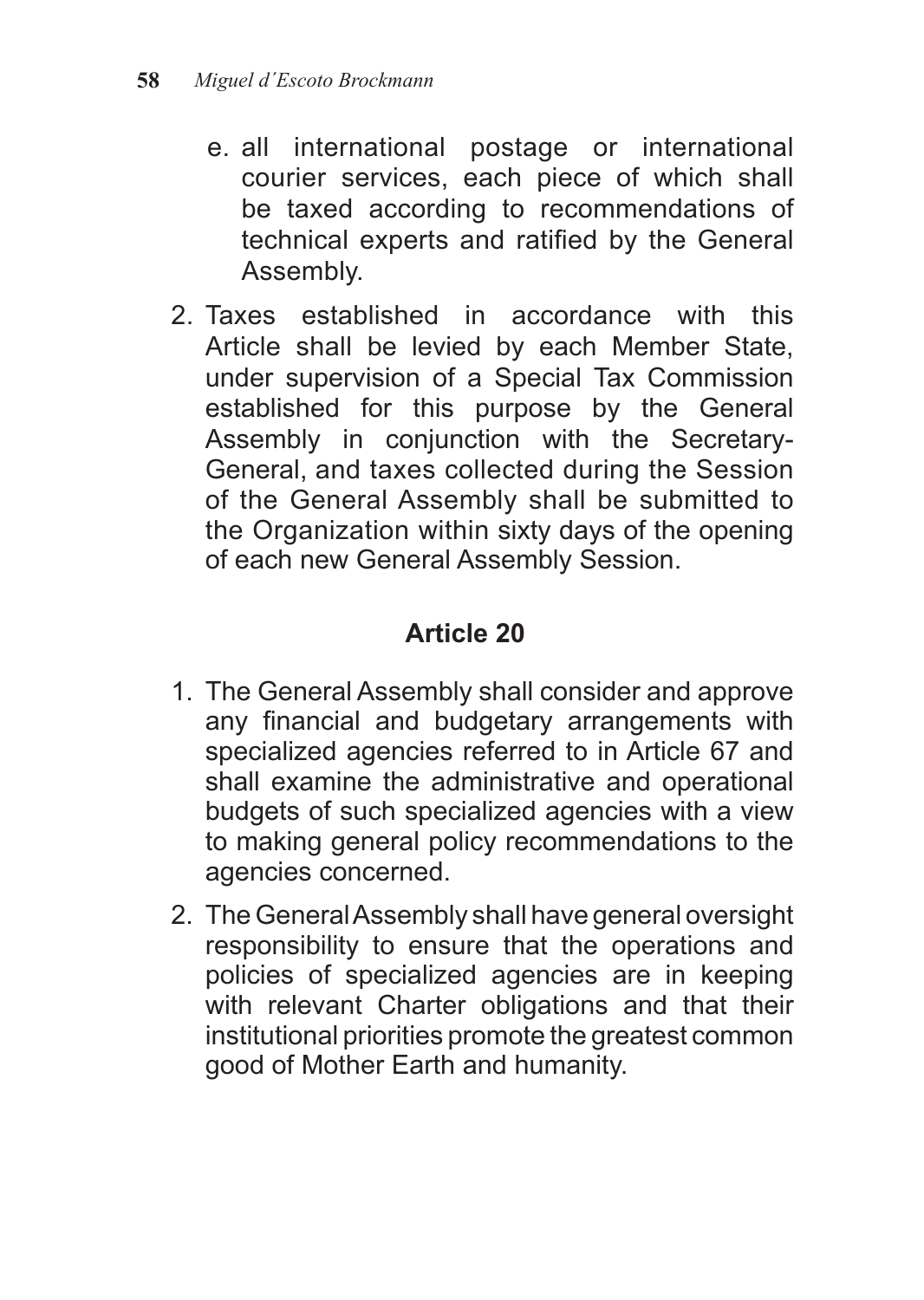e. all international postage or international courier services, each piece of which shall be taxed according to recommendations of technical experts and ratified by the General Assembly.

2. Taxes established in accordance with this Article shall be levied by each Member State, under supervision of a Special Tax Commission established for this purpose by the General Assembly in conjunction with the Secretary-General, and taxes collected during the Session of the General Assembly shall be submitted to the Organization within sixty days of the opening of each new General Assembly Session.

### Article 20

1. The General Assembly shall consider and approve any financial and budgetary arrangements with specialized agencies referred to in Article 67 and shall examine the administrative and operational budgets of such specialized agencies with a view to making general policy recommendations to the agencies concerned.
2. The General Assembly shall have general oversight responsibility to ensure that the operations and policies of specialized agencies are in keeping with relevant Charter obligations and that their institutional priorities promote the greatest common good of Mother Earth and humanity.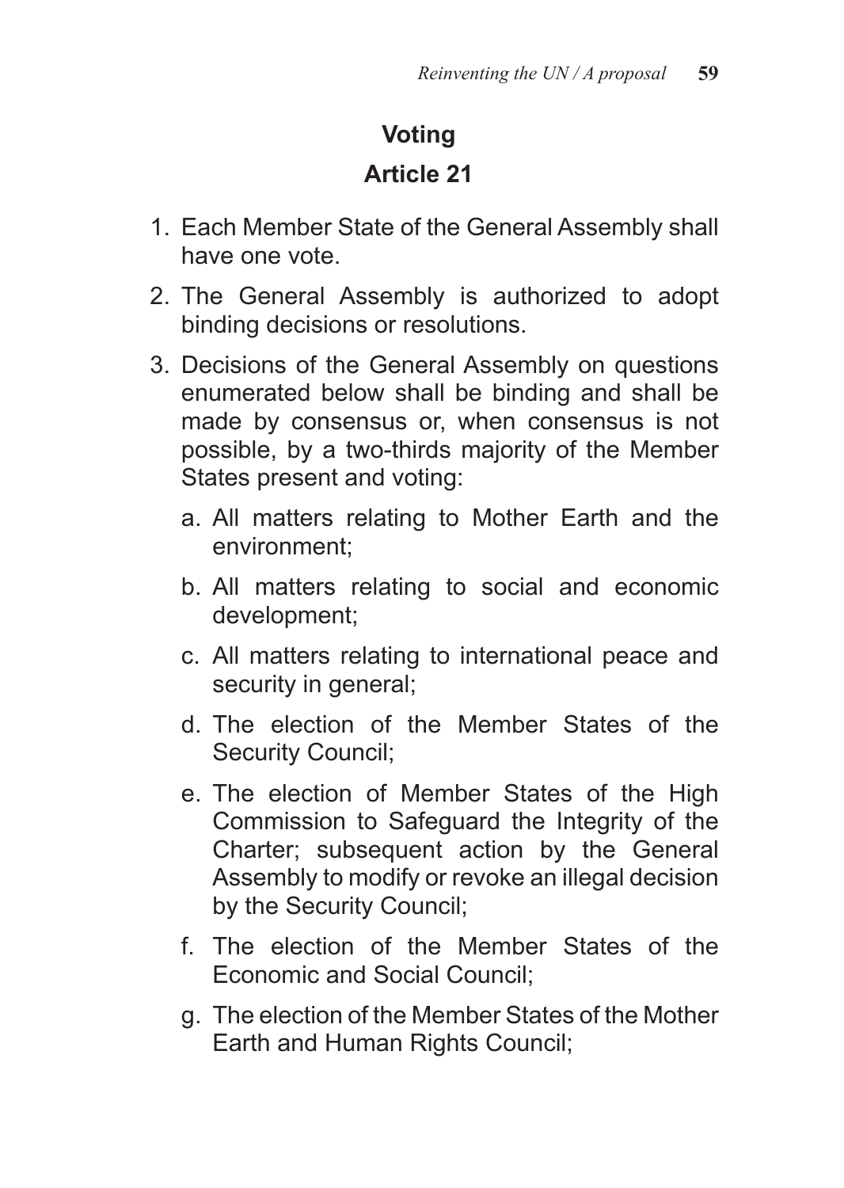## Voting

## Article 21

1. Each Member State of the General Assembly shall have one vote.
2. The General Assembly is authorized to adopt binding decisions or resolutions.
3. Decisions of the General Assembly on questions enumerated below shall be binding and shall be made by consensus or, when consensus is not possible, by a two-thirds majority of the Member States present and voting:
   a. All matters relating to Mother Earth and the environment;
   b. All matters relating to social and economic development;
   c. All matters relating to international peace and security in general;
   d. The election of the Member States of the Security Council;
   e. The election of Member States of the High Commission to Safeguard the Integrity of the Charter; subsequent action by the General Assembly to modify or revoke an illegal decision by the Security Council;
   f. The election of the Member States of the Economic and Social Council;
   g. The election of the Member States of the Mother Earth and Human Rights Council;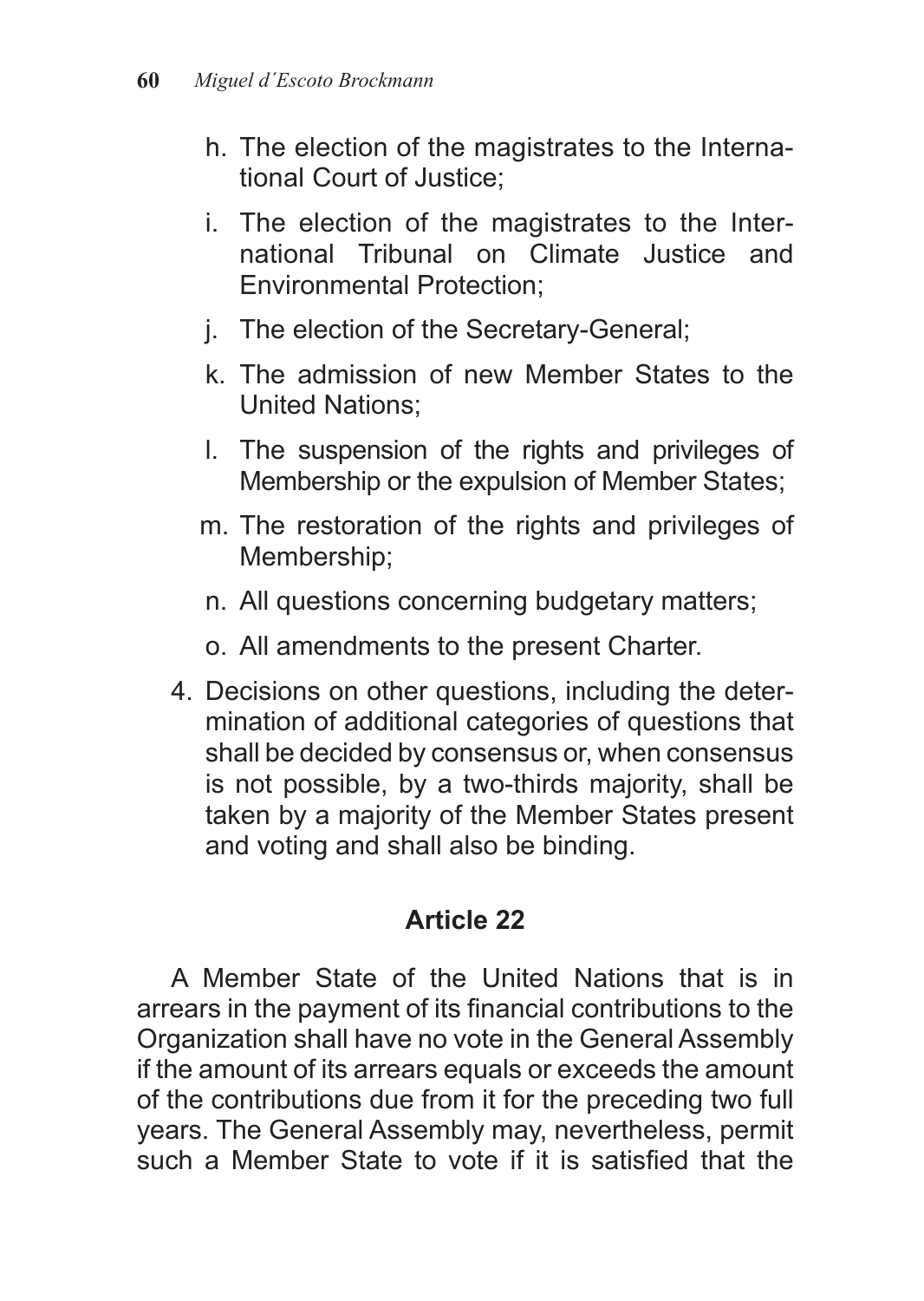h. The election of the magistrates to the International Court of Justice;

i. The election of the magistrates to the International Tribunal on Climate Justice and Environmental Protection;

j. The election of the Secretary-General;

k. The admission of new Member States to the United Nations;

l. The suspension of the rights and privileges of Membership or the expulsion of Member States;

m. The restoration of the rights and privileges of Membership;

n. All questions concerning budgetary matters;

o. All amendments to the present Charter.

4. Decisions on other questions, including the determination of additional categories of questions that shall be decided by consensus or, when consensus is not possible, by a two-thirds majority, shall be taken by a majority of the Member States present and voting and shall also be binding.

### Article 22

A Member State of the United Nations that is in arrears in the payment of its financial contributions to the Organization shall have no vote in the General Assembly if the amount of its arrears equals or exceeds the amount of the contributions due from it for the preceding two full years. The General Assembly may, nevertheless, permit such a Member State to vote if it is satisfied that the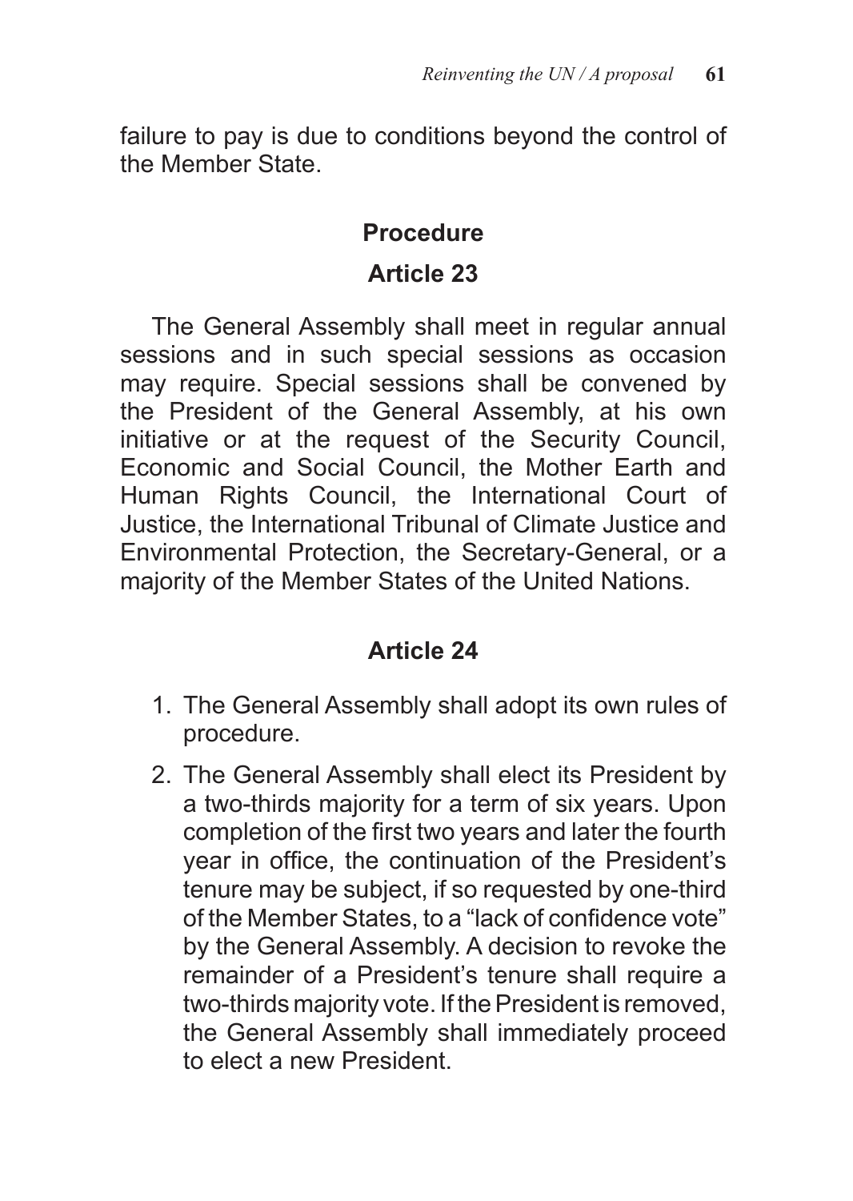failure to pay is due to conditions beyond the control of the Member State.

### Procedure

### Article 23

The General Assembly shall meet in regular annual sessions and in such special sessions as occasion may require. Special sessions shall be convened by the President of the General Assembly, at his own initiative or at the request of the Security Council, Economic and Social Council, the Mother Earth and Human Rights Council, the International Court of Justice, the International Tribunal of Climate Justice and Environmental Protection, the Secretary-General, or a majority of the Member States of the United Nations.

### Article 24

1. The General Assembly shall adopt its own rules of procedure.
2. The General Assembly shall elect its President by a two-thirds majority for a term of six years. Upon completion of the first two years and later the fourth year in office, the continuation of the President's tenure may be subject, if so requested by one-third of the Member States, to a "lack of confidence vote" by the General Assembly. A decision to revoke the remainder of a President's tenure shall require a two-thirds majority vote. If the President is removed, the General Assembly shall immediately proceed to elect a new President.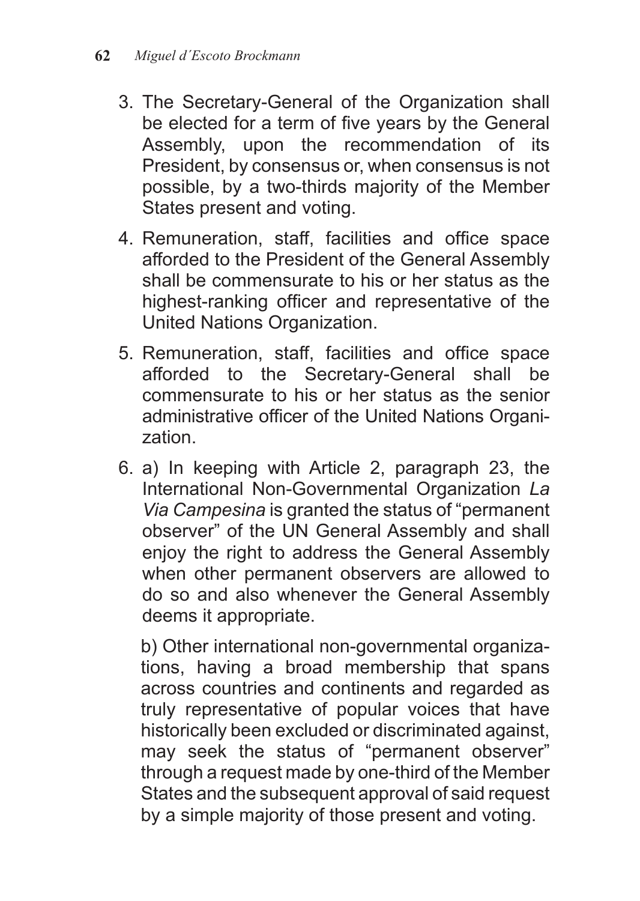3. The Secretary-General of the Organization shall be elected for a term of five years by the General Assembly, upon the recommendation of its President, by consensus or, when consensus is not possible, by a two-thirds majority of the Member States present and voting.

4. Remuneration, staff, facilities and office space afforded to the President of the General Assembly shall be commensurate to his or her status as the highest-ranking officer and representative of the United Nations Organization.

5. Remuneration, staff, facilities and office space afforded to the Secretary-General shall be commensurate to his or her status as the senior administrative officer of the United Nations Organization.

6. a) In keeping with Article 2, paragraph 23, the International Non-Governmental Organization *La Via Campesina* is granted the status of "permanent observer" of the UN General Assembly and shall enjoy the right to address the General Assembly when other permanent observers are allowed to do so and also whenever the General Assembly deems it appropriate.

   b) Other international non-governmental organizations, having a broad membership that spans across countries and continents and regarded as truly representative of popular voices that have historically been excluded or discriminated against, may seek the status of "permanent observer" through a request made by one-third of the Member States and the subsequent approval of said request by a simple majority of those present and voting.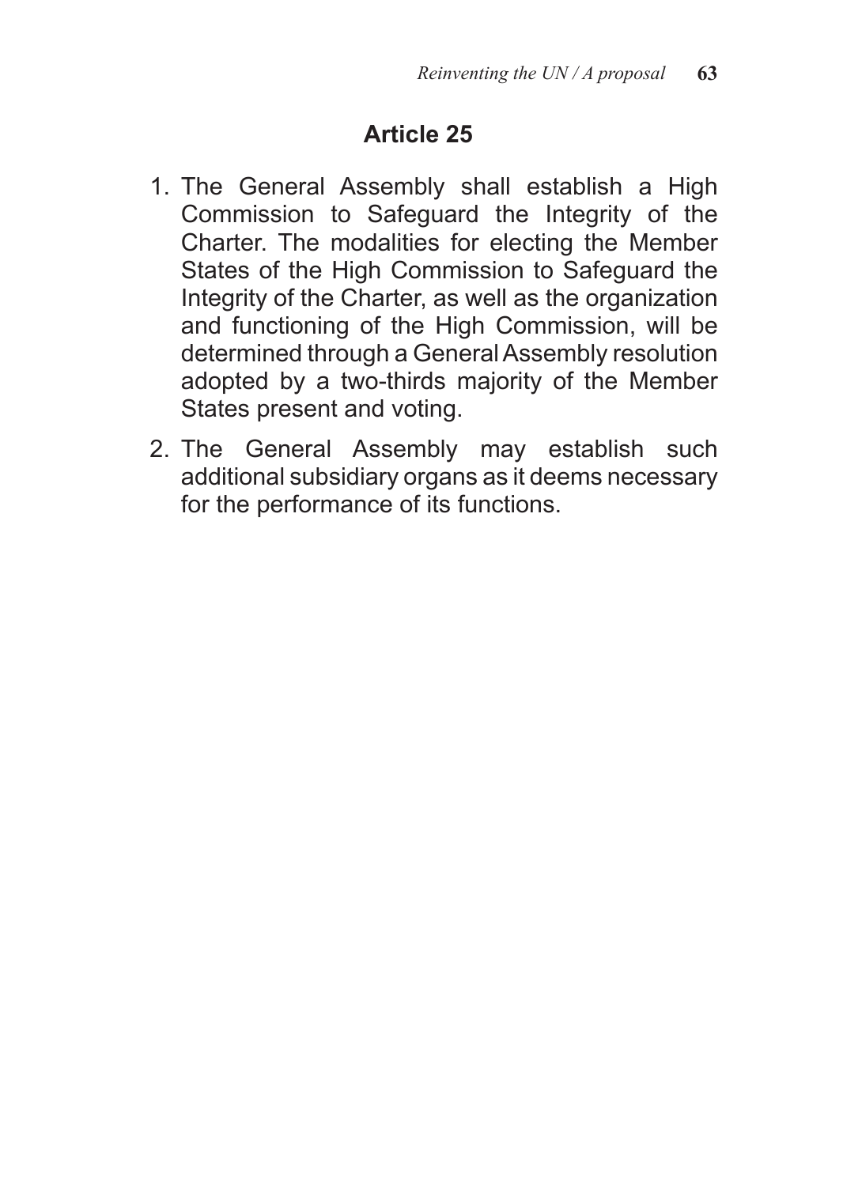## Article 25

1. The General Assembly shall establish a High Commission to Safeguard the Integrity of the Charter. The modalities for electing the Member States of the High Commission to Safeguard the Integrity of the Charter, as well as the organization and functioning of the High Commission, will be determined through a General Assembly resolution adopted by a two-thirds majority of the Member States present and voting.
2. The General Assembly may establish such additional subsidiary organs as it deems necessary for the performance of its functions.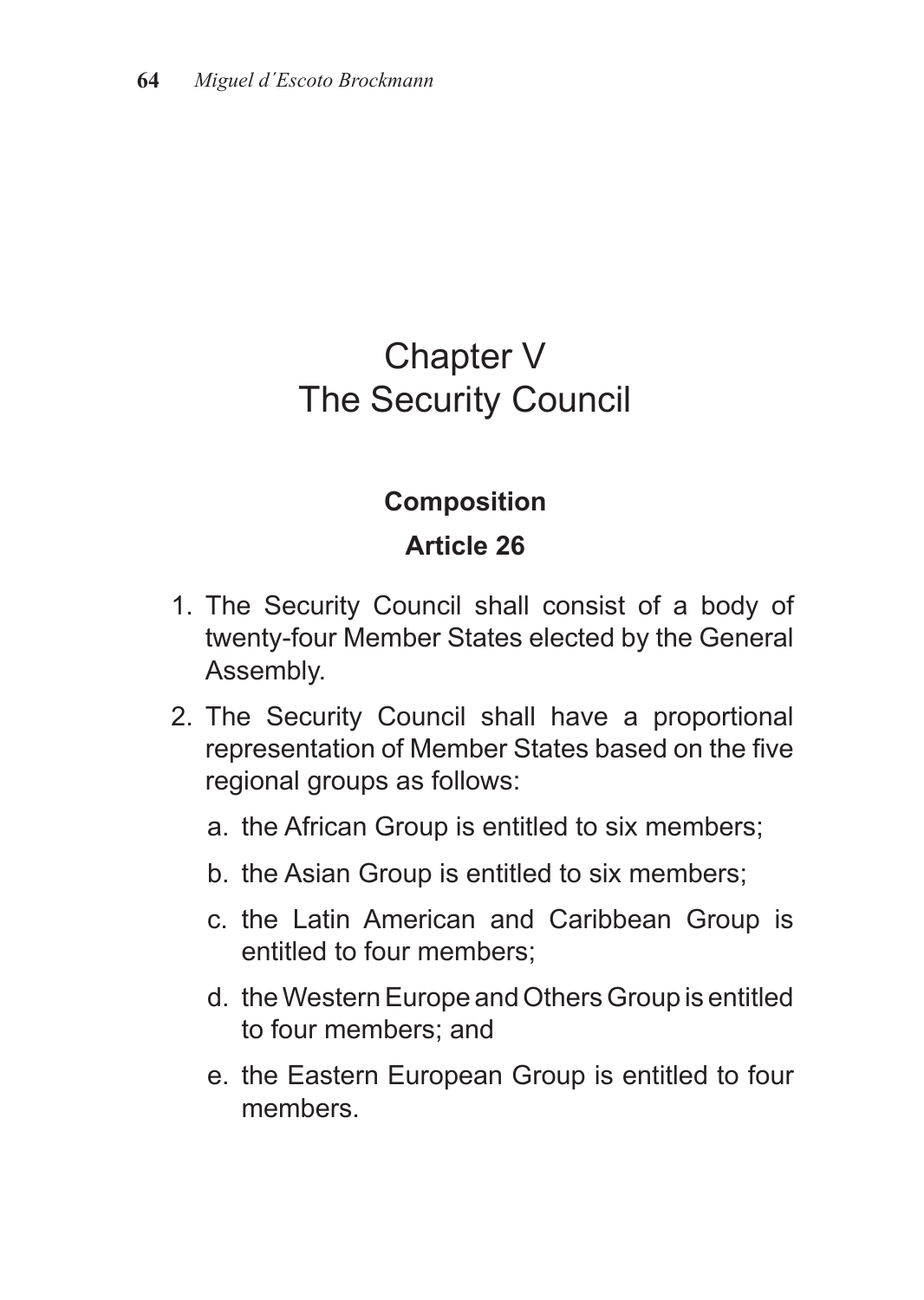# Chapter V
# The Security Council

### Composition

### Article 26

1. The Security Council shall consist of a body of twenty-four Member States elected by the General Assembly.
2. The Security Council shall have a proportional representation of Member States based on the five regional groups as follows:
   a. the African Group is entitled to six members;
   b. the Asian Group is entitled to six members;
   c. the Latin American and Caribbean Group is entitled to four members;
   d. the Western Europe and Others Group is entitled to four members; and
   e. the Eastern European Group is entitled to four members.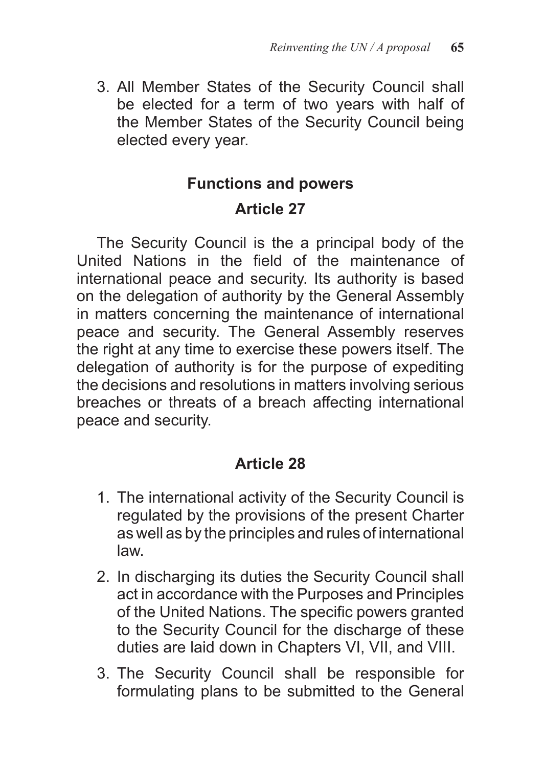3. All Member States of the Security Council shall be elected for a term of two years with half of the Member States of the Security Council being elected every year.

## Functions and powers

### Article 27

The Security Council is the a principal body of the United Nations in the field of the maintenance of international peace and security. Its authority is based on the delegation of authority by the General Assembly in matters concerning the maintenance of international peace and security. The General Assembly reserves the right at any time to exercise these powers itself. The delegation of authority is for the purpose of expediting the decisions and resolutions in matters involving serious breaches or threats of a breach affecting international peace and security.

### Article 28

1. The international activity of the Security Council is regulated by the provisions of the present Charter as well as by the principles and rules of international law.
2. In discharging its duties the Security Council shall act in accordance with the Purposes and Principles of the United Nations. The specific powers granted to the Security Council for the discharge of these duties are laid down in Chapters VI, VII, and VIII.
3. The Security Council shall be responsible for formulating plans to be submitted to the General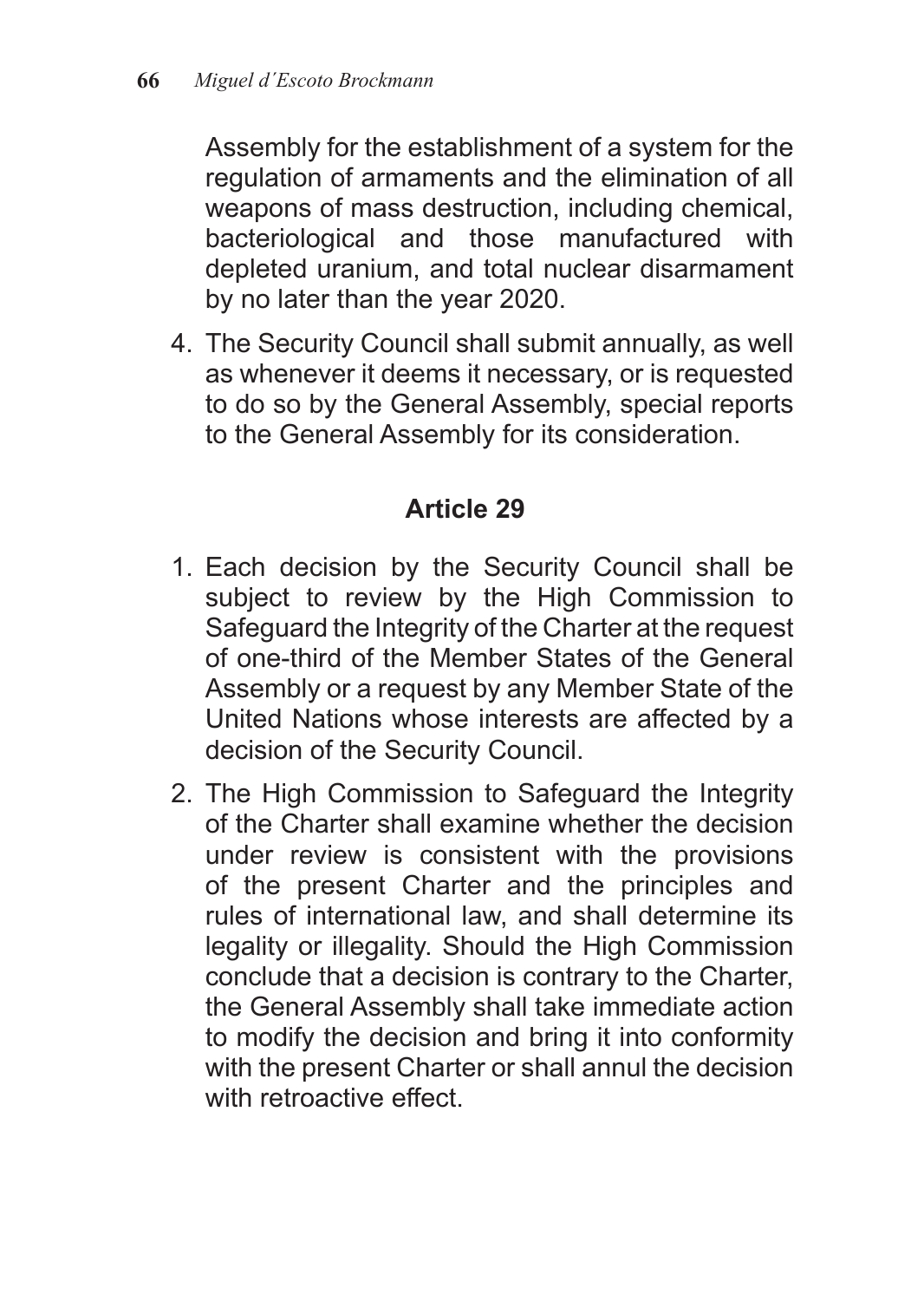Assembly for the establishment of a system for the regulation of armaments and the elimination of all weapons of mass destruction, including chemical, bacteriological and those manufactured with depleted uranium, and total nuclear disarmament by no later than the year 2020.

4. The Security Council shall submit annually, as well as whenever it deems it necessary, or is requested to do so by the General Assembly, special reports to the General Assembly for its consideration.

## Article 29

1. Each decision by the Security Council shall be subject to review by the High Commission to Safeguard the Integrity of the Charter at the request of one-third of the Member States of the General Assembly or a request by any Member State of the United Nations whose interests are affected by a decision of the Security Council.
2. The High Commission to Safeguard the Integrity of the Charter shall examine whether the decision under review is consistent with the provisions of the present Charter and the principles and rules of international law, and shall determine its legality or illegality. Should the High Commission conclude that a decision is contrary to the Charter, the General Assembly shall take immediate action to modify the decision and bring it into conformity with the present Charter or shall annul the decision with retroactive effect.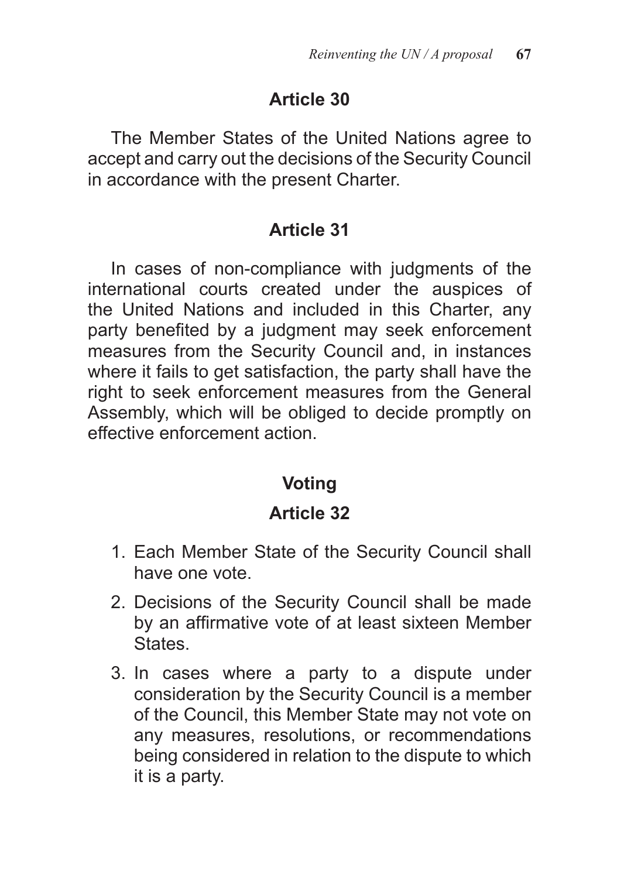### Article 30

The Member States of the United Nations agree to accept and carry out the decisions of the Security Council in accordance with the present Charter.

### Article 31

In cases of non-compliance with judgments of the international courts created under the auspices of the United Nations and included in this Charter, any party benefited by a judgment may seek enforcement measures from the Security Council and, in instances where it fails to get satisfaction, the party shall have the right to seek enforcement measures from the General Assembly, which will be obliged to decide promptly on effective enforcement action.

## Voting

### Article 32

1. Each Member State of the Security Council shall have one vote.
2. Decisions of the Security Council shall be made by an affirmative vote of at least sixteen Member States.
3. In cases where a party to a dispute under consideration by the Security Council is a member of the Council, this Member State may not vote on any measures, resolutions, or recommendations being considered in relation to the dispute to which it is a party.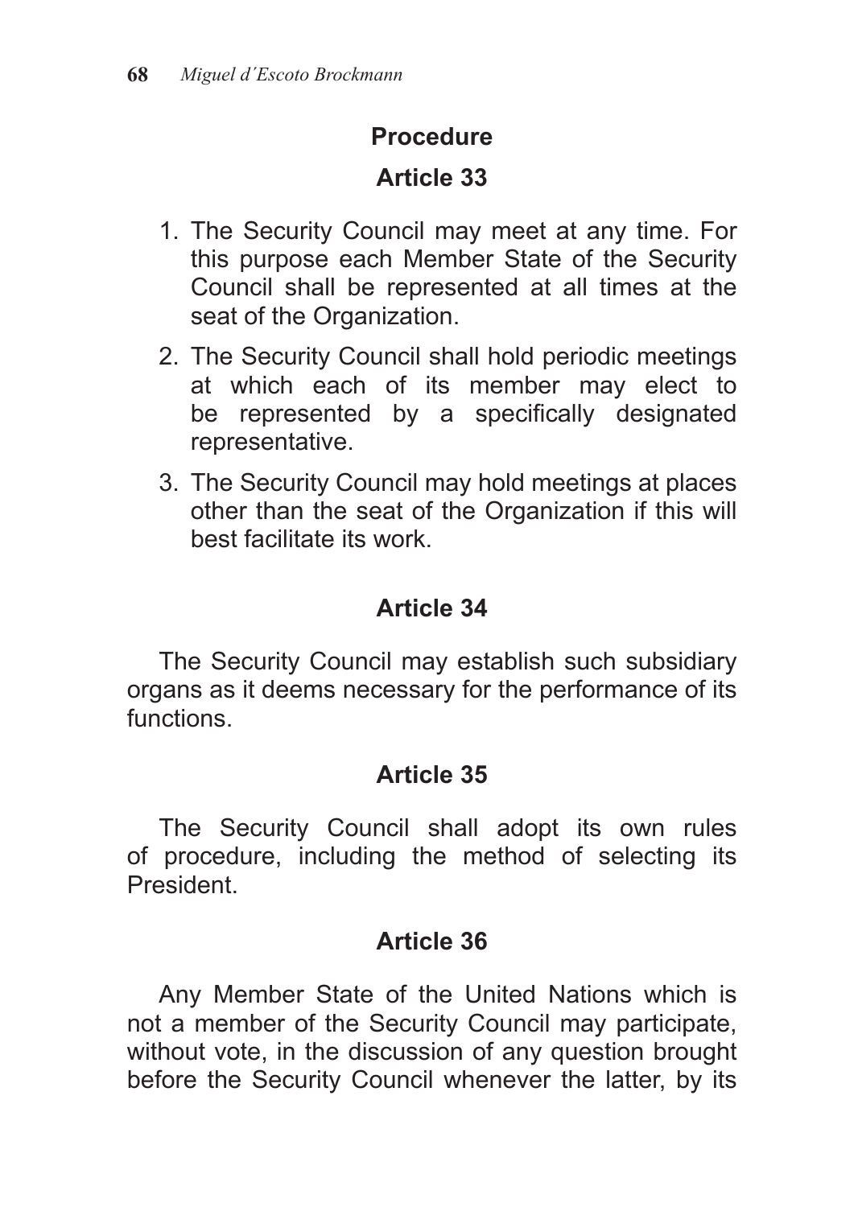## Procedure

### Article 33

1. The Security Council may meet at any time. For this purpose each Member State of the Security Council shall be represented at all times at the seat of the Organization.
2. The Security Council shall hold periodic meetings at which each of its member may elect to be represented by a specifically designated representative.
3. The Security Council may hold meetings at places other than the seat of the Organization if this will best facilitate its work.

### Article 34

The Security Council may establish such subsidiary organs as it deems necessary for the performance of its functions.

### Article 35

The Security Council shall adopt its own rules of procedure, including the method of selecting its President.

### Article 36

Any Member State of the United Nations which is not a member of the Security Council may participate, without vote, in the discussion of any question brought before the Security Council whenever the latter, by its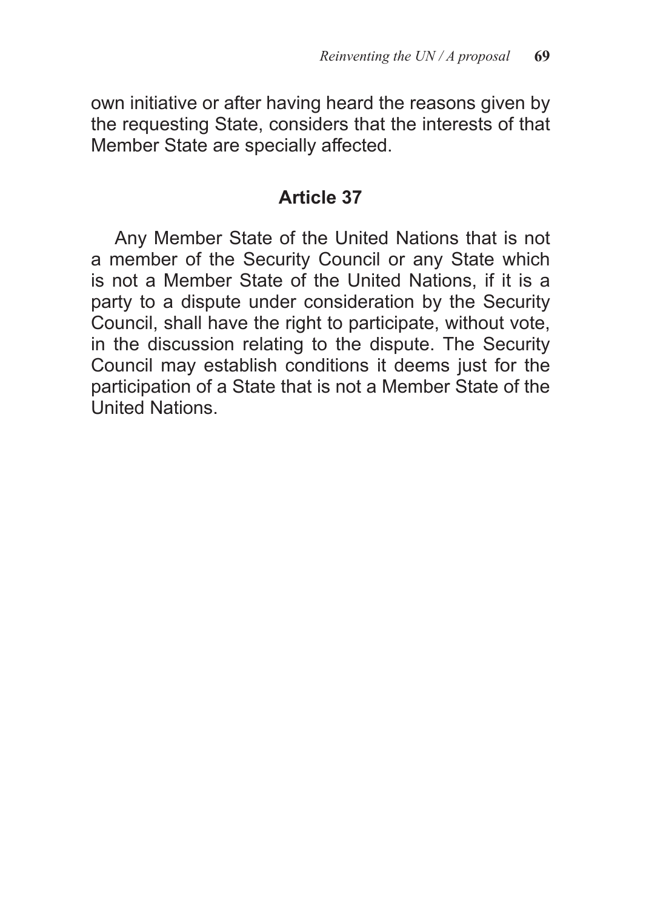own initiative or after having heard the reasons given by the requesting State, considers that the interests of that Member State are specially affected.

## Article 37

Any Member State of the United Nations that is not a member of the Security Council or any State which is not a Member State of the United Nations, if it is a party to a dispute under consideration by the Security Council, shall have the right to participate, without vote, in the discussion relating to the dispute. The Security Council may establish conditions it deems just for the participation of a State that is not a Member State of the United Nations.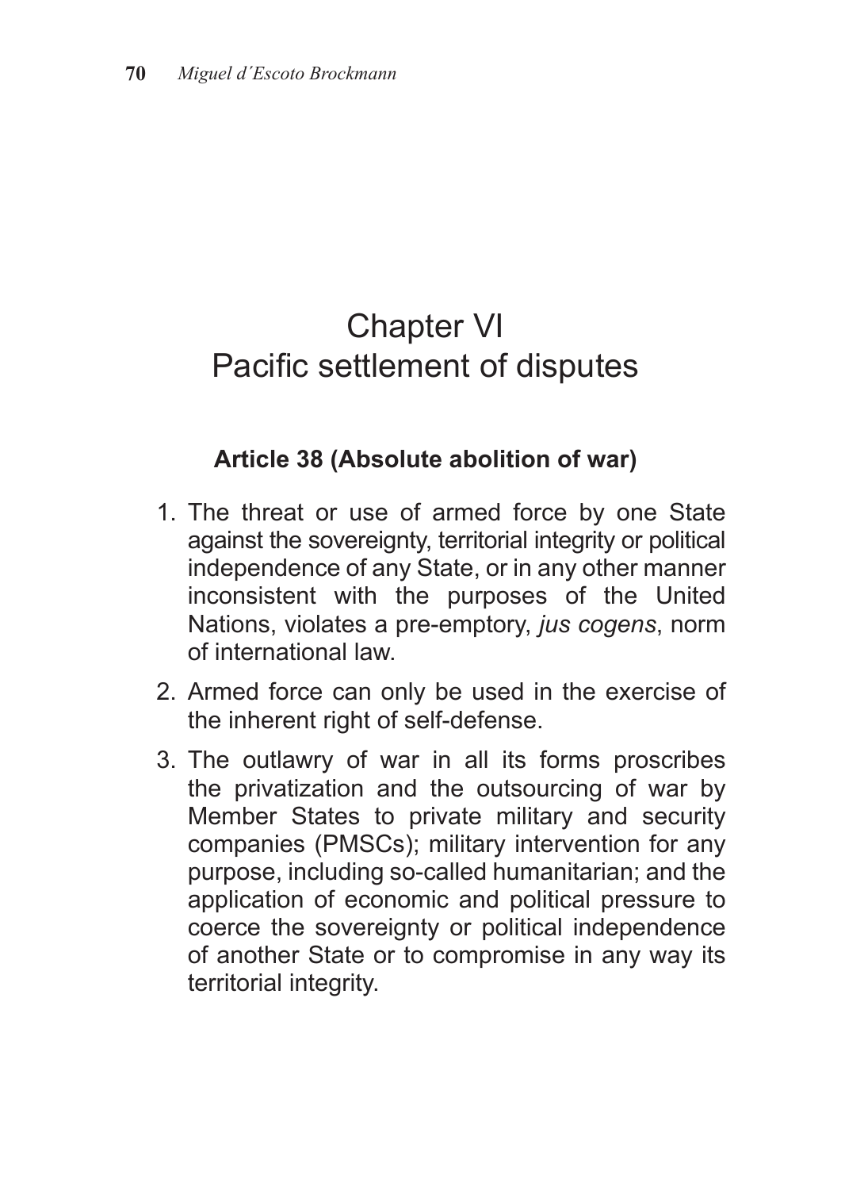# Chapter VI
# Pacific settlement of disputes

### Article 38 (Absolute abolition of war)

1. The threat or use of armed force by one State against the sovereignty, territorial integrity or political independence of any State, or in any other manner inconsistent with the purposes of the United Nations, violates a pre-emptory, *jus cogens*, norm of international law.
2. Armed force can only be used in the exercise of the inherent right of self-defense.
3. The outlawry of war in all its forms proscribes the privatization and the outsourcing of war by Member States to private military and security companies (PMSCs); military intervention for any purpose, including so-called humanitarian; and the application of economic and political pressure to coerce the sovereignty or political independence of another State or to compromise in any way its territorial integrity.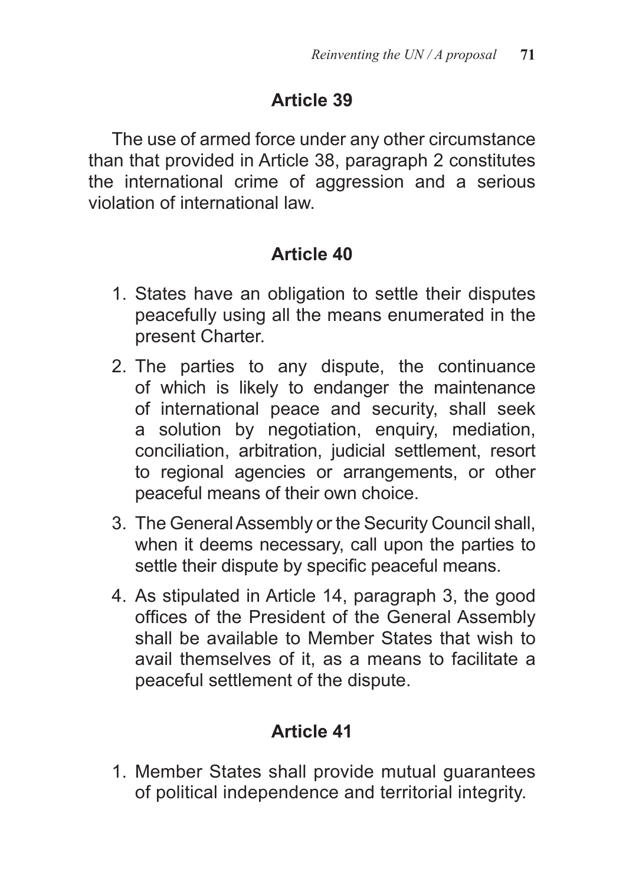## Article 39

The use of armed force under any other circumstance than that provided in Article 38, paragraph 2 constitutes the international crime of aggression and a serious violation of international law.

## Article 40

1. States have an obligation to settle their disputes peacefully using all the means enumerated in the present Charter.
2. The parties to any dispute, the continuance of which is likely to endanger the maintenance of international peace and security, shall seek a solution by negotiation, enquiry, mediation, conciliation, arbitration, judicial settlement, resort to regional agencies or arrangements, or other peaceful means of their own choice.
3. The General Assembly or the Security Council shall, when it deems necessary, call upon the parties to settle their dispute by specific peaceful means.
4. As stipulated in Article 14, paragraph 3, the good offices of the President of the General Assembly shall be available to Member States that wish to avail themselves of it, as a means to facilitate a peaceful settlement of the dispute.

## Article 41

1. Member States shall provide mutual guarantees of political independence and territorial integrity.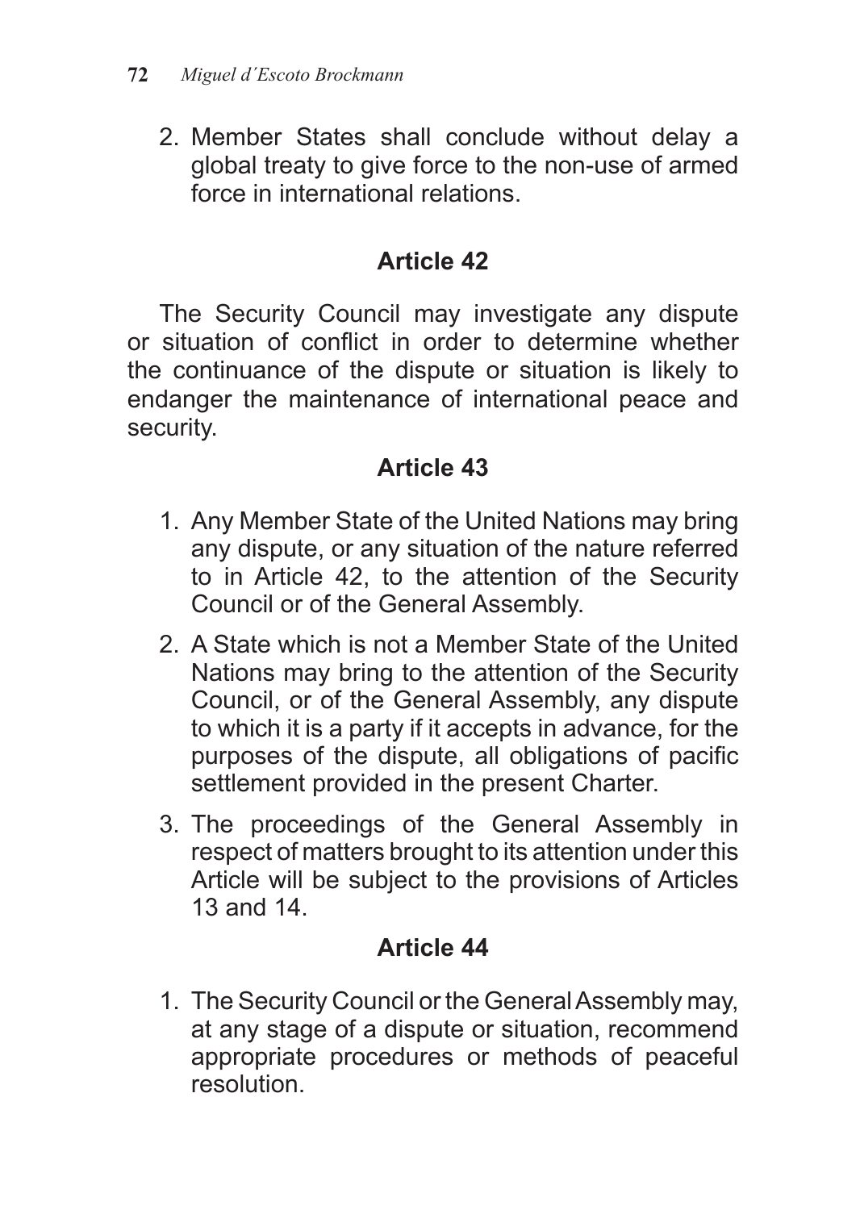2. Member States shall conclude without delay a global treaty to give force to the non-use of armed force in international relations.

### Article 42

The Security Council may investigate any dispute or situation of conflict in order to determine whether the continuance of the dispute or situation is likely to endanger the maintenance of international peace and security.

### Article 43

1. Any Member State of the United Nations may bring any dispute, or any situation of the nature referred to in Article 42, to the attention of the Security Council or of the General Assembly.
2. A State which is not a Member State of the United Nations may bring to the attention of the Security Council, or of the General Assembly, any dispute to which it is a party if it accepts in advance, for the purposes of the dispute, all obligations of pacific settlement provided in the present Charter.
3. The proceedings of the General Assembly in respect of matters brought to its attention under this Article will be subject to the provisions of Articles 13 and 14.

### Article 44

1. The Security Council or the General Assembly may, at any stage of a dispute or situation, recommend appropriate procedures or methods of peaceful resolution.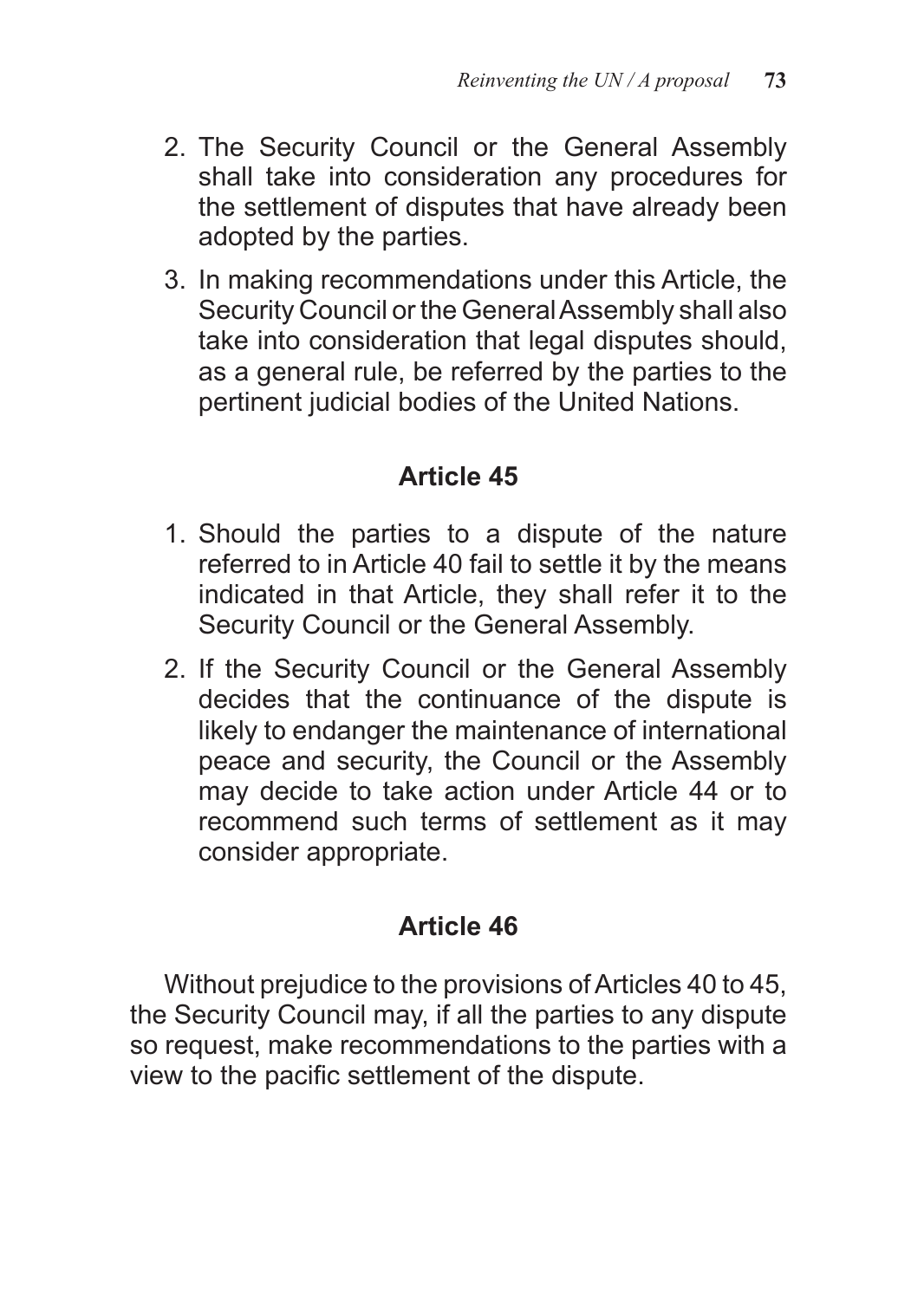2. The Security Council or the General Assembly shall take into consideration any procedures for the settlement of disputes that have already been adopted by the parties.
3. In making recommendations under this Article, the Security Council or the General Assembly shall also take into consideration that legal disputes should, as a general rule, be referred by the parties to the pertinent judicial bodies of the United Nations.

## Article 45

1. Should the parties to a dispute of the nature referred to in Article 40 fail to settle it by the means indicated in that Article, they shall refer it to the Security Council or the General Assembly.
2. If the Security Council or the General Assembly decides that the continuance of the dispute is likely to endanger the maintenance of international peace and security, the Council or the Assembly may decide to take action under Article 44 or to recommend such terms of settlement as it may consider appropriate.

## Article 46

Without prejudice to the provisions of Articles 40 to 45, the Security Council may, if all the parties to any dispute so request, make recommendations to the parties with a view to the pacific settlement of the dispute.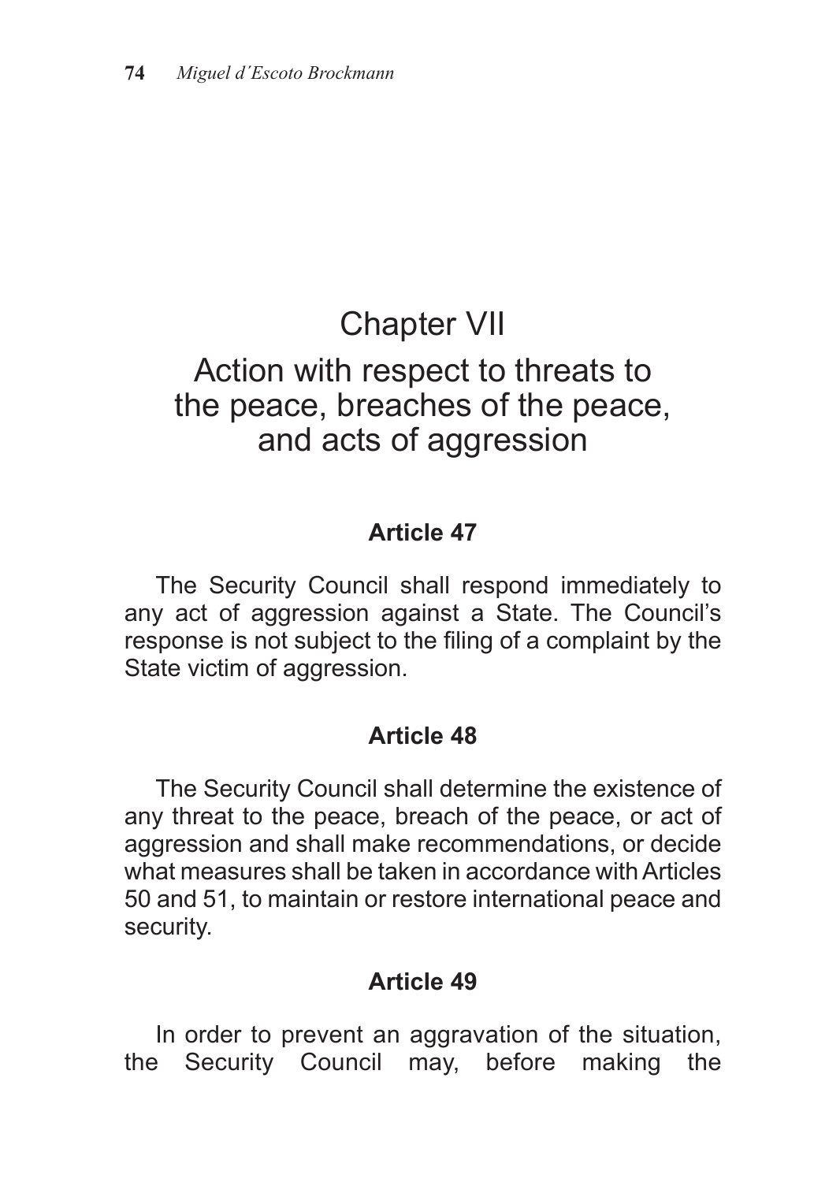# Chapter VII

## Action with respect to threats to the peace, breaches of the peace, and acts of aggression

### Article 47

The Security Council shall respond immediately to any act of aggression against a State. The Council's response is not subject to the filing of a complaint by the State victim of aggression.

### Article 48

The Security Council shall determine the existence of any threat to the peace, breach of the peace, or act of aggression and shall make recommendations, or decide what measures shall be taken in accordance with Articles 50 and 51, to maintain or restore international peace and security.

### Article 49

In order to prevent an aggravation of the situation, the Security Council may, before making the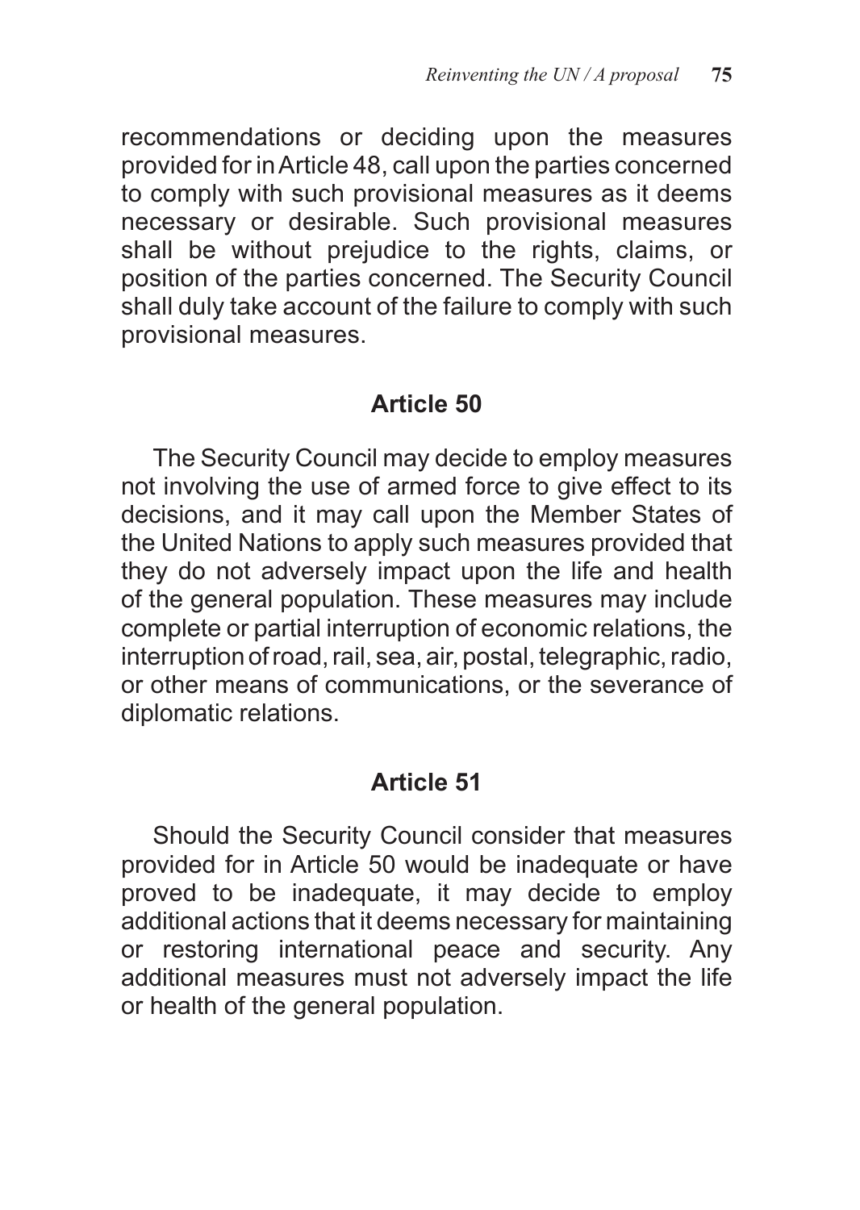recommendations or deciding upon the measures provided for in Article 48, call upon the parties concerned to comply with such provisional measures as it deems necessary or desirable. Such provisional measures shall be without prejudice to the rights, claims, or position of the parties concerned. The Security Council shall duly take account of the failure to comply with such provisional measures.

## Article 50

The Security Council may decide to employ measures not involving the use of armed force to give effect to its decisions, and it may call upon the Member States of the United Nations to apply such measures provided that they do not adversely impact upon the life and health of the general population. These measures may include complete or partial interruption of economic relations, the interruption of road, rail, sea, air, postal, telegraphic, radio, or other means of communications, or the severance of diplomatic relations.

## Article 51

Should the Security Council consider that measures provided for in Article 50 would be inadequate or have proved to be inadequate, it may decide to employ additional actions that it deems necessary for maintaining or restoring international peace and security. Any additional measures must not adversely impact the life or health of the general population.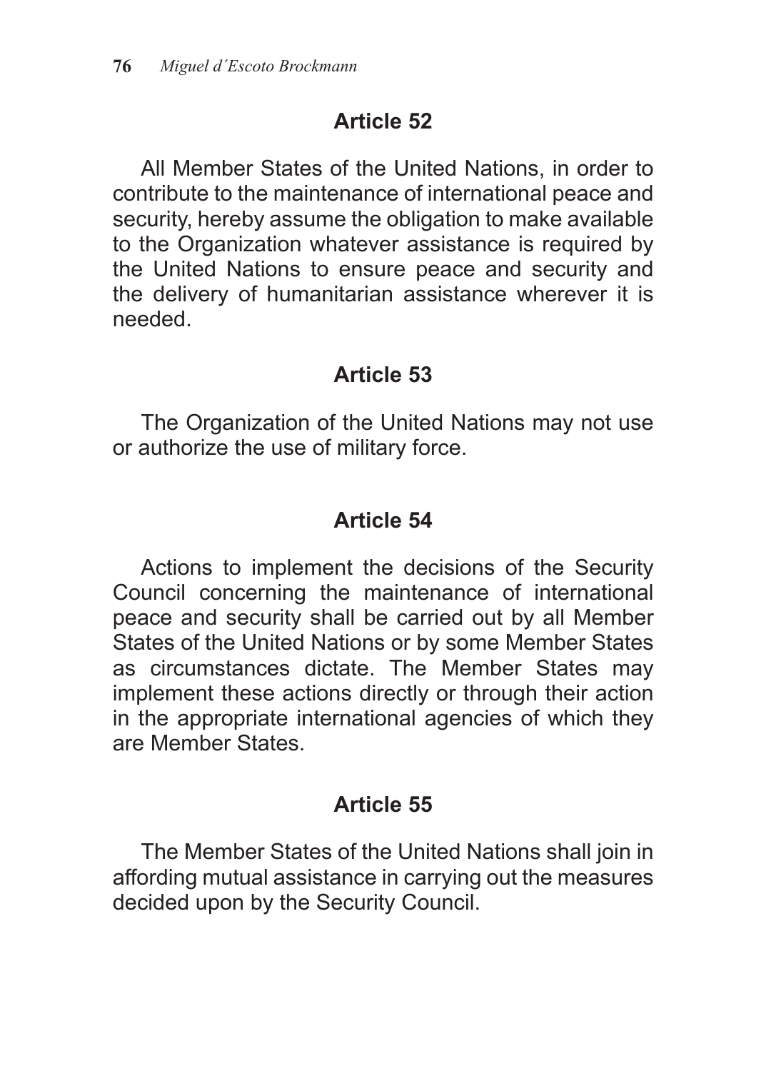## Article 52

All Member States of the United Nations, in order to contribute to the maintenance of international peace and security, hereby assume the obligation to make available to the Organization whatever assistance is required by the United Nations to ensure peace and security and the delivery of humanitarian assistance wherever it is needed.

## Article 53

The Organization of the United Nations may not use or authorize the use of military force.

## Article 54

Actions to implement the decisions of the Security Council concerning the maintenance of international peace and security shall be carried out by all Member States of the United Nations or by some Member States as circumstances dictate. The Member States may implement these actions directly or through their action in the appropriate international agencies of which they are Member States.

## Article 55

The Member States of the United Nations shall join in affording mutual assistance in carrying out the measures decided upon by the Security Council.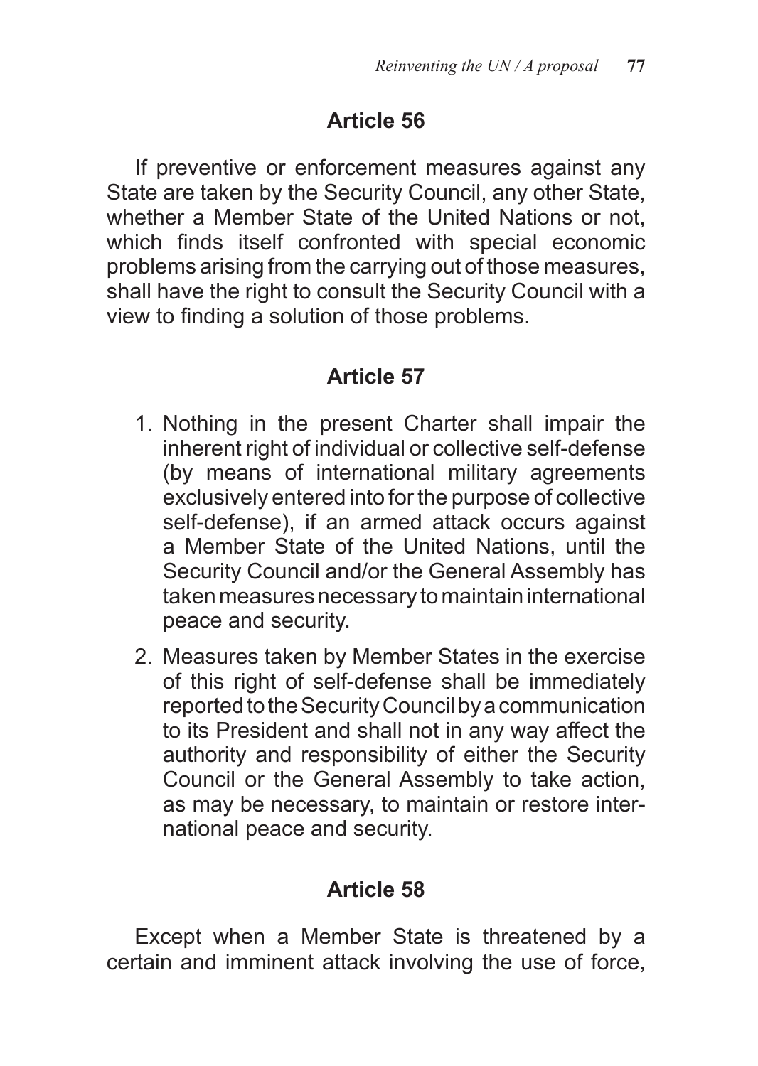## Article 56

If preventive or enforcement measures against any State are taken by the Security Council, any other State, whether a Member State of the United Nations or not, which finds itself confronted with special economic problems arising from the carrying out of those measures, shall have the right to consult the Security Council with a view to finding a solution of those problems.

## Article 57

1. Nothing in the present Charter shall impair the inherent right of individual or collective self-defense (by means of international military agreements exclusively entered into for the purpose of collective self-defense), if an armed attack occurs against a Member State of the United Nations, until the Security Council and/or the General Assembly has taken measures necessary to maintain international peace and security.
2. Measures taken by Member States in the exercise of this right of self-defense shall be immediately reported to the Security Council by a communication to its President and shall not in any way affect the authority and responsibility of either the Security Council or the General Assembly to take action, as may be necessary, to maintain or restore international peace and security.

## Article 58

Except when a Member State is threatened by a certain and imminent attack involving the use of force,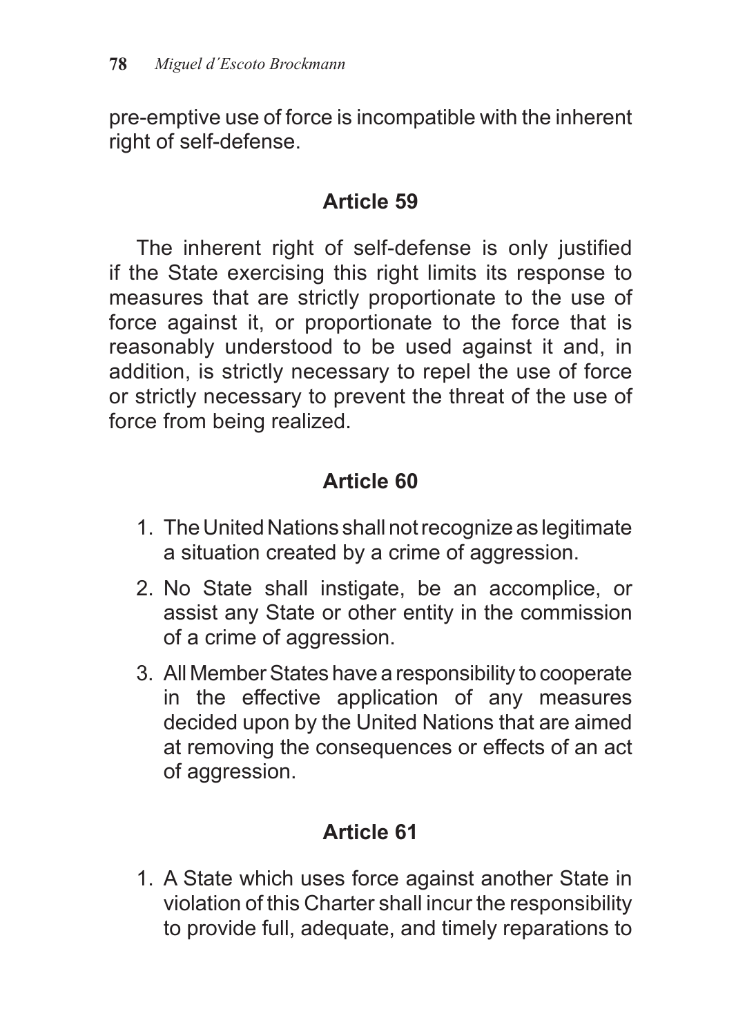pre-emptive use of force is incompatible with the inherent right of self-defense.

### Article 59

The inherent right of self-defense is only justified if the State exercising this right limits its response to measures that are strictly proportionate to the use of force against it, or proportionate to the force that is reasonably understood to be used against it and, in addition, is strictly necessary to repel the use of force or strictly necessary to prevent the threat of the use of force from being realized.

### Article 60

1. The United Nations shall not recognize as legitimate a situation created by a crime of aggression.
2. No State shall instigate, be an accomplice, or assist any State or other entity in the commission of a crime of aggression.
3. All Member States have a responsibility to cooperate in the effective application of any measures decided upon by the United Nations that are aimed at removing the consequences or effects of an act of aggression.

### Article 61

1. A State which uses force against another State in violation of this Charter shall incur the responsibility to provide full, adequate, and timely reparations to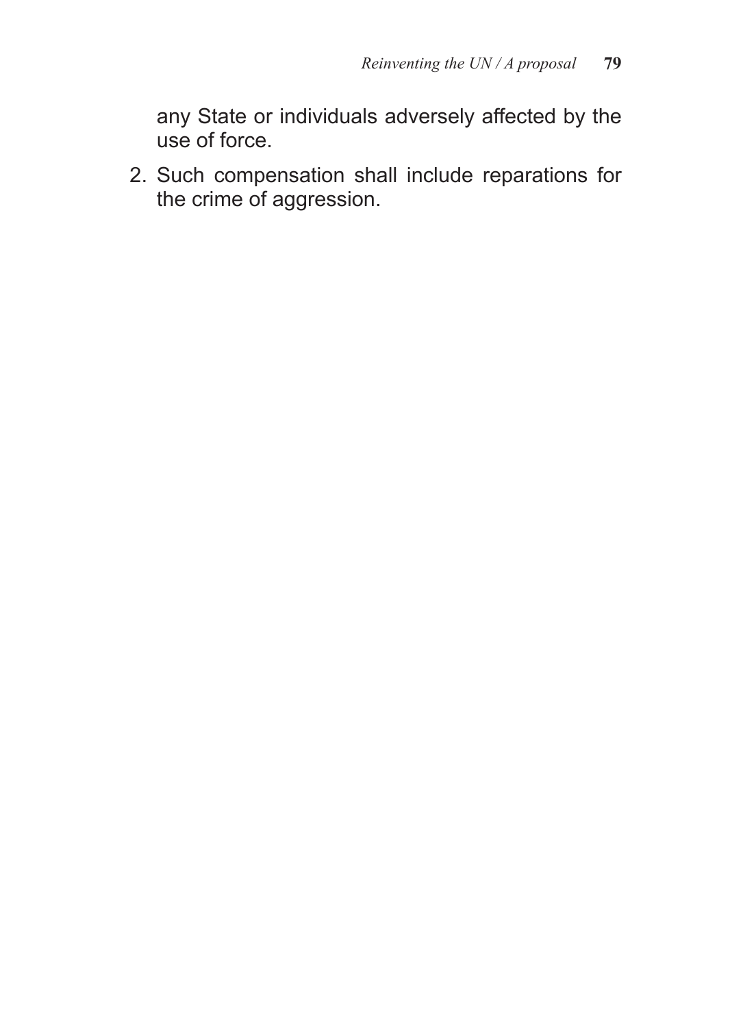any State or individuals adversely affected by the use of force.

2. Such compensation shall include reparations for the crime of aggression.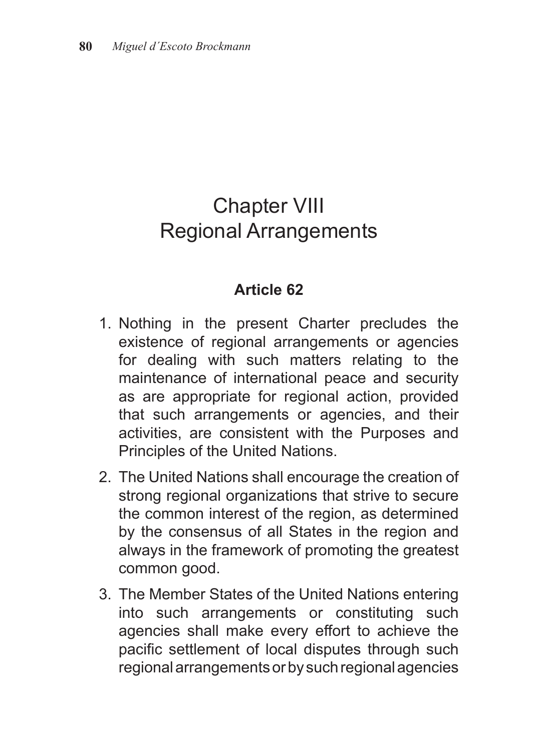# Chapter VIII
# Regional Arrangements

### Article 62

1. Nothing in the present Charter precludes the existence of regional arrangements or agencies for dealing with such matters relating to the maintenance of international peace and security as are appropriate for regional action, provided that such arrangements or agencies, and their activities, are consistent with the Purposes and Principles of the United Nations.

2. The United Nations shall encourage the creation of strong regional organizations that strive to secure the common interest of the region, as determined by the consensus of all States in the region and always in the framework of promoting the greatest common good.

3. The Member States of the United Nations entering into such arrangements or constituting such agencies shall make every effort to achieve the pacific settlement of local disputes through such regional arrangements or by such regional agencies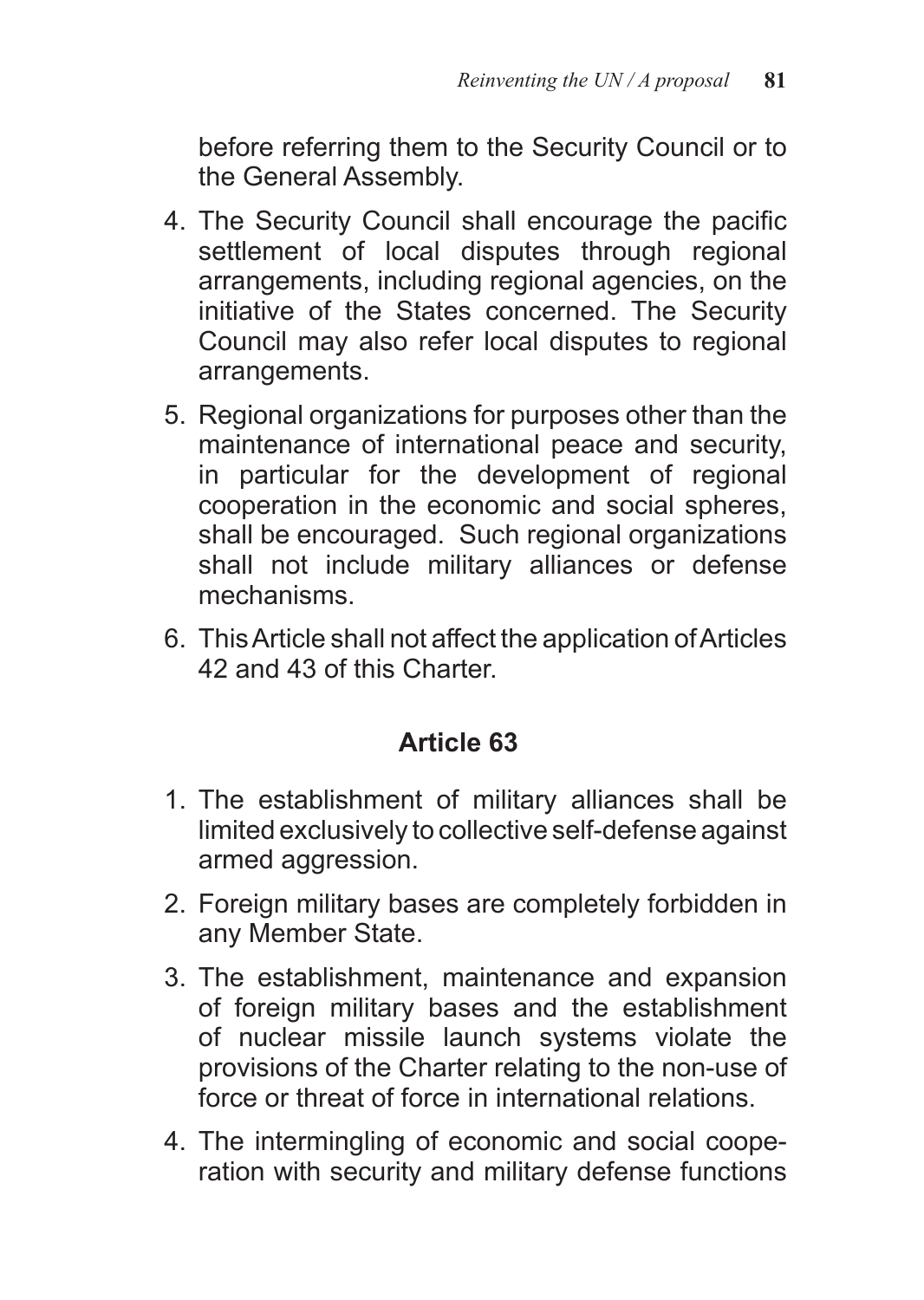before referring them to the Security Council or to the General Assembly.

4. The Security Council shall encourage the pacific settlement of local disputes through regional arrangements, including regional agencies, on the initiative of the States concerned. The Security Council may also refer local disputes to regional arrangements.
5. Regional organizations for purposes other than the maintenance of international peace and security, in particular for the development of regional cooperation in the economic and social spheres, shall be encouraged. Such regional organizations shall not include military alliances or defense mechanisms.
6. This Article shall not affect the application of Articles 42 and 43 of this Charter.

## Article 63

1. The establishment of military alliances shall be limited exclusively to collective self-defense against armed aggression.
2. Foreign military bases are completely forbidden in any Member State.
3. The establishment, maintenance and expansion of foreign military bases and the establishment of nuclear missile launch systems violate the provisions of the Charter relating to the non-use of force or threat of force in international relations.
4. The intermingling of economic and social cooperation with security and military defense functions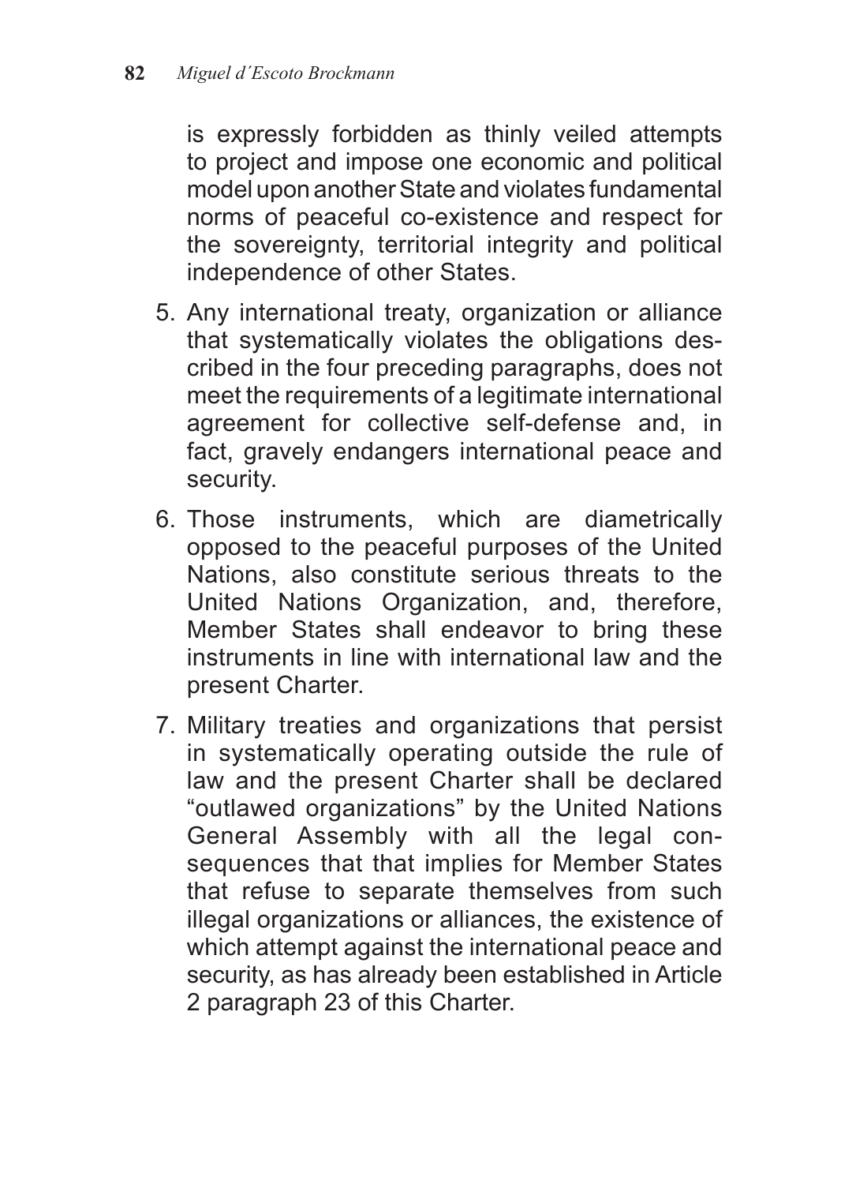is expressly forbidden as thinly veiled attempts to project and impose one economic and political model upon another State and violates fundamental norms of peaceful co-existence and respect for the sovereignty, territorial integrity and political independence of other States.

5. Any international treaty, organization or alliance that systematically violates the obligations described in the four preceding paragraphs, does not meet the requirements of a legitimate international agreement for collective self-defense and, in fact, gravely endangers international peace and security.

6. Those instruments, which are diametrically opposed to the peaceful purposes of the United Nations, also constitute serious threats to the United Nations Organization, and, therefore, Member States shall endeavor to bring these instruments in line with international law and the present Charter.

7. Military treaties and organizations that persist in systematically operating outside the rule of law and the present Charter shall be declared "outlawed organizations" by the United Nations General Assembly with all the legal consequences that that implies for Member States that refuse to separate themselves from such illegal organizations or alliances, the existence of which attempt against the international peace and security, as has already been established in Article 2 paragraph 23 of this Charter.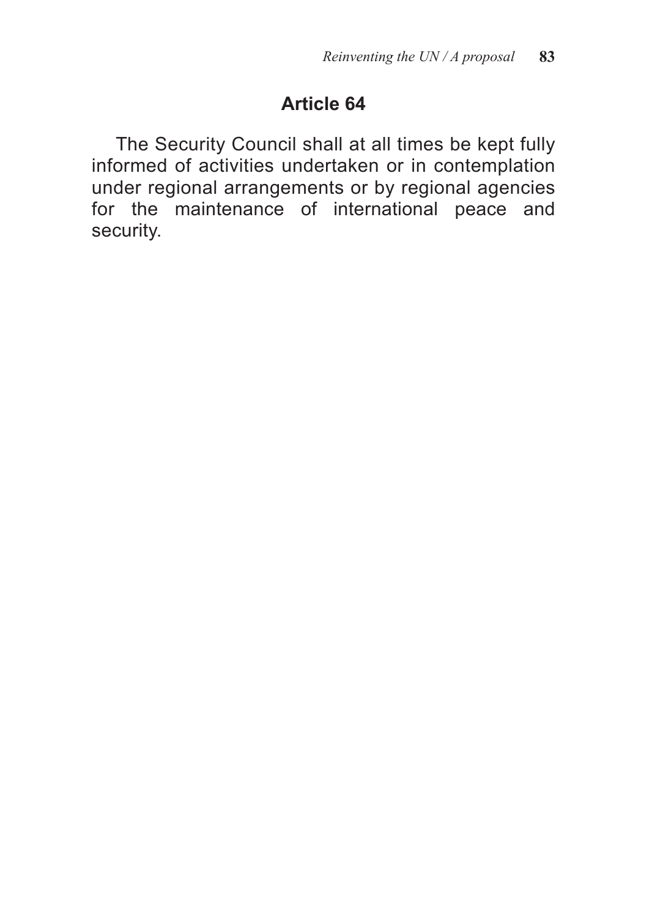## Article 64

The Security Council shall at all times be kept fully informed of activities undertaken or in contemplation under regional arrangements or by regional agencies for the maintenance of international peace and security.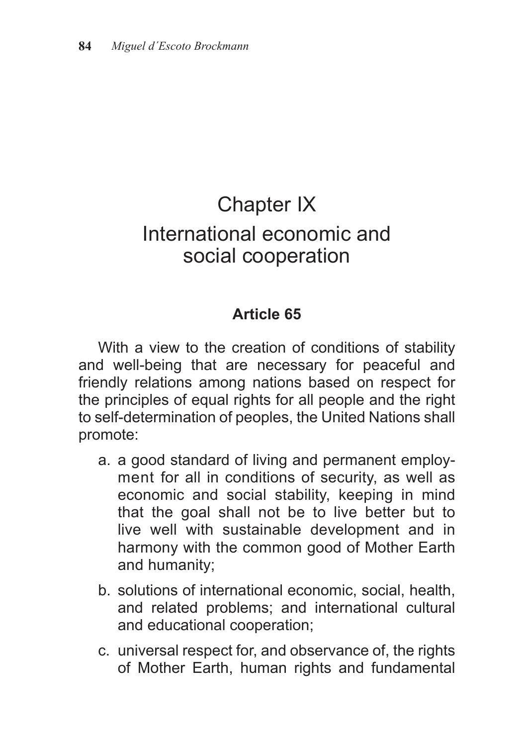# Chapter IX
# International economic and social cooperation

**Article 65**

With a view to the creation of conditions of stability and well-being that are necessary for peaceful and friendly relations among nations based on respect for the principles of equal rights for all people and the right to self-determination of peoples, the United Nations shall promote:

a. a good standard of living and permanent employment for all in conditions of security, as well as economic and social stability, keeping in mind that the goal shall not be to live better but to live well with sustainable development and in harmony with the common good of Mother Earth and humanity;

b. solutions of international economic, social, health, and related problems; and international cultural and educational cooperation;

c. universal respect for, and observance of, the rights of Mother Earth, human rights and fundamental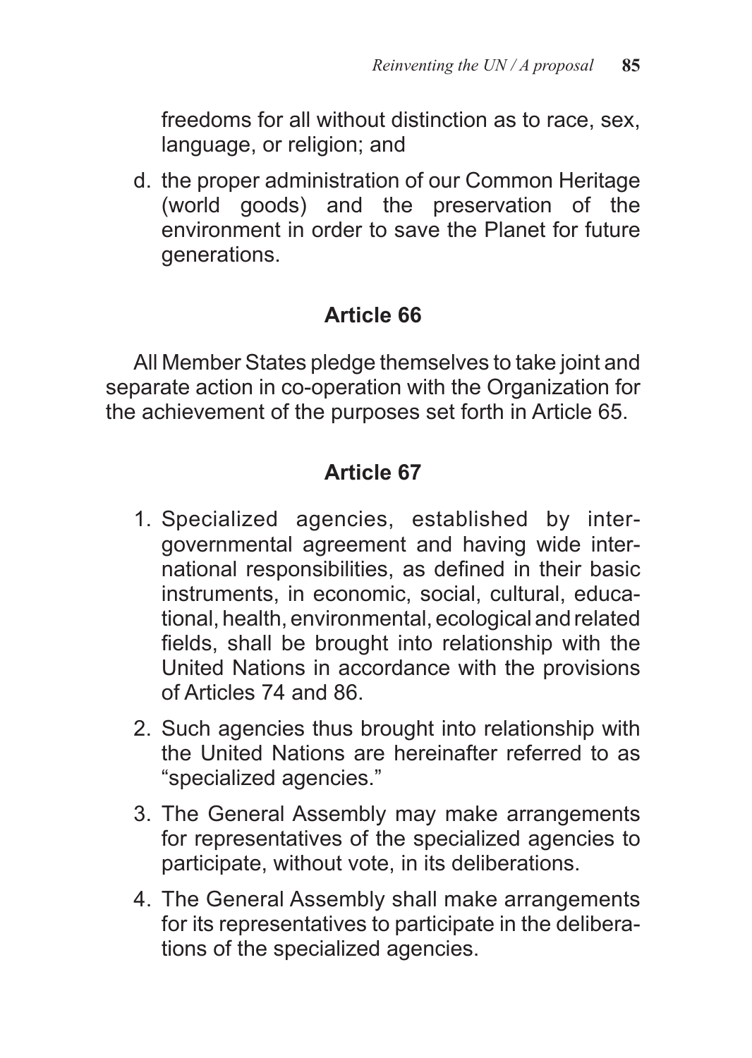freedoms for all without distinction as to race, sex, language, or religion; and

d. the proper administration of our Common Heritage (world goods) and the preservation of the environment in order to save the Planet for future generations.

## Article 66

All Member States pledge themselves to take joint and separate action in co-operation with the Organization for the achievement of the purposes set forth in Article 65.

## Article 67

1. Specialized agencies, established by intergovernmental agreement and having wide international responsibilities, as defined in their basic instruments, in economic, social, cultural, educational, health, environmental, ecological and related fields, shall be brought into relationship with the United Nations in accordance with the provisions of Articles 74 and 86.
2. Such agencies thus brought into relationship with the United Nations are hereinafter referred to as "specialized agencies."
3. The General Assembly may make arrangements for representatives of the specialized agencies to participate, without vote, in its deliberations.
4. The General Assembly shall make arrangements for its representatives to participate in the deliberations of the specialized agencies.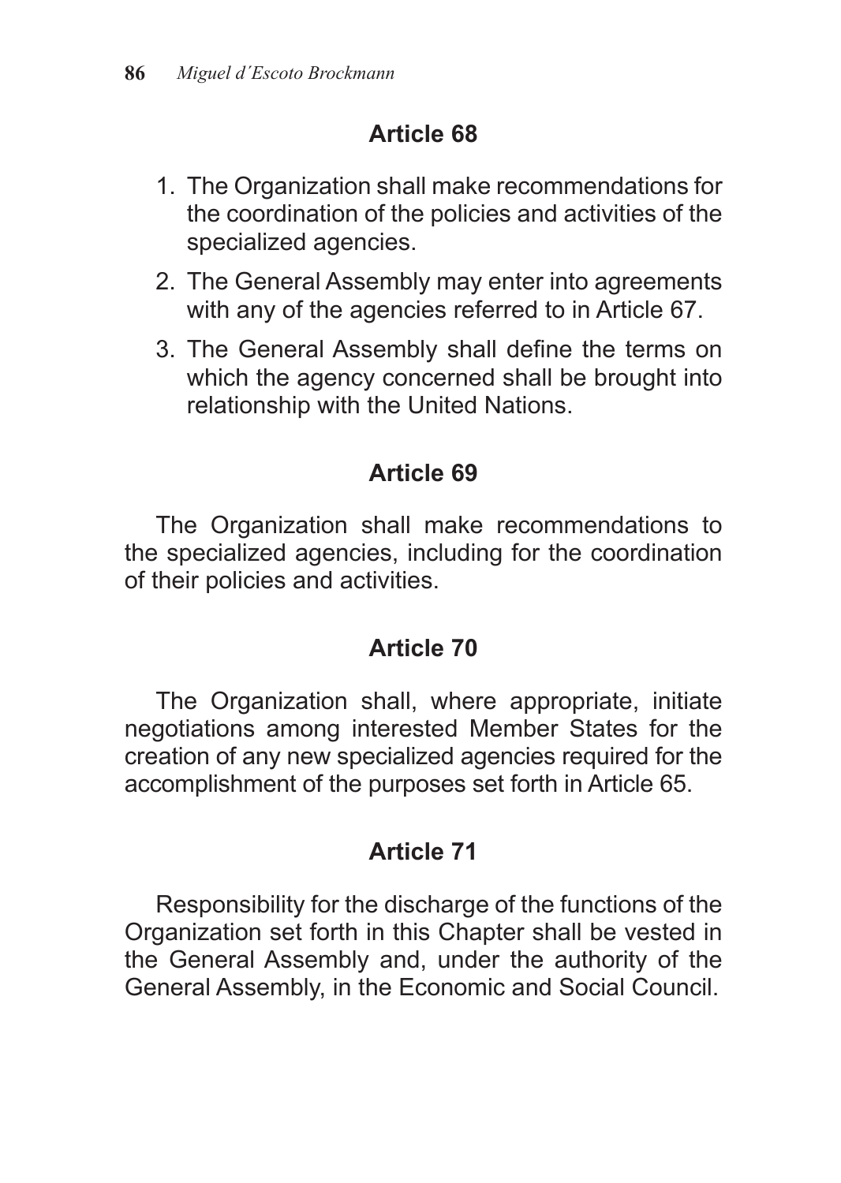## Article 68

1. The Organization shall make recommendations for the coordination of the policies and activities of the specialized agencies.
2. The General Assembly may enter into agreements with any of the agencies referred to in Article 67.
3. The General Assembly shall define the terms on which the agency concerned shall be brought into relationship with the United Nations.

## Article 69

The Organization shall make recommendations to the specialized agencies, including for the coordination of their policies and activities.

## Article 70

The Organization shall, where appropriate, initiate negotiations among interested Member States for the creation of any new specialized agencies required for the accomplishment of the purposes set forth in Article 65.

## Article 71

Responsibility for the discharge of the functions of the Organization set forth in this Chapter shall be vested in the General Assembly and, under the authority of the General Assembly, in the Economic and Social Council.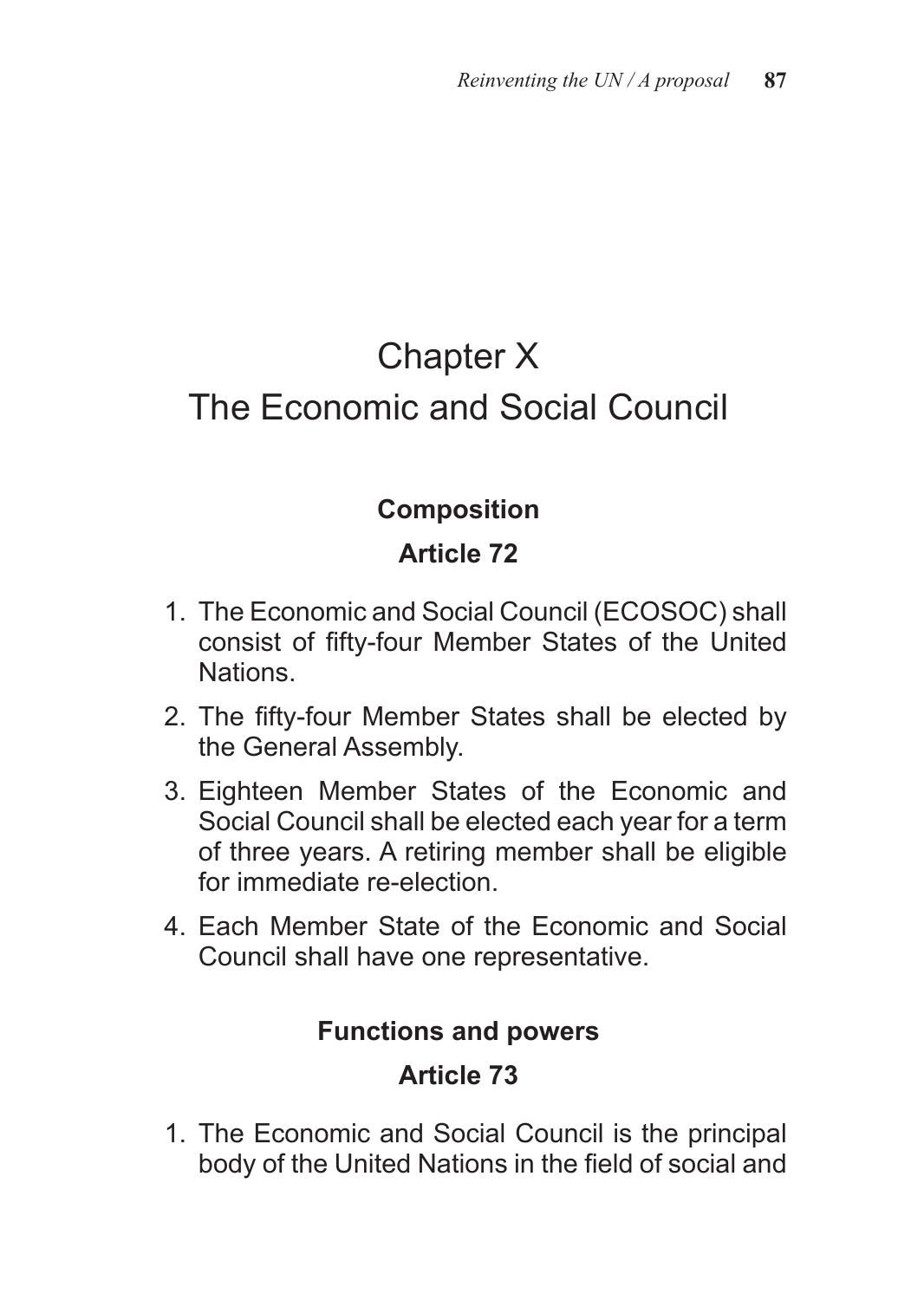# Chapter X
# The Economic and Social Council

### Composition

### Article 72

1. The Economic and Social Council (ECOSOC) shall consist of fifty-four Member States of the United Nations.
2. The fifty-four Member States shall be elected by the General Assembly.
3. Eighteen Member States of the Economic and Social Council shall be elected each year for a term of three years. A retiring member shall be eligible for immediate re-election.
4. Each Member State of the Economic and Social Council shall have one representative.

### Functions and powers

### Article 73

1. The Economic and Social Council is the principal body of the United Nations in the field of social and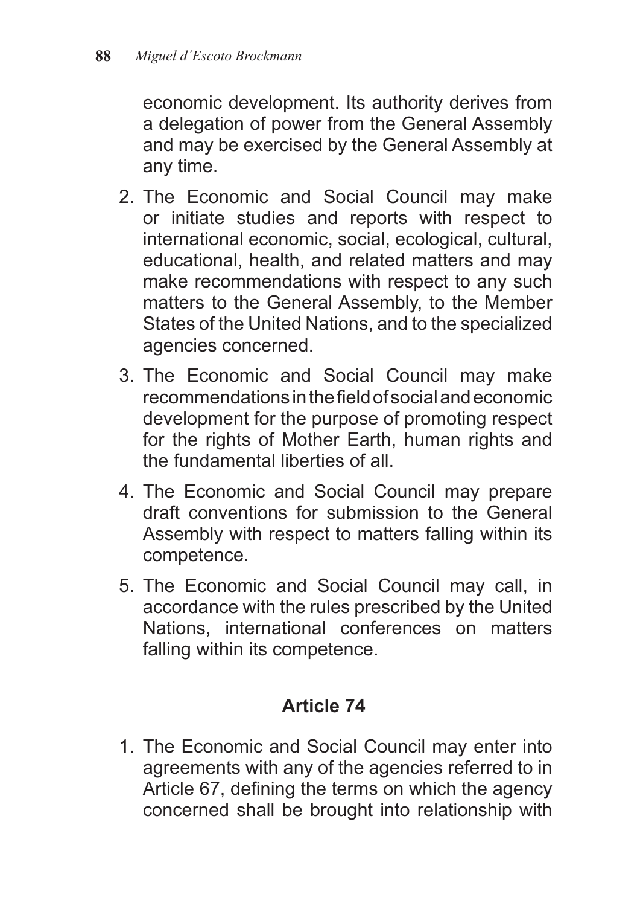economic development. Its authority derives from a delegation of power from the General Assembly and may be exercised by the General Assembly at any time.

2. The Economic and Social Council may make or initiate studies and reports with respect to international economic, social, ecological, cultural, educational, health, and related matters and may make recommendations with respect to any such matters to the General Assembly, to the Member States of the United Nations, and to the specialized agencies concerned.
3. The Economic and Social Council may make recommendations in the field of social and economic development for the purpose of promoting respect for the rights of Mother Earth, human rights and the fundamental liberties of all.
4. The Economic and Social Council may prepare draft conventions for submission to the General Assembly with respect to matters falling within its competence.
5. The Economic and Social Council may call, in accordance with the rules prescribed by the United Nations, international conferences on matters falling within its competence.

### Article 74

1. The Economic and Social Council may enter into agreements with any of the agencies referred to in Article 67, defining the terms on which the agency concerned shall be brought into relationship with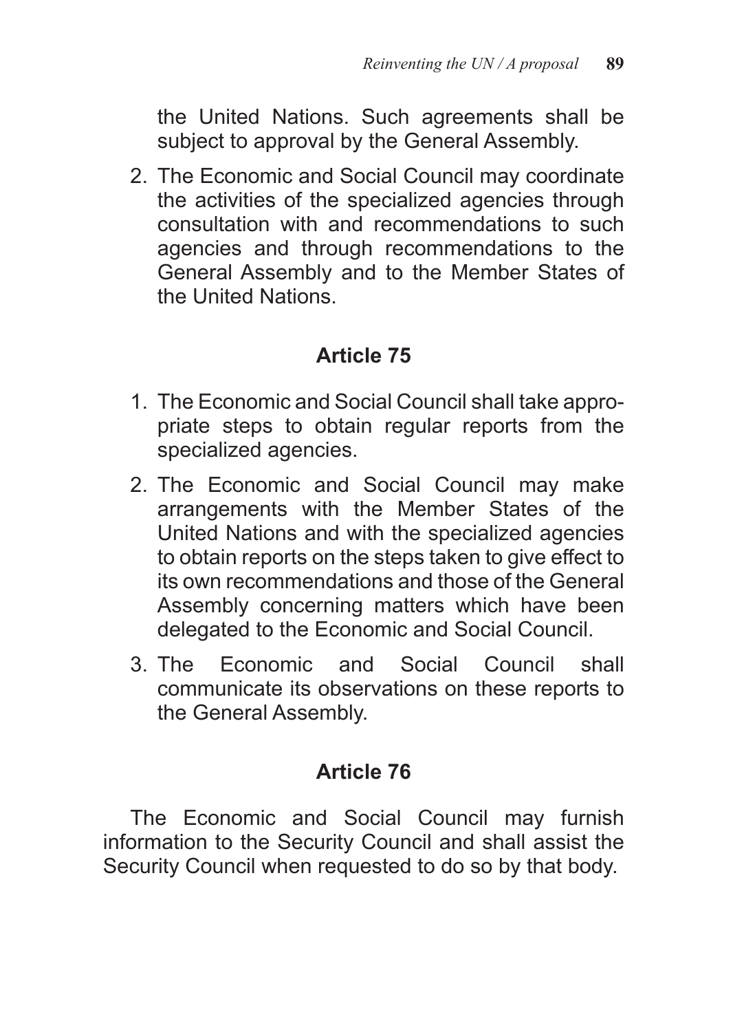the United Nations. Such agreements shall be subject to approval by the General Assembly.

2. The Economic and Social Council may coordinate the activities of the specialized agencies through consultation with and recommendations to such agencies and through recommendations to the General Assembly and to the Member States of the United Nations.

### Article 75

1. The Economic and Social Council shall take appropriate steps to obtain regular reports from the specialized agencies.
2. The Economic and Social Council may make arrangements with the Member States of the United Nations and with the specialized agencies to obtain reports on the steps taken to give effect to its own recommendations and those of the General Assembly concerning matters which have been delegated to the Economic and Social Council.
3. The Economic and Social Council shall communicate its observations on these reports to the General Assembly.

### Article 76

The Economic and Social Council may furnish information to the Security Council and shall assist the Security Council when requested to do so by that body.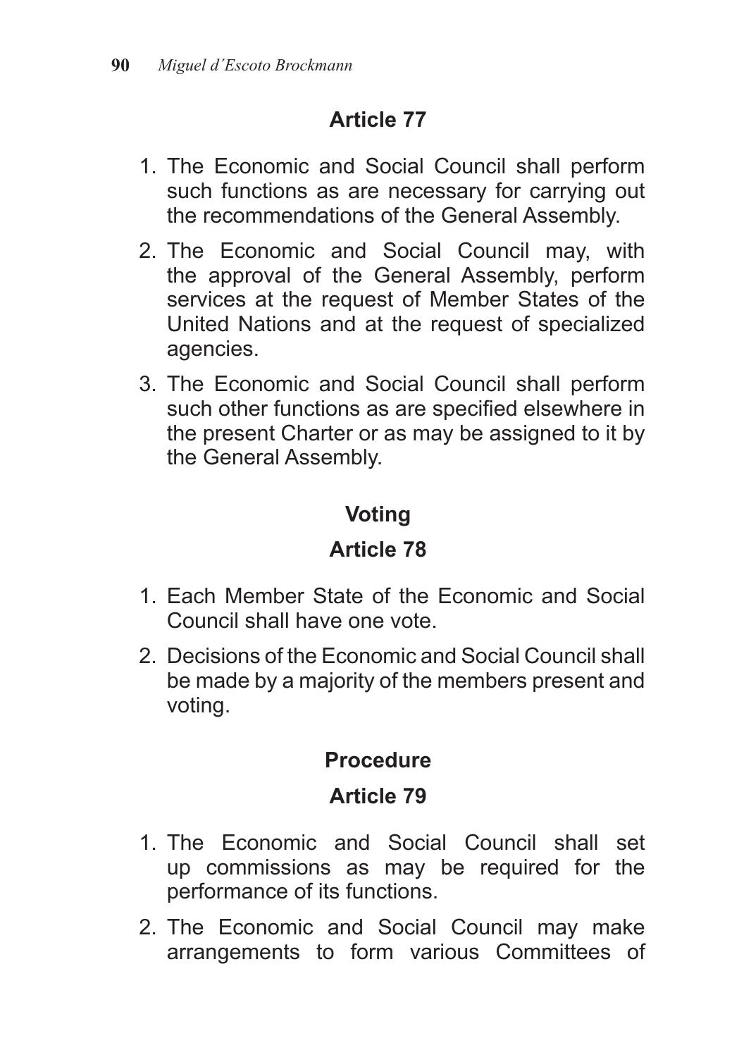## Article 77

1. The Economic and Social Council shall perform such functions as are necessary for carrying out the recommendations of the General Assembly.
2. The Economic and Social Council may, with the approval of the General Assembly, perform services at the request of Member States of the United Nations and at the request of specialized agencies.
3. The Economic and Social Council shall perform such other functions as are specified elsewhere in the present Charter or as may be assigned to it by the General Assembly.

## Voting

## Article 78

1. Each Member State of the Economic and Social Council shall have one vote.
2. Decisions of the Economic and Social Council shall be made by a majority of the members present and voting.

## Procedure

## Article 79

1. The Economic and Social Council shall set up commissions as may be required for the performance of its functions.
2. The Economic and Social Council may make arrangements to form various Committees of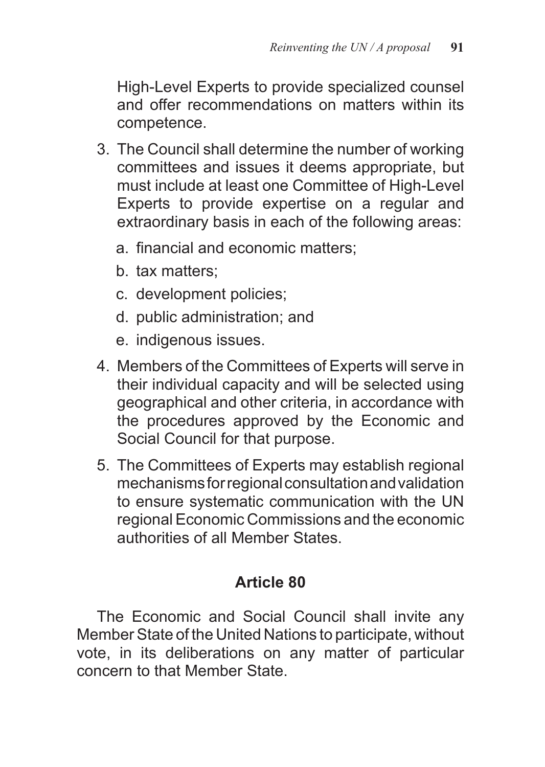High-Level Experts to provide specialized counsel and offer recommendations on matters within its competence.

3. The Council shall determine the number of working committees and issues it deems appropriate, but must include at least one Committee of High-Level Experts to provide expertise on a regular and extraordinary basis in each of the following areas:
   a. financial and economic matters;
   b. tax matters;
   c. development policies;
   d. public administration; and
   e. indigenous issues.
4. Members of the Committees of Experts will serve in their individual capacity and will be selected using geographical and other criteria, in accordance with the procedures approved by the Economic and Social Council for that purpose.
5. The Committees of Experts may establish regional mechanisms for regional consultation and validation to ensure systematic communication with the UN regional Economic Commissions and the economic authorities of all Member States.

## Article 80

The Economic and Social Council shall invite any Member State of the United Nations to participate, without vote, in its deliberations on any matter of particular concern to that Member State.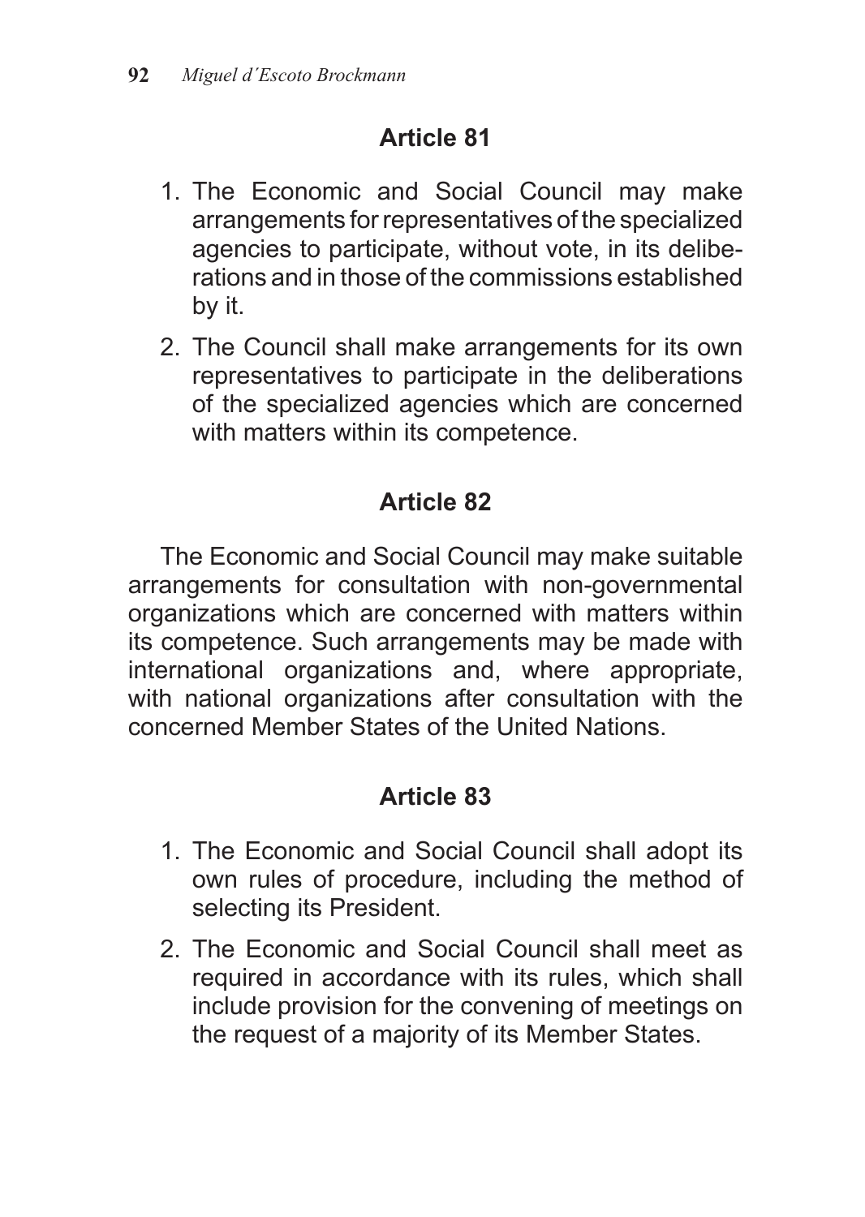## Article 81

1. The Economic and Social Council may make arrangements for representatives of the specialized agencies to participate, without vote, in its deliberations and in those of the commissions established by it.
2. The Council shall make arrangements for its own representatives to participate in the deliberations of the specialized agencies which are concerned with matters within its competence.

## Article 82

The Economic and Social Council may make suitable arrangements for consultation with non-governmental organizations which are concerned with matters within its competence. Such arrangements may be made with international organizations and, where appropriate, with national organizations after consultation with the concerned Member States of the United Nations.

## Article 83

1. The Economic and Social Council shall adopt its own rules of procedure, including the method of selecting its President.
2. The Economic and Social Council shall meet as required in accordance with its rules, which shall include provision for the convening of meetings on the request of a majority of its Member States.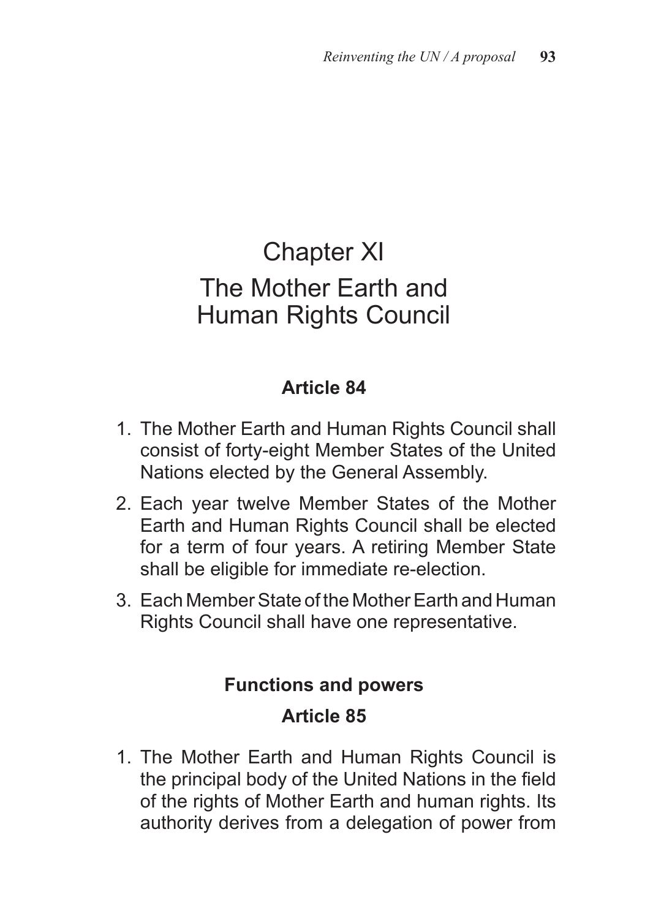# Chapter XI
# The Mother Earth and Human Rights Council

### Article 84

1. The Mother Earth and Human Rights Council shall consist of forty-eight Member States of the United Nations elected by the General Assembly.
2. Each year twelve Member States of the Mother Earth and Human Rights Council shall be elected for a term of four years. A retiring Member State shall be eligible for immediate re-election.
3. Each Member State of the Mother Earth and Human Rights Council shall have one representative.

### Functions and powers

### Article 85

1. The Mother Earth and Human Rights Council is the principal body of the United Nations in the field of the rights of Mother Earth and human rights. Its authority derives from a delegation of power from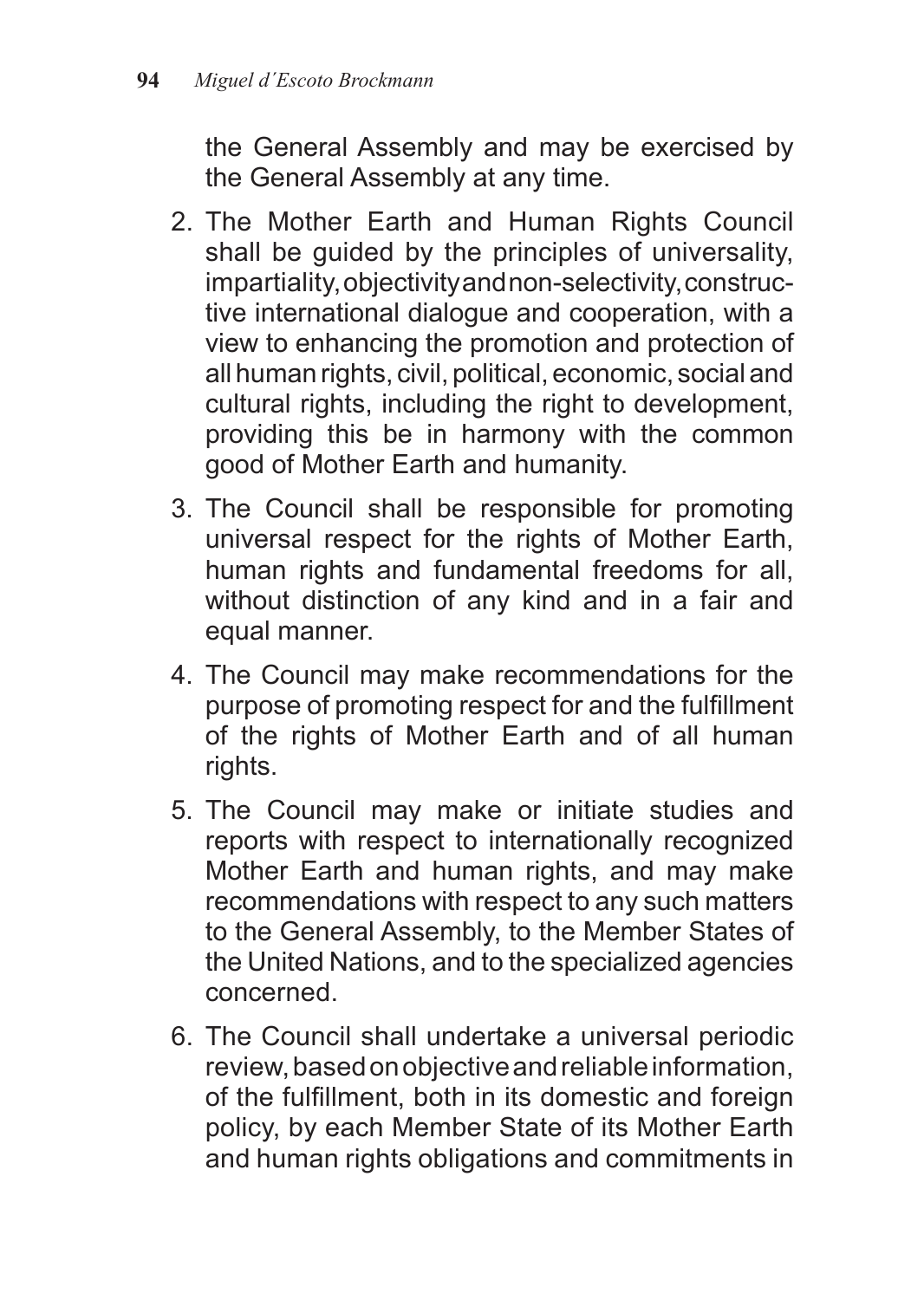the General Assembly and may be exercised by the General Assembly at any time.

2. The Mother Earth and Human Rights Council shall be guided by the principles of universality, impartiality, objectivity and non-selectivity, constructive international dialogue and cooperation, with a view to enhancing the promotion and protection of all human rights, civil, political, economic, social and cultural rights, including the right to development, providing this be in harmony with the common good of Mother Earth and humanity.
3. The Council shall be responsible for promoting universal respect for the rights of Mother Earth, human rights and fundamental freedoms for all, without distinction of any kind and in a fair and equal manner.
4. The Council may make recommendations for the purpose of promoting respect for and the fulfillment of the rights of Mother Earth and of all human rights.
5. The Council may make or initiate studies and reports with respect to internationally recognized Mother Earth and human rights, and may make recommendations with respect to any such matters to the General Assembly, to the Member States of the United Nations, and to the specialized agencies concerned.
6. The Council shall undertake a universal periodic review, based on objective and reliable information, of the fulfillment, both in its domestic and foreign policy, by each Member State of its Mother Earth and human rights obligations and commitments in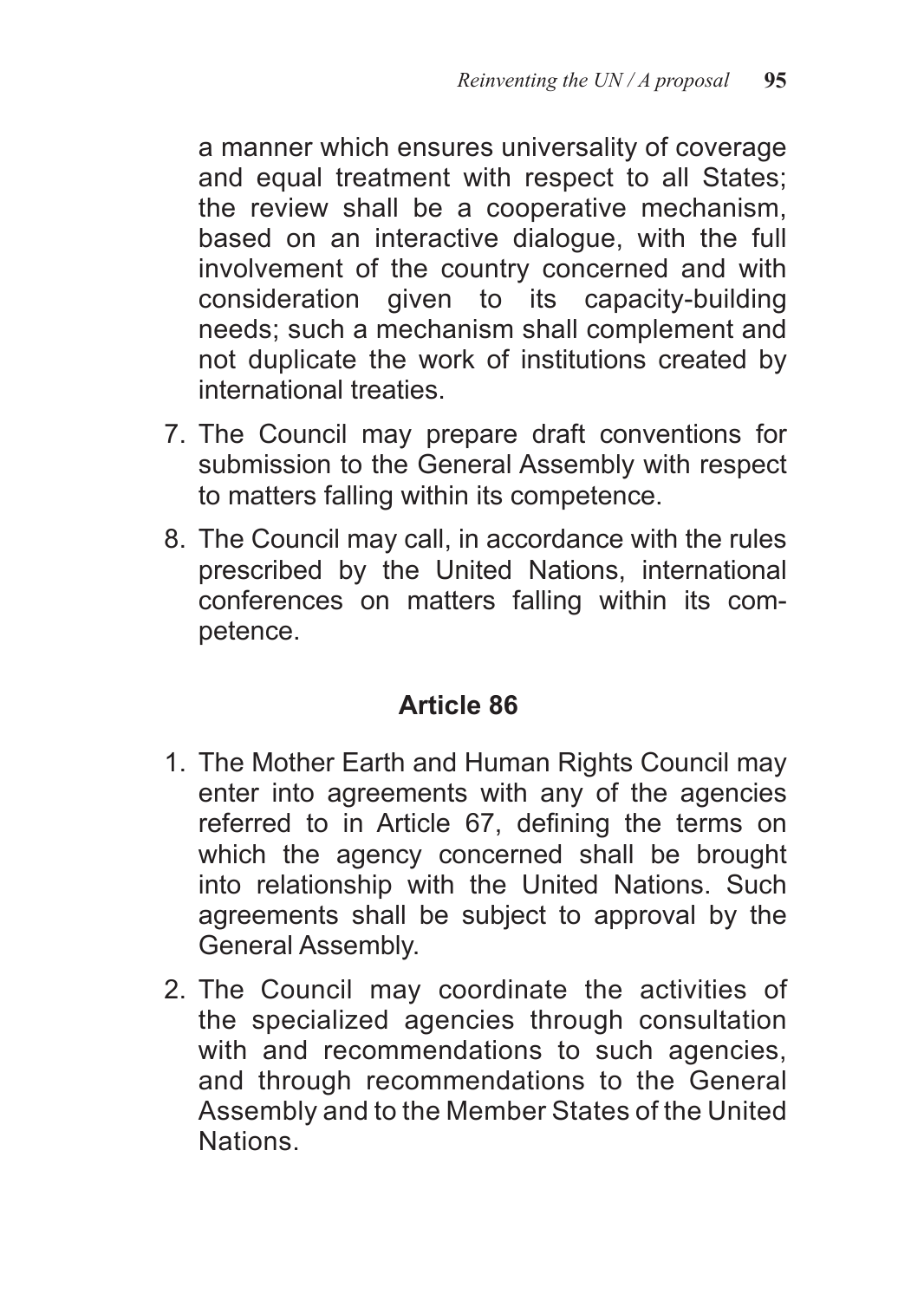a manner which ensures universality of coverage and equal treatment with respect to all States; the review shall be a cooperative mechanism, based on an interactive dialogue, with the full involvement of the country concerned and with consideration given to its capacity-building needs; such a mechanism shall complement and not duplicate the work of institutions created by international treaties.

7. The Council may prepare draft conventions for submission to the General Assembly with respect to matters falling within its competence.
8. The Council may call, in accordance with the rules prescribed by the United Nations, international conferences on matters falling within its competence.

## Article 86

1. The Mother Earth and Human Rights Council may enter into agreements with any of the agencies referred to in Article 67, defining the terms on which the agency concerned shall be brought into relationship with the United Nations. Such agreements shall be subject to approval by the General Assembly.
2. The Council may coordinate the activities of the specialized agencies through consultation with and recommendations to such agencies, and through recommendations to the General Assembly and to the Member States of the United Nations.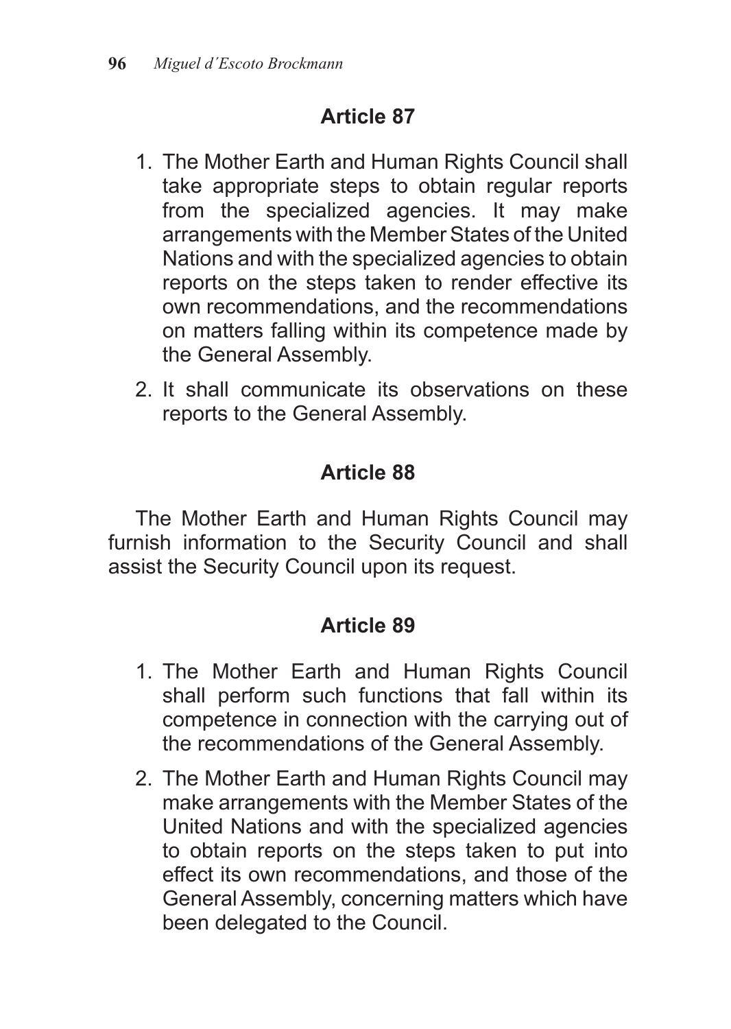## Article 87

1. The Mother Earth and Human Rights Council shall take appropriate steps to obtain regular reports from the specialized agencies. It may make arrangements with the Member States of the United Nations and with the specialized agencies to obtain reports on the steps taken to render effective its own recommendations, and the recommendations on matters falling within its competence made by the General Assembly.
2. It shall communicate its observations on these reports to the General Assembly.

## Article 88

The Mother Earth and Human Rights Council may furnish information to the Security Council and shall assist the Security Council upon its request.

## Article 89

1. The Mother Earth and Human Rights Council shall perform such functions that fall within its competence in connection with the carrying out of the recommendations of the General Assembly.
2. The Mother Earth and Human Rights Council may make arrangements with the Member States of the United Nations and with the specialized agencies to obtain reports on the steps taken to put into effect its own recommendations, and those of the General Assembly, concerning matters which have been delegated to the Council.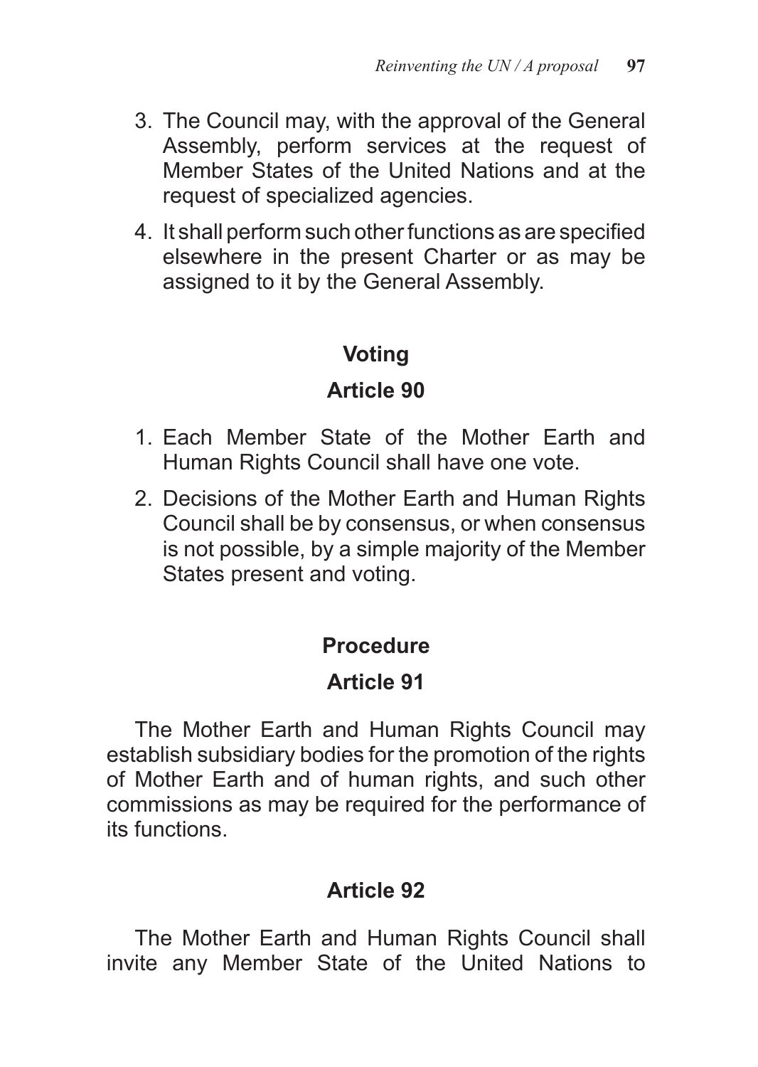3. The Council may, with the approval of the General Assembly, perform services at the request of Member States of the United Nations and at the request of specialized agencies.
4. It shall perform such other functions as are specified elsewhere in the present Charter or as may be assigned to it by the General Assembly.

### Voting

### Article 90

1. Each Member State of the Mother Earth and Human Rights Council shall have one vote.
2. Decisions of the Mother Earth and Human Rights Council shall be by consensus, or when consensus is not possible, by a simple majority of the Member States present and voting.

### Procedure

### Article 91

The Mother Earth and Human Rights Council may establish subsidiary bodies for the promotion of the rights of Mother Earth and of human rights, and such other commissions as may be required for the performance of its functions.

### Article 92

The Mother Earth and Human Rights Council shall invite any Member State of the United Nations to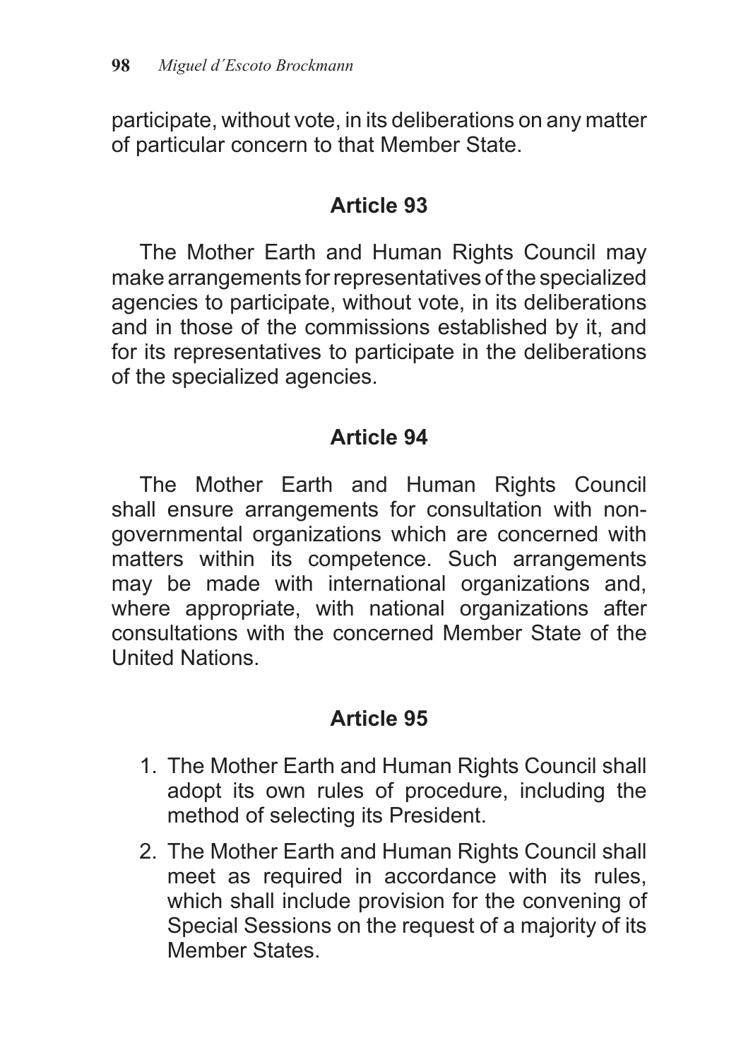participate, without vote, in its deliberations on any matter of particular concern to that Member State.

### Article 93

The Mother Earth and Human Rights Council may make arrangements for representatives of the specialized agencies to participate, without vote, in its deliberations and in those of the commissions established by it, and for its representatives to participate in the deliberations of the specialized agencies.

### Article 94

The Mother Earth and Human Rights Council shall ensure arrangements for consultation with non-governmental organizations which are concerned with matters within its competence. Such arrangements may be made with international organizations and, where appropriate, with national organizations after consultations with the concerned Member State of the United Nations.

### Article 95

1. The Mother Earth and Human Rights Council shall adopt its own rules of procedure, including the method of selecting its President.
2. The Mother Earth and Human Rights Council shall meet as required in accordance with its rules, which shall include provision for the convening of Special Sessions on the request of a majority of its Member States.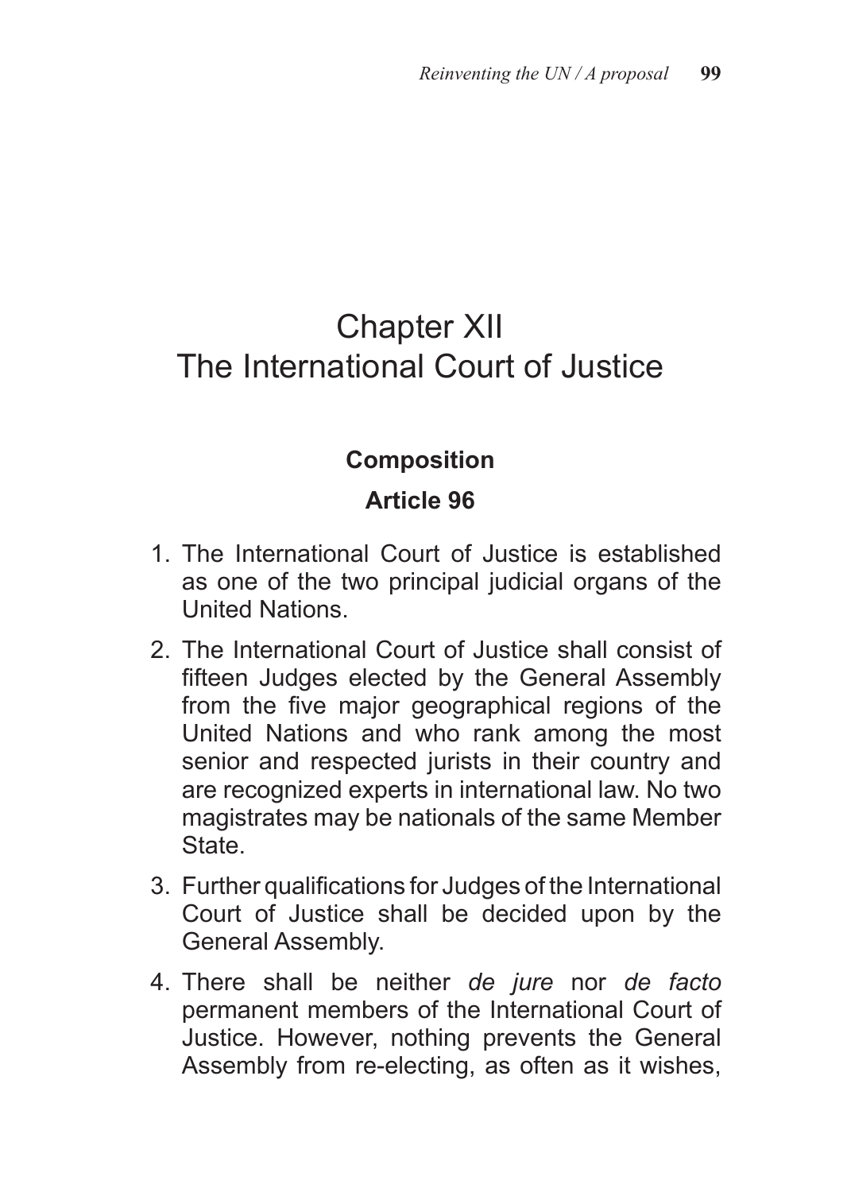# Chapter XII
# The International Court of Justice

### Composition

### Article 96

1. The International Court of Justice is established as one of the two principal judicial organs of the United Nations.
2. The International Court of Justice shall consist of fifteen Judges elected by the General Assembly from the five major geographical regions of the United Nations and who rank among the most senior and respected jurists in their country and are recognized experts in international law. No two magistrates may be nationals of the same Member State.
3. Further qualifications for Judges of the International Court of Justice shall be decided upon by the General Assembly.
4. There shall be neither *de jure* nor *de facto* permanent members of the International Court of Justice. However, nothing prevents the General Assembly from re-electing, as often as it wishes,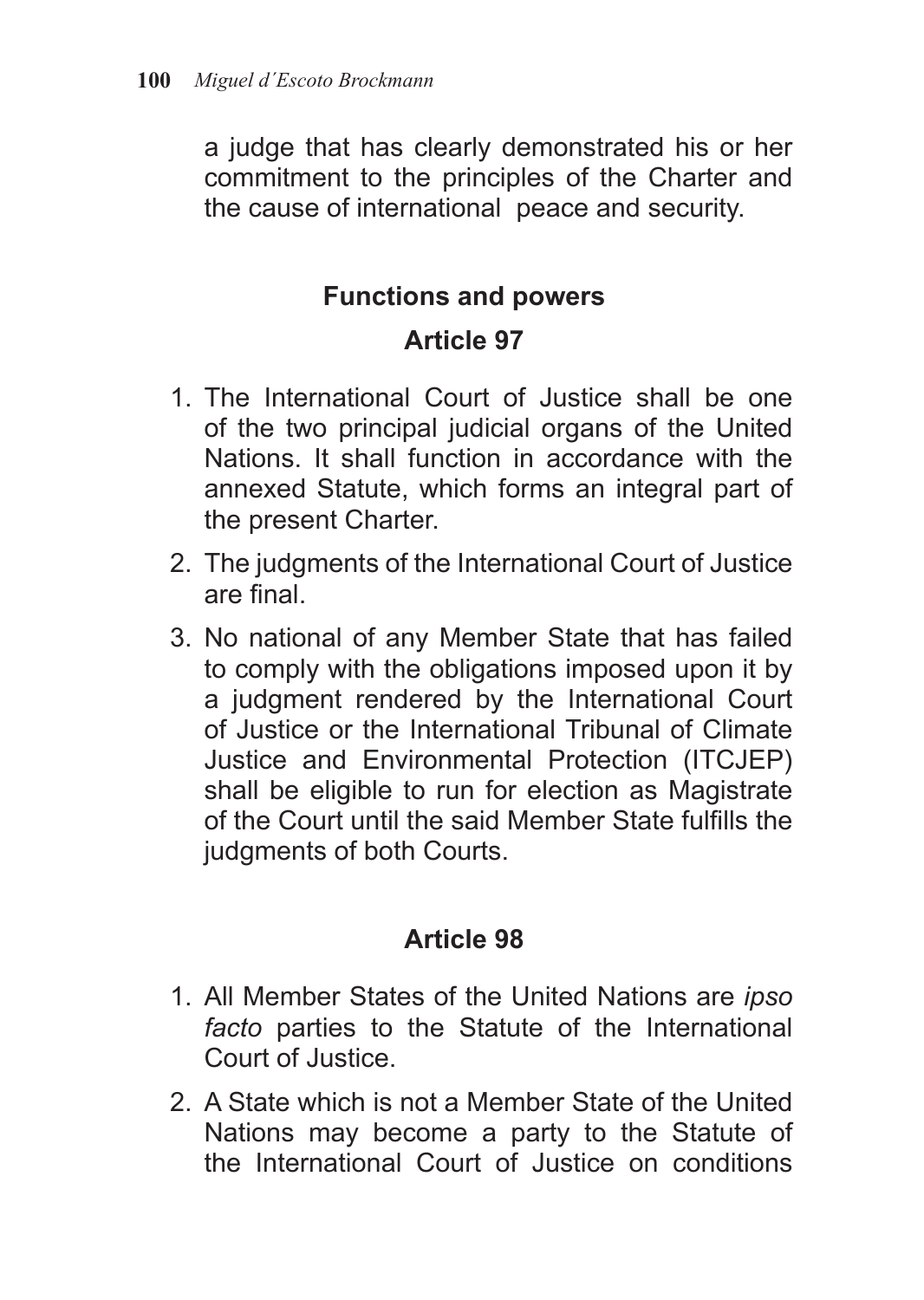a judge that has clearly demonstrated his or her commitment to the principles of the Charter and the cause of international peace and security.

### Functions and powers

### Article 97

1. The International Court of Justice shall be one of the two principal judicial organs of the United Nations. It shall function in accordance with the annexed Statute, which forms an integral part of the present Charter.
2. The judgments of the International Court of Justice are final.
3. No national of any Member State that has failed to comply with the obligations imposed upon it by a judgment rendered by the International Court of Justice or the International Tribunal of Climate Justice and Environmental Protection (ITCJEP) shall be eligible to run for election as Magistrate of the Court until the said Member State fulfills the judgments of both Courts.

### Article 98

1. All Member States of the United Nations are *ipso facto* parties to the Statute of the International Court of Justice.
2. A State which is not a Member State of the United Nations may become a party to the Statute of the International Court of Justice on conditions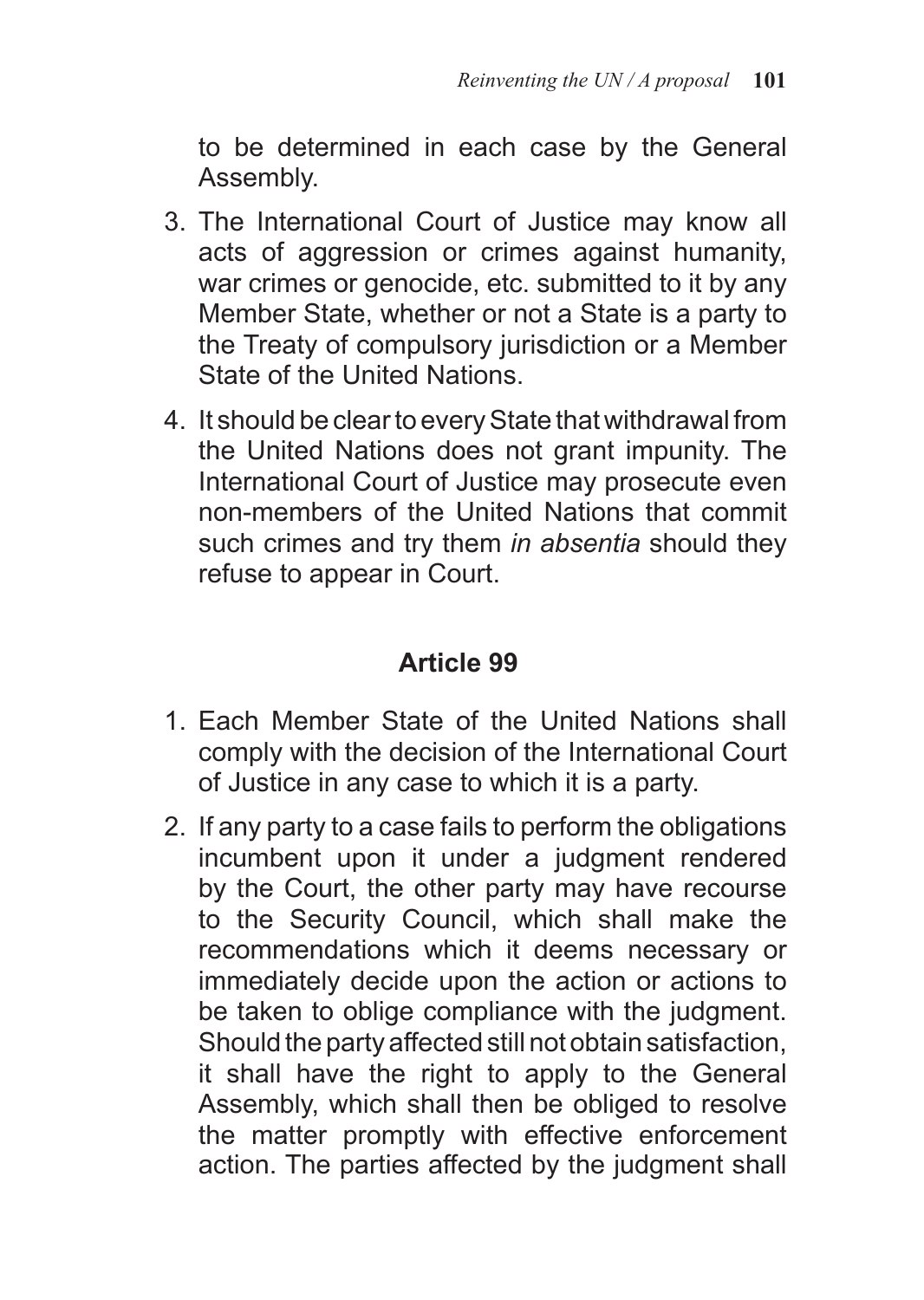to be determined in each case by the General Assembly.

3. The International Court of Justice may know all acts of aggression or crimes against humanity, war crimes or genocide, etc. submitted to it by any Member State, whether or not a State is a party to the Treaty of compulsory jurisdiction or a Member State of the United Nations.
4. It should be clear to every State that withdrawal from the United Nations does not grant impunity. The International Court of Justice may prosecute even non-members of the United Nations that commit such crimes and try them *in absentia* should they refuse to appear in Court.

## Article 99

1. Each Member State of the United Nations shall comply with the decision of the International Court of Justice in any case to which it is a party.
2. If any party to a case fails to perform the obligations incumbent upon it under a judgment rendered by the Court, the other party may have recourse to the Security Council, which shall make the recommendations which it deems necessary or immediately decide upon the action or actions to be taken to oblige compliance with the judgment. Should the party affected still not obtain satisfaction, it shall have the right to apply to the General Assembly, which shall then be obliged to resolve the matter promptly with effective enforcement action. The parties affected by the judgment shall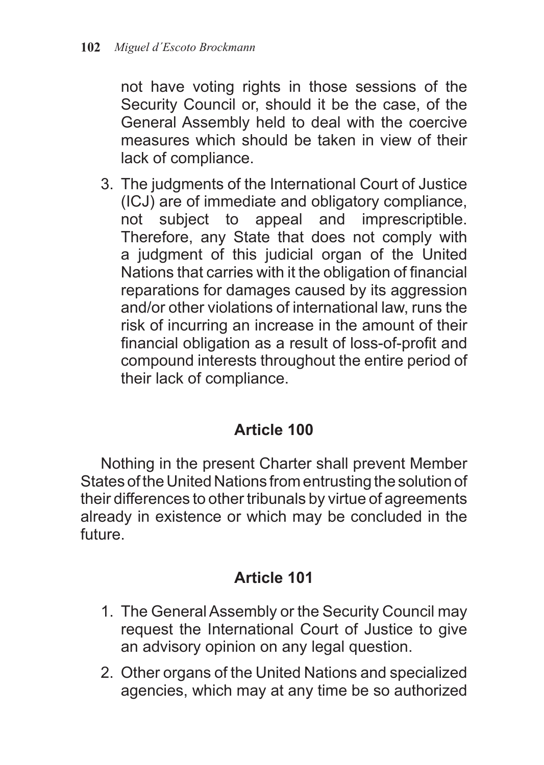not have voting rights in those sessions of the Security Council or, should it be the case, of the General Assembly held to deal with the coercive measures which should be taken in view of their lack of compliance.

3. The judgments of the International Court of Justice (ICJ) are of immediate and obligatory compliance, not subject to appeal and imprescriptible. Therefore, any State that does not comply with a judgment of this judicial organ of the United Nations that carries with it the obligation of financial reparations for damages caused by its aggression and/or other violations of international law, runs the risk of incurring an increase in the amount of their financial obligation as a result of loss-of-profit and compound interests throughout the entire period of their lack of compliance.

## Article 100

Nothing in the present Charter shall prevent Member States of the United Nations from entrusting the solution of their differences to other tribunals by virtue of agreements already in existence or which may be concluded in the future.

## Article 101

1. The General Assembly or the Security Council may request the International Court of Justice to give an advisory opinion on any legal question.
2. Other organs of the United Nations and specialized agencies, which may at any time be so authorized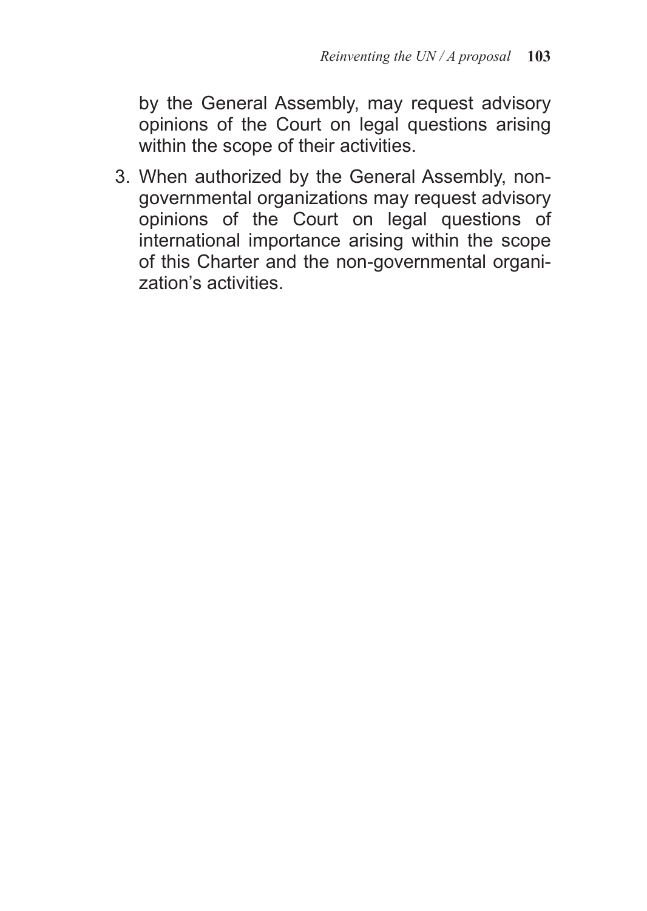by the General Assembly, may request advisory opinions of the Court on legal questions arising within the scope of their activities.

3. When authorized by the General Assembly, non-governmental organizations may request advisory opinions of the Court on legal questions of international importance arising within the scope of this Charter and the non-governmental organization's activities.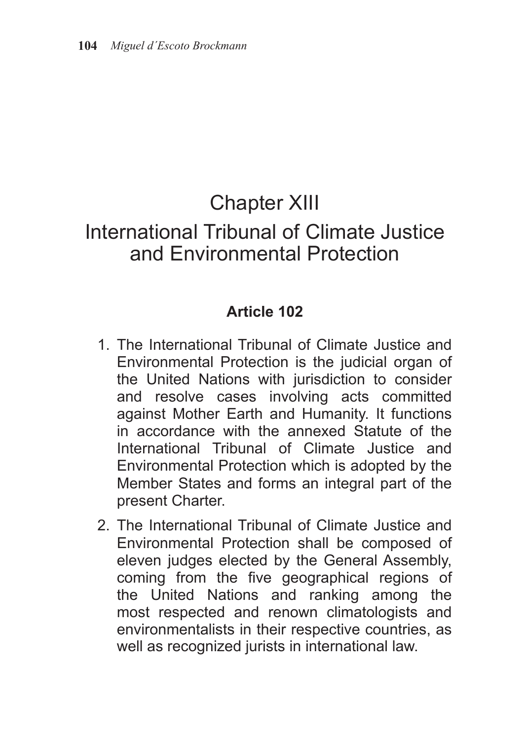# Chapter XIII
# International Tribunal of Climate Justice and Environmental Protection

### Article 102

1. The International Tribunal of Climate Justice and Environmental Protection is the judicial organ of the United Nations with jurisdiction to consider and resolve cases involving acts committed against Mother Earth and Humanity. It functions in accordance with the annexed Statute of the International Tribunal of Climate Justice and Environmental Protection which is adopted by the Member States and forms an integral part of the present Charter.

2. The International Tribunal of Climate Justice and Environmental Protection shall be composed of eleven judges elected by the General Assembly, coming from the five geographical regions of the United Nations and ranking among the most respected and renown climatologists and environmentalists in their respective countries, as well as recognized jurists in international law.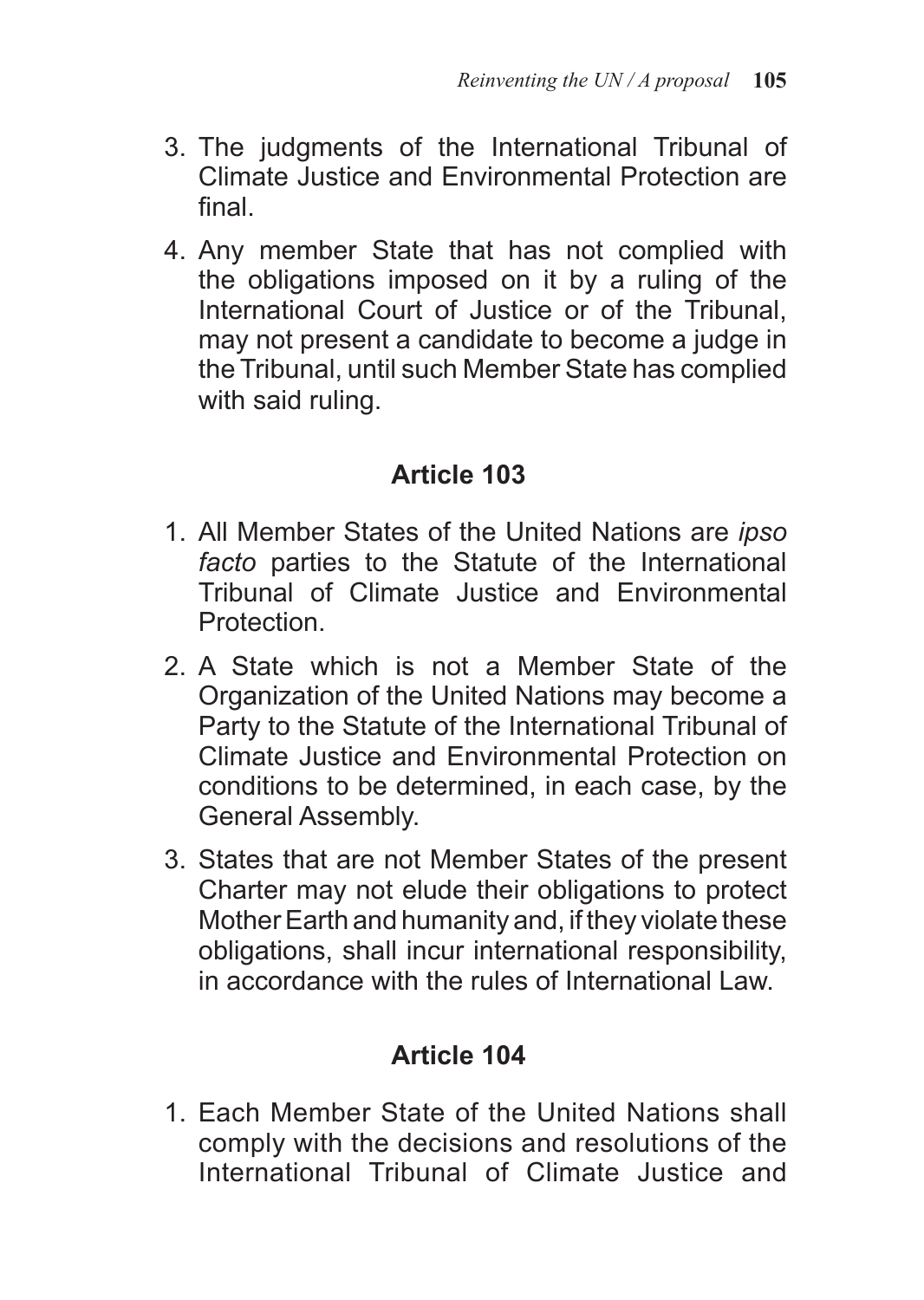3. The judgments of the International Tribunal of Climate Justice and Environmental Protection are final.
4. Any member State that has not complied with the obligations imposed on it by a ruling of the International Court of Justice or of the Tribunal, may not present a candidate to become a judge in the Tribunal, until such Member State has complied with said ruling.

## Article 103

1. All Member States of the United Nations are *ipso facto* parties to the Statute of the International Tribunal of Climate Justice and Environmental Protection.
2. A State which is not a Member State of the Organization of the United Nations may become a Party to the Statute of the International Tribunal of Climate Justice and Environmental Protection on conditions to be determined, in each case, by the General Assembly.
3. States that are not Member States of the present Charter may not elude their obligations to protect Mother Earth and humanity and, if they violate these obligations, shall incur international responsibility, in accordance with the rules of International Law.

## Article 104

1. Each Member State of the United Nations shall comply with the decisions and resolutions of the International Tribunal of Climate Justice and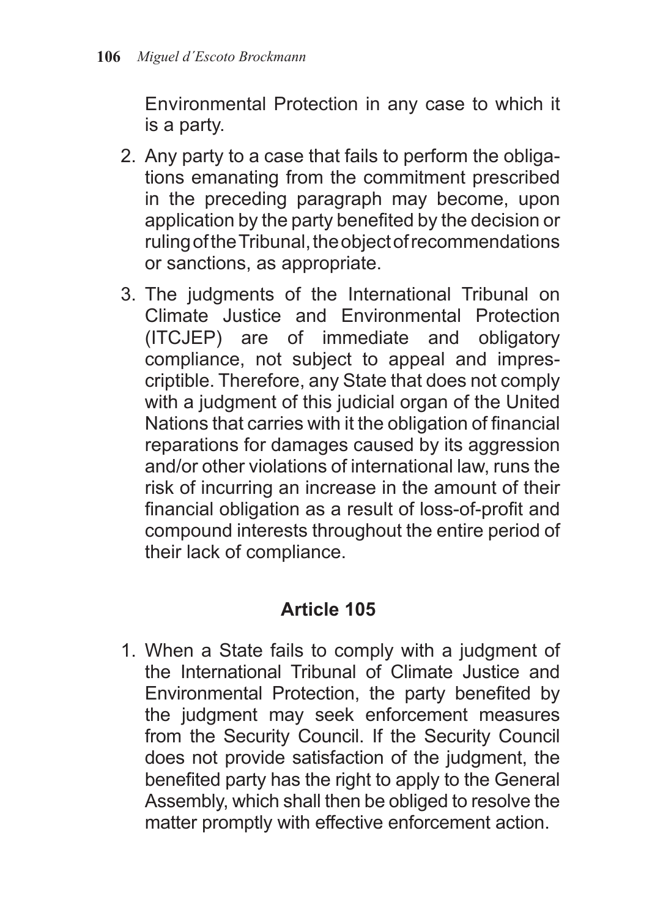Environmental Protection in any case to which it is a party.

2. Any party to a case that fails to perform the obligations emanating from the commitment prescribed in the preceding paragraph may become, upon application by the party benefited by the decision or ruling of the Tribunal, the object of recommendations or sanctions, as appropriate.
3. The judgments of the International Tribunal on Climate Justice and Environmental Protection (ITCJEP) are of immediate and obligatory compliance, not subject to appeal and imprescriptible. Therefore, any State that does not comply with a judgment of this judicial organ of the United Nations that carries with it the obligation of financial reparations for damages caused by its aggression and/or other violations of international law, runs the risk of incurring an increase in the amount of their financial obligation as a result of loss-of-profit and compound interests throughout the entire period of their lack of compliance.

## Article 105

1. When a State fails to comply with a judgment of the International Tribunal of Climate Justice and Environmental Protection, the party benefited by the judgment may seek enforcement measures from the Security Council. If the Security Council does not provide satisfaction of the judgment, the benefited party has the right to apply to the General Assembly, which shall then be obliged to resolve the matter promptly with effective enforcement action.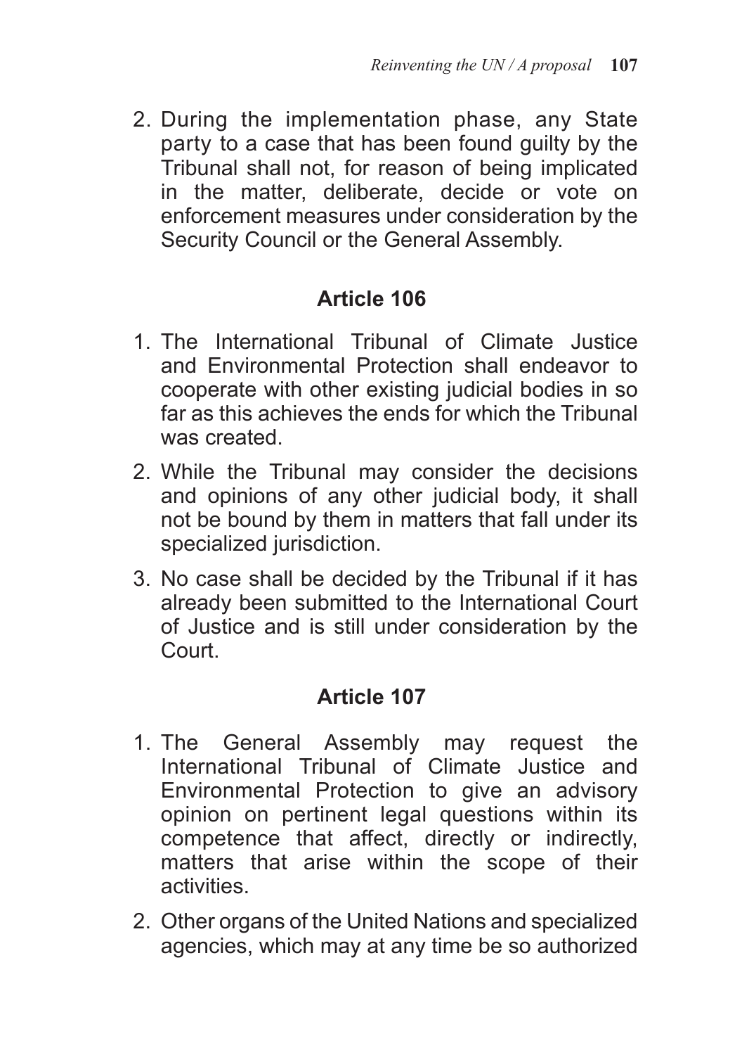2. During the implementation phase, any State party to a case that has been found guilty by the Tribunal shall not, for reason of being implicated in the matter, deliberate, decide or vote on enforcement measures under consideration by the Security Council or the General Assembly.

## Article 106

1. The International Tribunal of Climate Justice and Environmental Protection shall endeavor to cooperate with other existing judicial bodies in so far as this achieves the ends for which the Tribunal was created.
2. While the Tribunal may consider the decisions and opinions of any other judicial body, it shall not be bound by them in matters that fall under its specialized jurisdiction.
3. No case shall be decided by the Tribunal if it has already been submitted to the International Court of Justice and is still under consideration by the Court.

## Article 107

1. The General Assembly may request the International Tribunal of Climate Justice and Environmental Protection to give an advisory opinion on pertinent legal questions within its competence that affect, directly or indirectly, matters that arise within the scope of their activities.
2. Other organs of the United Nations and specialized agencies, which may at any time be so authorized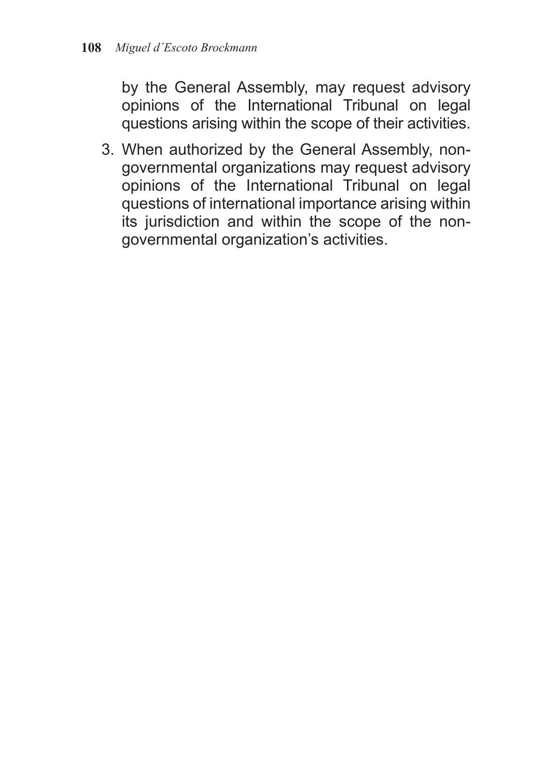by the General Assembly, may request advisory opinions of the International Tribunal on legal questions arising within the scope of their activities.

3. When authorized by the General Assembly, non-governmental organizations may request advisory opinions of the International Tribunal on legal questions of international importance arising within its jurisdiction and within the scope of the non-governmental organization's activities.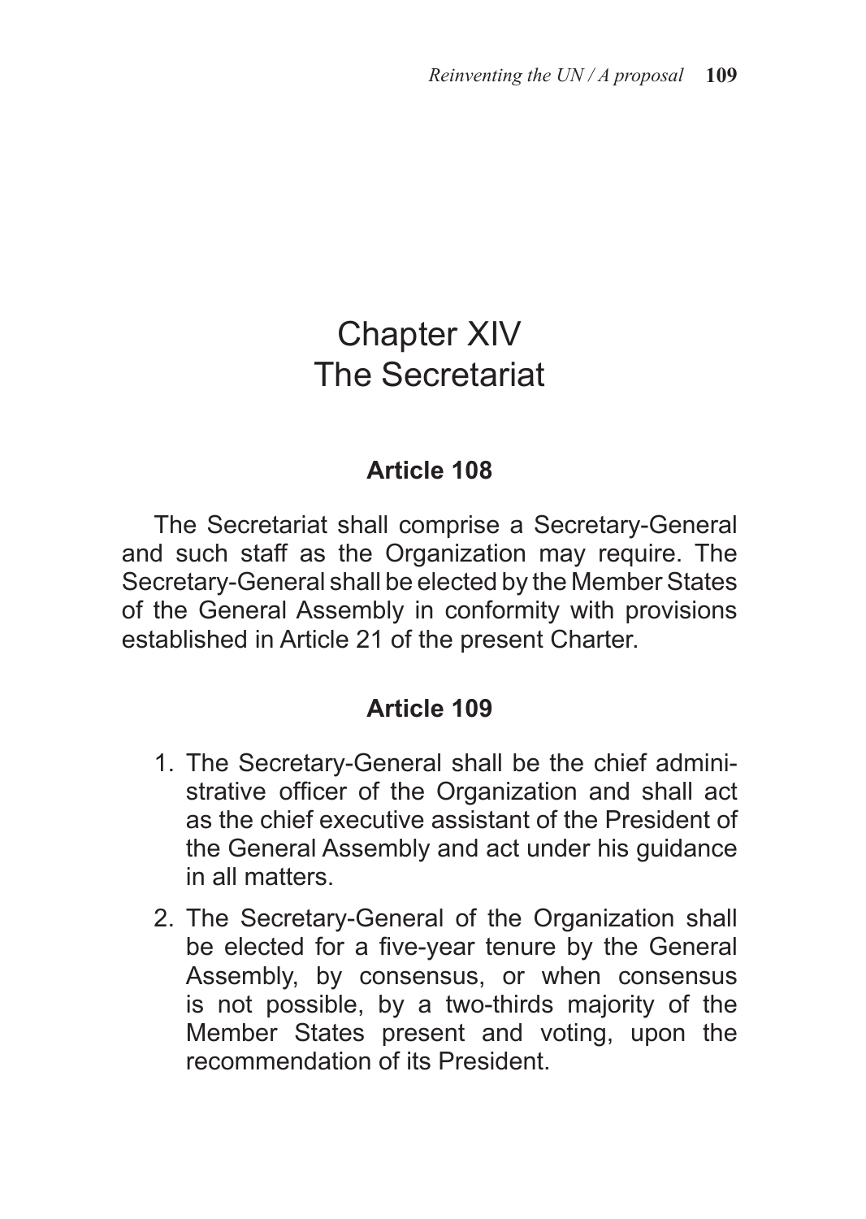# Chapter XIV
# The Secretariat

### Article 108

The Secretariat shall comprise a Secretary-General and such staff as the Organization may require. The Secretary-General shall be elected by the Member States of the General Assembly in conformity with provisions established in Article 21 of the present Charter.

### Article 109

1. The Secretary-General shall be the chief administrative officer of the Organization and shall act as the chief executive assistant of the President of the General Assembly and act under his guidance in all matters.
2. The Secretary-General of the Organization shall be elected for a five-year tenure by the General Assembly, by consensus, or when consensus is not possible, by a two-thirds majority of the Member States present and voting, upon the recommendation of its President.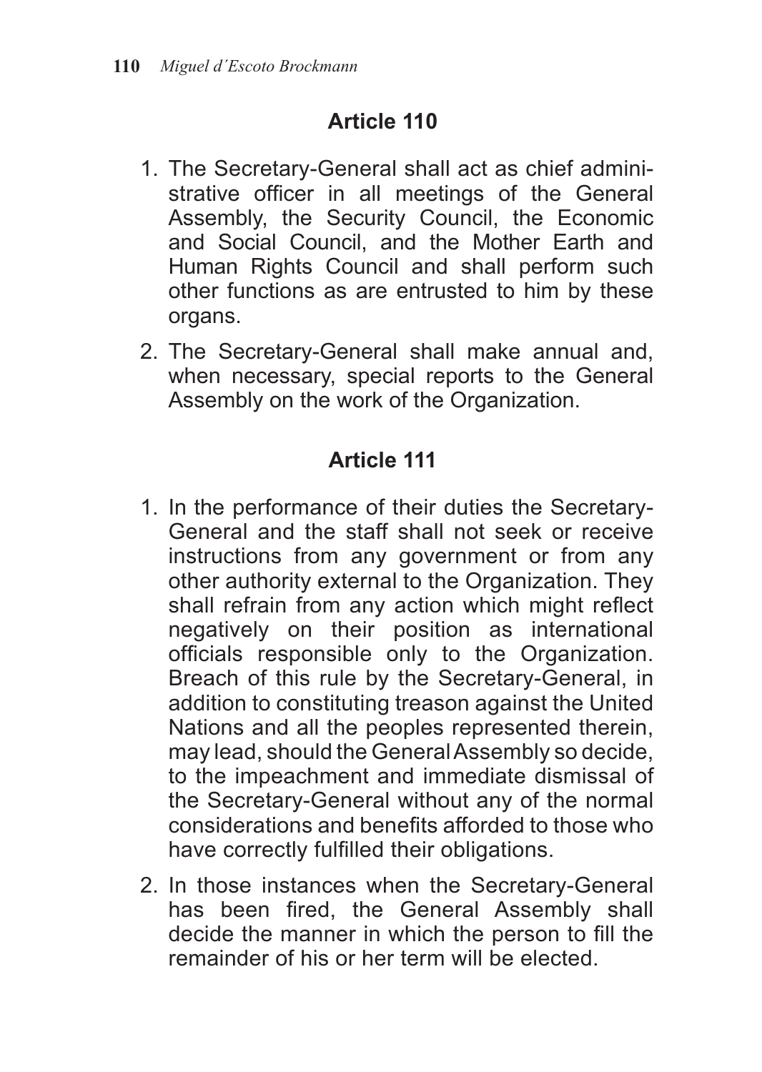## Article 110

1. The Secretary-General shall act as chief administrative officer in all meetings of the General Assembly, the Security Council, the Economic and Social Council, and the Mother Earth and Human Rights Council and shall perform such other functions as are entrusted to him by these organs.
2. The Secretary-General shall make annual and, when necessary, special reports to the General Assembly on the work of the Organization.

## Article 111

1. In the performance of their duties the Secretary-General and the staff shall not seek or receive instructions from any government or from any other authority external to the Organization. They shall refrain from any action which might reflect negatively on their position as international officials responsible only to the Organization. Breach of this rule by the Secretary-General, in addition to constituting treason against the United Nations and all the peoples represented therein, may lead, should the General Assembly so decide, to the impeachment and immediate dismissal of the Secretary-General without any of the normal considerations and benefits afforded to those who have correctly fulfilled their obligations.
2. In those instances when the Secretary-General has been fired, the General Assembly shall decide the manner in which the person to fill the remainder of his or her term will be elected.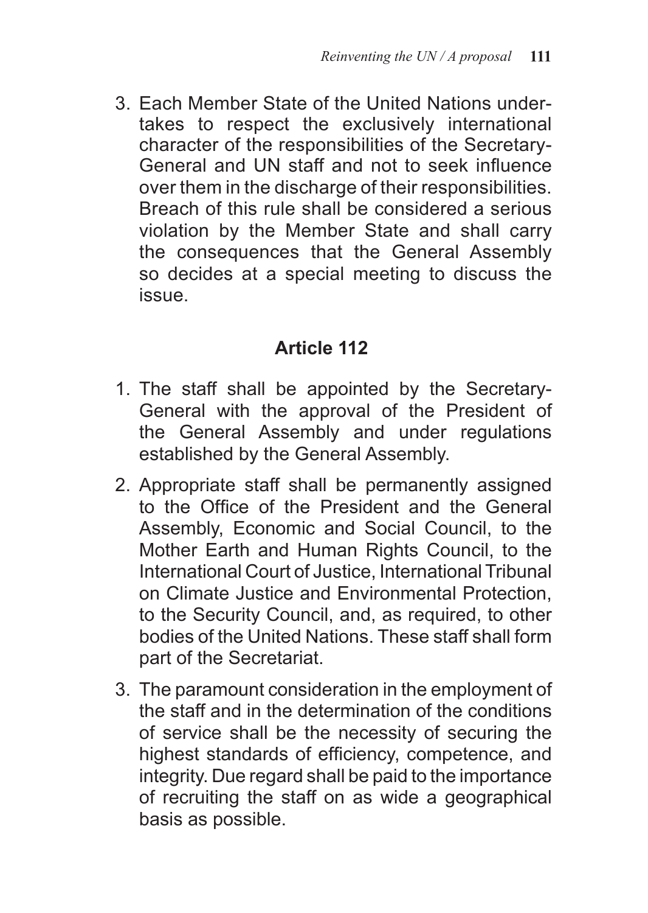3. Each Member State of the United Nations undertakes to respect the exclusively international character of the responsibilities of the Secretary-General and UN staff and not to seek influence over them in the discharge of their responsibilities. Breach of this rule shall be considered a serious violation by the Member State and shall carry the consequences that the General Assembly so decides at a special meeting to discuss the issue.

## Article 112

1. The staff shall be appointed by the Secretary-General with the approval of the President of the General Assembly and under regulations established by the General Assembly.
2. Appropriate staff shall be permanently assigned to the Office of the President and the General Assembly, Economic and Social Council, to the Mother Earth and Human Rights Council, to the International Court of Justice, International Tribunal on Climate Justice and Environmental Protection, to the Security Council, and, as required, to other bodies of the United Nations. These staff shall form part of the Secretariat.
3. The paramount consideration in the employment of the staff and in the determination of the conditions of service shall be the necessity of securing the highest standards of efficiency, competence, and integrity. Due regard shall be paid to the importance of recruiting the staff on as wide a geographical basis as possible.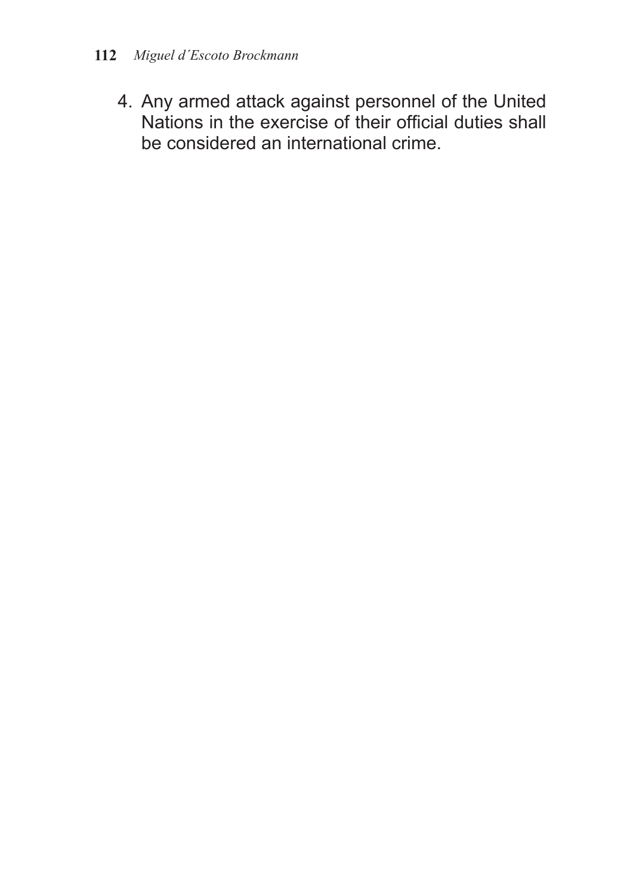4. Any armed attack against personnel of the United Nations in the exercise of their official duties shall be considered an international crime.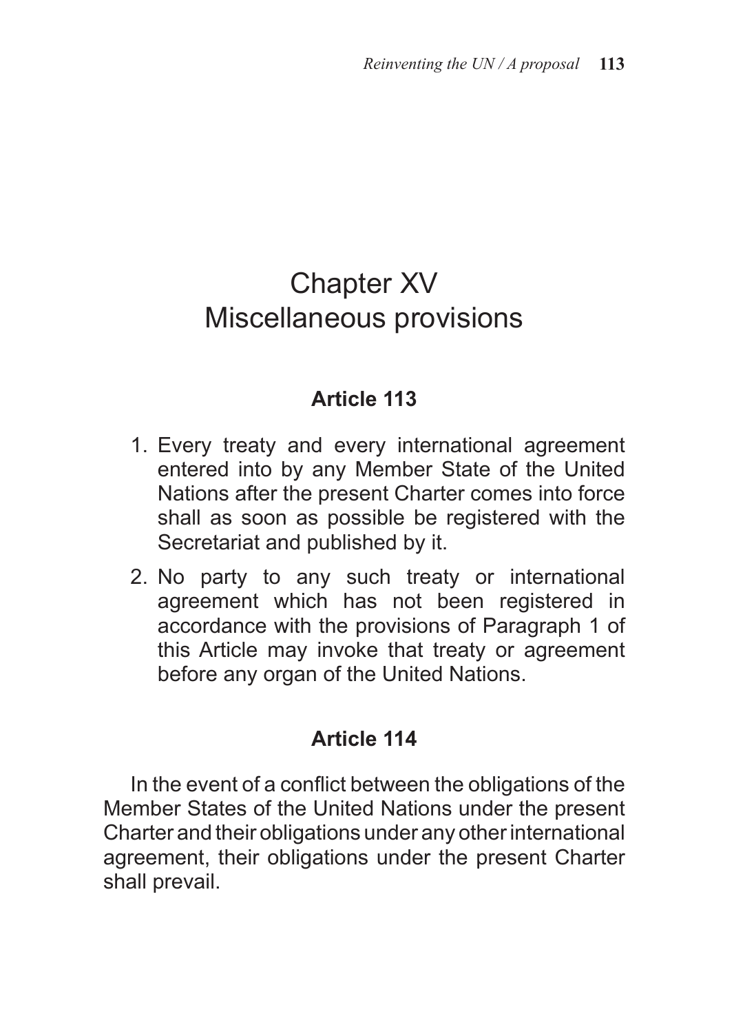# Chapter XV
# Miscellaneous provisions

### Article 113

1. Every treaty and every international agreement entered into by any Member State of the United Nations after the present Charter comes into force shall as soon as possible be registered with the Secretariat and published by it.
2. No party to any such treaty or international agreement which has not been registered in accordance with the provisions of Paragraph 1 of this Article may invoke that treaty or agreement before any organ of the United Nations.

### Article 114

In the event of a conflict between the obligations of the Member States of the United Nations under the present Charter and their obligations under any other international agreement, their obligations under the present Charter shall prevail.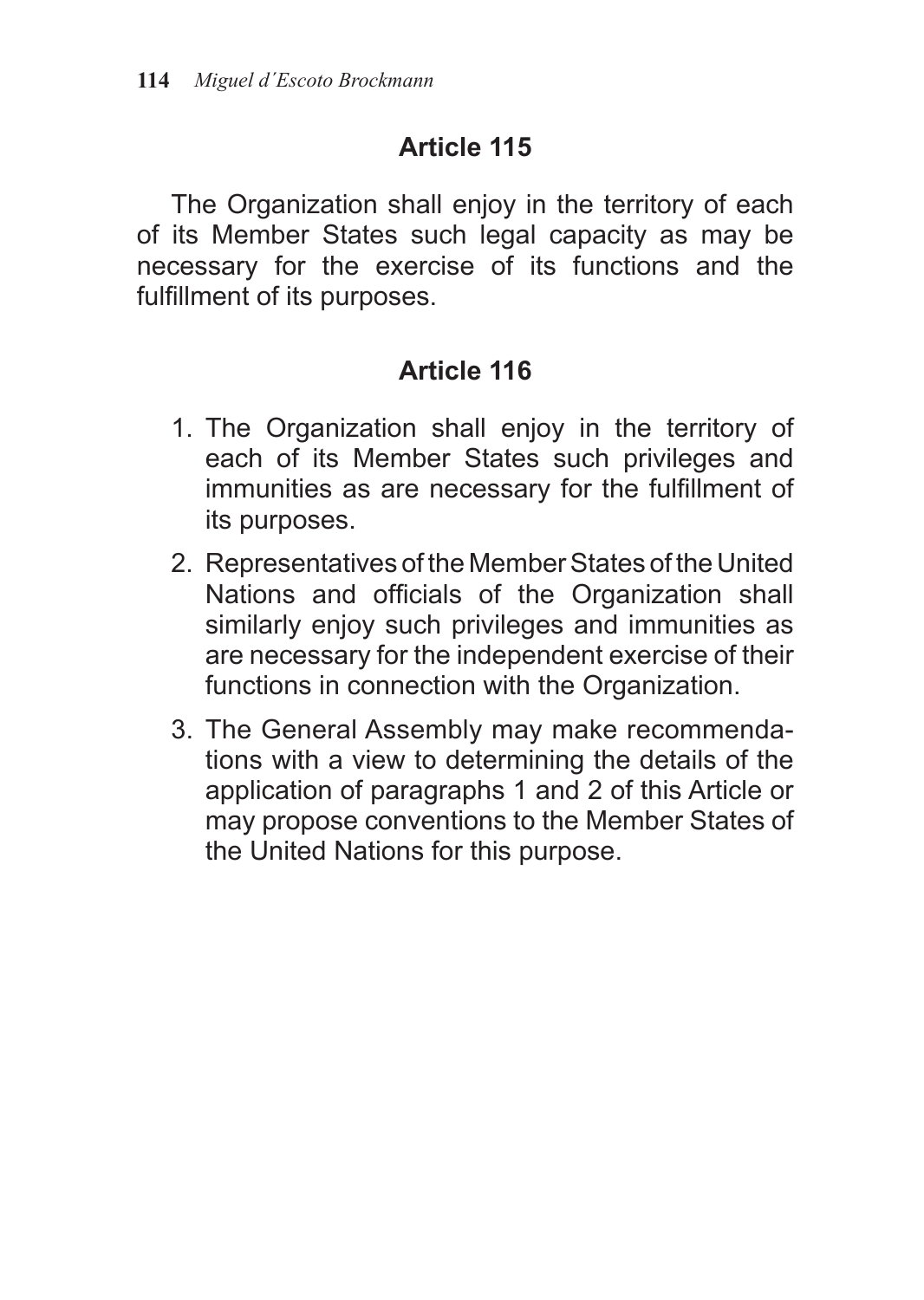## Article 115

The Organization shall enjoy in the territory of each of its Member States such legal capacity as may be necessary for the exercise of its functions and the fulfillment of its purposes.

## Article 116

1. The Organization shall enjoy in the territory of each of its Member States such privileges and immunities as are necessary for the fulfillment of its purposes.
2. Representatives of the Member States of the United Nations and officials of the Organization shall similarly enjoy such privileges and immunities as are necessary for the independent exercise of their functions in connection with the Organization.
3. The General Assembly may make recommendations with a view to determining the details of the application of paragraphs 1 and 2 of this Article or may propose conventions to the Member States of the United Nations for this purpose.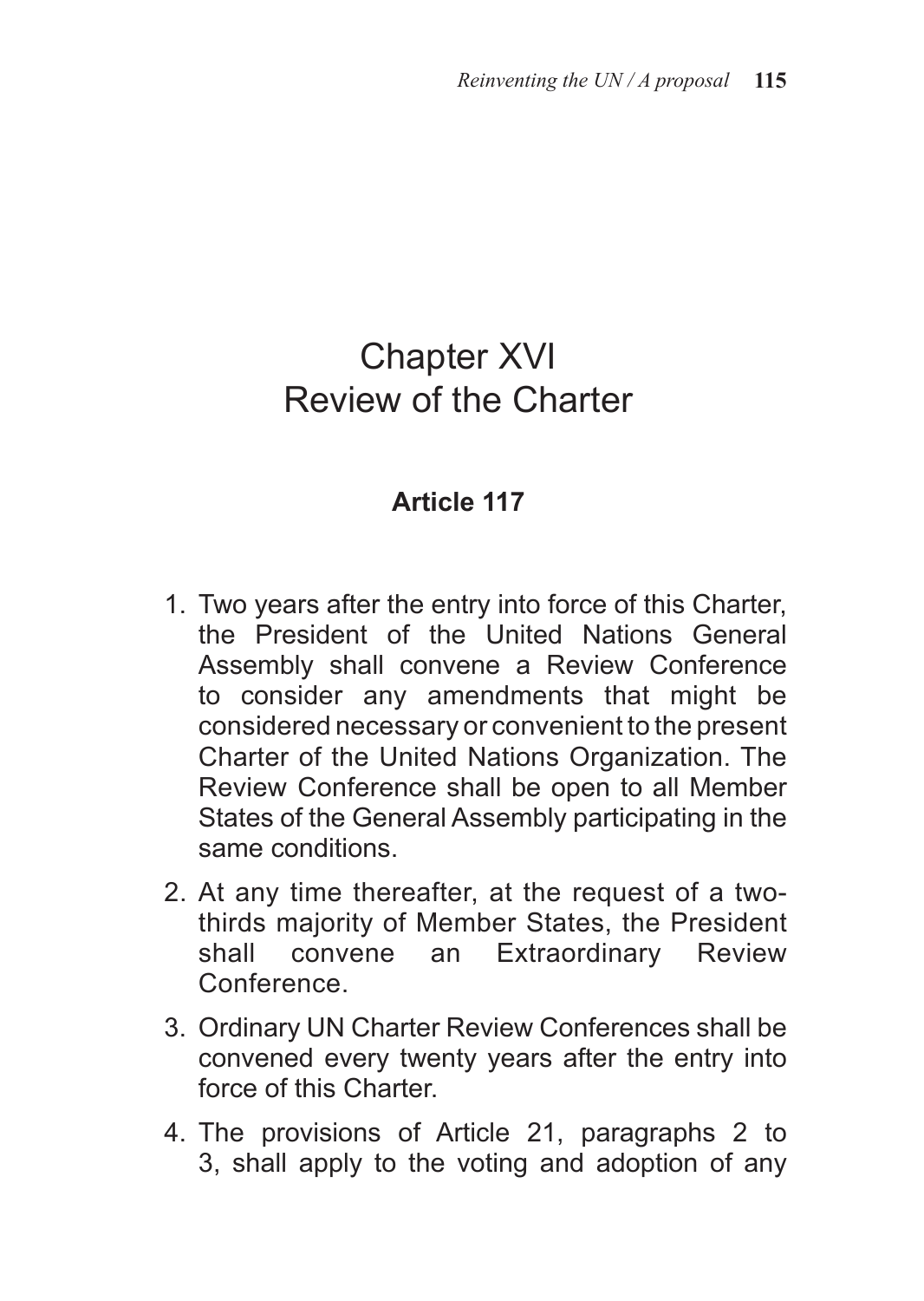# Chapter XVI
# Review of the Charter

### Article 117

1. Two years after the entry into force of this Charter, the President of the United Nations General Assembly shall convene a Review Conference to consider any amendments that might be considered necessary or convenient to the present Charter of the United Nations Organization. The Review Conference shall be open to all Member States of the General Assembly participating in the same conditions.
2. At any time thereafter, at the request of a two-thirds majority of Member States, the President shall convene an Extraordinary Review Conference.
3. Ordinary UN Charter Review Conferences shall be convened every twenty years after the entry into force of this Charter.
4. The provisions of Article 21, paragraphs 2 to 3, shall apply to the voting and adoption of any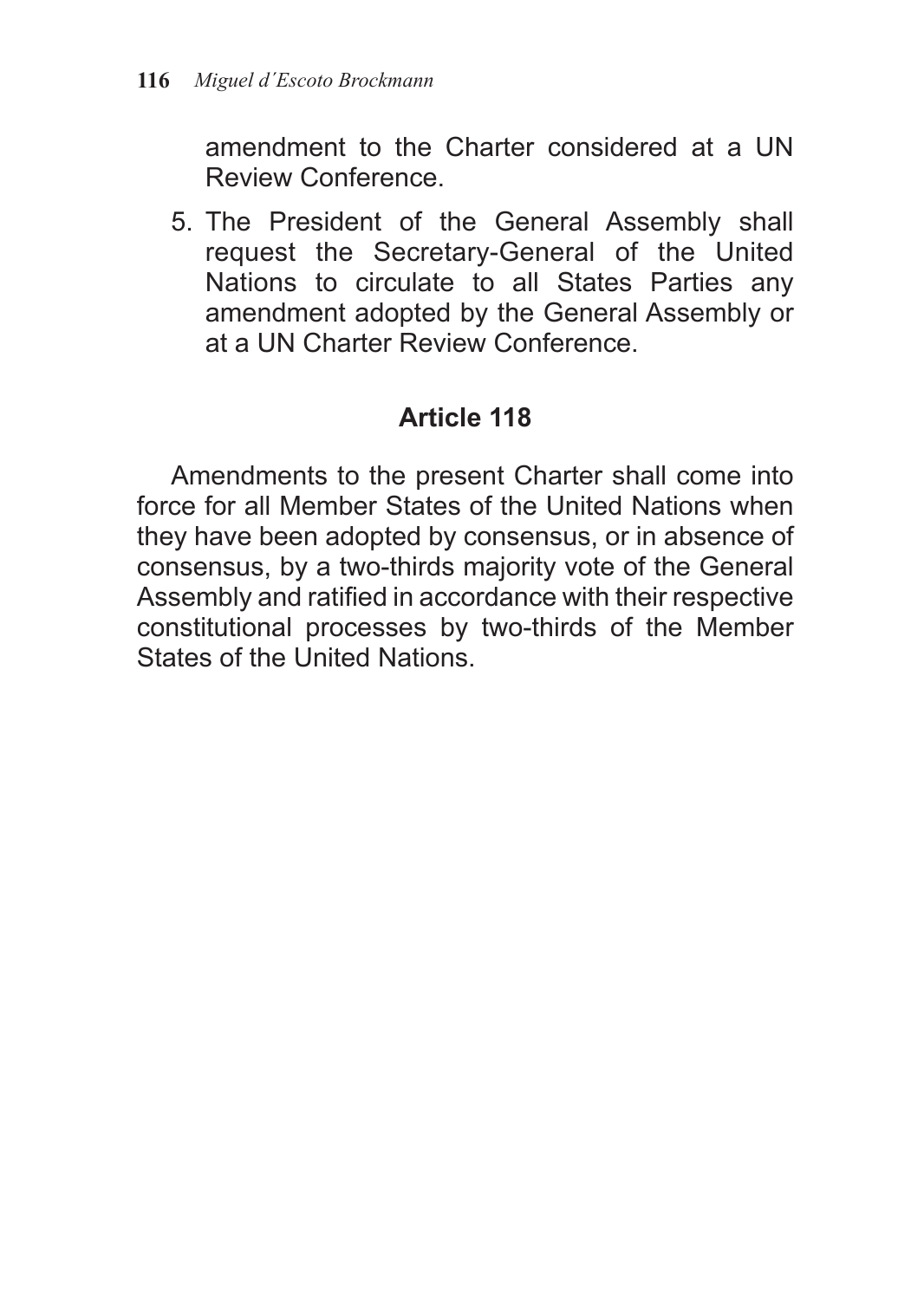amendment to the Charter considered at a UN Review Conference.

5. The President of the General Assembly shall request the Secretary-General of the United Nations to circulate to all States Parties any amendment adopted by the General Assembly or at a UN Charter Review Conference.

### Article 118

Amendments to the present Charter shall come into force for all Member States of the United Nations when they have been adopted by consensus, or in absence of consensus, by a two-thirds majority vote of the General Assembly and ratified in accordance with their respective constitutional processes by two-thirds of the Member States of the United Nations.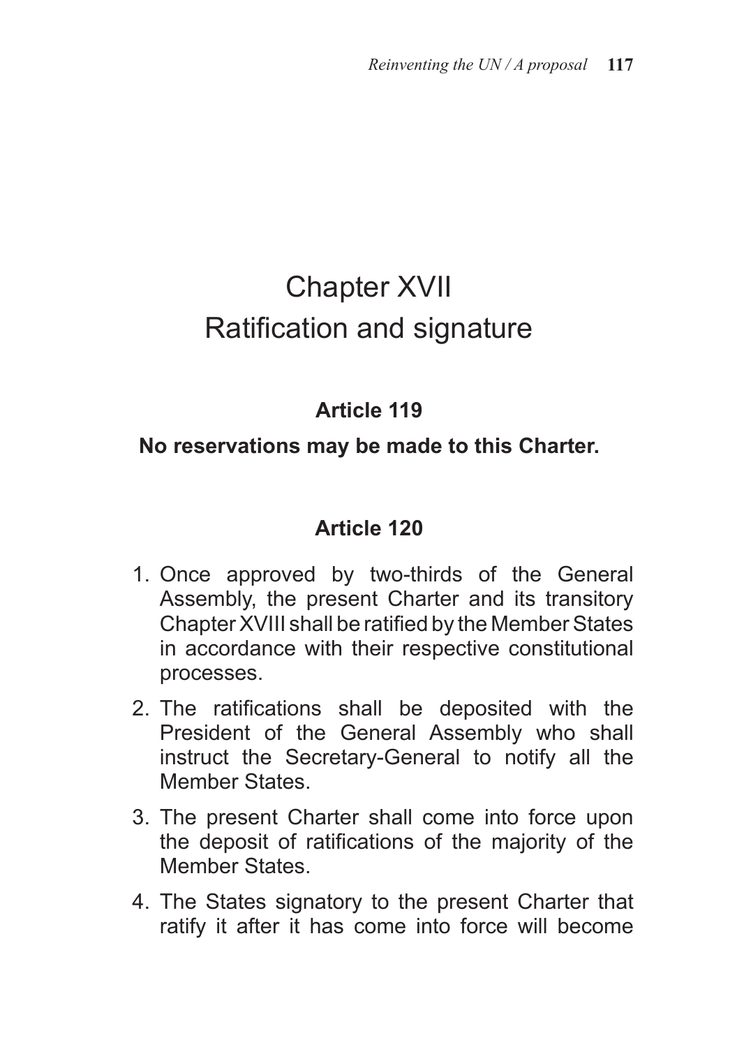# Chapter XVII
# Ratification and signature

### Article 119

**No reservations may be made to this Charter.**

### Article 120

1. Once approved by two-thirds of the General Assembly, the present Charter and its transitory Chapter XVIII shall be ratified by the Member States in accordance with their respective constitutional processes.
2. The ratifications shall be deposited with the President of the General Assembly who shall instruct the Secretary-General to notify all the Member States.
3. The present Charter shall come into force upon the deposit of ratifications of the majority of the Member States.
4. The States signatory to the present Charter that ratify it after it has come into force will become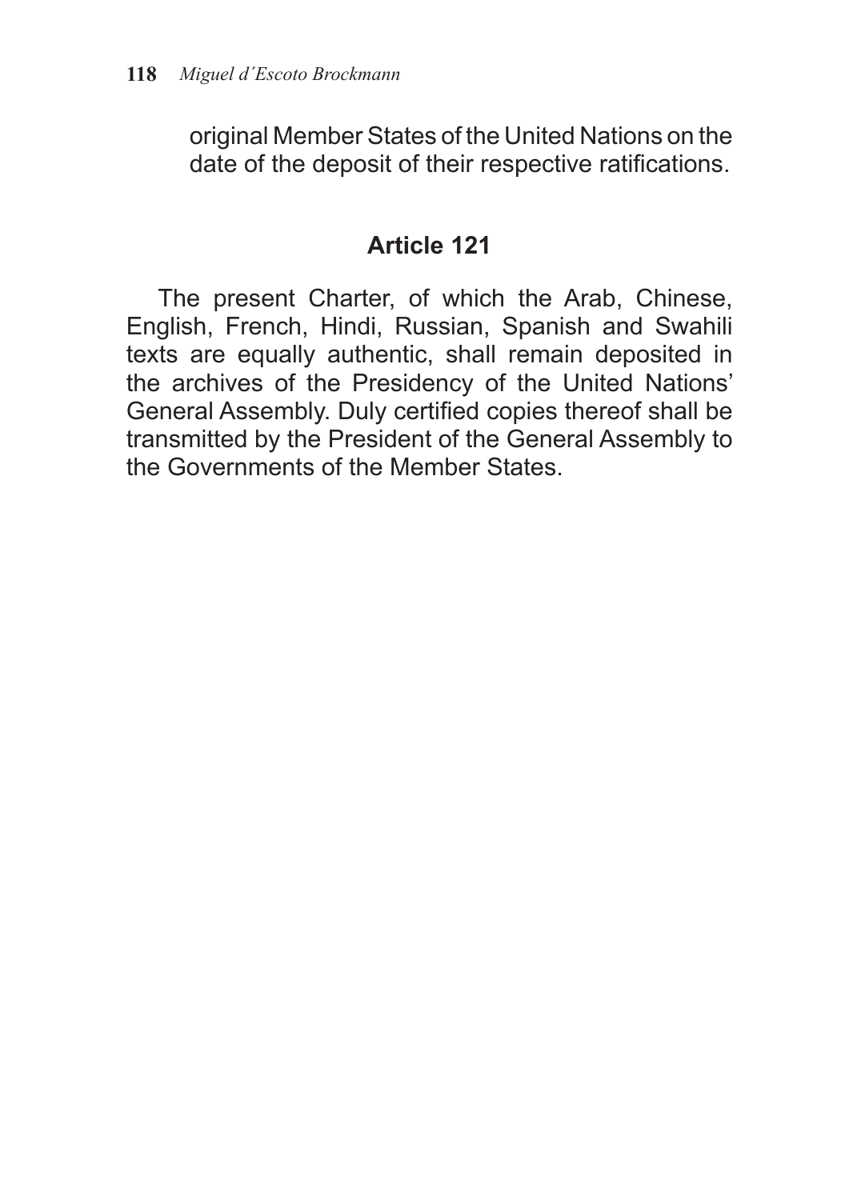original Member States of the United Nations on the date of the deposit of their respective ratifications.

## Article 121

The present Charter, of which the Arab, Chinese, English, French, Hindi, Russian, Spanish and Swahili texts are equally authentic, shall remain deposited in the archives of the Presidency of the United Nations' General Assembly. Duly certified copies thereof shall be transmitted by the President of the General Assembly to the Governments of the Member States.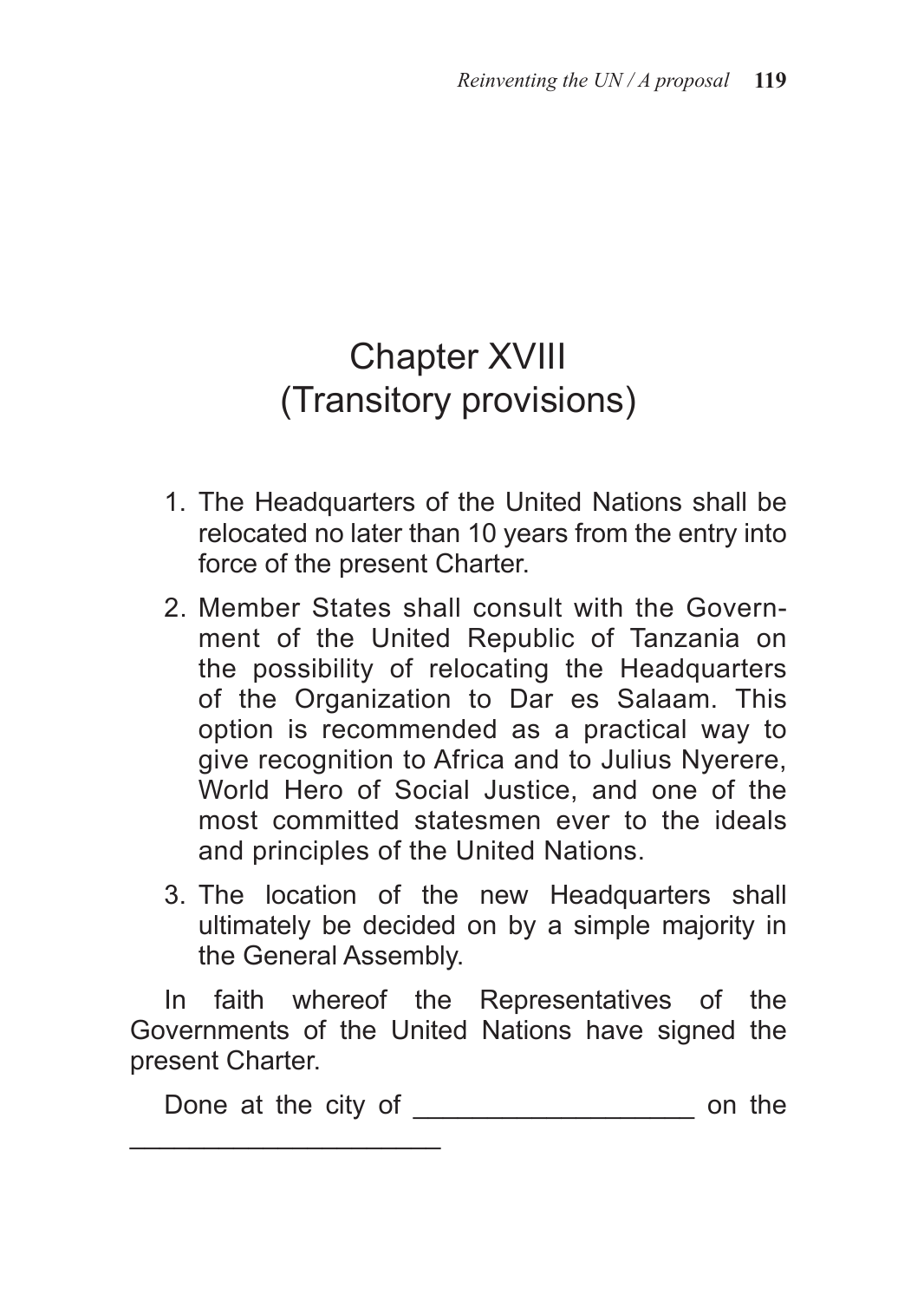# Chapter XVIII (Transitory provisions)

1. The Headquarters of the United Nations shall be relocated no later than 10 years from the entry into force of the present Charter.
2. Member States shall consult with the Government of the United Republic of Tanzania on the possibility of relocating the Headquarters of the Organization to Dar es Salaam. This option is recommended as a practical way to give recognition to Africa and to Julius Nyerere, World Hero of Social Justice, and one of the most committed statesmen ever to the ideals and principles of the United Nations.
3. The location of the new Headquarters shall ultimately be decided on by a simple majority in the General Assembly.

In faith whereof the Representatives of the Governments of the United Nations have signed the present Charter.

Done at the city of ___________________ on the ______________________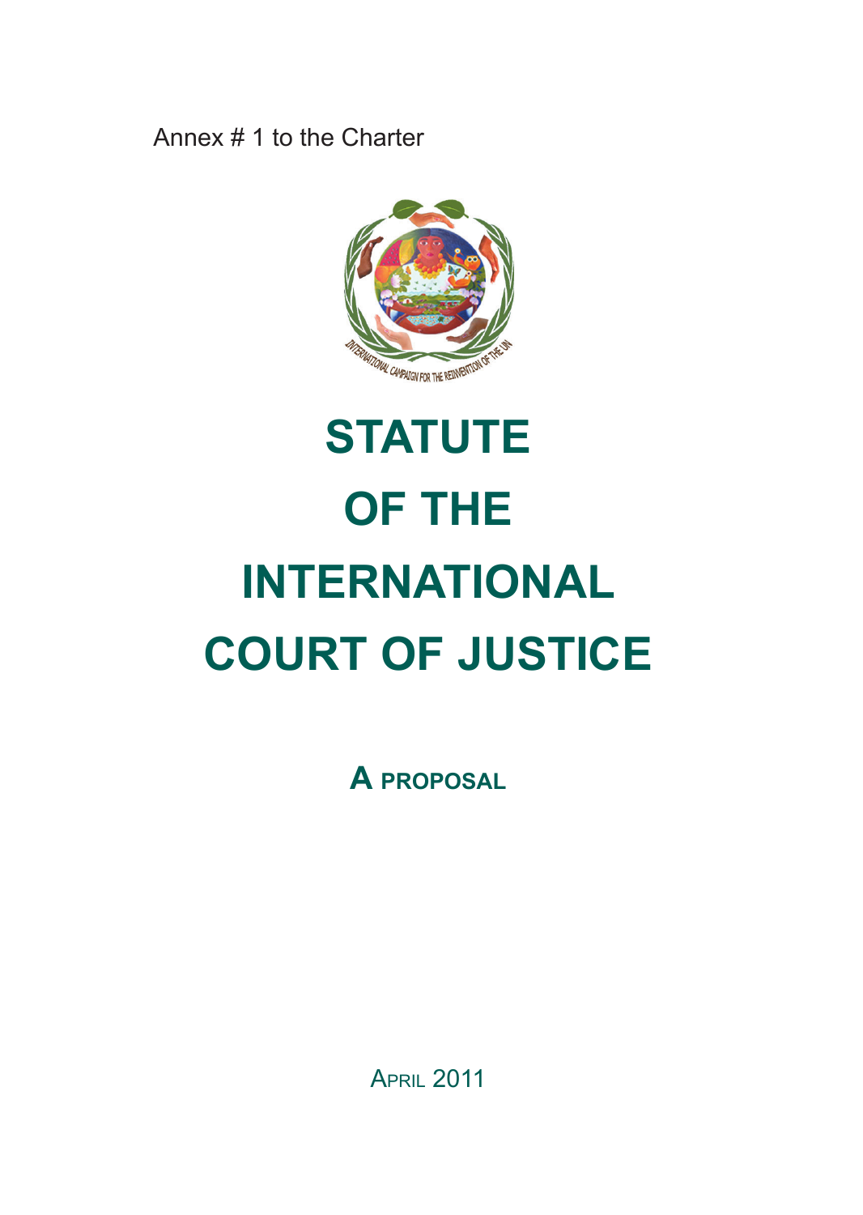Annex # 1 to the Charter

# STATUTE OF THE INTERNATIONAL COURT OF JUSTICE

## A PROPOSAL

APRIL 2011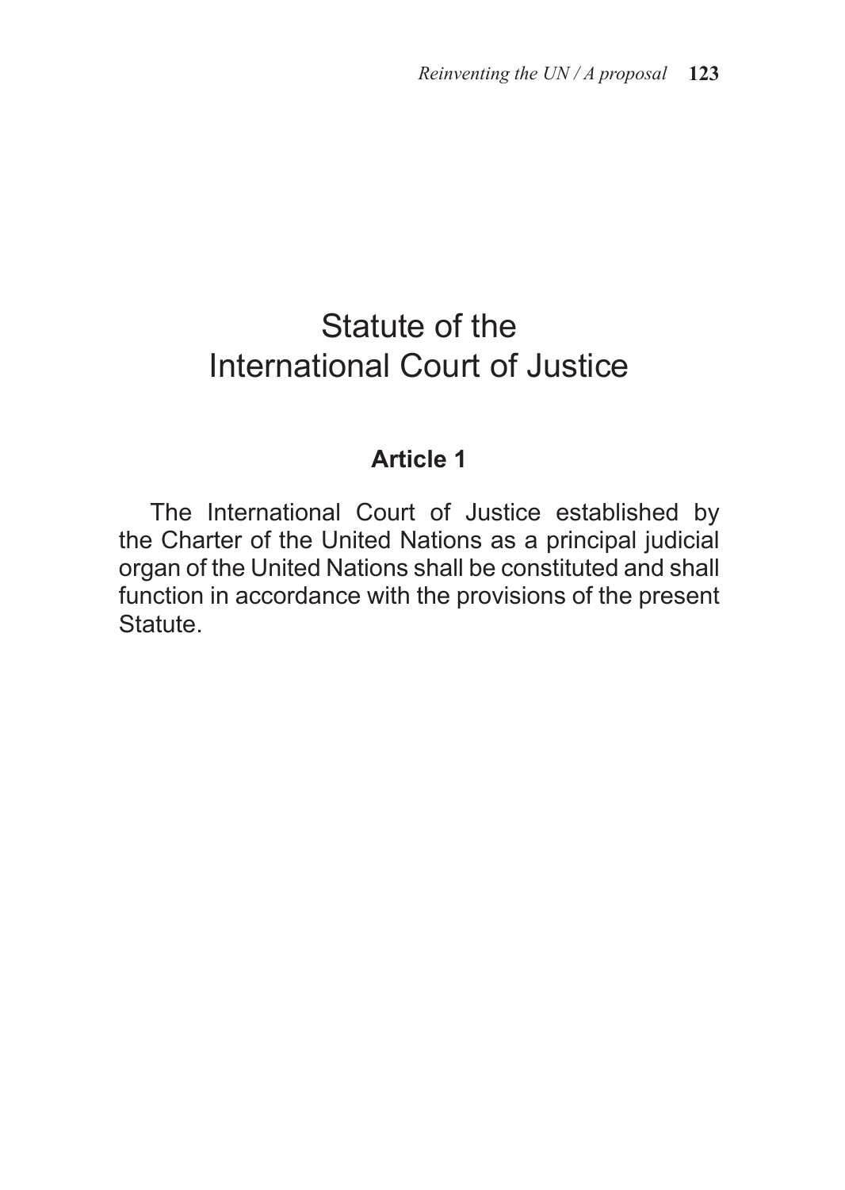# Statute of the International Court of Justice

### Article 1

The International Court of Justice established by the Charter of the United Nations as a principal judicial organ of the United Nations shall be constituted and shall function in accordance with the provisions of the present Statute.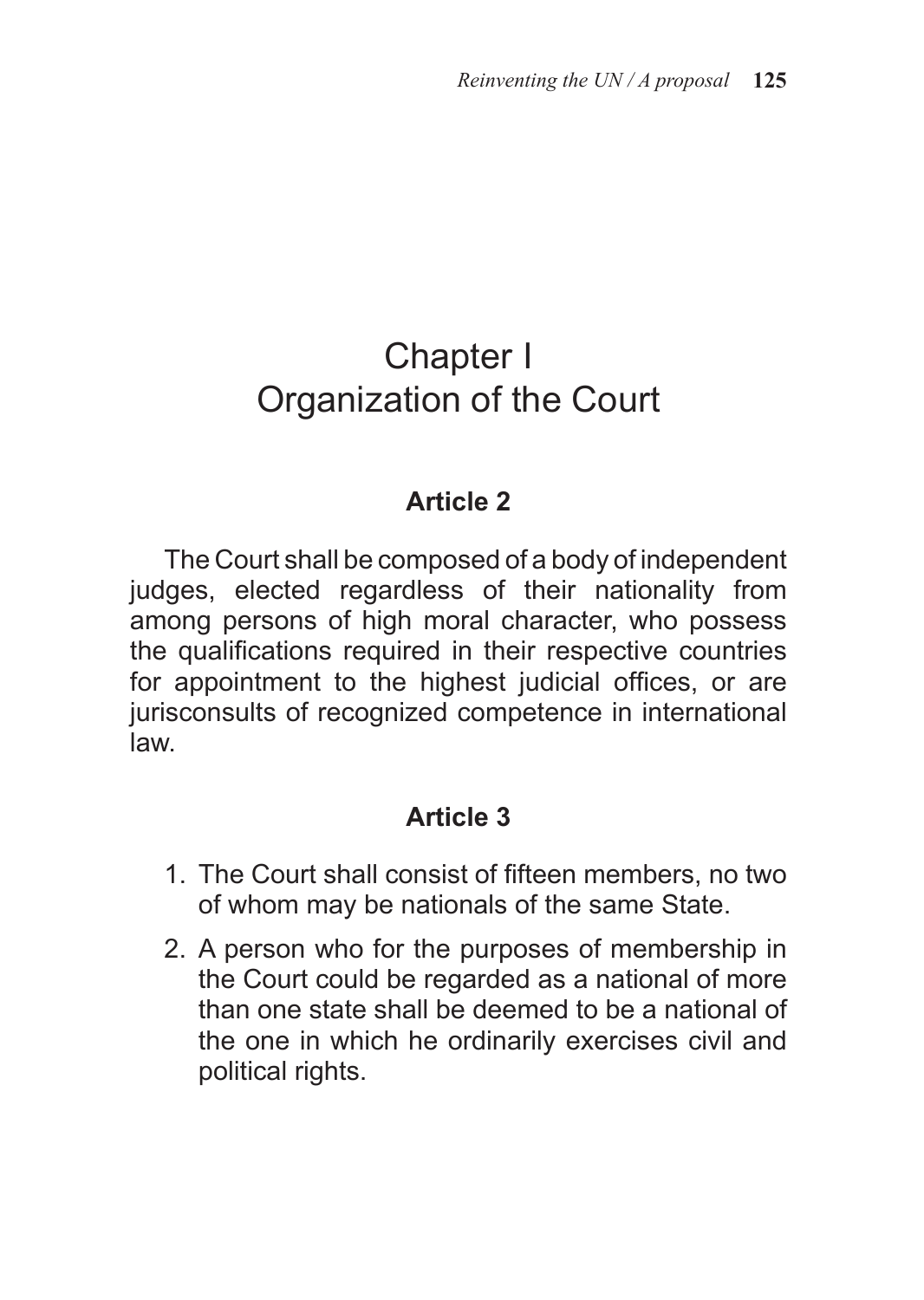# Chapter I
# Organization of the Court

### Article 2

The Court shall be composed of a body of independent judges, elected regardless of their nationality from among persons of high moral character, who possess the qualifications required in their respective countries for appointment to the highest judicial offices, or are jurisconsults of recognized competence in international law.

### Article 3

1. The Court shall consist of fifteen members, no two of whom may be nationals of the same State.
2. A person who for the purposes of membership in the Court could be regarded as a national of more than one state shall be deemed to be a national of the one in which he ordinarily exercises civil and political rights.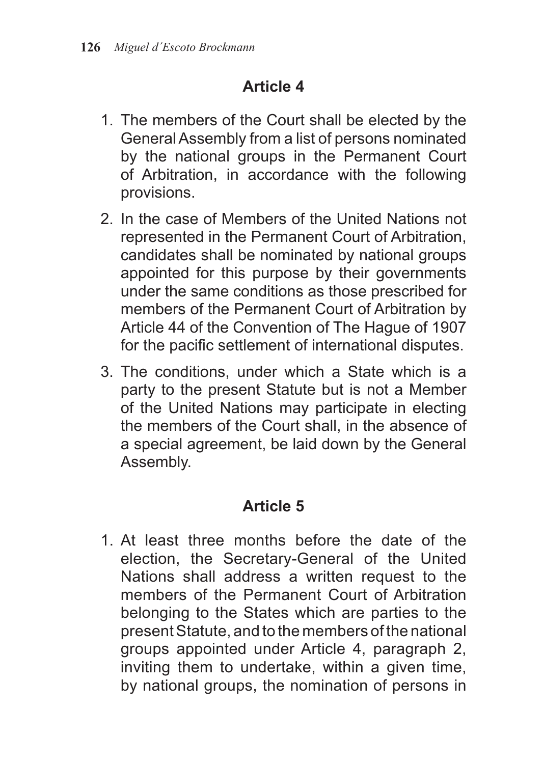## Article 4

1. The members of the Court shall be elected by the General Assembly from a list of persons nominated by the national groups in the Permanent Court of Arbitration, in accordance with the following provisions.
2. In the case of Members of the United Nations not represented in the Permanent Court of Arbitration, candidates shall be nominated by national groups appointed for this purpose by their governments under the same conditions as those prescribed for members of the Permanent Court of Arbitration by Article 44 of the Convention of The Hague of 1907 for the pacific settlement of international disputes.
3. The conditions, under which a State which is a party to the present Statute but is not a Member of the United Nations may participate in electing the members of the Court shall, in the absence of a special agreement, be laid down by the General Assembly.

## Article 5

1. At least three months before the date of the election, the Secretary-General of the United Nations shall address a written request to the members of the Permanent Court of Arbitration belonging to the States which are parties to the present Statute, and to the members of the national groups appointed under Article 4, paragraph 2, inviting them to undertake, within a given time, by national groups, the nomination of persons in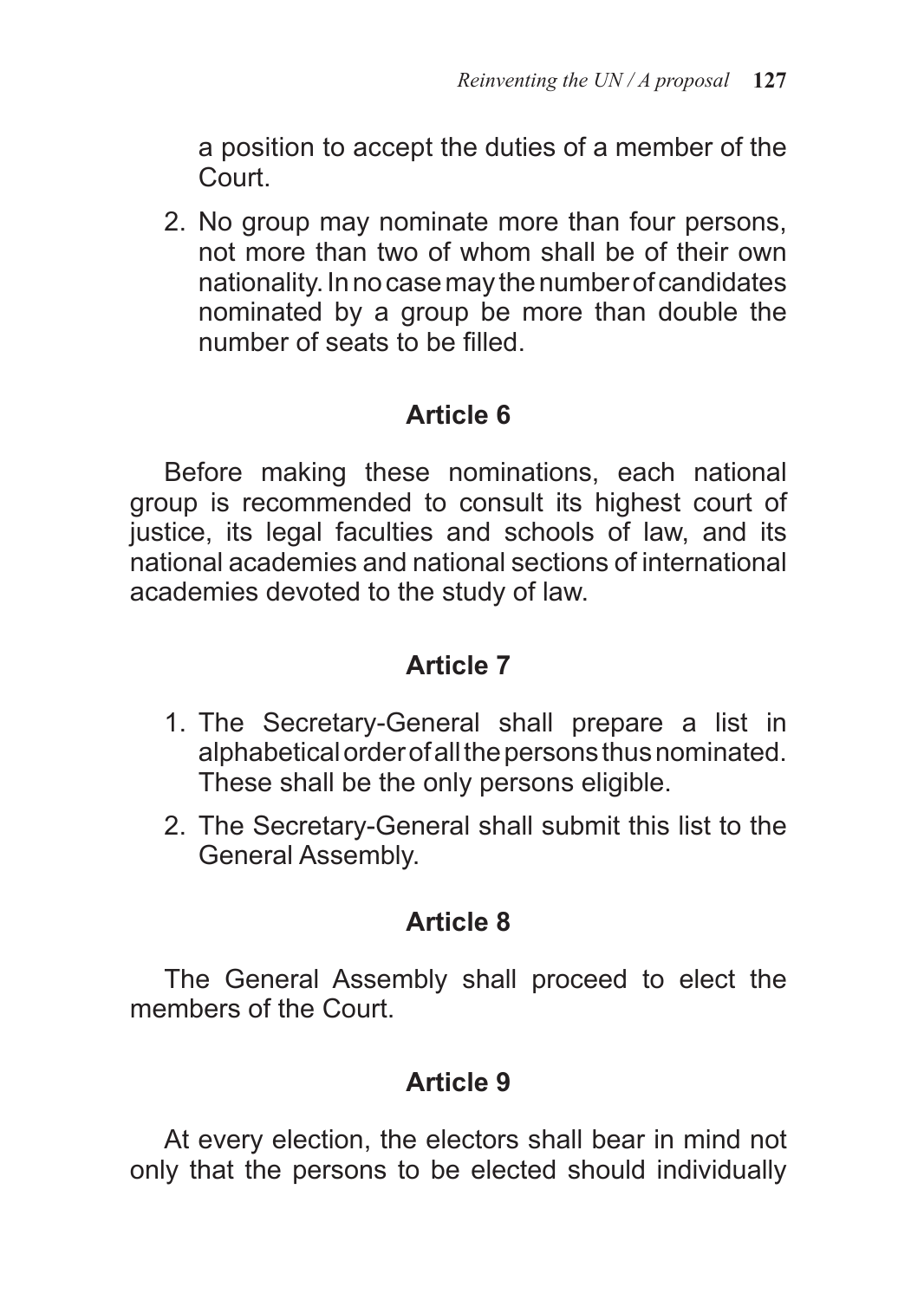a position to accept the duties of a member of the Court.

2. No group may nominate more than four persons, not more than two of whom shall be of their own nationality. In no case may the number of candidates nominated by a group be more than double the number of seats to be filled.

### Article 6

Before making these nominations, each national group is recommended to consult its highest court of justice, its legal faculties and schools of law, and its national academies and national sections of international academies devoted to the study of law.

### Article 7

1. The Secretary-General shall prepare a list in alphabetical order of all the persons thus nominated. These shall be the only persons eligible.
2. The Secretary-General shall submit this list to the General Assembly.

### Article 8

The General Assembly shall proceed to elect the members of the Court.

### Article 9

At every election, the electors shall bear in mind not only that the persons to be elected should individually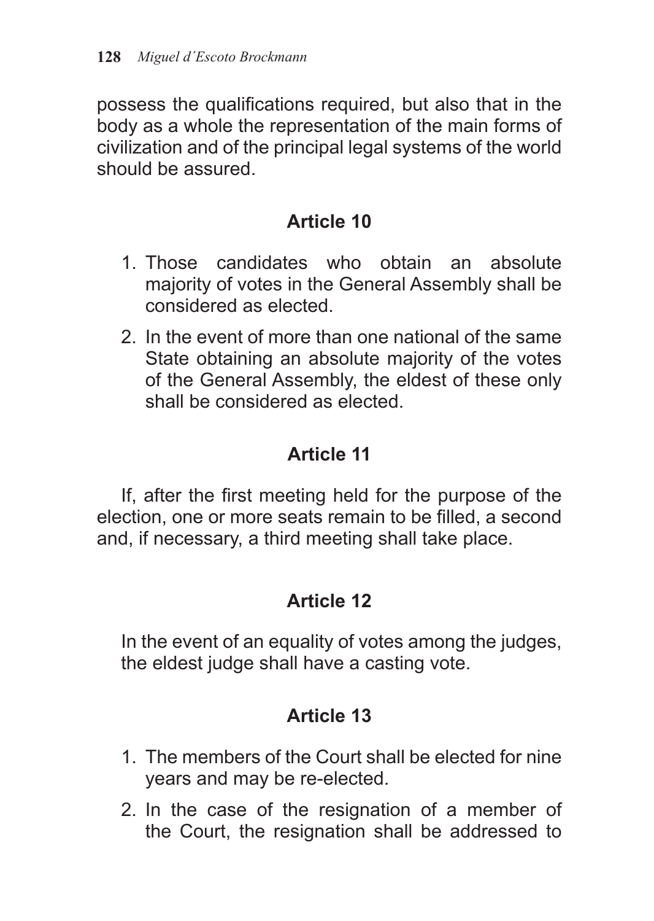possess the qualifications required, but also that in the body as a whole the representation of the main forms of civilization and of the principal legal systems of the world should be assured.

## Article 10

1. Those candidates who obtain an absolute majority of votes in the General Assembly shall be considered as elected.
2. In the event of more than one national of the same State obtaining an absolute majority of the votes of the General Assembly, the eldest of these only shall be considered as elected.

## Article 11

If, after the first meeting held for the purpose of the election, one or more seats remain to be filled, a second and, if necessary, a third meeting shall take place.

## Article 12

In the event of an equality of votes among the judges, the eldest judge shall have a casting vote.

## Article 13

1. The members of the Court shall be elected for nine years and may be re-elected.
2. In the case of the resignation of a member of the Court, the resignation shall be addressed to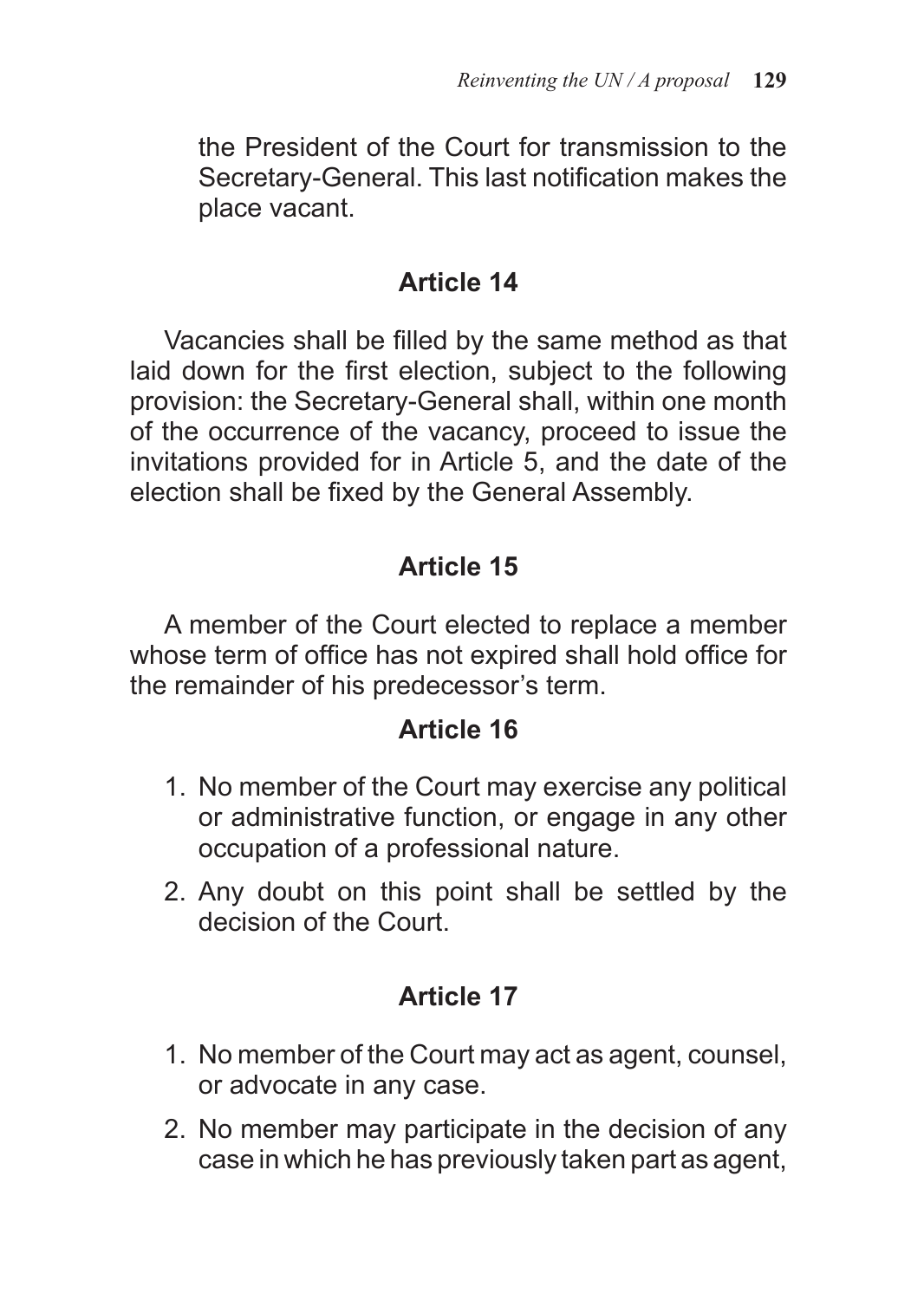the President of the Court for transmission to the Secretary-General. This last notification makes the place vacant.

### Article 14

Vacancies shall be filled by the same method as that laid down for the first election, subject to the following provision: the Secretary-General shall, within one month of the occurrence of the vacancy, proceed to issue the invitations provided for in Article 5, and the date of the election shall be fixed by the General Assembly.

### Article 15

A member of the Court elected to replace a member whose term of office has not expired shall hold office for the remainder of his predecessor's term.

### Article 16

1. No member of the Court may exercise any political or administrative function, or engage in any other occupation of a professional nature.
2. Any doubt on this point shall be settled by the decision of the Court.

### Article 17

1. No member of the Court may act as agent, counsel, or advocate in any case.
2. No member may participate in the decision of any case in which he has previously taken part as agent,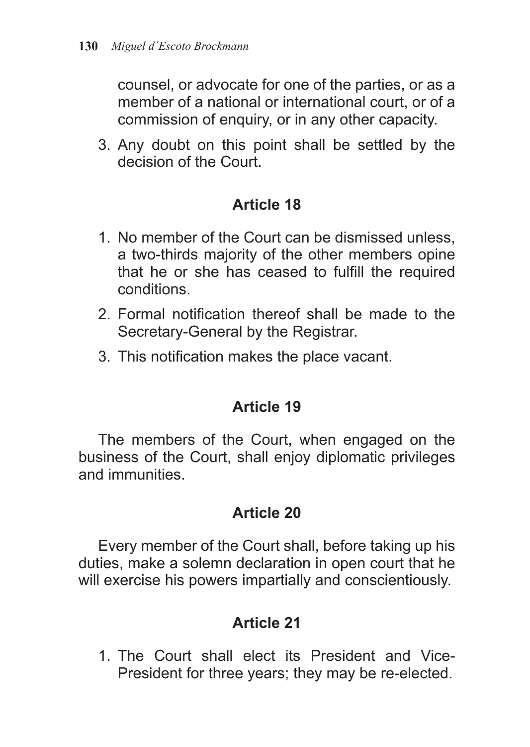counsel, or advocate for one of the parties, or as a member of a national or international court, or of a commission of enquiry, or in any other capacity.

3. Any doubt on this point shall be settled by the decision of the Court.

## Article 18

1. No member of the Court can be dismissed unless, a two-thirds majority of the other members opine that he or she has ceased to fulfill the required conditions.
2. Formal notification thereof shall be made to the Secretary-General by the Registrar.
3. This notification makes the place vacant.

## Article 19

The members of the Court, when engaged on the business of the Court, shall enjoy diplomatic privileges and immunities.

## Article 20

Every member of the Court shall, before taking up his duties, make a solemn declaration in open court that he will exercise his powers impartially and conscientiously.

## Article 21

1. The Court shall elect its President and Vice-President for three years; they may be re-elected.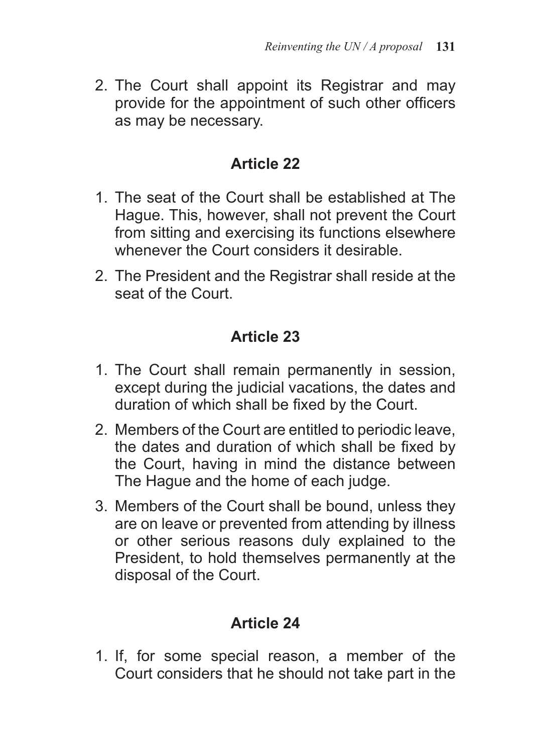2. The Court shall appoint its Registrar and may provide for the appointment of such other officers as may be necessary.

### Article 22

1. The seat of the Court shall be established at The Hague. This, however, shall not prevent the Court from sitting and exercising its functions elsewhere whenever the Court considers it desirable.
2. The President and the Registrar shall reside at the seat of the Court.

### Article 23

1. The Court shall remain permanently in session, except during the judicial vacations, the dates and duration of which shall be fixed by the Court.
2. Members of the Court are entitled to periodic leave, the dates and duration of which shall be fixed by the Court, having in mind the distance between The Hague and the home of each judge.
3. Members of the Court shall be bound, unless they are on leave or prevented from attending by illness or other serious reasons duly explained to the President, to hold themselves permanently at the disposal of the Court.

### Article 24

1. If, for some special reason, a member of the Court considers that he should not take part in the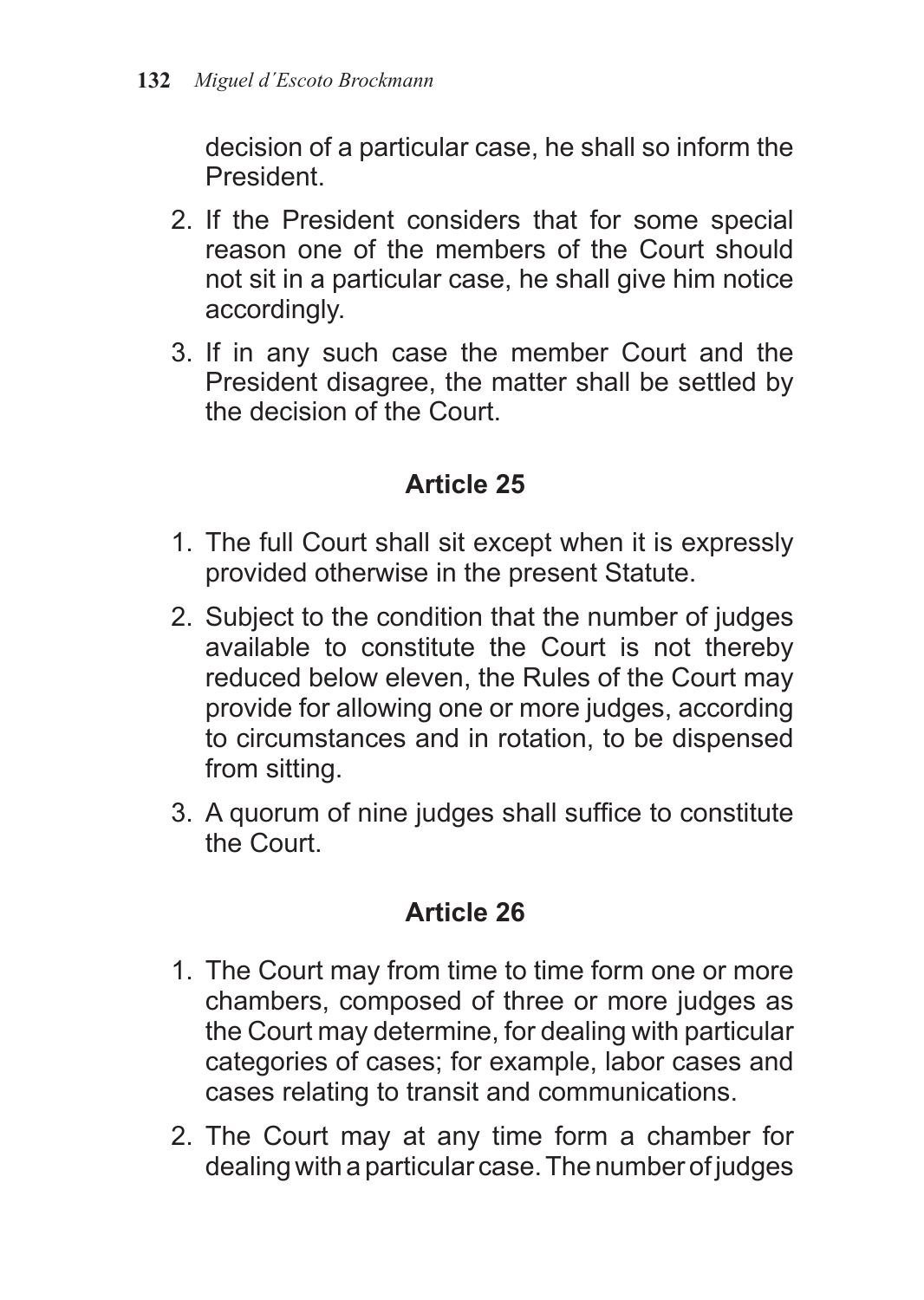decision of a particular case, he shall so inform the President.

2. If the President considers that for some special reason one of the members of the Court should not sit in a particular case, he shall give him notice accordingly.
3. If in any such case the member Court and the President disagree, the matter shall be settled by the decision of the Court.

## Article 25

1. The full Court shall sit except when it is expressly provided otherwise in the present Statute.
2. Subject to the condition that the number of judges available to constitute the Court is not thereby reduced below eleven, the Rules of the Court may provide for allowing one or more judges, according to circumstances and in rotation, to be dispensed from sitting.
3. A quorum of nine judges shall suffice to constitute the Court.

## Article 26

1. The Court may from time to time form one or more chambers, composed of three or more judges as the Court may determine, for dealing with particular categories of cases; for example, labor cases and cases relating to transit and communications.
2. The Court may at any time form a chamber for dealing with a particular case. The number of judges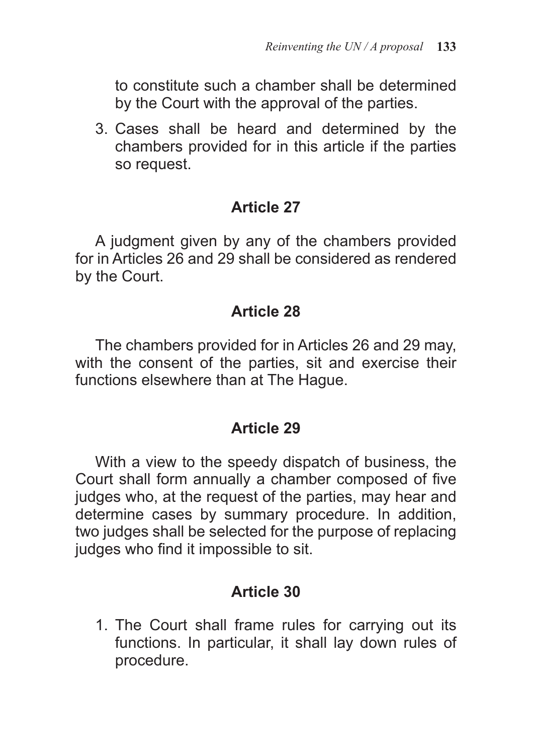to constitute such a chamber shall be determined by the Court with the approval of the parties.

3. Cases shall be heard and determined by the chambers provided for in this article if the parties so request.

### Article 27

A judgment given by any of the chambers provided for in Articles 26 and 29 shall be considered as rendered by the Court.

### Article 28

The chambers provided for in Articles 26 and 29 may, with the consent of the parties, sit and exercise their functions elsewhere than at The Hague.

### Article 29

With a view to the speedy dispatch of business, the Court shall form annually a chamber composed of five judges who, at the request of the parties, may hear and determine cases by summary procedure. In addition, two judges shall be selected for the purpose of replacing judges who find it impossible to sit.

### Article 30

1. The Court shall frame rules for carrying out its functions. In particular, it shall lay down rules of procedure.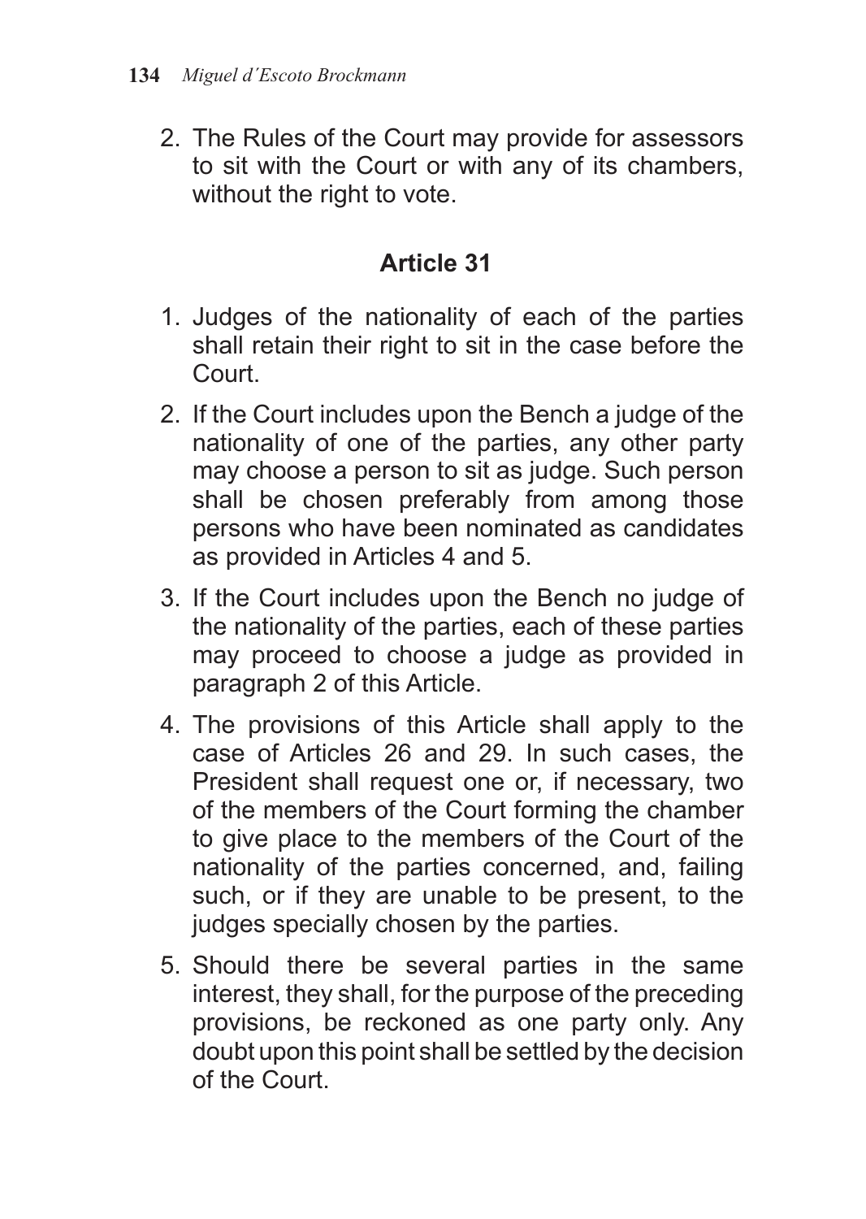2. The Rules of the Court may provide for assessors to sit with the Court or with any of its chambers, without the right to vote.

## Article 31

1. Judges of the nationality of each of the parties shall retain their right to sit in the case before the Court.
2. If the Court includes upon the Bench a judge of the nationality of one of the parties, any other party may choose a person to sit as judge. Such person shall be chosen preferably from among those persons who have been nominated as candidates as provided in Articles 4 and 5.
3. If the Court includes upon the Bench no judge of the nationality of the parties, each of these parties may proceed to choose a judge as provided in paragraph 2 of this Article.
4. The provisions of this Article shall apply to the case of Articles 26 and 29. In such cases, the President shall request one or, if necessary, two of the members of the Court forming the chamber to give place to the members of the Court of the nationality of the parties concerned, and, failing such, or if they are unable to be present, to the judges specially chosen by the parties.
5. Should there be several parties in the same interest, they shall, for the purpose of the preceding provisions, be reckoned as one party only. Any doubt upon this point shall be settled by the decision of the Court.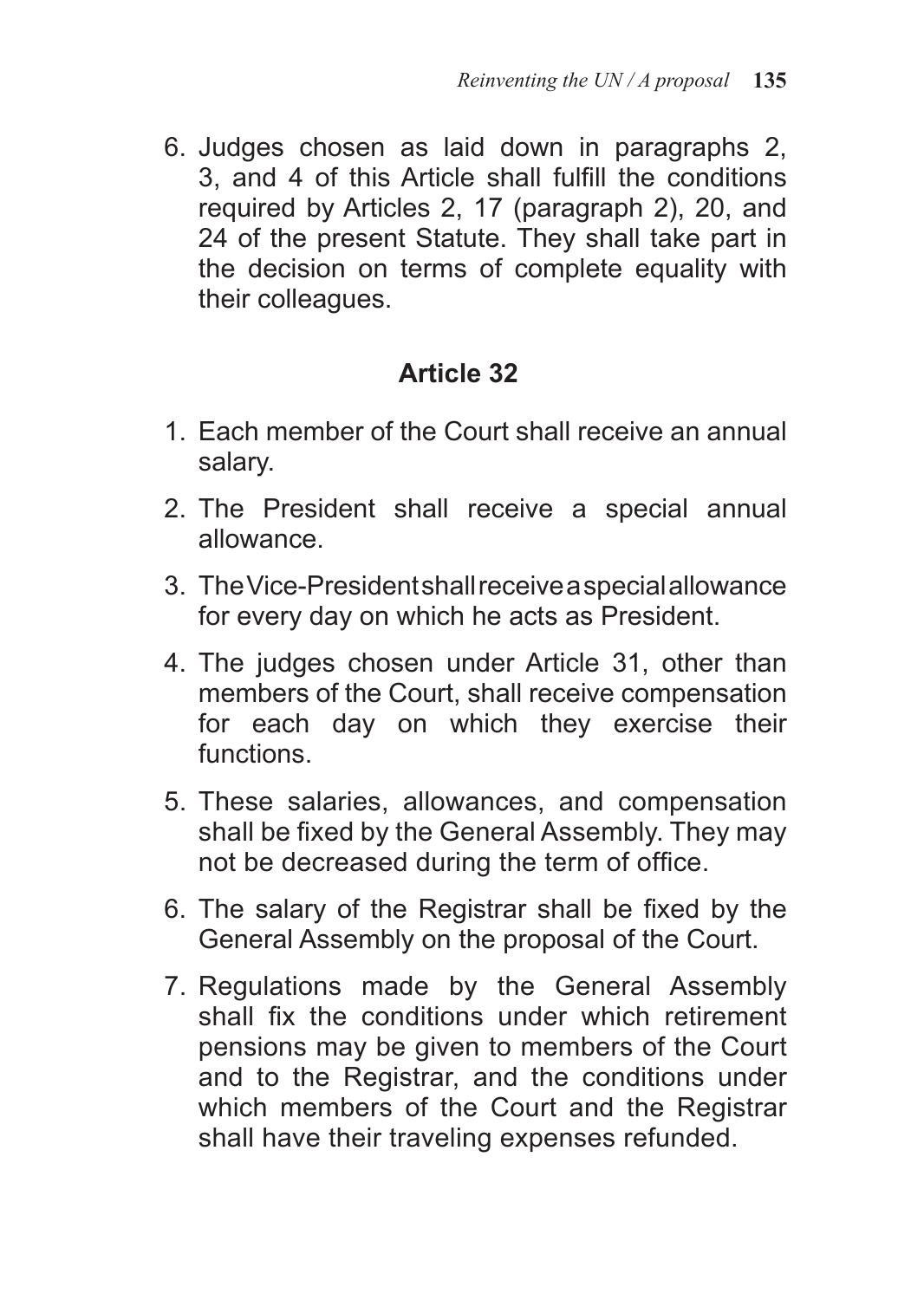6. Judges chosen as laid down in paragraphs 2, 3, and 4 of this Article shall fulfill the conditions required by Articles 2, 17 (paragraph 2), 20, and 24 of the present Statute. They shall take part in the decision on terms of complete equality with their colleagues.

## Article 32

1. Each member of the Court shall receive an annual salary.
2. The President shall receive a special annual allowance.
3. The Vice-President shall receive a special allowance for every day on which he acts as President.
4. The judges chosen under Article 31, other than members of the Court, shall receive compensation for each day on which they exercise their functions.
5. These salaries, allowances, and compensation shall be fixed by the General Assembly. They may not be decreased during the term of office.
6. The salary of the Registrar shall be fixed by the General Assembly on the proposal of the Court.
7. Regulations made by the General Assembly shall fix the conditions under which retirement pensions may be given to members of the Court and to the Registrar, and the conditions under which members of the Court and the Registrar shall have their traveling expenses refunded.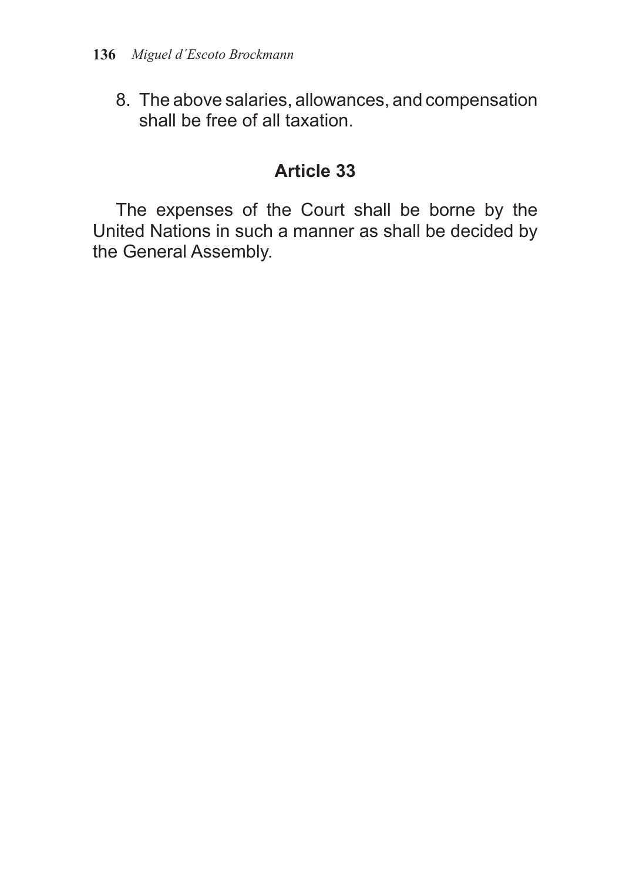8. The above salaries, allowances, and compensation shall be free of all taxation.

## Article 33

The expenses of the Court shall be borne by the United Nations in such a manner as shall be decided by the General Assembly.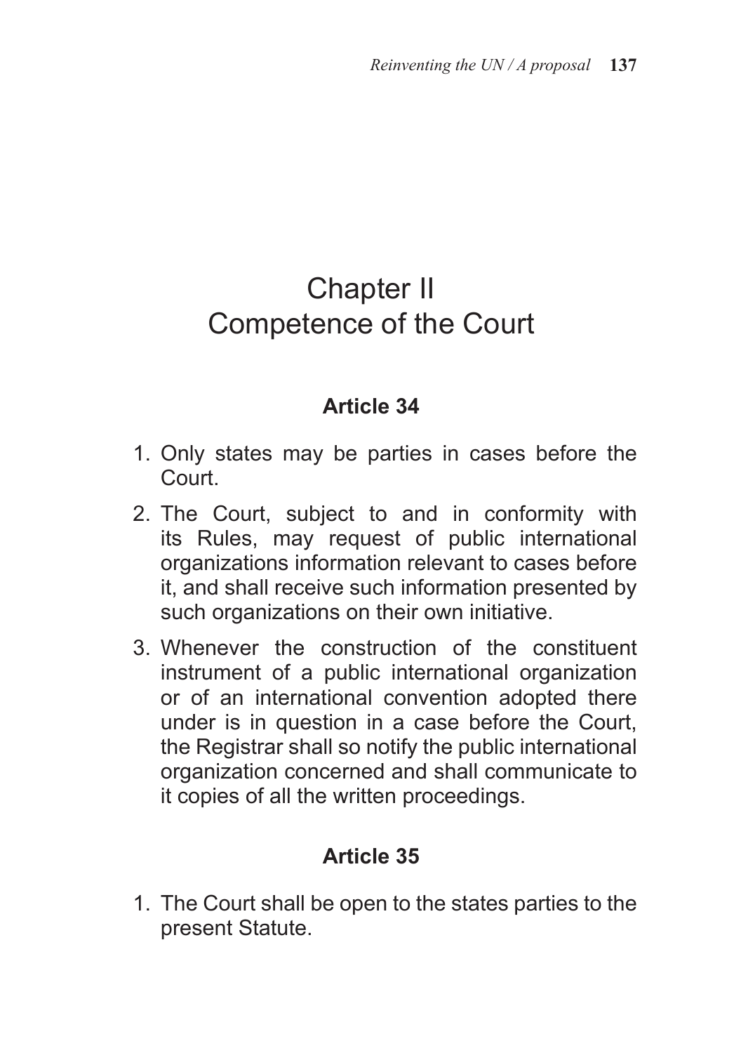# Chapter II
# Competence of the Court

### Article 34

1. Only states may be parties in cases before the Court.
2. The Court, subject to and in conformity with its Rules, may request of public international organizations information relevant to cases before it, and shall receive such information presented by such organizations on their own initiative.
3. Whenever the construction of the constituent instrument of a public international organization or of an international convention adopted there under is in question in a case before the Court, the Registrar shall so notify the public international organization concerned and shall communicate to it copies of all the written proceedings.

### Article 35

1. The Court shall be open to the states parties to the present Statute.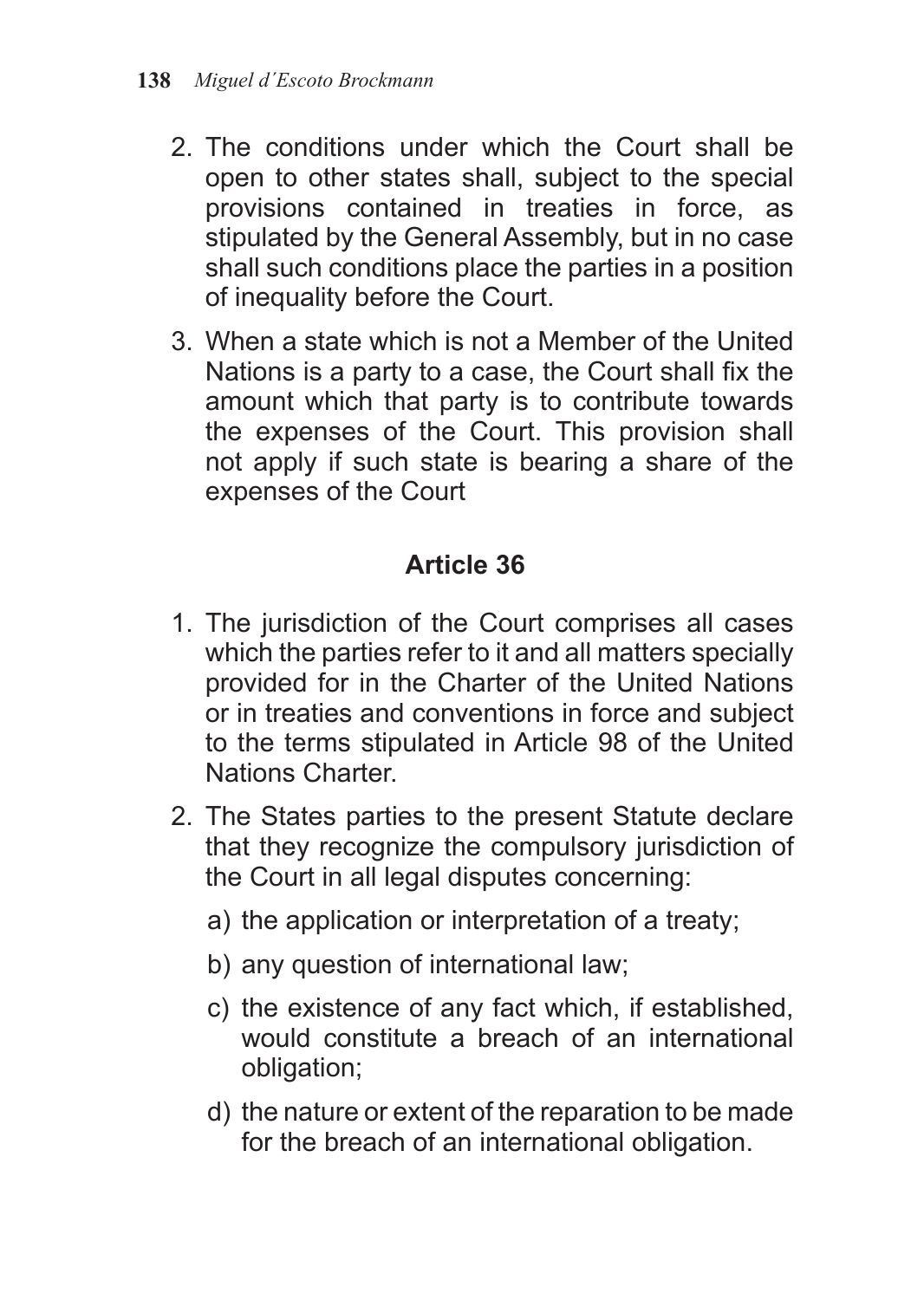2. The conditions under which the Court shall be open to other states shall, subject to the special provisions contained in treaties in force, as stipulated by the General Assembly, but in no case shall such conditions place the parties in a position of inequality before the Court.
3. When a state which is not a Member of the United Nations is a party to a case, the Court shall fix the amount which that party is to contribute towards the expenses of the Court. This provision shall not apply if such state is bearing a share of the expenses of the Court

### Article 36

1. The jurisdiction of the Court comprises all cases which the parties refer to it and all matters specially provided for in the Charter of the United Nations or in treaties and conventions in force and subject to the terms stipulated in Article 98 of the United Nations Charter.
2. The States parties to the present Statute declare that they recognize the compulsory jurisdiction of the Court in all legal disputes concerning:
   a) the application or interpretation of a treaty;
   b) any question of international law;
   c) the existence of any fact which, if established, would constitute a breach of an international obligation;
   d) the nature or extent of the reparation to be made for the breach of an international obligation.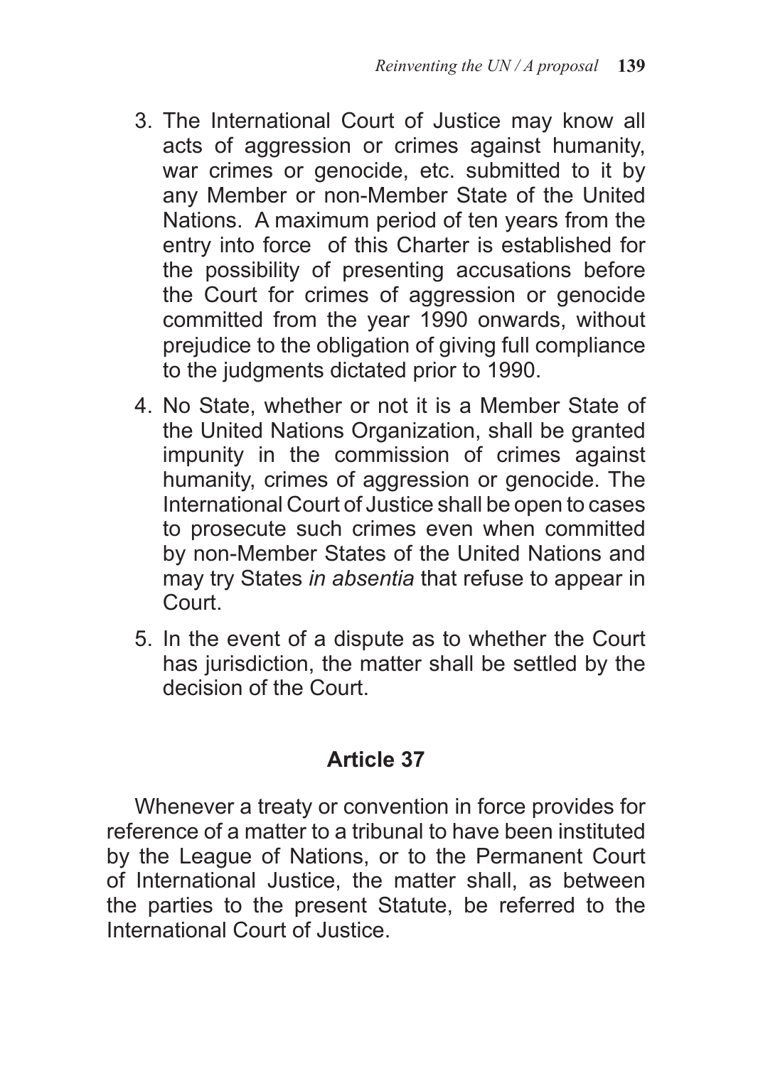3. The International Court of Justice may know all acts of aggression or crimes against humanity, war crimes or genocide, etc. submitted to it by any Member or non-Member State of the United Nations. A maximum period of ten years from the entry into force of this Charter is established for the possibility of presenting accusations before the Court for crimes of aggression or genocide committed from the year 1990 onwards, without prejudice to the obligation of giving full compliance to the judgments dictated prior to 1990.
4. No State, whether or not it is a Member State of the United Nations Organization, shall be granted impunity in the commission of crimes against humanity, crimes of aggression or genocide. The International Court of Justice shall be open to cases to prosecute such crimes even when committed by non-Member States of the United Nations and may try States *in absentia* that refuse to appear in Court.
5. In the event of a dispute as to whether the Court has jurisdiction, the matter shall be settled by the decision of the Court.

### Article 37

Whenever a treaty or convention in force provides for reference of a matter to a tribunal to have been instituted by the League of Nations, or to the Permanent Court of International Justice, the matter shall, as between the parties to the present Statute, be referred to the International Court of Justice.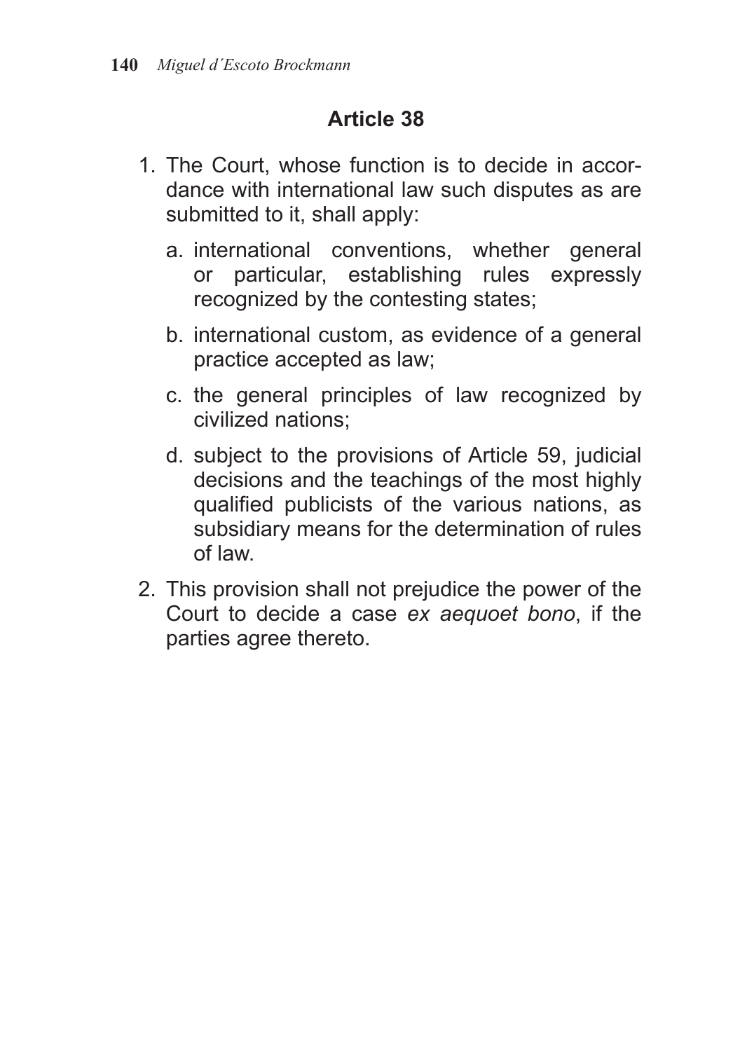## Article 38

1. The Court, whose function is to decide in accordance with international law such disputes as are submitted to it, shall apply:

   a. international conventions, whether general or particular, establishing rules expressly recognized by the contesting states;

   b. international custom, as evidence of a general practice accepted as law;

   c. the general principles of law recognized by civilized nations;

   d. subject to the provisions of Article 59, judicial decisions and the teachings of the most highly qualified publicists of the various nations, as subsidiary means for the determination of rules of law.

2. This provision shall not prejudice the power of the Court to decide a case *ex aequoet bono*, if the parties agree thereto.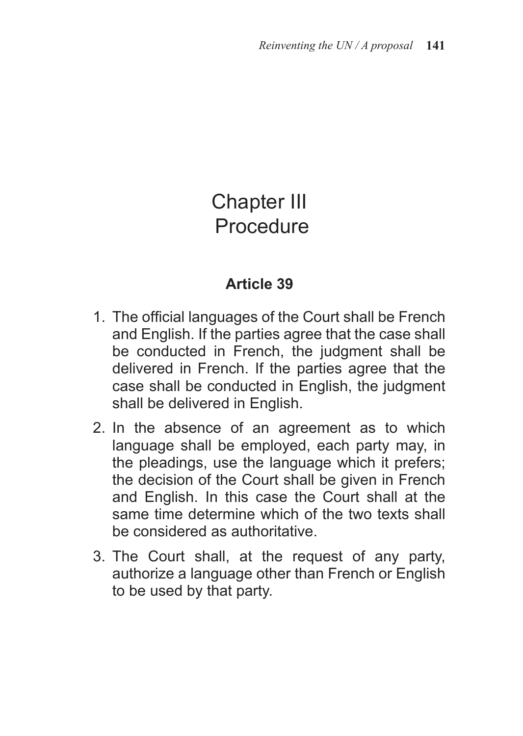# Chapter III
# Procedure

### Article 39

1. The official languages of the Court shall be French and English. If the parties agree that the case shall be conducted in French, the judgment shall be delivered in French. If the parties agree that the case shall be conducted in English, the judgment shall be delivered in English.
2. In the absence of an agreement as to which language shall be employed, each party may, in the pleadings, use the language which it prefers; the decision of the Court shall be given in French and English. In this case the Court shall at the same time determine which of the two texts shall be considered as authoritative.
3. The Court shall, at the request of any party, authorize a language other than French or English to be used by that party.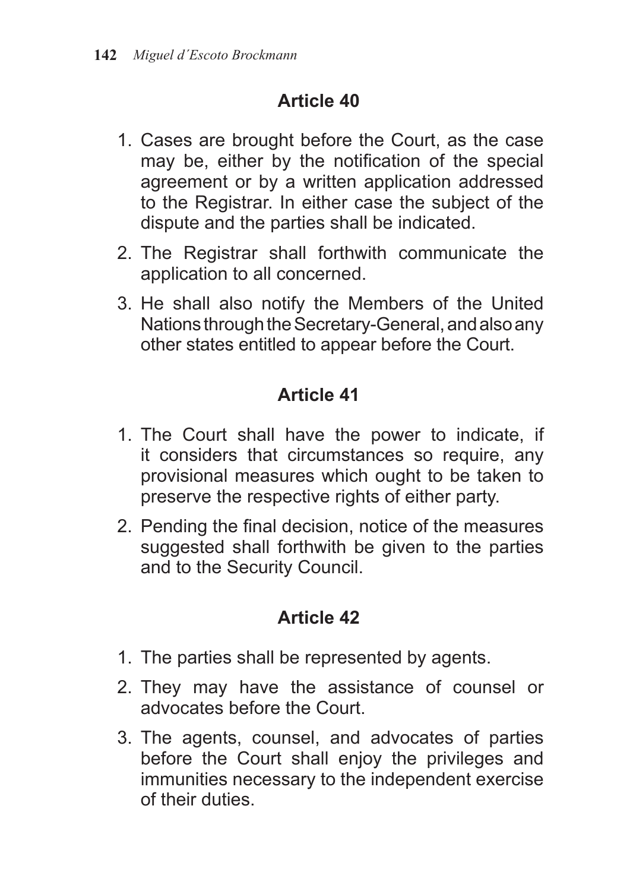## Article 40

1. Cases are brought before the Court, as the case may be, either by the notification of the special agreement or by a written application addressed to the Registrar. In either case the subject of the dispute and the parties shall be indicated.
2. The Registrar shall forthwith communicate the application to all concerned.
3. He shall also notify the Members of the United Nations through the Secretary-General, and also any other states entitled to appear before the Court.

## Article 41

1. The Court shall have the power to indicate, if it considers that circumstances so require, any provisional measures which ought to be taken to preserve the respective rights of either party.
2. Pending the final decision, notice of the measures suggested shall forthwith be given to the parties and to the Security Council.

## Article 42

1. The parties shall be represented by agents.
2. They may have the assistance of counsel or advocates before the Court.
3. The agents, counsel, and advocates of parties before the Court shall enjoy the privileges and immunities necessary to the independent exercise of their duties.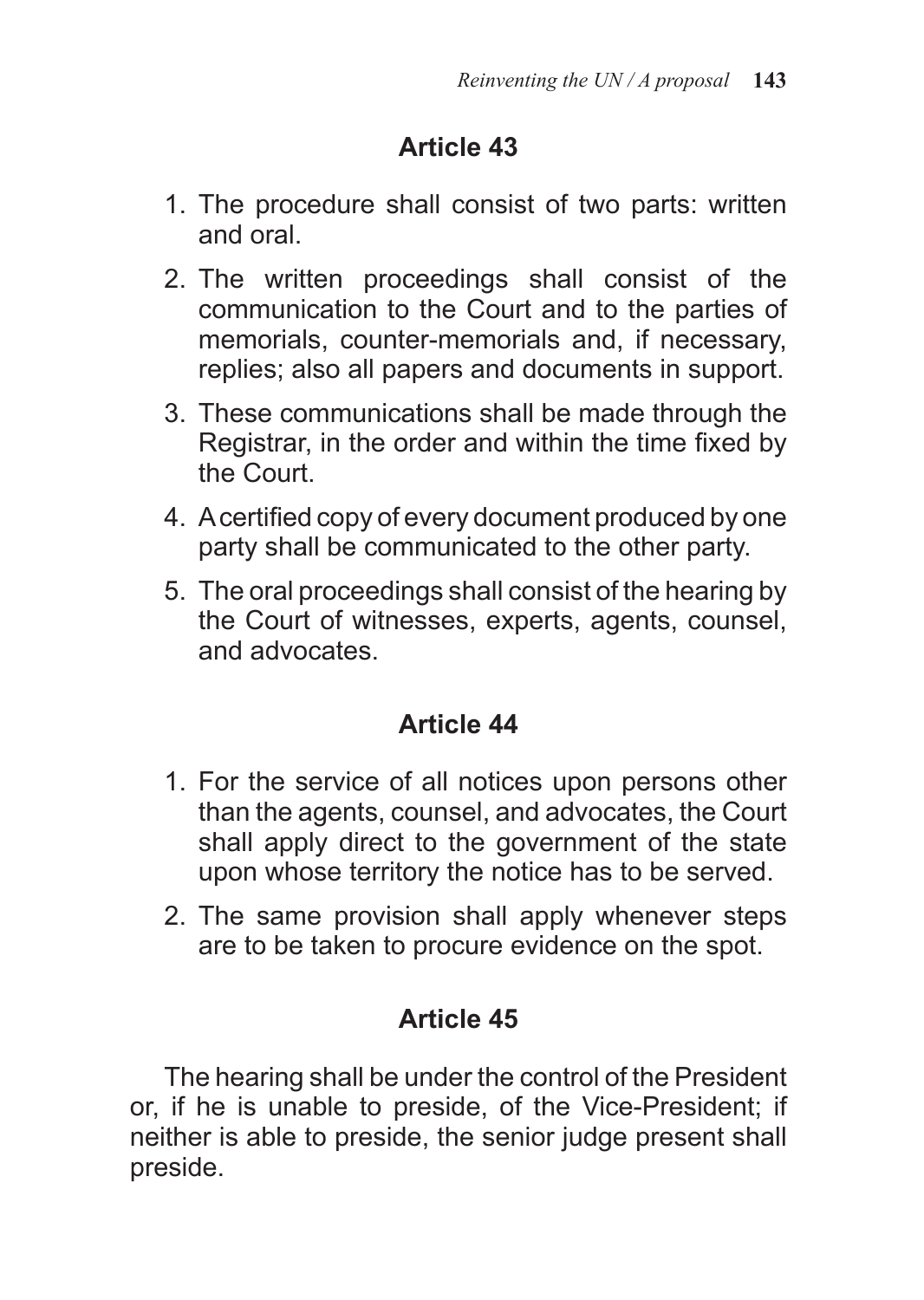## Article 43

1. The procedure shall consist of two parts: written and oral.
2. The written proceedings shall consist of the communication to the Court and to the parties of memorials, counter-memorials and, if necessary, replies; also all papers and documents in support.
3. These communications shall be made through the Registrar, in the order and within the time fixed by the Court.
4. A certified copy of every document produced by one party shall be communicated to the other party.
5. The oral proceedings shall consist of the hearing by the Court of witnesses, experts, agents, counsel, and advocates.

## Article 44

1. For the service of all notices upon persons other than the agents, counsel, and advocates, the Court shall apply direct to the government of the state upon whose territory the notice has to be served.
2. The same provision shall apply whenever steps are to be taken to procure evidence on the spot.

## Article 45

The hearing shall be under the control of the President or, if he is unable to preside, of the Vice-President; if neither is able to preside, the senior judge present shall preside.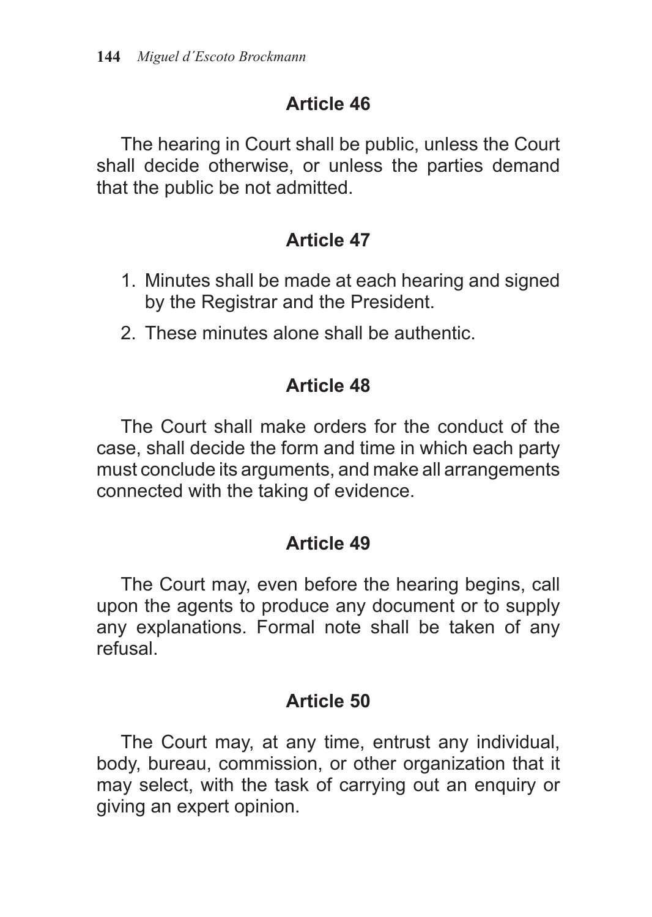## Article 46

The hearing in Court shall be public, unless the Court shall decide otherwise, or unless the parties demand that the public be not admitted.

## Article 47

1. Minutes shall be made at each hearing and signed by the Registrar and the President.
2. These minutes alone shall be authentic.

## Article 48

The Court shall make orders for the conduct of the case, shall decide the form and time in which each party must conclude its arguments, and make all arrangements connected with the taking of evidence.

## Article 49

The Court may, even before the hearing begins, call upon the agents to produce any document or to supply any explanations. Formal note shall be taken of any refusal.

## Article 50

The Court may, at any time, entrust any individual, body, bureau, commission, or other organization that it may select, with the task of carrying out an enquiry or giving an expert opinion.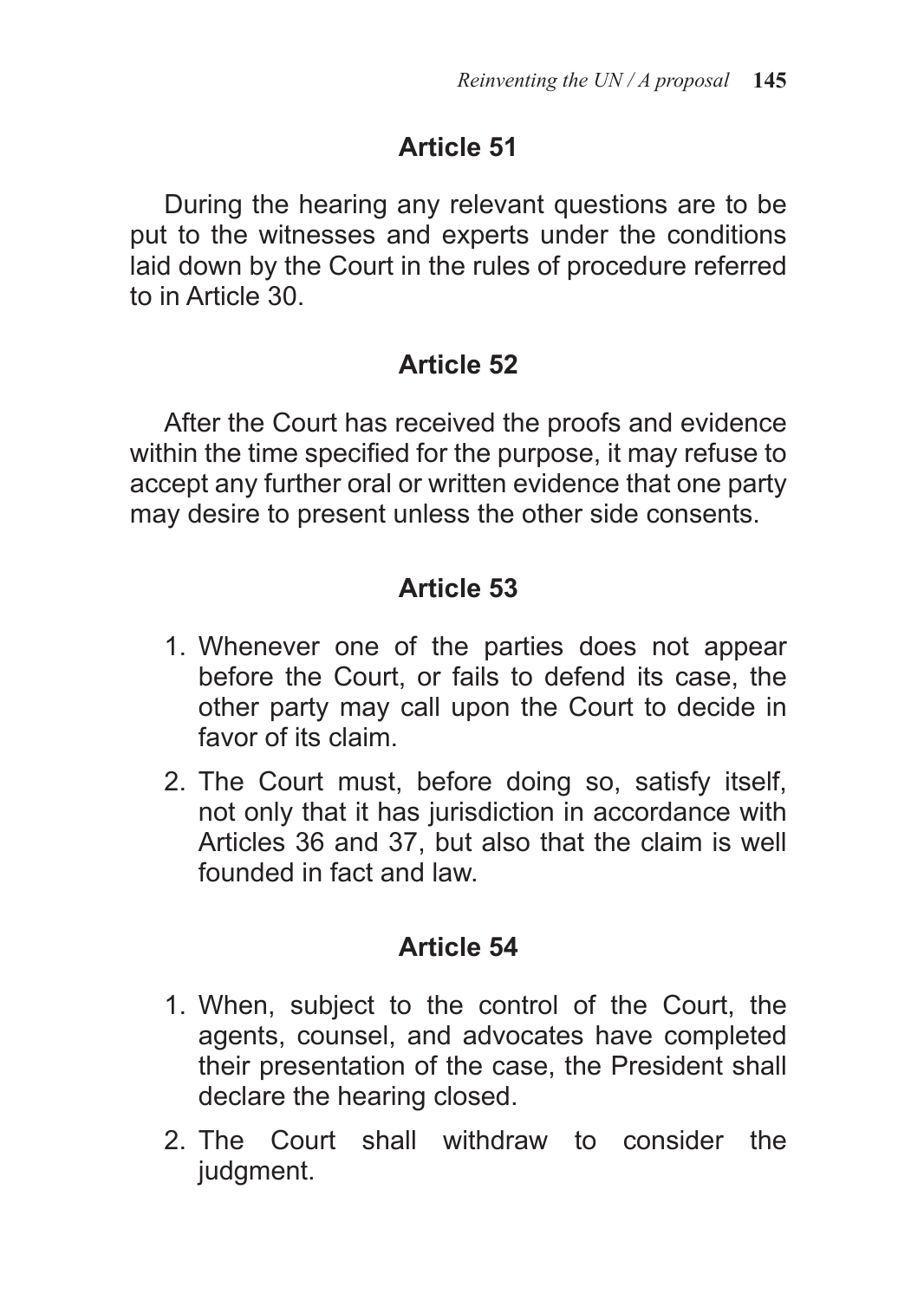## Article 51

During the hearing any relevant questions are to be put to the witnesses and experts under the conditions laid down by the Court in the rules of procedure referred to in Article 30.

## Article 52

After the Court has received the proofs and evidence within the time specified for the purpose, it may refuse to accept any further oral or written evidence that one party may desire to present unless the other side consents.

## Article 53

1. Whenever one of the parties does not appear before the Court, or fails to defend its case, the other party may call upon the Court to decide in favor of its claim.
2. The Court must, before doing so, satisfy itself, not only that it has jurisdiction in accordance with Articles 36 and 37, but also that the claim is well founded in fact and law.

## Article 54

1. When, subject to the control of the Court, the agents, counsel, and advocates have completed their presentation of the case, the President shall declare the hearing closed.
2. The Court shall withdraw to consider the judgment.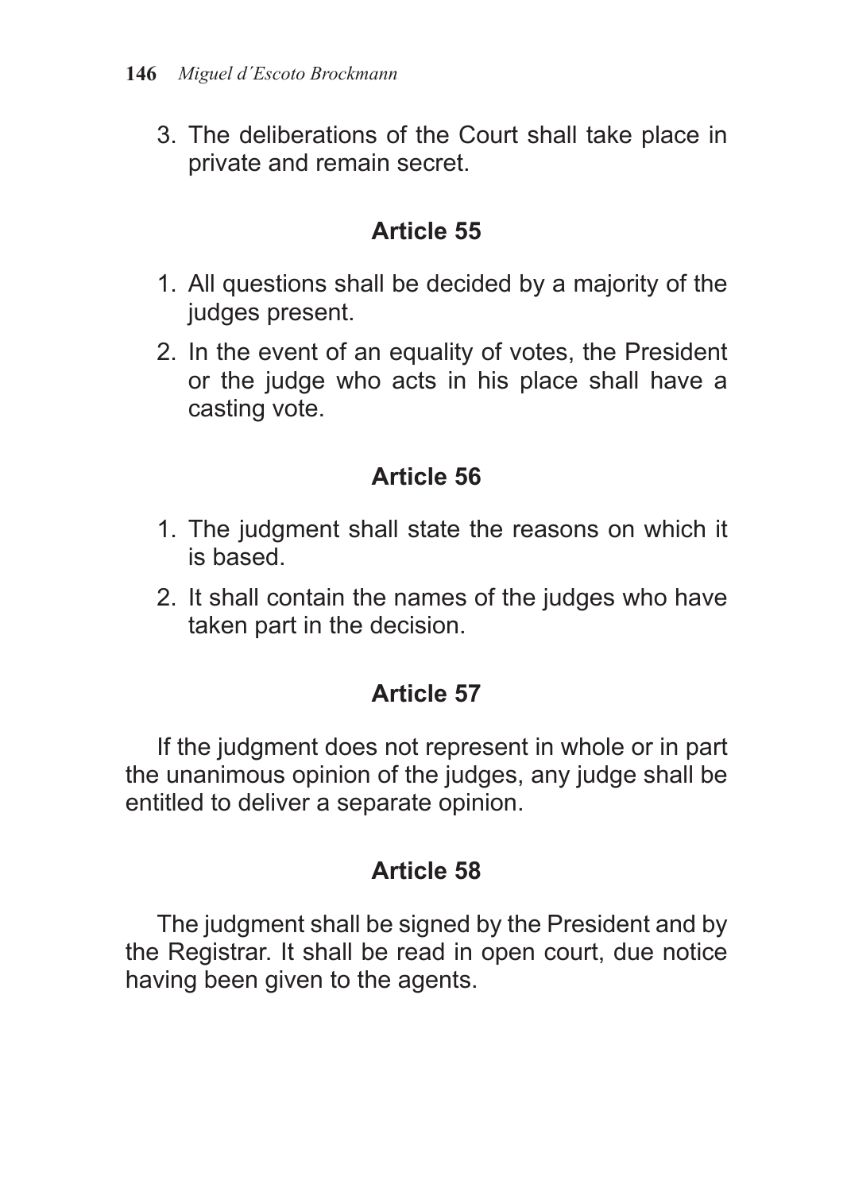3. The deliberations of the Court shall take place in private and remain secret.

### Article 55

1. All questions shall be decided by a majority of the judges present.
2. In the event of an equality of votes, the President or the judge who acts in his place shall have a casting vote.

### Article 56

1. The judgment shall state the reasons on which it is based.
2. It shall contain the names of the judges who have taken part in the decision.

### Article 57

If the judgment does not represent in whole or in part the unanimous opinion of the judges, any judge shall be entitled to deliver a separate opinion.

### Article 58

The judgment shall be signed by the President and by the Registrar. It shall be read in open court, due notice having been given to the agents.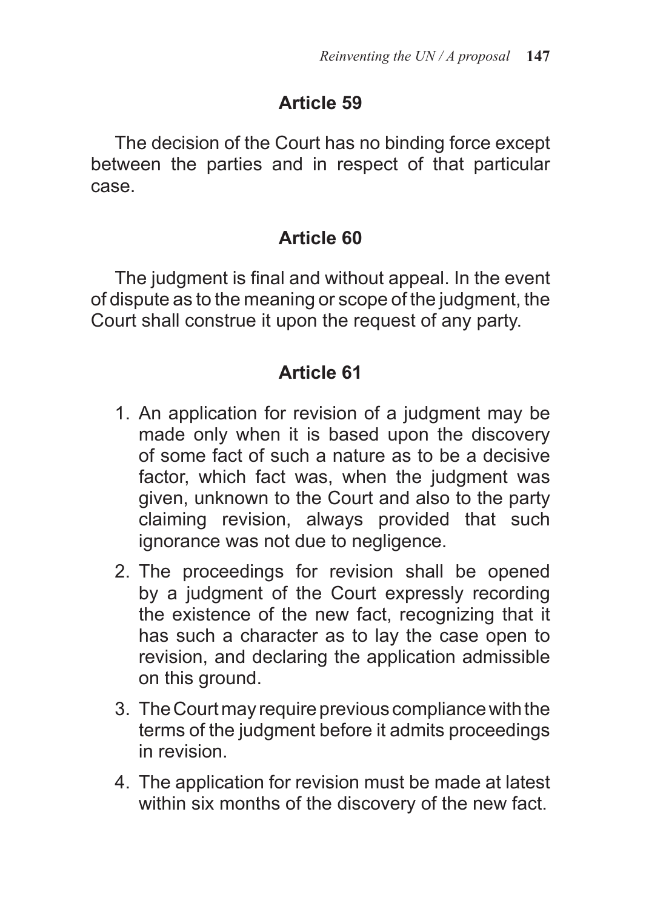## Article 59

The decision of the Court has no binding force except between the parties and in respect of that particular case.

## Article 60

The judgment is final and without appeal. In the event of dispute as to the meaning or scope of the judgment, the Court shall construe it upon the request of any party.

## Article 61

1. An application for revision of a judgment may be made only when it is based upon the discovery of some fact of such a nature as to be a decisive factor, which fact was, when the judgment was given, unknown to the Court and also to the party claiming revision, always provided that such ignorance was not due to negligence.
2. The proceedings for revision shall be opened by a judgment of the Court expressly recording the existence of the new fact, recognizing that it has such a character as to lay the case open to revision, and declaring the application admissible on this ground.
3. The Court may require previous compliance with the terms of the judgment before it admits proceedings in revision.
4. The application for revision must be made at latest within six months of the discovery of the new fact.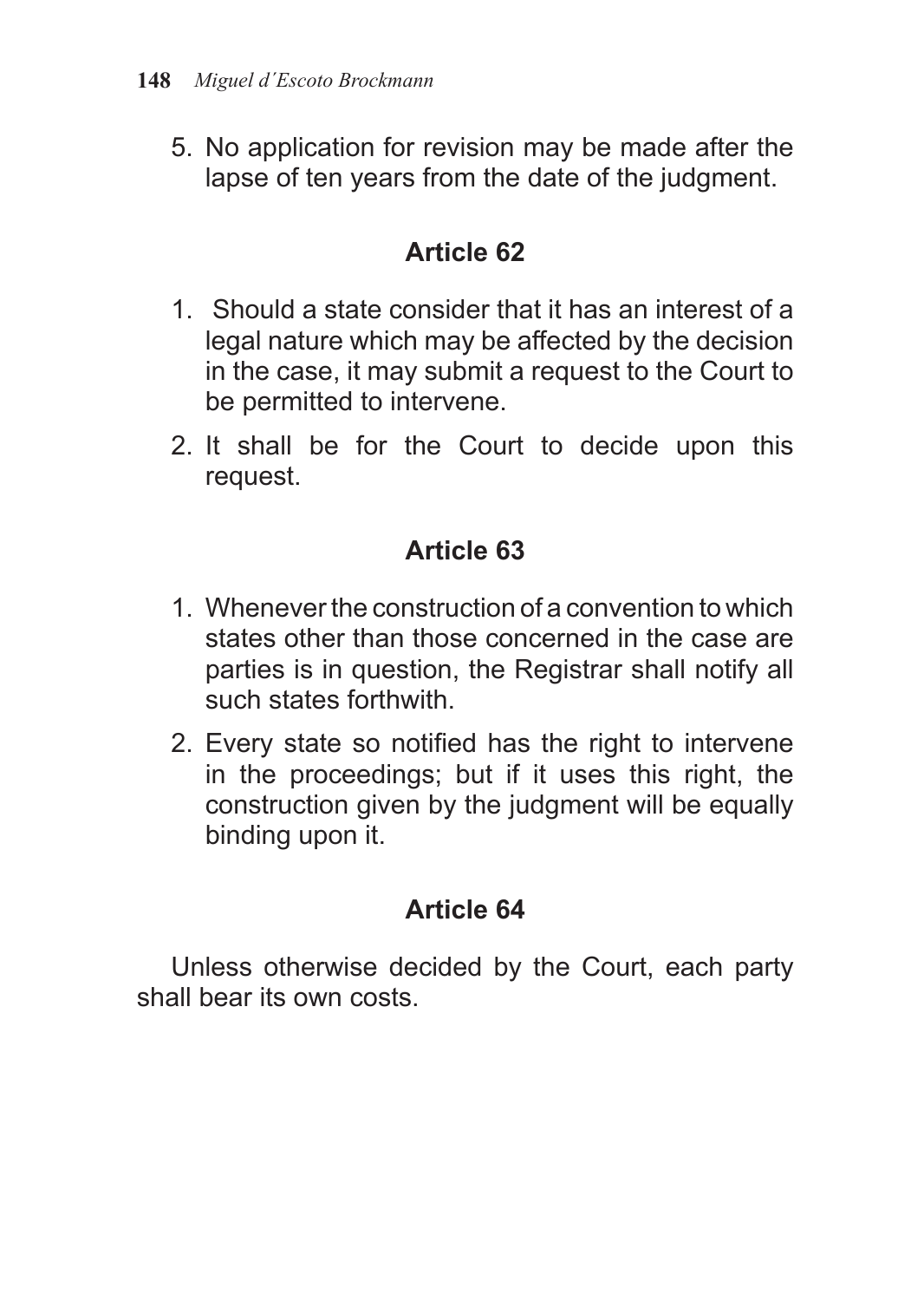5. No application for revision may be made after the lapse of ten years from the date of the judgment.

## Article 62

1. Should a state consider that it has an interest of a legal nature which may be affected by the decision in the case, it may submit a request to the Court to be permitted to intervene.
2. It shall be for the Court to decide upon this request.

## Article 63

1. Whenever the construction of a convention to which states other than those concerned in the case are parties is in question, the Registrar shall notify all such states forthwith.
2. Every state so notified has the right to intervene in the proceedings; but if it uses this right, the construction given by the judgment will be equally binding upon it.

## Article 64

Unless otherwise decided by the Court, each party shall bear its own costs.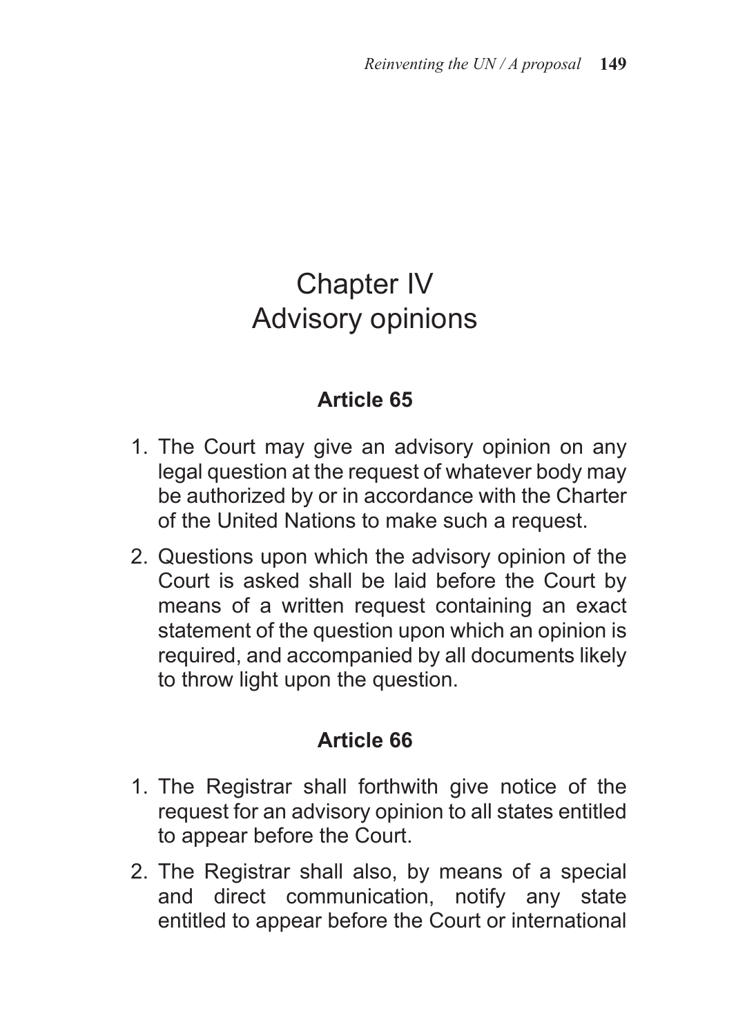# Chapter IV
# Advisory opinions

### Article 65

1. The Court may give an advisory opinion on any legal question at the request of whatever body may be authorized by or in accordance with the Charter of the United Nations to make such a request.
2. Questions upon which the advisory opinion of the Court is asked shall be laid before the Court by means of a written request containing an exact statement of the question upon which an opinion is required, and accompanied by all documents likely to throw light upon the question.

### Article 66

1. The Registrar shall forthwith give notice of the request for an advisory opinion to all states entitled to appear before the Court.
2. The Registrar shall also, by means of a special and direct communication, notify any state entitled to appear before the Court or international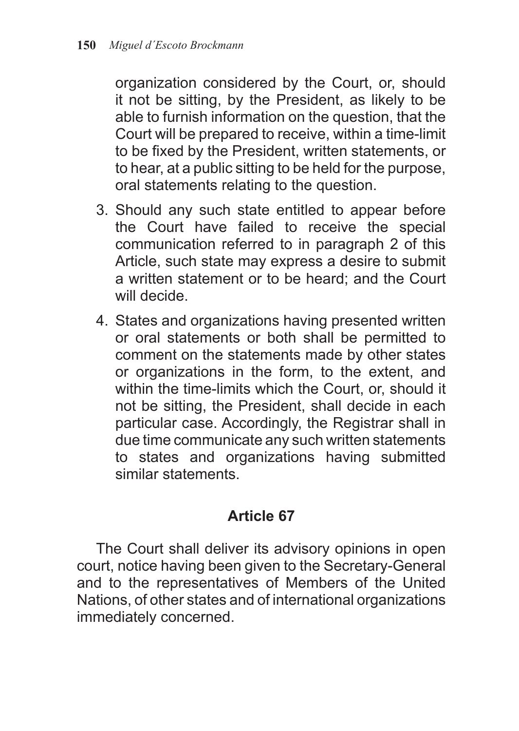organization considered by the Court, or, should it not be sitting, by the President, as likely to be able to furnish information on the question, that the Court will be prepared to receive, within a time-limit to be fixed by the President, written statements, or to hear, at a public sitting to be held for the purpose, oral statements relating to the question.

3. Should any such state entitled to appear before the Court have failed to receive the special communication referred to in paragraph 2 of this Article, such state may express a desire to submit a written statement or to be heard; and the Court will decide.
4. States and organizations having presented written or oral statements or both shall be permitted to comment on the statements made by other states or organizations in the form, to the extent, and within the time-limits which the Court, or, should it not be sitting, the President, shall decide in each particular case. Accordingly, the Registrar shall in due time communicate any such written statements to states and organizations having submitted similar statements.

## Article 67

The Court shall deliver its advisory opinions in open court, notice having been given to the Secretary-General and to the representatives of Members of the United Nations, of other states and of international organizations immediately concerned.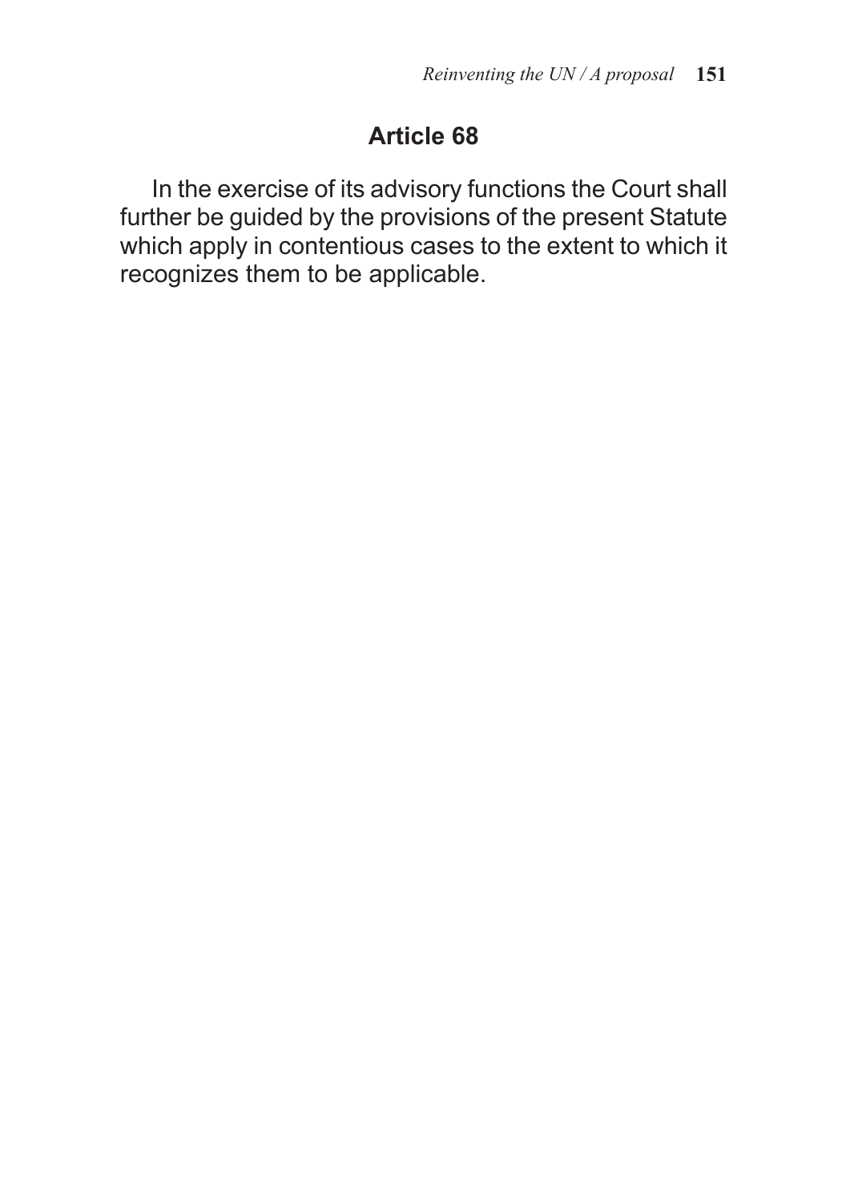## Article 68

In the exercise of its advisory functions the Court shall further be guided by the provisions of the present Statute which apply in contentious cases to the extent to which it recognizes them to be applicable.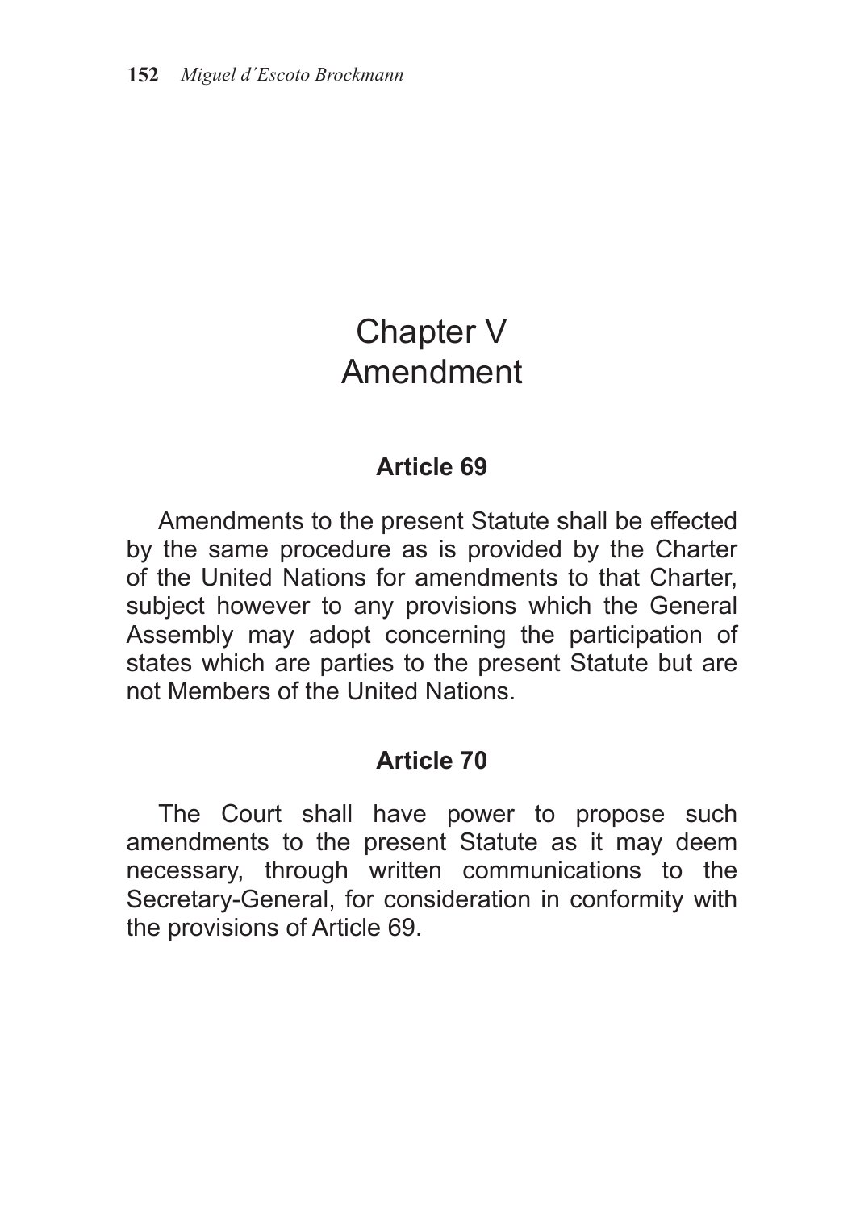# Chapter V
# Amendment

### Article 69

Amendments to the present Statute shall be effected by the same procedure as is provided by the Charter of the United Nations for amendments to that Charter, subject however to any provisions which the General Assembly may adopt concerning the participation of states which are parties to the present Statute but are not Members of the United Nations.

### Article 70

The Court shall have power to propose such amendments to the present Statute as it may deem necessary, through written communications to the Secretary-General, for consideration in conformity with the provisions of Article 69.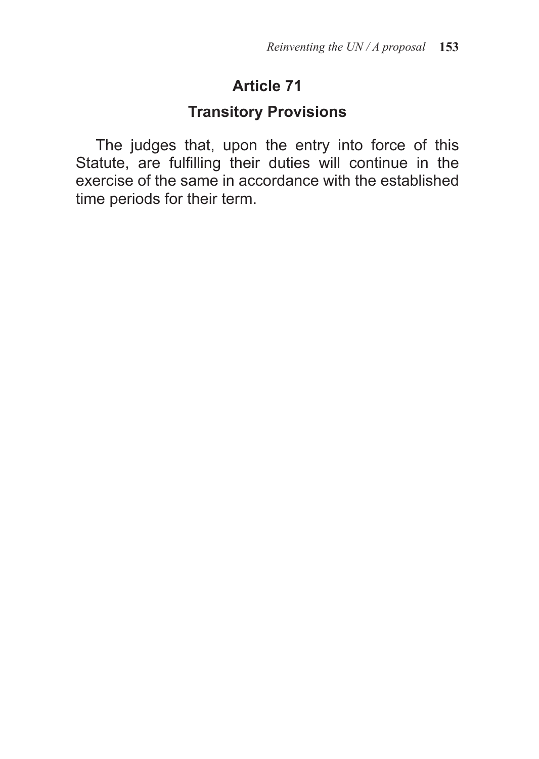## Article 71

### Transitory Provisions

The judges that, upon the entry into force of this Statute, are fulfilling their duties will continue in the exercise of the same in accordance with the established time periods for their term.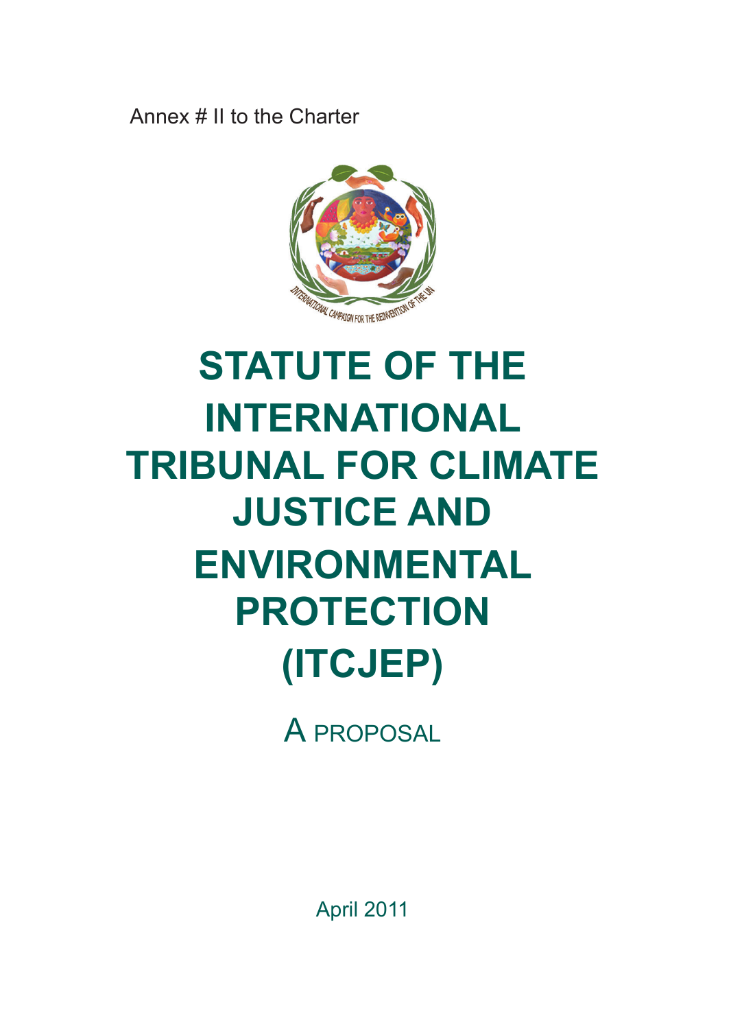Annex # II to the Charter

# STATUTE OF THE INTERNATIONAL TRIBUNAL FOR CLIMATE JUSTICE AND ENVIRONMENTAL PROTECTION (ITCJEP)

A PROPOSAL

April 2011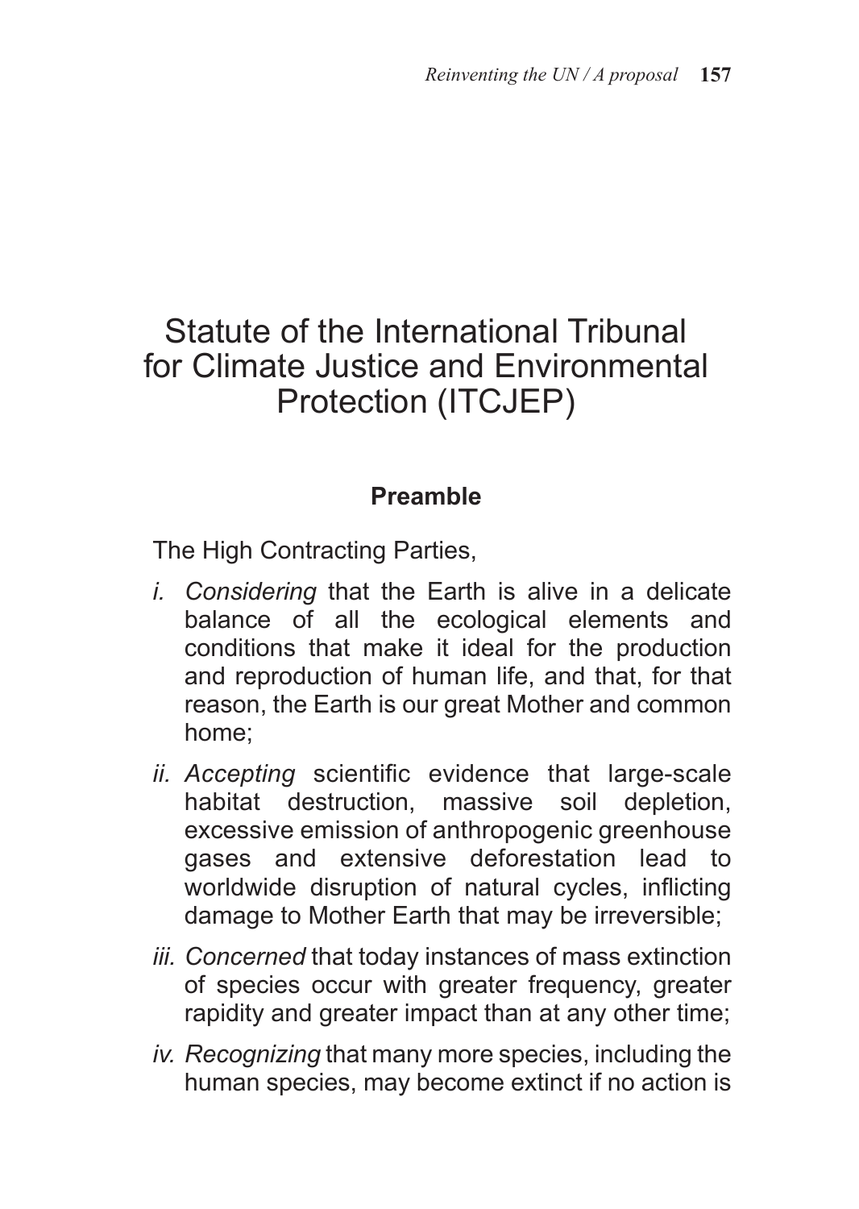# Statute of the International Tribunal for Climate Justice and Environmental Protection (ITCJEP)

## Preamble

The High Contracting Parties,

i. *Considering* that the Earth is alive in a delicate balance of all the ecological elements and conditions that make it ideal for the production and reproduction of human life, and that, for that reason, the Earth is our great Mother and common home;

ii. *Accepting* scientific evidence that large-scale habitat destruction, massive soil depletion, excessive emission of anthropogenic greenhouse gases and extensive deforestation lead to worldwide disruption of natural cycles, inflicting damage to Mother Earth that may be irreversible;

iii. *Concerned* that today instances of mass extinction of species occur with greater frequency, greater rapidity and greater impact than at any other time;

iv. *Recognizing* that many more species, including the human species, may become extinct if no action is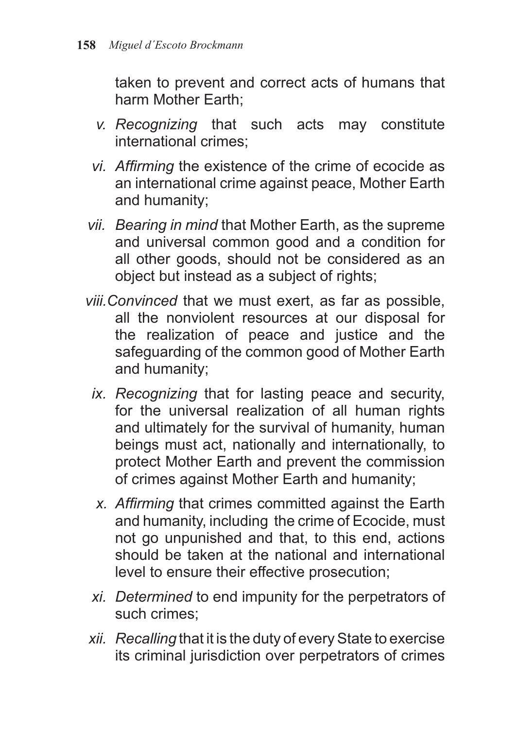taken to prevent and correct acts of humans that harm Mother Earth;

v. *Recognizing* that such acts may constitute international crimes;

vi. *Affirming* the existence of the crime of ecocide as an international crime against peace, Mother Earth and humanity;

vii. *Bearing in mind* that Mother Earth, as the supreme and universal common good and a condition for all other goods, should not be considered as an object but instead as a subject of rights;

viii. *Convinced* that we must exert, as far as possible, all the nonviolent resources at our disposal for the realization of peace and justice and the safeguarding of the common good of Mother Earth and humanity;

ix. *Recognizing* that for lasting peace and security, for the universal realization of all human rights and ultimately for the survival of humanity, human beings must act, nationally and internationally, to protect Mother Earth and prevent the commission of crimes against Mother Earth and humanity;

x. *Affirming* that crimes committed against the Earth and humanity, including the crime of Ecocide, must not go unpunished and that, to this end, actions should be taken at the national and international level to ensure their effective prosecution;

xi. *Determined* to end impunity for the perpetrators of such crimes;

xii. *Recalling* that it is the duty of every State to exercise its criminal jurisdiction over perpetrators of crimes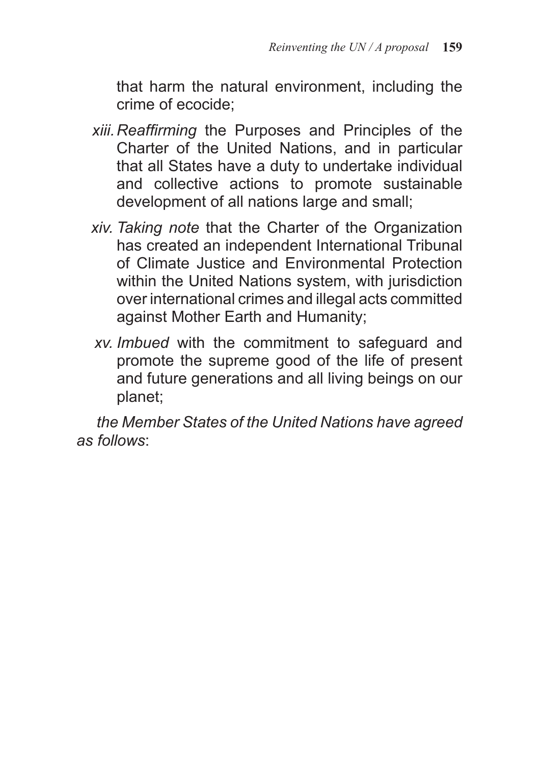that harm the natural environment, including the crime of ecocide;

*xiii.* *Reaffirming* the Purposes and Principles of the Charter of the United Nations, and in particular that all States have a duty to undertake individual and collective actions to promote sustainable development of all nations large and small;

*xiv.* *Taking note* that the Charter of the Organization has created an independent International Tribunal of Climate Justice and Environmental Protection within the United Nations system, with jurisdiction over international crimes and illegal acts committed against Mother Earth and Humanity;

*xv.* *Imbued* with the commitment to safeguard and promote the supreme good of the life of present and future generations and all living beings on our planet;

*the Member States of the United Nations have agreed as follows*: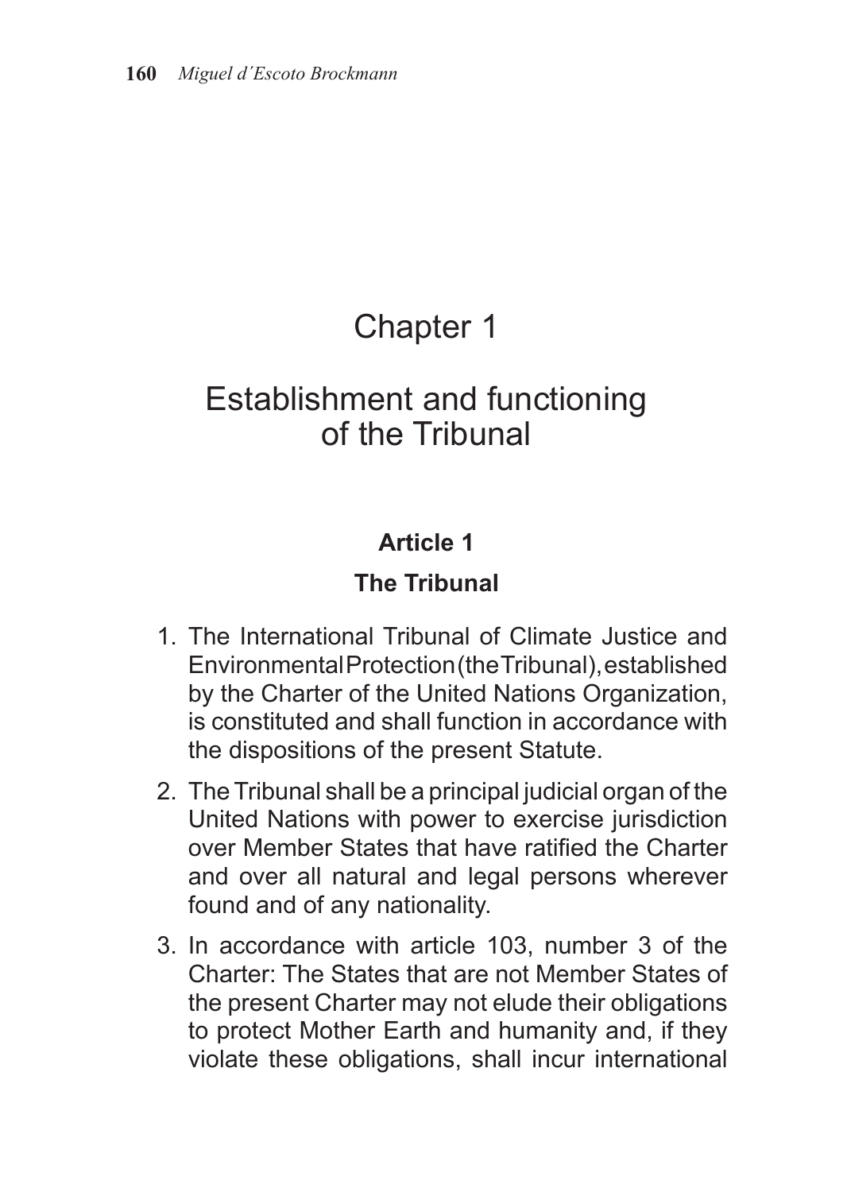# Chapter 1

# Establishment and functioning of the Tribunal

### Article 1

### The Tribunal

1. The International Tribunal of Climate Justice and Environmental Protection (the Tribunal), established by the Charter of the United Nations Organization, is constituted and shall function in accordance with the dispositions of the present Statute.
2. The Tribunal shall be a principal judicial organ of the United Nations with power to exercise jurisdiction over Member States that have ratified the Charter and over all natural and legal persons wherever found and of any nationality.
3. In accordance with article 103, number 3 of the Charter: The States that are not Member States of the present Charter may not elude their obligations to protect Mother Earth and humanity and, if they violate these obligations, shall incur international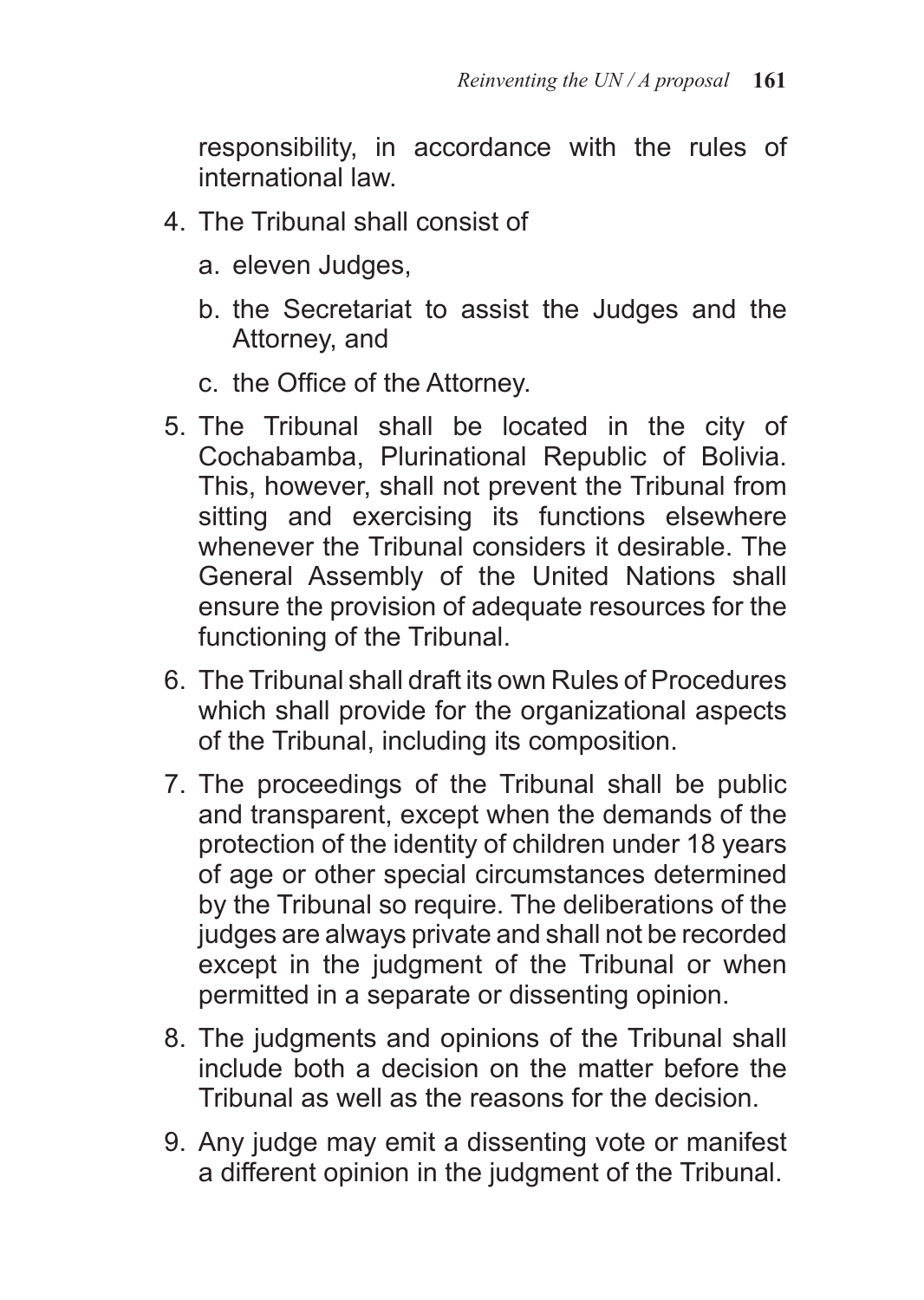responsibility, in accordance with the rules of international law.

4. The Tribunal shall consist of
   a. eleven Judges,
   b. the Secretariat to assist the Judges and the Attorney, and
   c. the Office of the Attorney.
5. The Tribunal shall be located in the city of Cochabamba, Plurinational Republic of Bolivia. This, however, shall not prevent the Tribunal from sitting and exercising its functions elsewhere whenever the Tribunal considers it desirable. The General Assembly of the United Nations shall ensure the provision of adequate resources for the functioning of the Tribunal.
6. The Tribunal shall draft its own Rules of Procedures which shall provide for the organizational aspects of the Tribunal, including its composition.
7. The proceedings of the Tribunal shall be public and transparent, except when the demands of the protection of the identity of children under 18 years of age or other special circumstances determined by the Tribunal so require. The deliberations of the judges are always private and shall not be recorded except in the judgment of the Tribunal or when permitted in a separate or dissenting opinion.
8. The judgments and opinions of the Tribunal shall include both a decision on the matter before the Tribunal as well as the reasons for the decision.
9. Any judge may emit a dissenting vote or manifest a different opinion in the judgment of the Tribunal.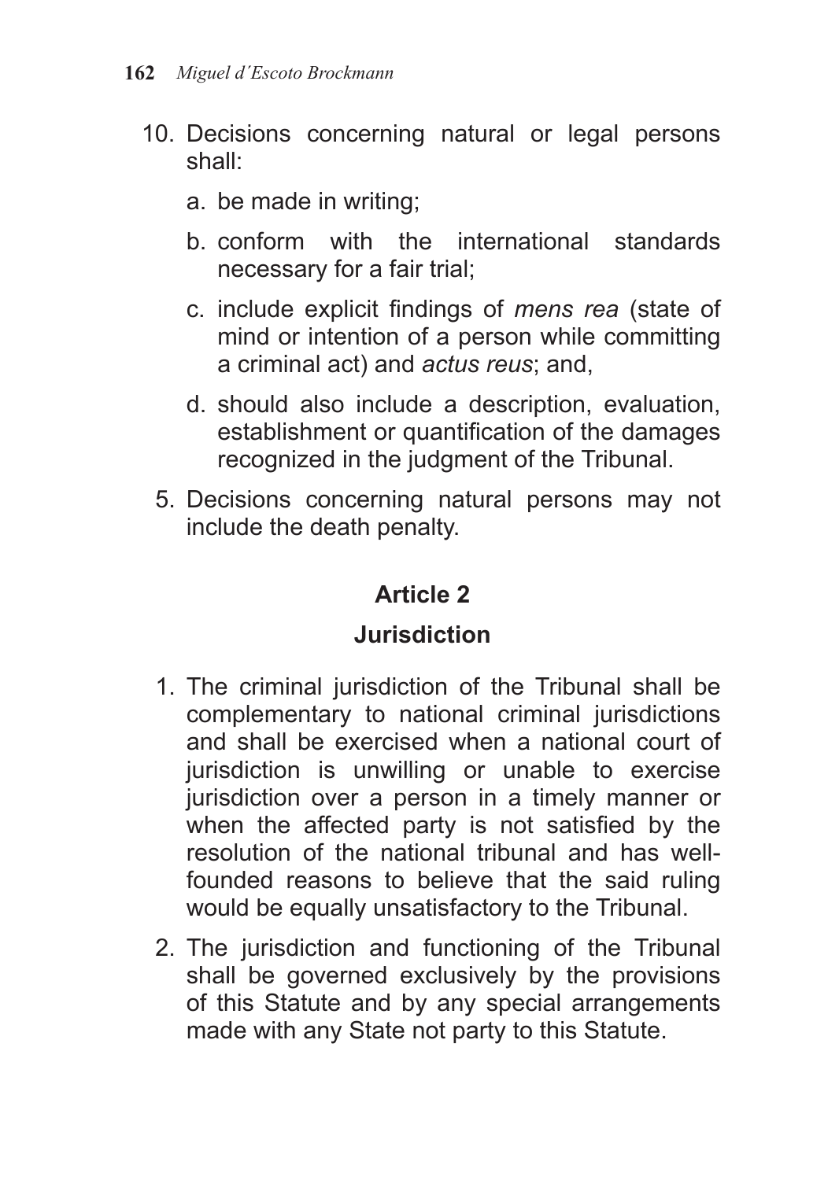10. Decisions concerning natural or legal persons shall:

    a. be made in writing;

    b. conform with the international standards necessary for a fair trial;

    c. include explicit findings of *mens rea* (state of mind or intention of a person while committing a criminal act) and *actus reus*; and,

    d. should also include a description, evaluation, establishment or quantification of the damages recognized in the judgment of the Tribunal.

5. Decisions concerning natural persons may not include the death penalty.

## Article 2

## Jurisdiction

1. The criminal jurisdiction of the Tribunal shall be complementary to national criminal jurisdictions and shall be exercised when a national court of jurisdiction is unwilling or unable to exercise jurisdiction over a person in a timely manner or when the affected party is not satisfied by the resolution of the national tribunal and has well-founded reasons to believe that the said ruling would be equally unsatisfactory to the Tribunal.

2. The jurisdiction and functioning of the Tribunal shall be governed exclusively by the provisions of this Statute and by any special arrangements made with any State not party to this Statute.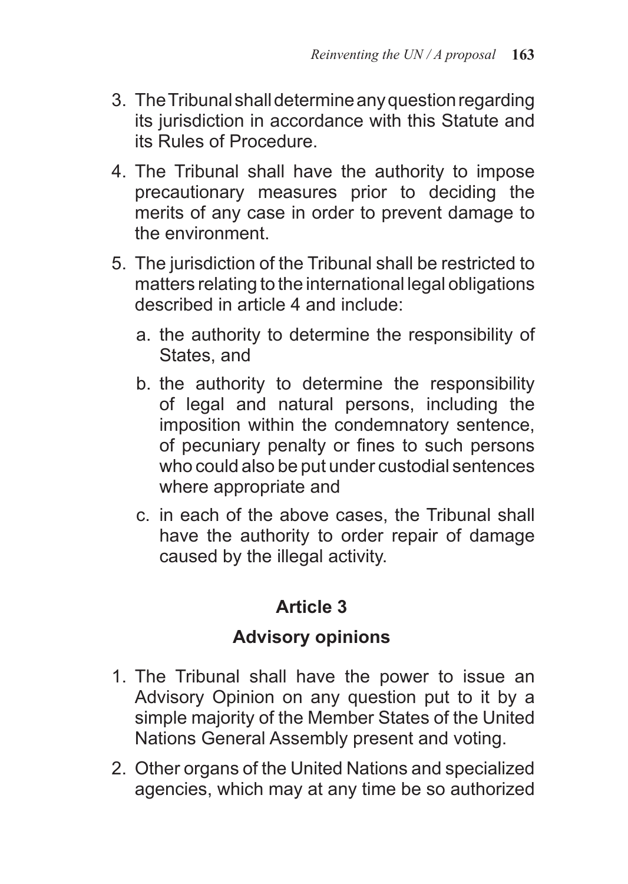3. The Tribunal shall determine any question regarding its jurisdiction in accordance with this Statute and its Rules of Procedure.

4. The Tribunal shall have the authority to impose precautionary measures prior to deciding the merits of any case in order to prevent damage to the environment.

5. The jurisdiction of the Tribunal shall be restricted to matters relating to the international legal obligations described in article 4 and include:

   a. the authority to determine the responsibility of States, and

   b. the authority to determine the responsibility of legal and natural persons, including the imposition within the condemnatory sentence, of pecuniary penalty or fines to such persons who could also be put under custodial sentences where appropriate and

   c. in each of the above cases, the Tribunal shall have the authority to order repair of damage caused by the illegal activity.

### Article 3

### Advisory opinions

1. The Tribunal shall have the power to issue an Advisory Opinion on any question put to it by a simple majority of the Member States of the United Nations General Assembly present and voting.

2. Other organs of the United Nations and specialized agencies, which may at any time be so authorized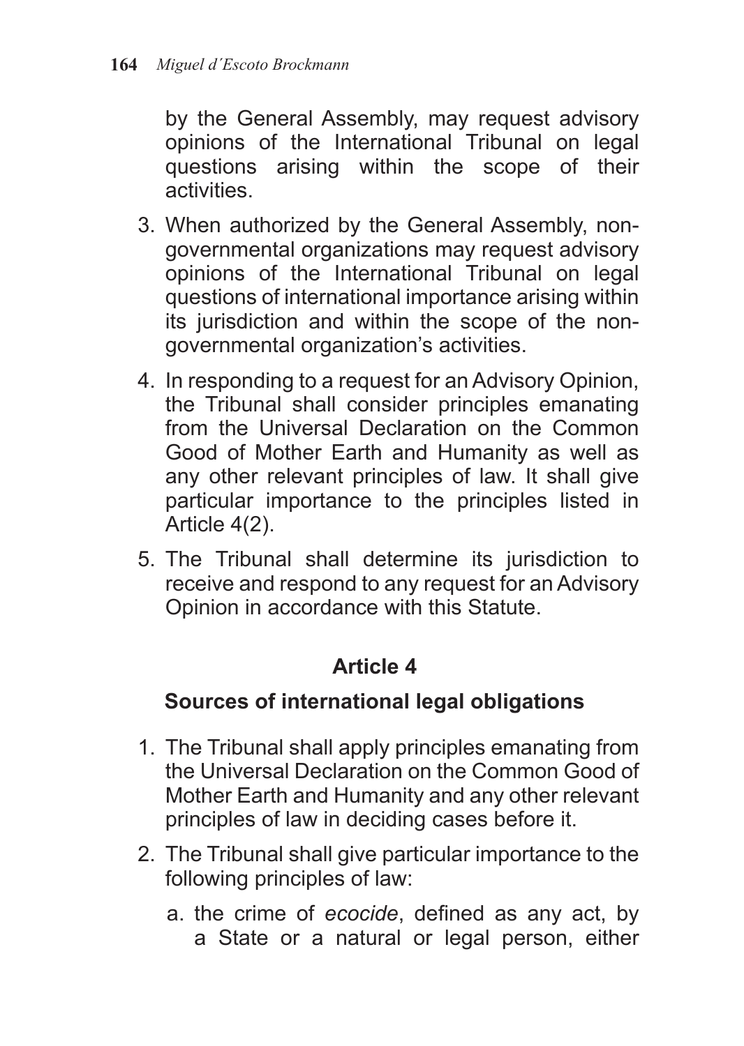by the General Assembly, may request advisory opinions of the International Tribunal on legal questions arising within the scope of their activities.

3. When authorized by the General Assembly, non-governmental organizations may request advisory opinions of the International Tribunal on legal questions of international importance arising within its jurisdiction and within the scope of the non-governmental organization's activities.
4. In responding to a request for an Advisory Opinion, the Tribunal shall consider principles emanating from the Universal Declaration on the Common Good of Mother Earth and Humanity as well as any other relevant principles of law. It shall give particular importance to the principles listed in Article 4(2).
5. The Tribunal shall determine its jurisdiction to receive and respond to any request for an Advisory Opinion in accordance with this Statute.

## Article 4

### Sources of international legal obligations

1. The Tribunal shall apply principles emanating from the Universal Declaration on the Common Good of Mother Earth and Humanity and any other relevant principles of law in deciding cases before it.
2. The Tribunal shall give particular importance to the following principles of law:
   a. the crime of *ecocide*, defined as any act, by a State or a natural or legal person, either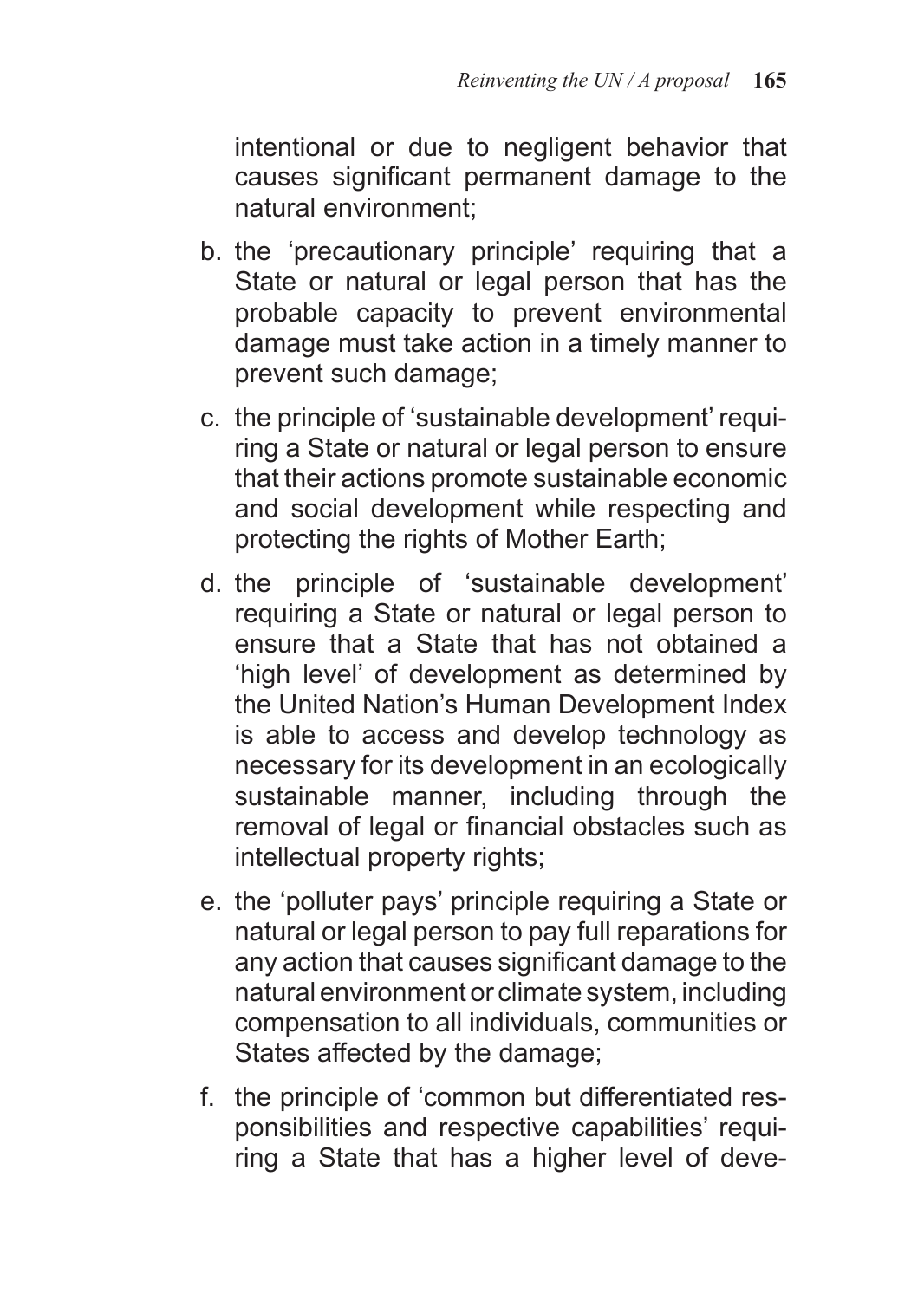intentional or due to negligent behavior that causes significant permanent damage to the natural environment;

b. the 'precautionary principle' requiring that a State or natural or legal person that has the probable capacity to prevent environmental damage must take action in a timely manner to prevent such damage;

c. the principle of 'sustainable development' requiring a State or natural or legal person to ensure that their actions promote sustainable economic and social development while respecting and protecting the rights of Mother Earth;

d. the principle of 'sustainable development' requiring a State or natural or legal person to ensure that a State that has not obtained a 'high level' of development as determined by the United Nation's Human Development Index is able to access and develop technology as necessary for its development in an ecologically sustainable manner, including through the removal of legal or financial obstacles such as intellectual property rights;

e. the 'polluter pays' principle requiring a State or natural or legal person to pay full reparations for any action that causes significant damage to the natural environment or climate system, including compensation to all individuals, communities or States affected by the damage;

f. the principle of 'common but differentiated responsibilities and respective capabilities' requiring a State that has a higher level of deve-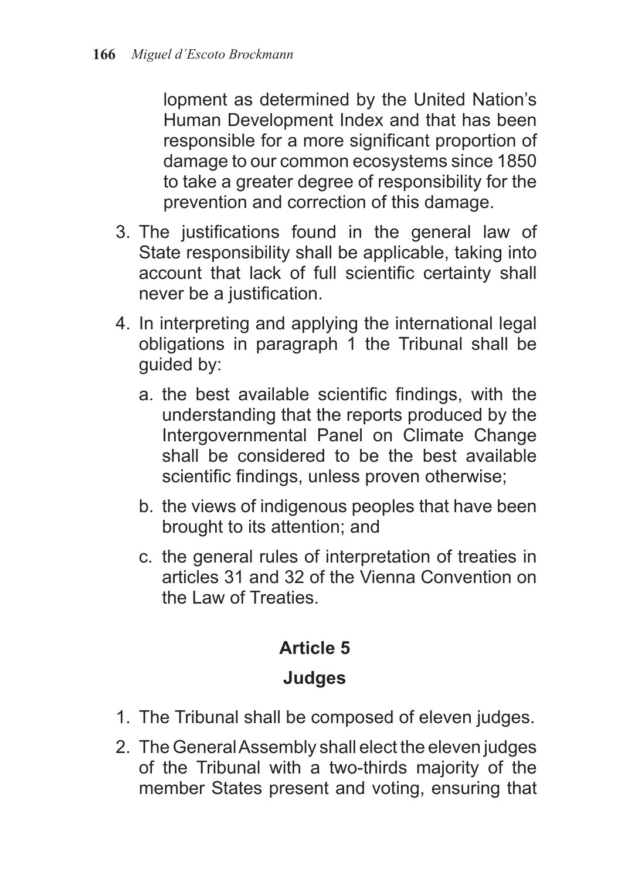lopment as determined by the United Nation's Human Development Index and that has been responsible for a more significant proportion of damage to our common ecosystems since 1850 to take a greater degree of responsibility for the prevention and correction of this damage.

3. The justifications found in the general law of State responsibility shall be applicable, taking into account that lack of full scientific certainty shall never be a justification.
4. In interpreting and applying the international legal obligations in paragraph 1 the Tribunal shall be guided by:
   a. the best available scientific findings, with the understanding that the reports produced by the Intergovernmental Panel on Climate Change shall be considered to be the best available scientific findings, unless proven otherwise;
   b. the views of indigenous peoples that have been brought to its attention; and
   c. the general rules of interpretation of treaties in articles 31 and 32 of the Vienna Convention on the Law of Treaties.

## Article 5

## Judges

1. The Tribunal shall be composed of eleven judges.
2. The General Assembly shall elect the eleven judges of the Tribunal with a two-thirds majority of the member States present and voting, ensuring that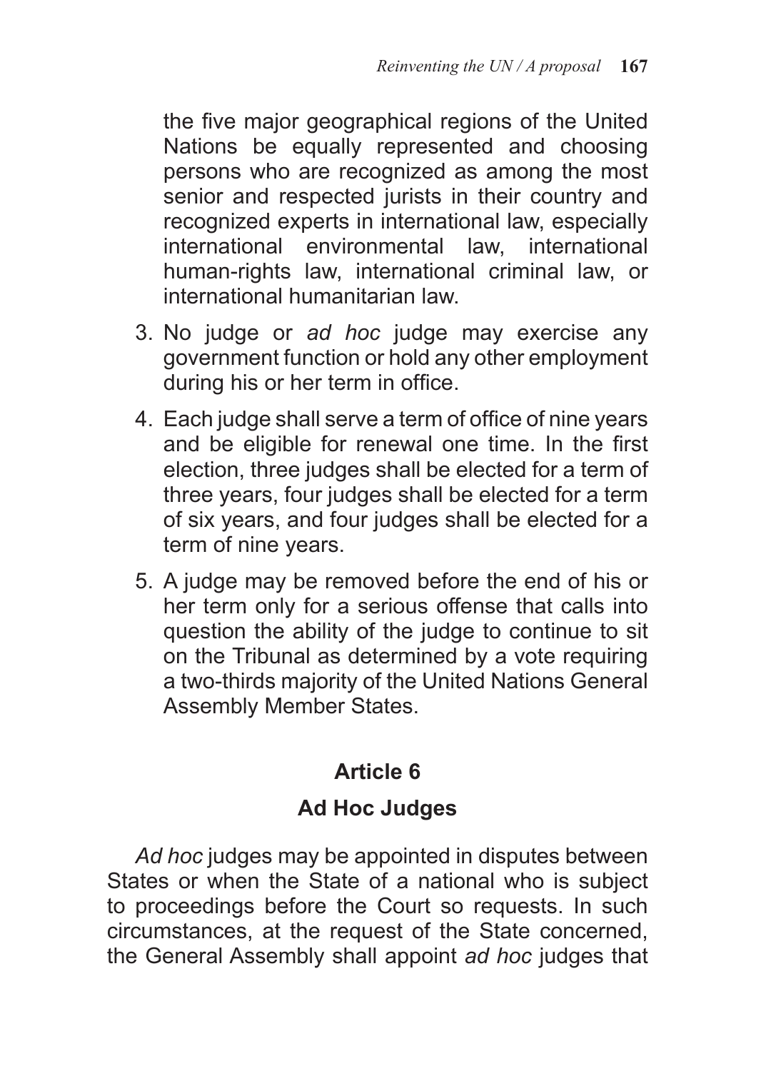the five major geographical regions of the United Nations be equally represented and choosing persons who are recognized as among the most senior and respected jurists in their country and recognized experts in international law, especially international environmental law, international human-rights law, international criminal law, or international humanitarian law.

3. No judge or *ad hoc* judge may exercise any government function or hold any other employment during his or her term in office.
4. Each judge shall serve a term of office of nine years and be eligible for renewal one time. In the first election, three judges shall be elected for a term of three years, four judges shall be elected for a term of six years, and four judges shall be elected for a term of nine years.
5. A judge may be removed before the end of his or her term only for a serious offense that calls into question the ability of the judge to continue to sit on the Tribunal as determined by a vote requiring a two-thirds majority of the United Nations General Assembly Member States.

## Article 6

## Ad Hoc Judges

*Ad hoc* judges may be appointed in disputes between States or when the State of a national who is subject to proceedings before the Court so requests. In such circumstances, at the request of the State concerned, the General Assembly shall appoint *ad hoc* judges that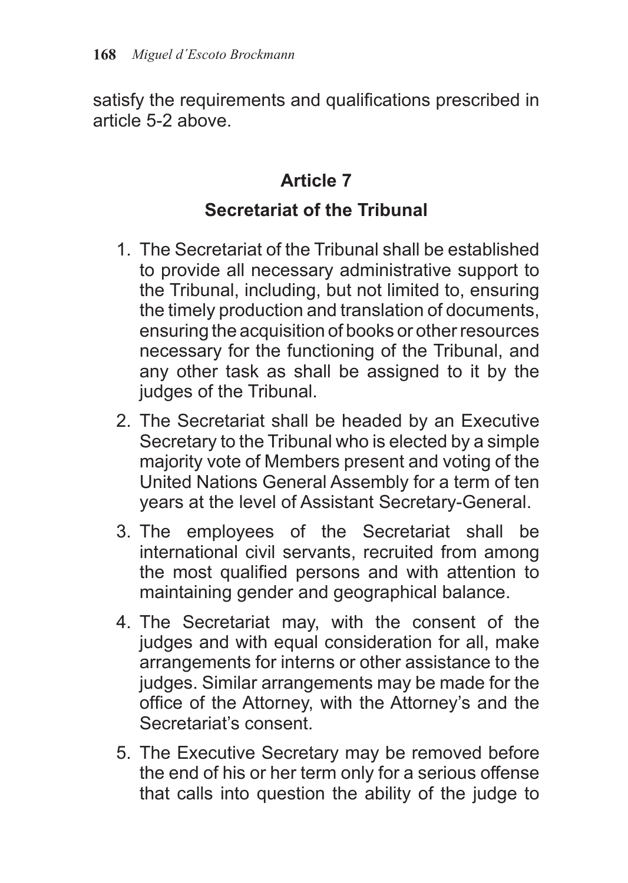satisfy the requirements and qualifications prescribed in article 5-2 above.

## Article 7

### Secretariat of the Tribunal

1. The Secretariat of the Tribunal shall be established to provide all necessary administrative support to the Tribunal, including, but not limited to, ensuring the timely production and translation of documents, ensuring the acquisition of books or other resources necessary for the functioning of the Tribunal, and any other task as shall be assigned to it by the judges of the Tribunal.
2. The Secretariat shall be headed by an Executive Secretary to the Tribunal who is elected by a simple majority vote of Members present and voting of the United Nations General Assembly for a term of ten years at the level of Assistant Secretary-General.
3. The employees of the Secretariat shall be international civil servants, recruited from among the most qualified persons and with attention to maintaining gender and geographical balance.
4. The Secretariat may, with the consent of the judges and with equal consideration for all, make arrangements for interns or other assistance to the judges. Similar arrangements may be made for the office of the Attorney, with the Attorney's and the Secretariat's consent.
5. The Executive Secretary may be removed before the end of his or her term only for a serious offense that calls into question the ability of the judge to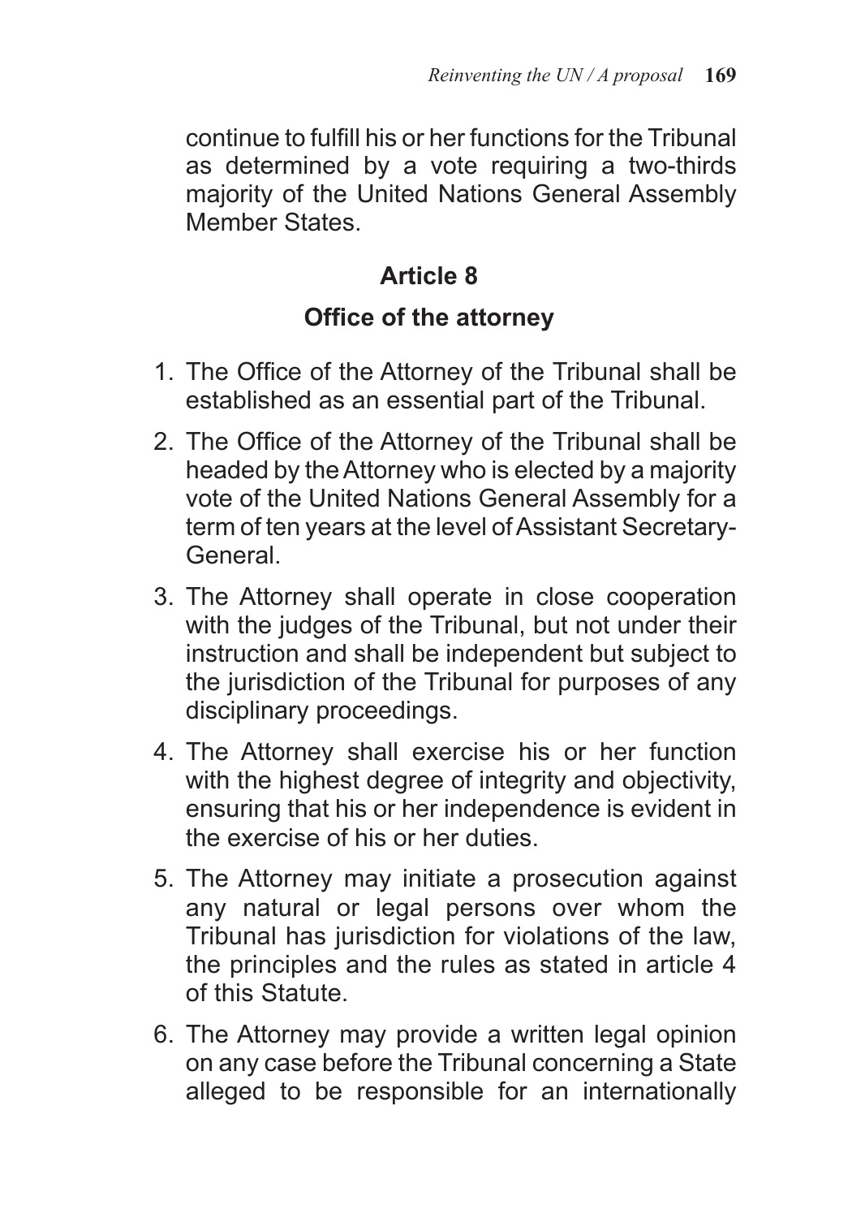continue to fulfill his or her functions for the Tribunal as determined by a vote requiring a two-thirds majority of the United Nations General Assembly Member States.

## Article 8

### Office of the attorney

1. The Office of the Attorney of the Tribunal shall be established as an essential part of the Tribunal.
2. The Office of the Attorney of the Tribunal shall be headed by the Attorney who is elected by a majority vote of the United Nations General Assembly for a term of ten years at the level of Assistant Secretary-General.
3. The Attorney shall operate in close cooperation with the judges of the Tribunal, but not under their instruction and shall be independent but subject to the jurisdiction of the Tribunal for purposes of any disciplinary proceedings.
4. The Attorney shall exercise his or her function with the highest degree of integrity and objectivity, ensuring that his or her independence is evident in the exercise of his or her duties.
5. The Attorney may initiate a prosecution against any natural or legal persons over whom the Tribunal has jurisdiction for violations of the law, the principles and the rules as stated in article 4 of this Statute.
6. The Attorney may provide a written legal opinion on any case before the Tribunal concerning a State alleged to be responsible for an internationally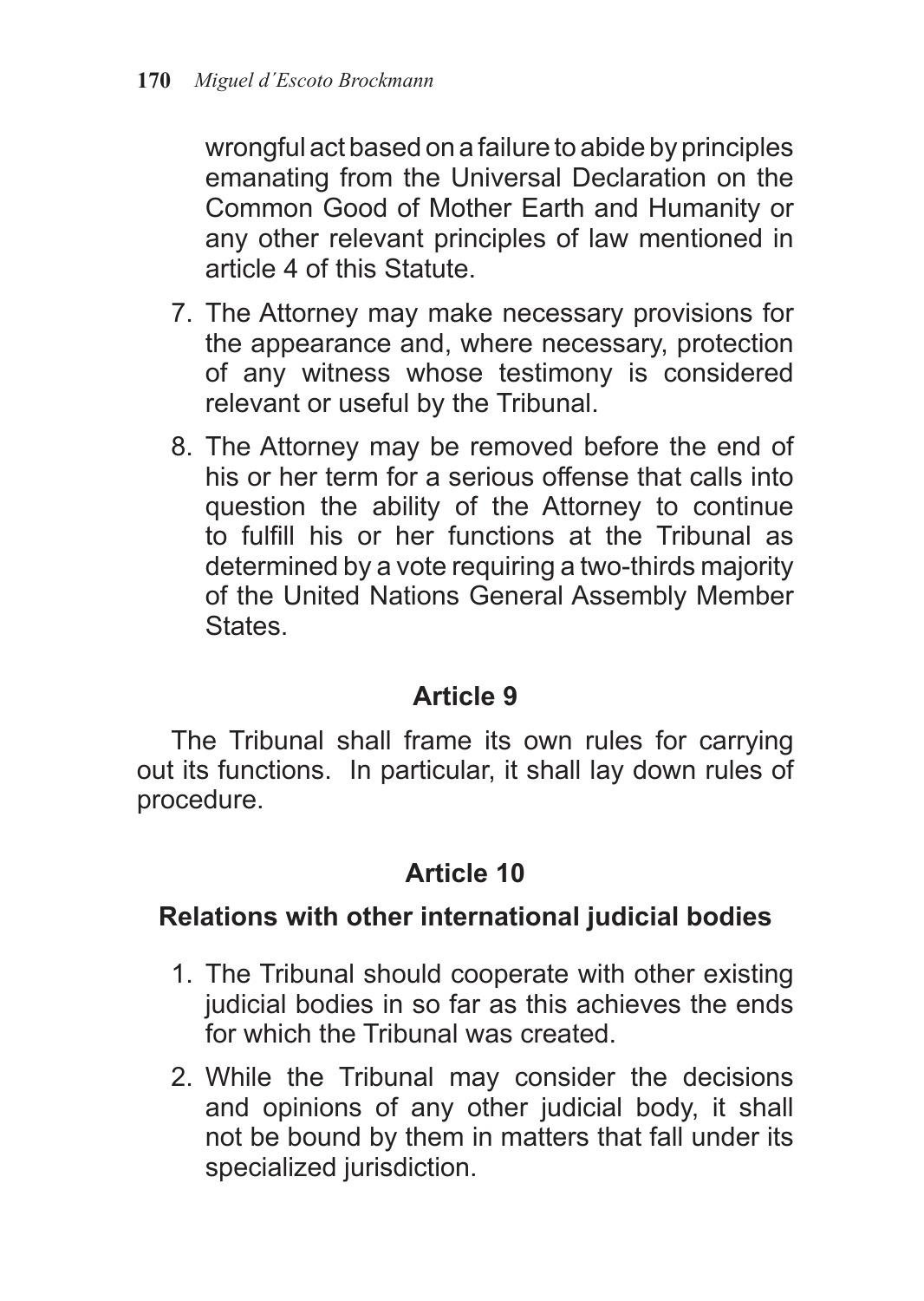wrongful act based on a failure to abide by principles emanating from the Universal Declaration on the Common Good of Mother Earth and Humanity or any other relevant principles of law mentioned in article 4 of this Statute.

7. The Attorney may make necessary provisions for the appearance and, where necessary, protection of any witness whose testimony is considered relevant or useful by the Tribunal.
8. The Attorney may be removed before the end of his or her term for a serious offense that calls into question the ability of the Attorney to continue to fulfill his or her functions at the Tribunal as determined by a vote requiring a two-thirds majority of the United Nations General Assembly Member States.

## Article 9

The Tribunal shall frame its own rules for carrying out its functions. In particular, it shall lay down rules of procedure.

## Article 10

### Relations with other international judicial bodies

1. The Tribunal should cooperate with other existing judicial bodies in so far as this achieves the ends for which the Tribunal was created.
2. While the Tribunal may consider the decisions and opinions of any other judicial body, it shall not be bound by them in matters that fall under its specialized jurisdiction.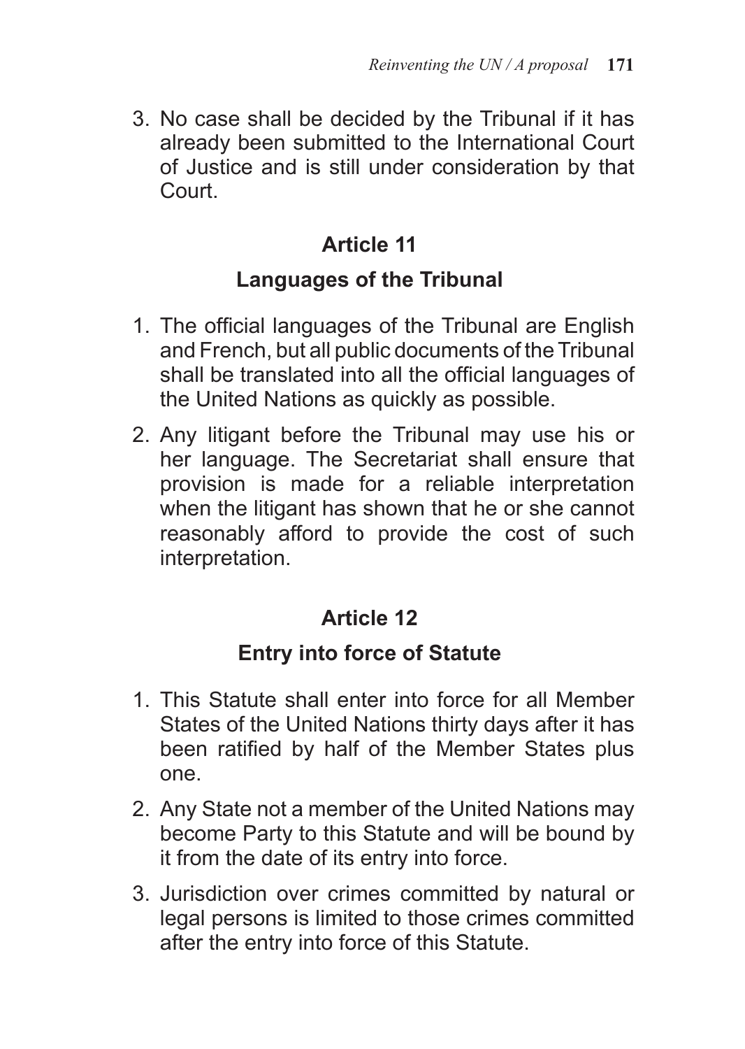3. No case shall be decided by the Tribunal if it has already been submitted to the International Court of Justice and is still under consideration by that Court.

## Article 11

### Languages of the Tribunal

1. The official languages of the Tribunal are English and French, but all public documents of the Tribunal shall be translated into all the official languages of the United Nations as quickly as possible.
2. Any litigant before the Tribunal may use his or her language. The Secretariat shall ensure that provision is made for a reliable interpretation when the litigant has shown that he or she cannot reasonably afford to provide the cost of such interpretation.

## Article 12

### Entry into force of Statute

1. This Statute shall enter into force for all Member States of the United Nations thirty days after it has been ratified by half of the Member States plus one.
2. Any State not a member of the United Nations may become Party to this Statute and will be bound by it from the date of its entry into force.
3. Jurisdiction over crimes committed by natural or legal persons is limited to those crimes committed after the entry into force of this Statute.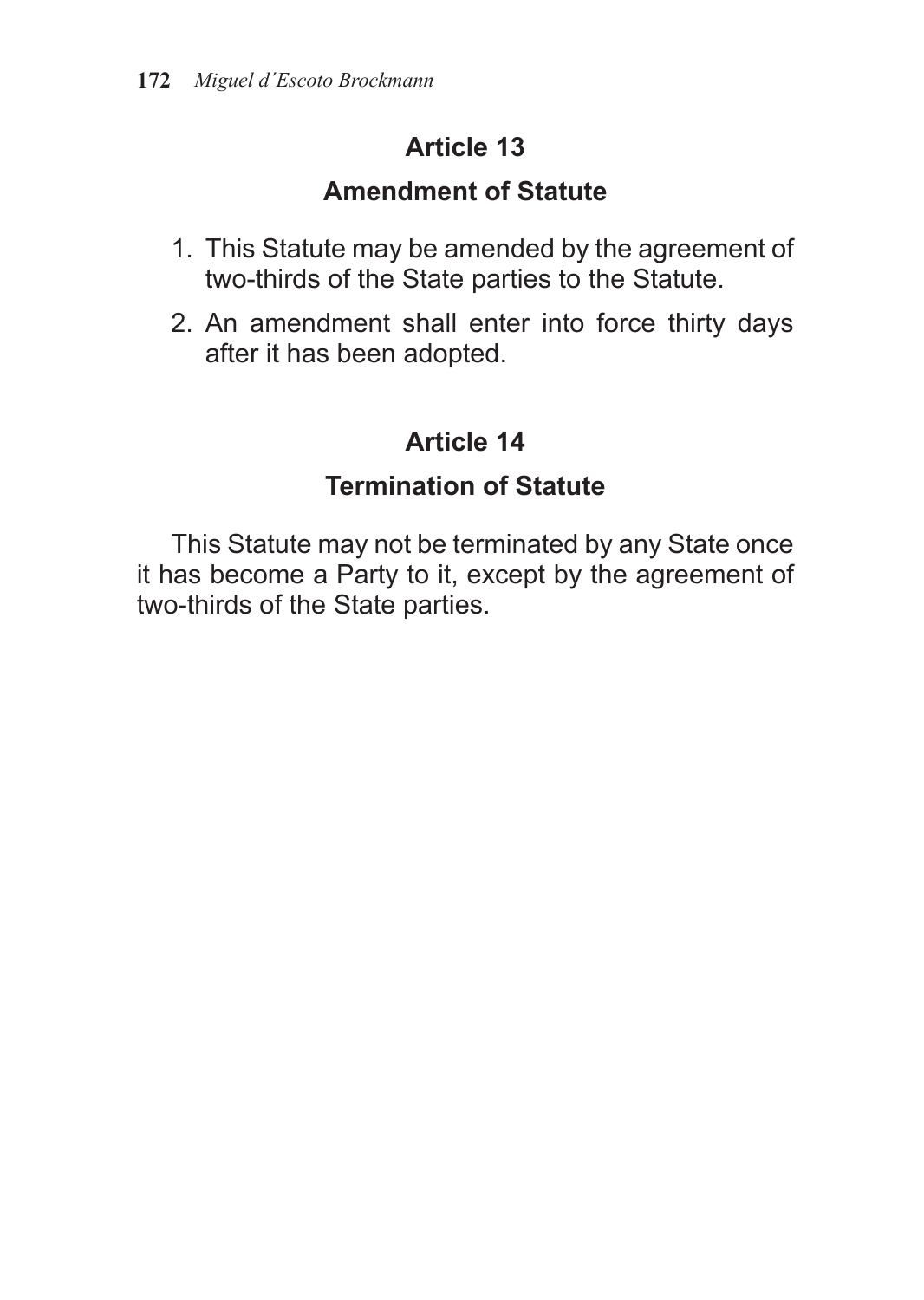## Article 13

## Amendment of Statute

1. This Statute may be amended by the agreement of two-thirds of the State parties to the Statute.
2. An amendment shall enter into force thirty days after it has been adopted.

## Article 14

## Termination of Statute

This Statute may not be terminated by any State once it has become a Party to it, except by the agreement of two-thirds of the State parties.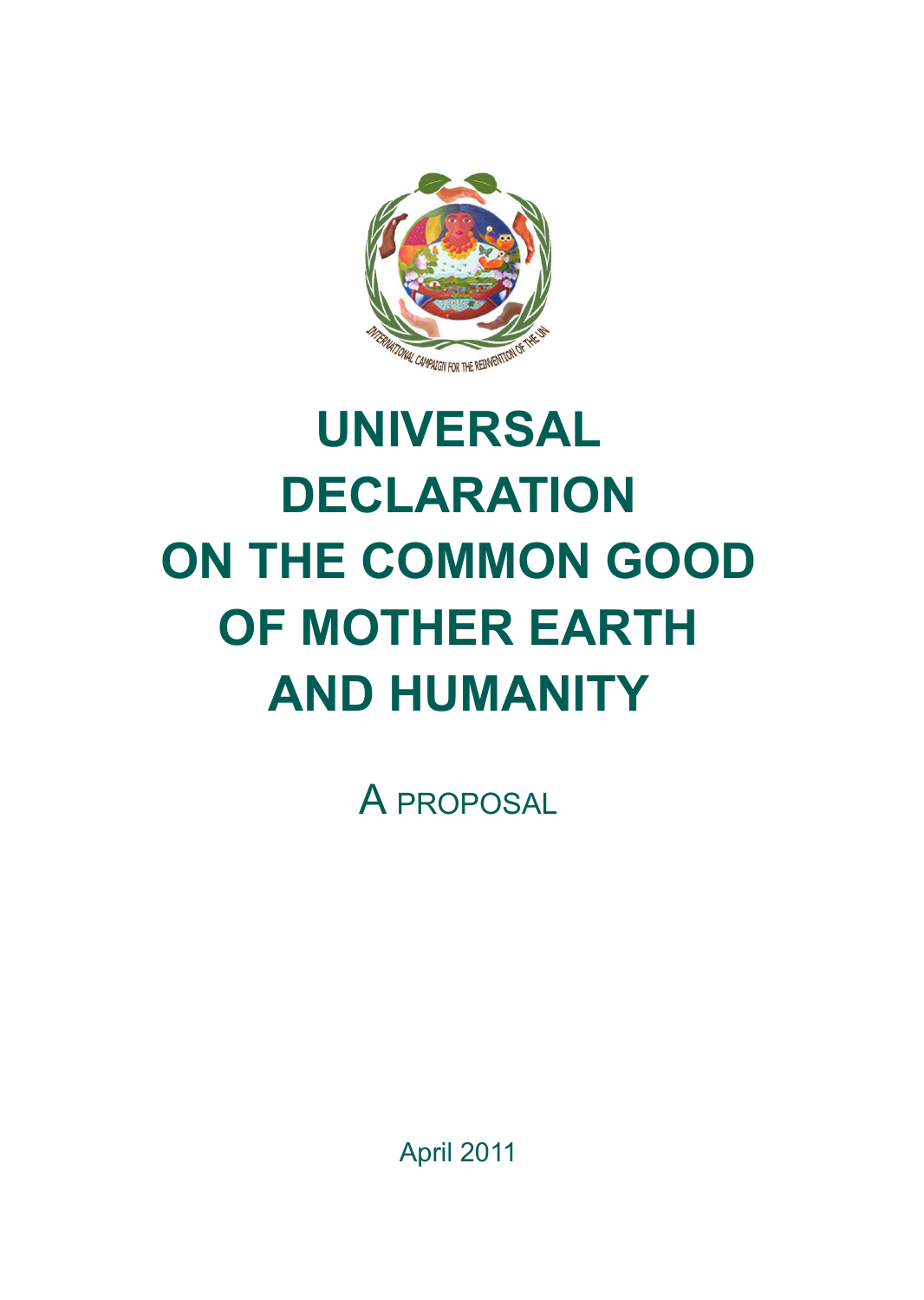# UNIVERSAL DECLARATION ON THE COMMON GOOD OF MOTHER EARTH AND HUMANITY

A PROPOSAL

April 2011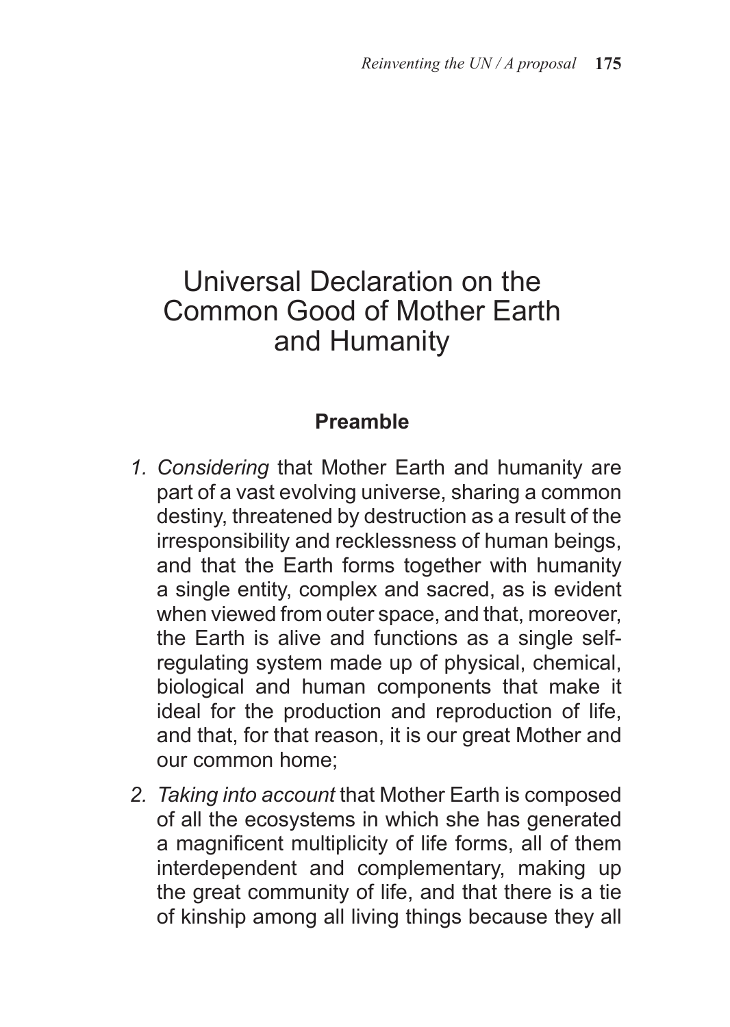# Universal Declaration on the Common Good of Mother Earth and Humanity

## Preamble

1. *Considering* that Mother Earth and humanity are part of a vast evolving universe, sharing a common destiny, threatened by destruction as a result of the irresponsibility and recklessness of human beings, and that the Earth forms together with humanity a single entity, complex and sacred, as is evident when viewed from outer space, and that, moreover, the Earth is alive and functions as a single self-regulating system made up of physical, chemical, biological and human components that make it ideal for the production and reproduction of life, and that, for that reason, it is our great Mother and our common home;
2. *Taking into account* that Mother Earth is composed of all the ecosystems in which she has generated a magnificent multiplicity of life forms, all of them interdependent and complementary, making up the great community of life, and that there is a tie of kinship among all living things because they all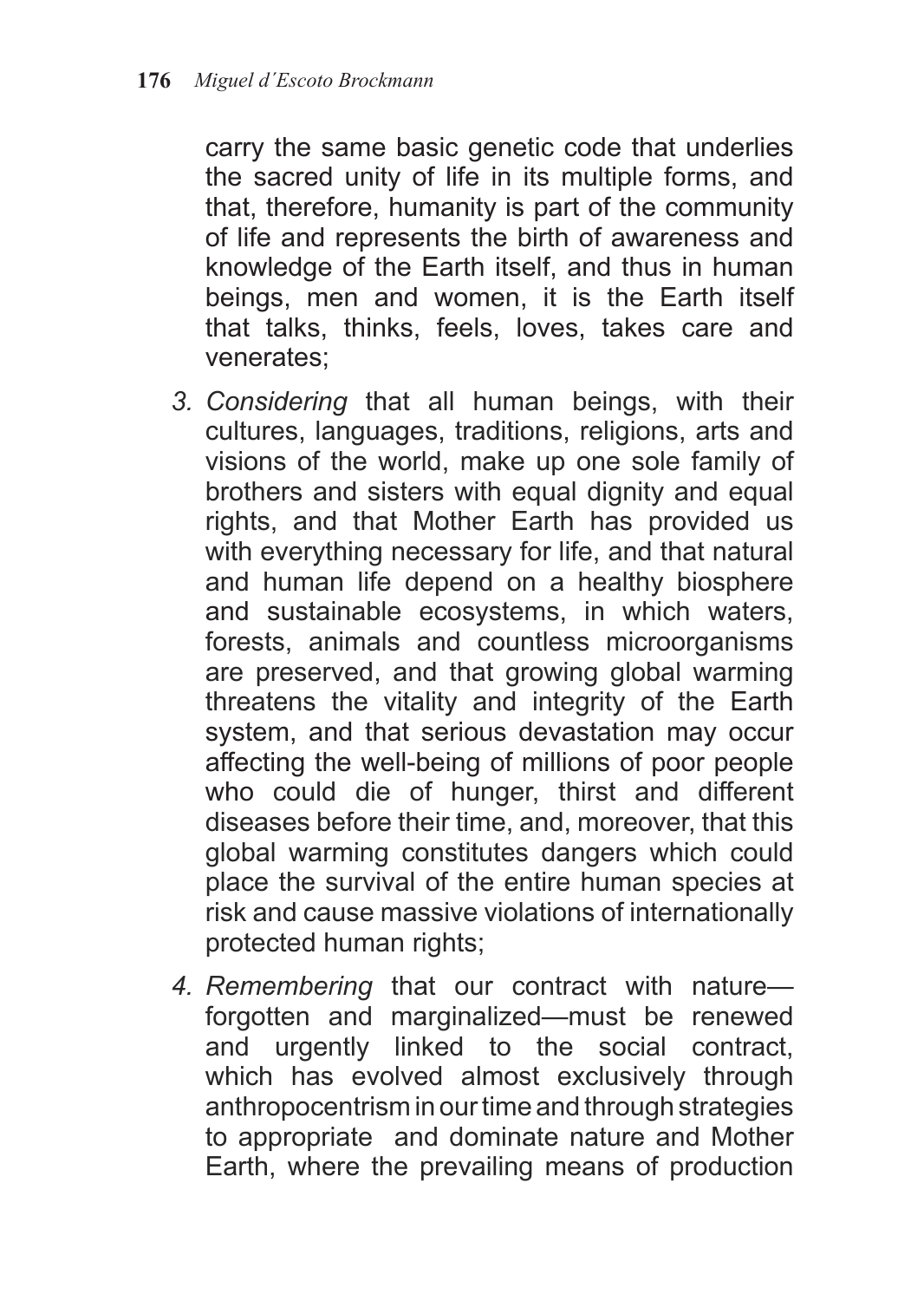carry the same basic genetic code that underlies the sacred unity of life in its multiple forms, and that, therefore, humanity is part of the community of life and represents the birth of awareness and knowledge of the Earth itself, and thus in human beings, men and women, it is the Earth itself that talks, thinks, feels, loves, takes care and venerates;

3. *Considering* that all human beings, with their cultures, languages, traditions, religions, arts and visions of the world, make up one sole family of brothers and sisters with equal dignity and equal rights, and that Mother Earth has provided us with everything necessary for life, and that natural and human life depend on a healthy biosphere and sustainable ecosystems, in which waters, forests, animals and countless microorganisms are preserved, and that growing global warming threatens the vitality and integrity of the Earth system, and that serious devastation may occur affecting the well-being of millions of poor people who could die of hunger, thirst and different diseases before their time, and, moreover, that this global warming constitutes dangers which could place the survival of the entire human species at risk and cause massive violations of internationally protected human rights;

4. *Remembering* that our contract with nature—forgotten and marginalized—must be renewed and urgently linked to the social contract, which has evolved almost exclusively through anthropocentrism in our time and through strategies to appropriate and dominate nature and Mother Earth, where the prevailing means of production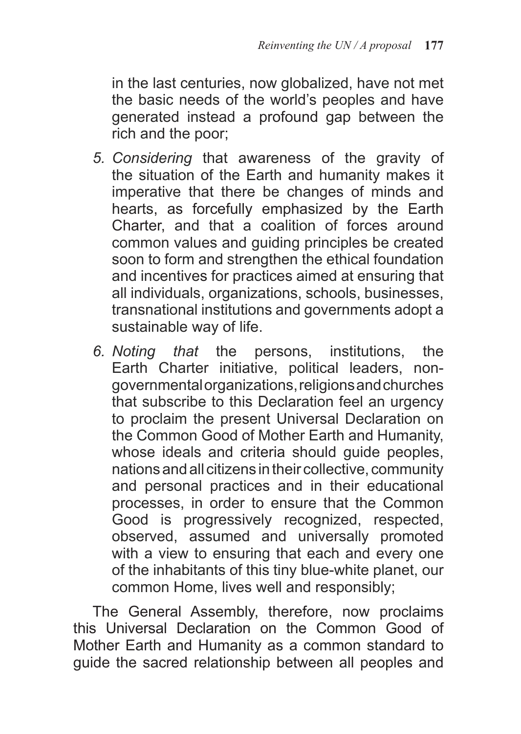in the last centuries, now globalized, have not met the basic needs of the world's peoples and have generated instead a profound gap between the rich and the poor;

5. *Considering* that awareness of the gravity of the situation of the Earth and humanity makes it imperative that there be changes of minds and hearts, as forcefully emphasized by the Earth Charter, and that a coalition of forces around common values and guiding principles be created soon to form and strengthen the ethical foundation and incentives for practices aimed at ensuring that all individuals, organizations, schools, businesses, transnational institutions and governments adopt a sustainable way of life.

6. *Noting that* the persons, institutions, the Earth Charter initiative, political leaders, non-governmental organizations, religions and churches that subscribe to this Declaration feel an urgency to proclaim the present Universal Declaration on the Common Good of Mother Earth and Humanity, whose ideals and criteria should guide peoples, nations and all citizens in their collective, community and personal practices and in their educational processes, in order to ensure that the Common Good is progressively recognized, respected, observed, assumed and universally promoted with a view to ensuring that each and every one of the inhabitants of this tiny blue-white planet, our common Home, lives well and responsibly;

The General Assembly, therefore, now proclaims this Universal Declaration on the Common Good of Mother Earth and Humanity as a common standard to guide the sacred relationship between all peoples and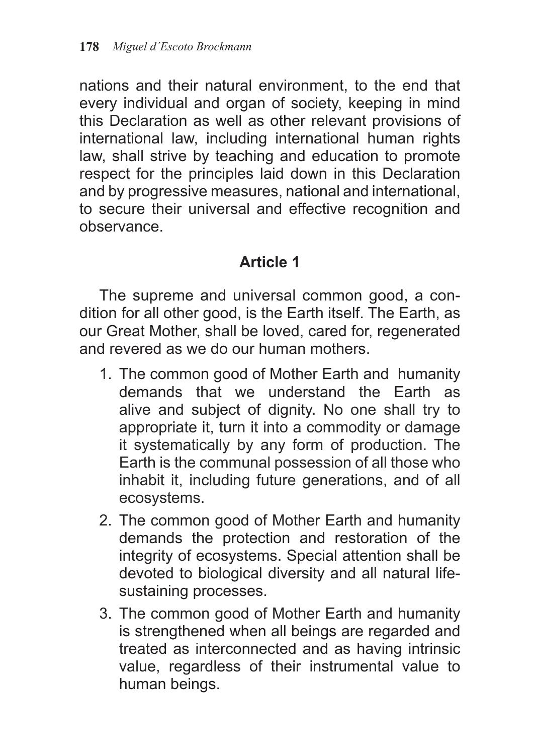nations and their natural environment, to the end that every individual and organ of society, keeping in mind this Declaration as well as other relevant provisions of international law, including international human rights law, shall strive by teaching and education to promote respect for the principles laid down in this Declaration and by progressive measures, national and international, to secure their universal and effective recognition and observance.

## Article 1

The supreme and universal common good, a condition for all other good, is the Earth itself. The Earth, as our Great Mother, shall be loved, cared for, regenerated and revered as we do our human mothers.

1. The common good of Mother Earth and humanity demands that we understand the Earth as alive and subject of dignity. No one shall try to appropriate it, turn it into a commodity or damage it systematically by any form of production. The Earth is the communal possession of all those who inhabit it, including future generations, and of all ecosystems.
2. The common good of Mother Earth and humanity demands the protection and restoration of the integrity of ecosystems. Special attention shall be devoted to biological diversity and all natural life-sustaining processes.
3. The common good of Mother Earth and humanity is strengthened when all beings are regarded and treated as interconnected and as having intrinsic value, regardless of their instrumental value to human beings.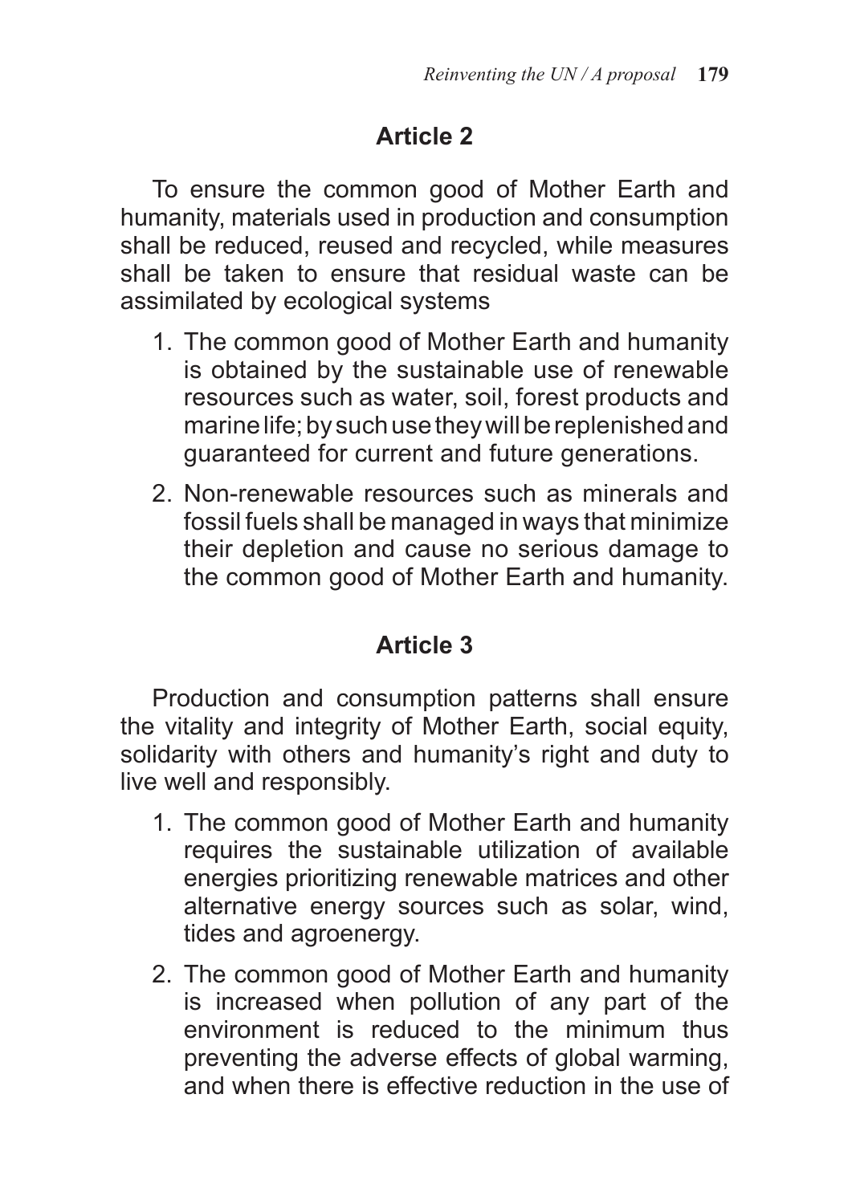## Article 2

To ensure the common good of Mother Earth and humanity, materials used in production and consumption shall be reduced, reused and recycled, while measures shall be taken to ensure that residual waste can be assimilated by ecological systems

1. The common good of Mother Earth and humanity is obtained by the sustainable use of renewable resources such as water, soil, forest products and marine life; by such use they will be replenished and guaranteed for current and future generations.
2. Non-renewable resources such as minerals and fossil fuels shall be managed in ways that minimize their depletion and cause no serious damage to the common good of Mother Earth and humanity.

## Article 3

Production and consumption patterns shall ensure the vitality and integrity of Mother Earth, social equity, solidarity with others and humanity's right and duty to live well and responsibly.

1. The common good of Mother Earth and humanity requires the sustainable utilization of available energies prioritizing renewable matrices and other alternative energy sources such as solar, wind, tides and agroenergy.
2. The common good of Mother Earth and humanity is increased when pollution of any part of the environment is reduced to the minimum thus preventing the adverse effects of global warming, and when there is effective reduction in the use of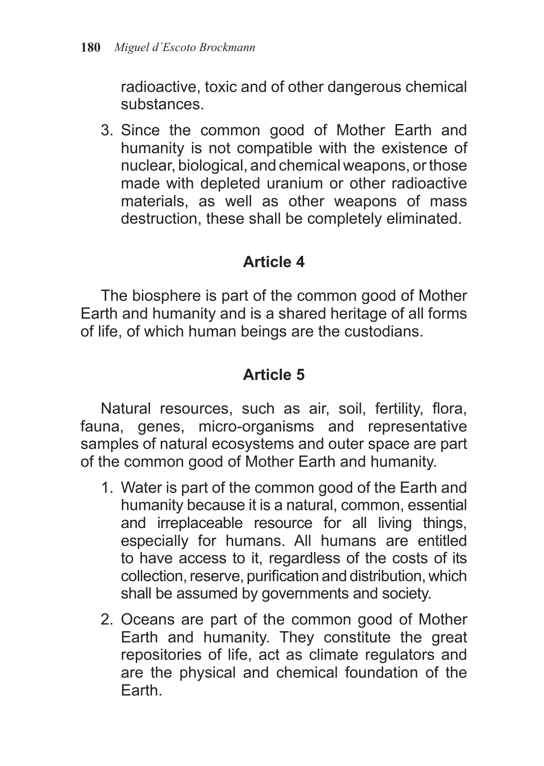radioactive, toxic and of other dangerous chemical substances.

3. Since the common good of Mother Earth and humanity is not compatible with the existence of nuclear, biological, and chemical weapons, or those made with depleted uranium or other radioactive materials, as well as other weapons of mass destruction, these shall be completely eliminated.

## Article 4

The biosphere is part of the common good of Mother Earth and humanity and is a shared heritage of all forms of life, of which human beings are the custodians.

## Article 5

Natural resources, such as air, soil, fertility, flora, fauna, genes, micro-organisms and representative samples of natural ecosystems and outer space are part of the common good of Mother Earth and humanity.

1. Water is part of the common good of the Earth and humanity because it is a natural, common, essential and irreplaceable resource for all living things, especially for humans. All humans are entitled to have access to it, regardless of the costs of its collection, reserve, purification and distribution, which shall be assumed by governments and society.
2. Oceans are part of the common good of Mother Earth and humanity. They constitute the great repositories of life, act as climate regulators and are the physical and chemical foundation of the Earth.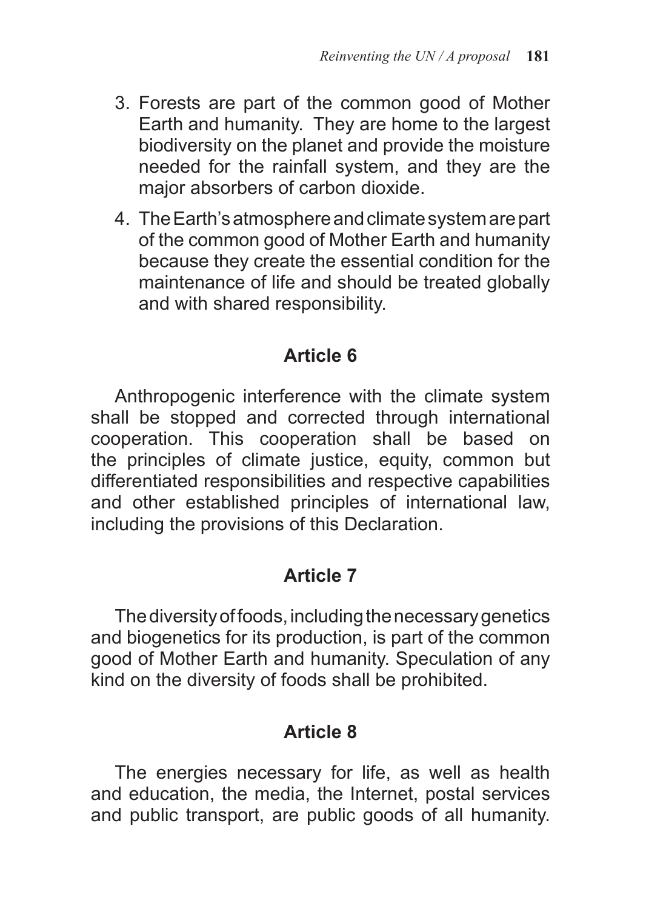3. Forests are part of the common good of Mother Earth and humanity. They are home to the largest biodiversity on the planet and provide the moisture needed for the rainfall system, and they are the major absorbers of carbon dioxide.
4. The Earth's atmosphere and climate system are part of the common good of Mother Earth and humanity because they create the essential condition for the maintenance of life and should be treated globally and with shared responsibility.

## Article 6

Anthropogenic interference with the climate system shall be stopped and corrected through international cooperation. This cooperation shall be based on the principles of climate justice, equity, common but differentiated responsibilities and respective capabilities and other established principles of international law, including the provisions of this Declaration.

## Article 7

The diversity of foods, including the necessary genetics and biogenetics for its production, is part of the common good of Mother Earth and humanity. Speculation of any kind on the diversity of foods shall be prohibited.

## Article 8

The energies necessary for life, as well as health and education, the media, the Internet, postal services and public transport, are public goods of all humanity.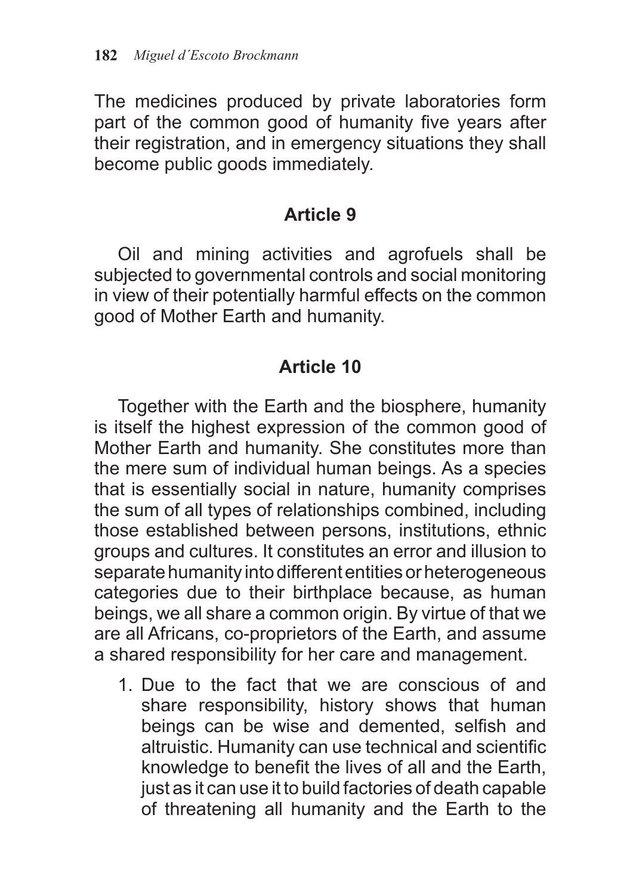The medicines produced by private laboratories form part of the common good of humanity five years after their registration, and in emergency situations they shall become public goods immediately.

## Article 9

Oil and mining activities and agrofuels shall be subjected to governmental controls and social monitoring in view of their potentially harmful effects on the common good of Mother Earth and humanity.

## Article 10

Together with the Earth and the biosphere, humanity is itself the highest expression of the common good of Mother Earth and humanity. She constitutes more than the mere sum of individual human beings. As a species that is essentially social in nature, humanity comprises the sum of all types of relationships combined, including those established between persons, institutions, ethnic groups and cultures. It constitutes an error and illusion to separate humanity into different entities or heterogeneous categories due to their birthplace because, as human beings, we all share a common origin. By virtue of that we are all Africans, co-proprietors of the Earth, and assume a shared responsibility for her care and management.

1. Due to the fact that we are conscious of and share responsibility, history shows that human beings can be wise and demented, selfish and altruistic. Humanity can use technical and scientific knowledge to benefit the lives of all and the Earth, just as it can use it to build factories of death capable of threatening all humanity and the Earth to the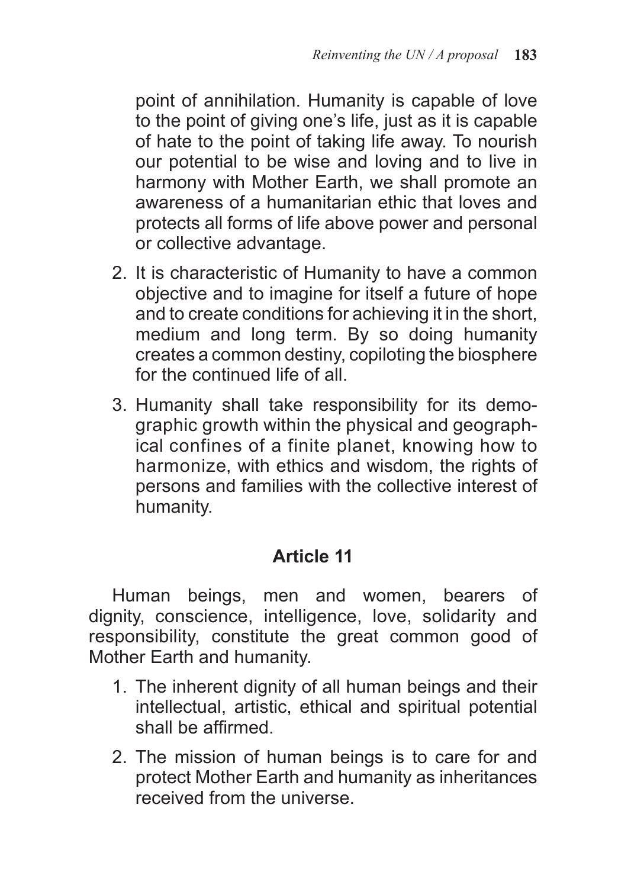point of annihilation. Humanity is capable of love to the point of giving one's life, just as it is capable of hate to the point of taking life away. To nourish our potential to be wise and loving and to live in harmony with Mother Earth, we shall promote an awareness of a humanitarian ethic that loves and protects all forms of life above power and personal or collective advantage.

2. It is characteristic of Humanity to have a common objective and to imagine for itself a future of hope and to create conditions for achieving it in the short, medium and long term. By so doing humanity creates a common destiny, copiloting the biosphere for the continued life of all.
3. Humanity shall take responsibility for its demographic growth within the physical and geographical confines of a finite planet, knowing how to harmonize, with ethics and wisdom, the rights of persons and families with the collective interest of humanity.

## Article 11

Human beings, men and women, bearers of dignity, conscience, intelligence, love, solidarity and responsibility, constitute the great common good of Mother Earth and humanity.

1. The inherent dignity of all human beings and their intellectual, artistic, ethical and spiritual potential shall be affirmed.
2. The mission of human beings is to care for and protect Mother Earth and humanity as inheritances received from the universe.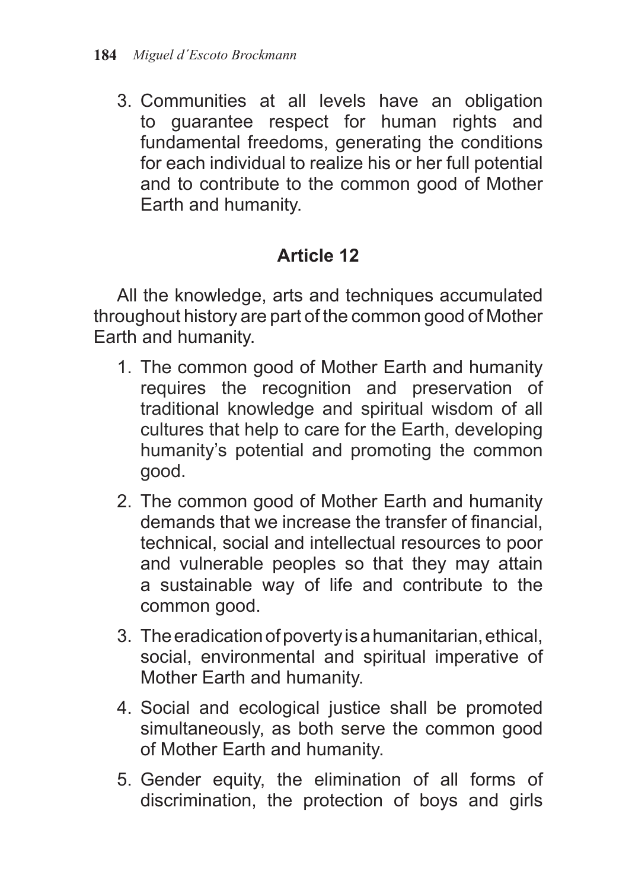3. Communities at all levels have an obligation to guarantee respect for human rights and fundamental freedoms, generating the conditions for each individual to realize his or her full potential and to contribute to the common good of Mother Earth and humanity.

## Article 12

All the knowledge, arts and techniques accumulated throughout history are part of the common good of Mother Earth and humanity.

1. The common good of Mother Earth and humanity requires the recognition and preservation of traditional knowledge and spiritual wisdom of all cultures that help to care for the Earth, developing humanity's potential and promoting the common good.
2. The common good of Mother Earth and humanity demands that we increase the transfer of financial, technical, social and intellectual resources to poor and vulnerable peoples so that they may attain a sustainable way of life and contribute to the common good.
3. The eradication of poverty is a humanitarian, ethical, social, environmental and spiritual imperative of Mother Earth and humanity.
4. Social and ecological justice shall be promoted simultaneously, as both serve the common good of Mother Earth and humanity.
5. Gender equity, the elimination of all forms of discrimination, the protection of boys and girls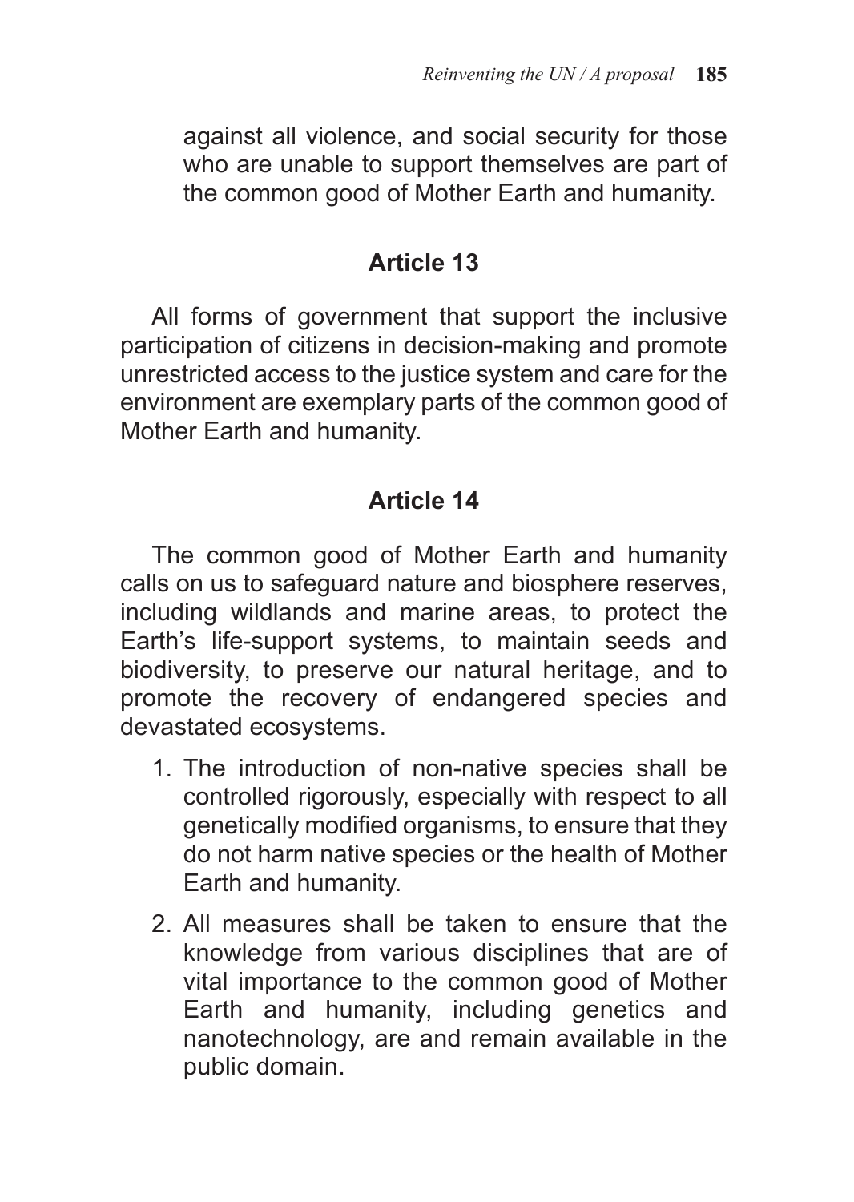against all violence, and social security for those who are unable to support themselves are part of the common good of Mother Earth and humanity.

## Article 13

All forms of government that support the inclusive participation of citizens in decision-making and promote unrestricted access to the justice system and care for the environment are exemplary parts of the common good of Mother Earth and humanity.

## Article 14

The common good of Mother Earth and humanity calls on us to safeguard nature and biosphere reserves, including wildlands and marine areas, to protect the Earth's life-support systems, to maintain seeds and biodiversity, to preserve our natural heritage, and to promote the recovery of endangered species and devastated ecosystems.

1. The introduction of non-native species shall be controlled rigorously, especially with respect to all genetically modified organisms, to ensure that they do not harm native species or the health of Mother Earth and humanity.
2. All measures shall be taken to ensure that the knowledge from various disciplines that are of vital importance to the common good of Mother Earth and humanity, including genetics and nanotechnology, are and remain available in the public domain.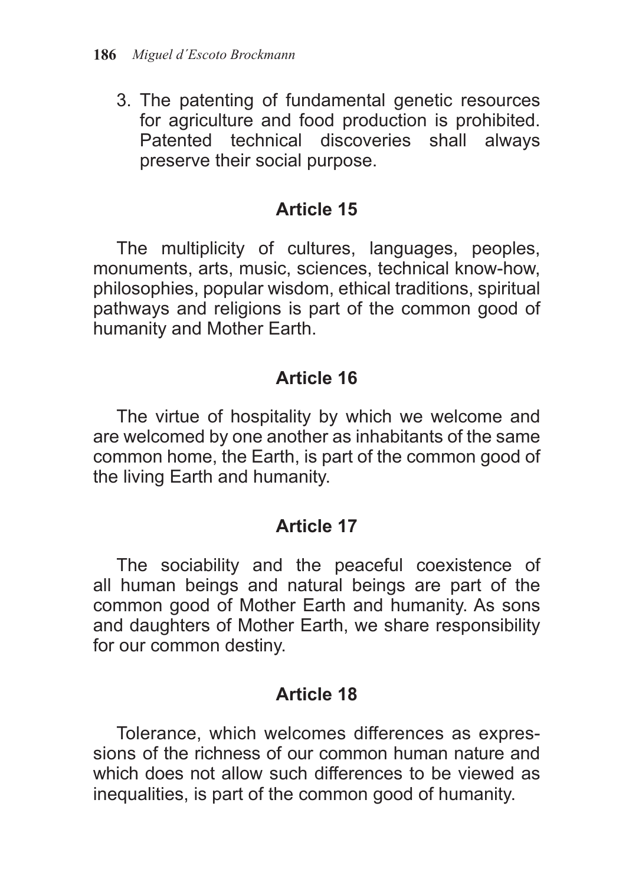3. The patenting of fundamental genetic resources for agriculture and food production is prohibited. Patented technical discoveries shall always preserve their social purpose.

### Article 15

The multiplicity of cultures, languages, peoples, monuments, arts, music, sciences, technical know-how, philosophies, popular wisdom, ethical traditions, spiritual pathways and religions is part of the common good of humanity and Mother Earth.

### Article 16

The virtue of hospitality by which we welcome and are welcomed by one another as inhabitants of the same common home, the Earth, is part of the common good of the living Earth and humanity.

### Article 17

The sociability and the peaceful coexistence of all human beings and natural beings are part of the common good of Mother Earth and humanity. As sons and daughters of Mother Earth, we share responsibility for our common destiny.

### Article 18

Tolerance, which welcomes differences as expressions of the richness of our common human nature and which does not allow such differences to be viewed as inequalities, is part of the common good of humanity.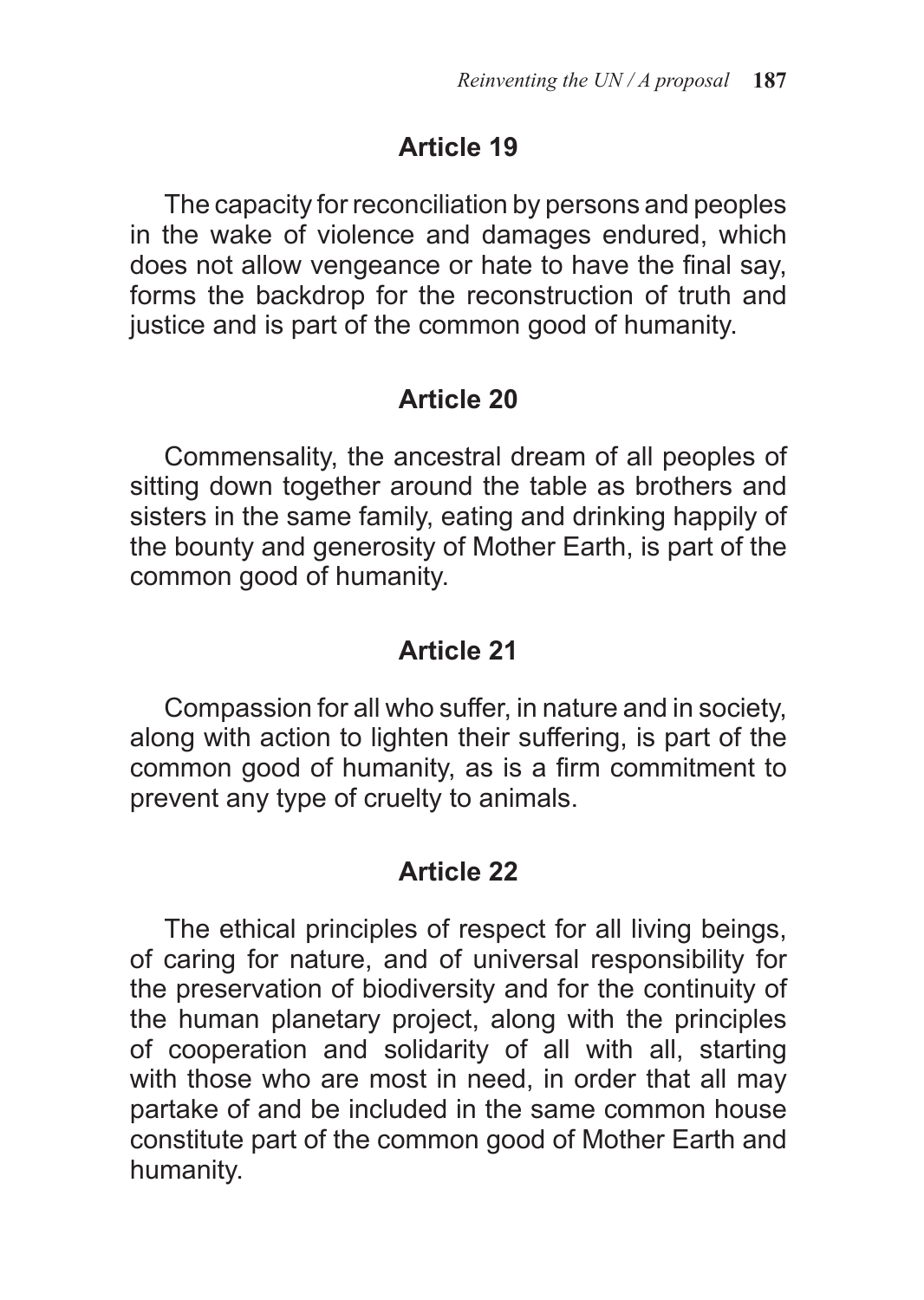## Article 19

The capacity for reconciliation by persons and peoples in the wake of violence and damages endured, which does not allow vengeance or hate to have the final say, forms the backdrop for the reconstruction of truth and justice and is part of the common good of humanity.

## Article 20

Commensality, the ancestral dream of all peoples of sitting down together around the table as brothers and sisters in the same family, eating and drinking happily of the bounty and generosity of Mother Earth, is part of the common good of humanity.

## Article 21

Compassion for all who suffer, in nature and in society, along with action to lighten their suffering, is part of the common good of humanity, as is a firm commitment to prevent any type of cruelty to animals.

## Article 22

The ethical principles of respect for all living beings, of caring for nature, and of universal responsibility for the preservation of biodiversity and for the continuity of the human planetary project, along with the principles of cooperation and solidarity of all with all, starting with those who are most in need, in order that all may partake of and be included in the same common house constitute part of the common good of Mother Earth and humanity.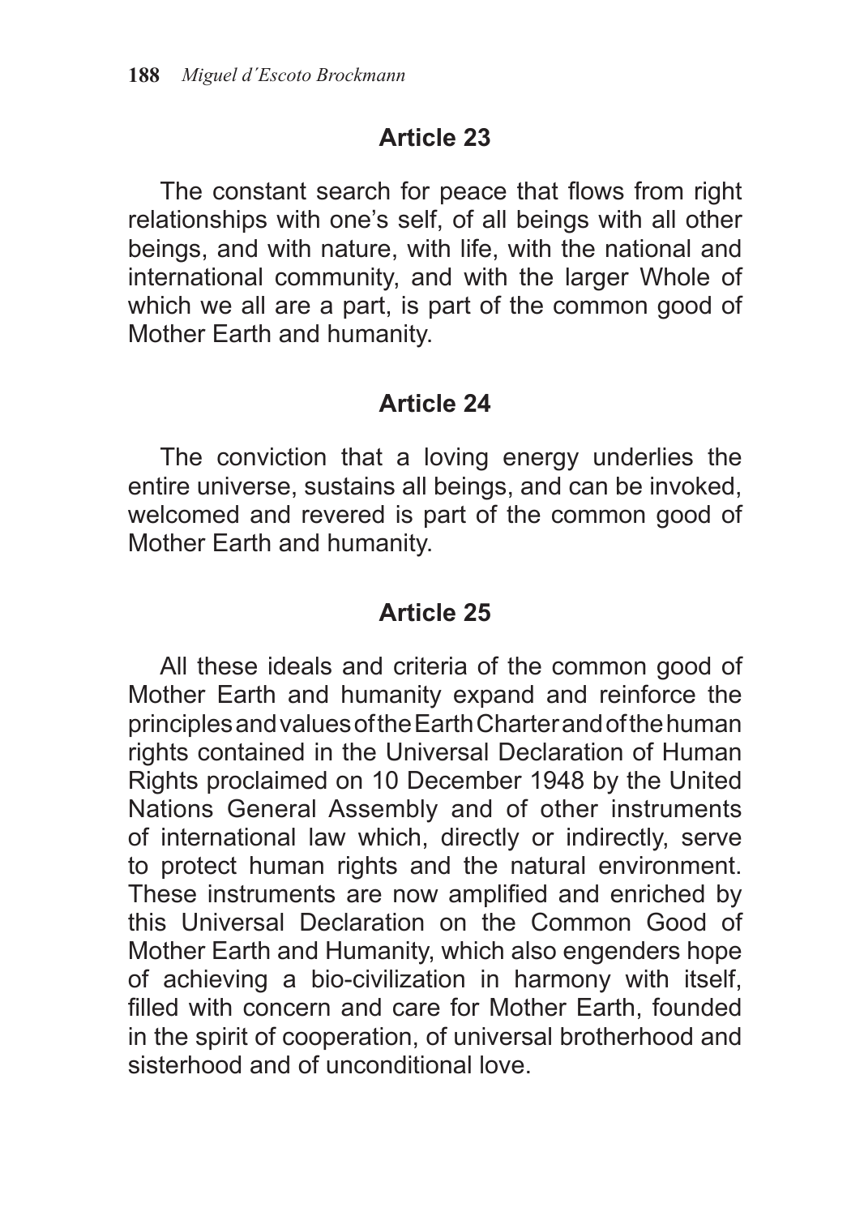## Article 23

The constant search for peace that flows from right relationships with one's self, of all beings with all other beings, and with nature, with life, with the national and international community, and with the larger Whole of which we all are a part, is part of the common good of Mother Earth and humanity.

## Article 24

The conviction that a loving energy underlies the entire universe, sustains all beings, and can be invoked, welcomed and revered is part of the common good of Mother Earth and humanity.

## Article 25

All these ideals and criteria of the common good of Mother Earth and humanity expand and reinforce the principles and values of the Earth Charter and of the human rights contained in the Universal Declaration of Human Rights proclaimed on 10 December 1948 by the United Nations General Assembly and of other instruments of international law which, directly or indirectly, serve to protect human rights and the natural environment. These instruments are now amplified and enriched by this Universal Declaration on the Common Good of Mother Earth and Humanity, which also engenders hope of achieving a bio-civilization in harmony with itself, filled with concern and care for Mother Earth, founded in the spirit of cooperation, of universal brotherhood and sisterhood and of unconditional love.